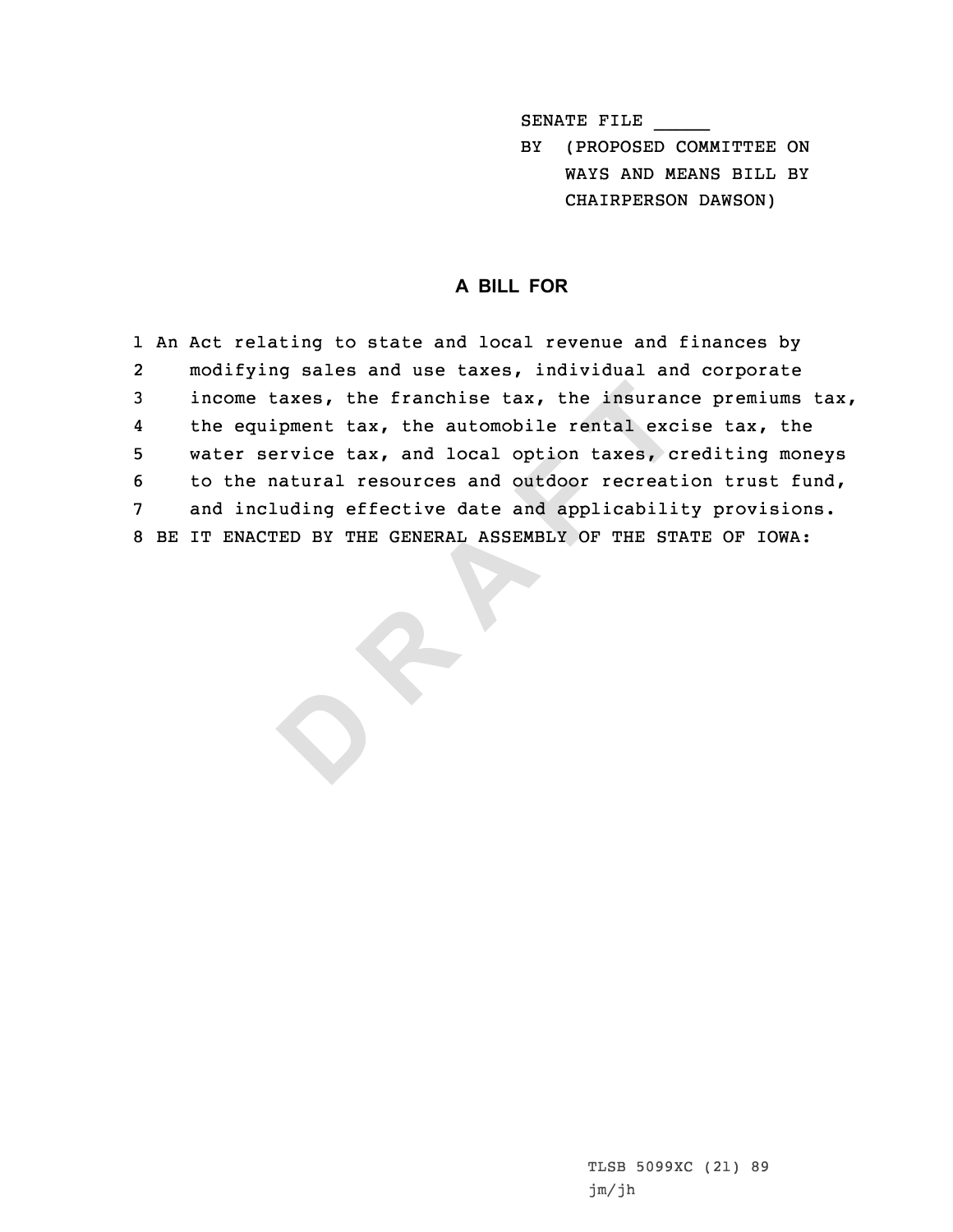SENATE FILE _____
BY (PROPOSED COMMITTEE ON
WAYS AND MEANS BILL BY
CHAIRPERSON DAWSON)

## A BILL FOR

1 An Act relating to state and local revenue and finances by
2 modifying sales and use taxes, individual and corporate
3 income taxes, the franchise tax, the insurance premiums tax,
4 the equipment tax, the automobile rental excise tax, the
5 water service tax, and local option taxes, crediting moneys
6 to the natural resources and outdoor recreation trust fund,
7 and including effective date and applicability provisions.
8 BE IT ENACTED BY THE GENERAL ASSEMBLY OF THE STATE OF IOWA:

TLSB 5099XC (21) 89
jm/jh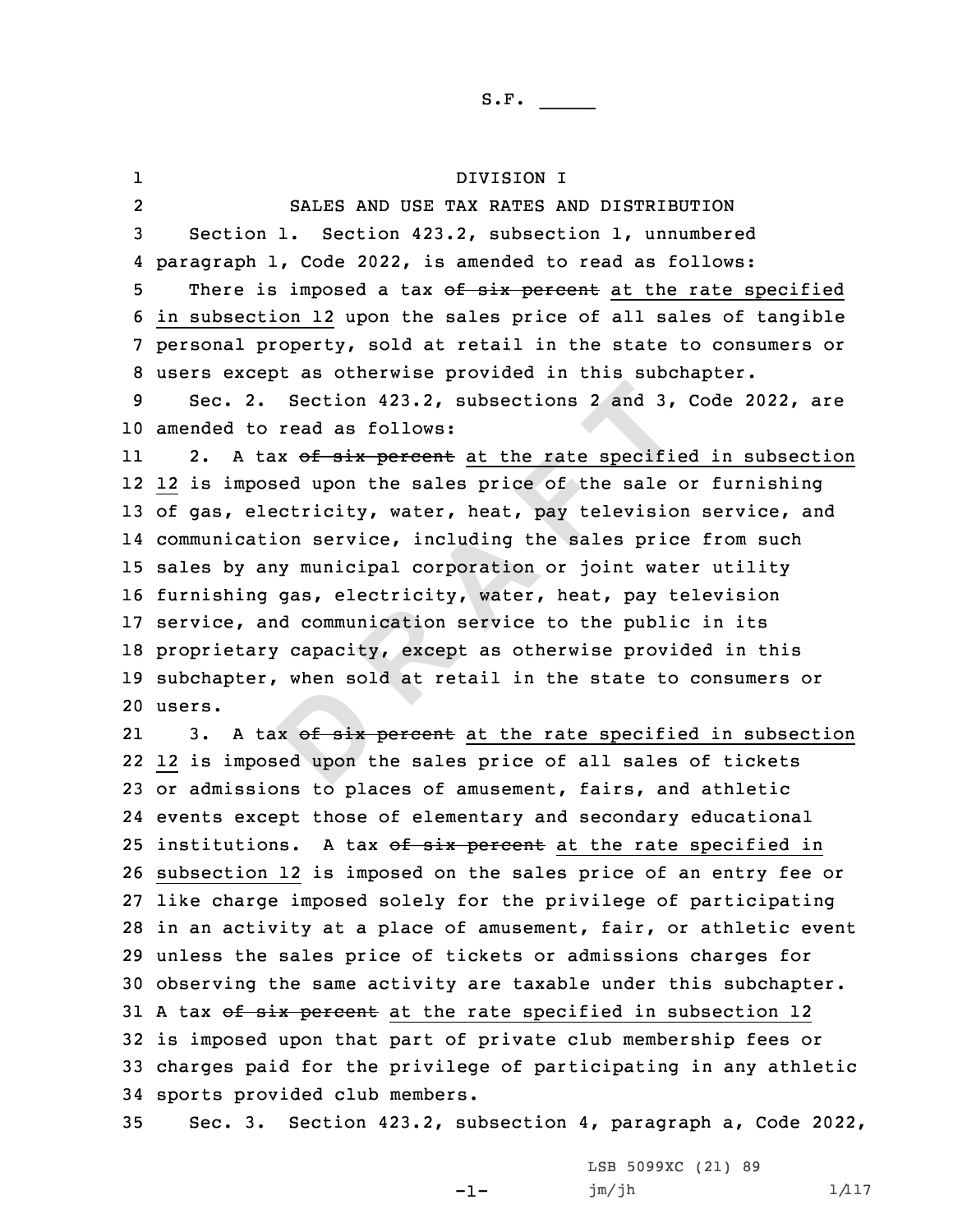S.F. _____

DIVISION I

SALES AND USE TAX RATES AND DISTRIBUTION

Section 1. Section 423.2, subsection 1, unnumbered paragraph 1, Code 2022, is amended to read as follows:

There is imposed a tax ~~of six percent~~ at the rate specified in subsection 12 upon the sales price of all sales of tangible personal property, sold at retail in the state to consumers or users except as otherwise provided in this subchapter.

Sec. 2. Section 423.2, subsections 2 and 3, Code 2022, are amended to read as follows:

2. A tax ~~of six percent~~ at the rate specified in subsection 12 is imposed upon the sales price of the sale or furnishing of gas, electricity, water, heat, pay television service, and communication service, including the sales price from such sales by any municipal corporation or joint water utility furnishing gas, electricity, water, heat, pay television service, and communication service to the public in its proprietary capacity, except as otherwise provided in this subchapter, when sold at retail in the state to consumers or users.

3. A tax ~~of six percent~~ at the rate specified in subsection 12 is imposed upon the sales price of all sales of tickets or admissions to places of amusement, fairs, and athletic events except those of elementary and secondary educational institutions. A tax ~~of six percent~~ at the rate specified in subsection 12 is imposed on the sales price of an entry fee or like charge imposed solely for the privilege of participating in an activity at a place of amusement, fair, or athletic event unless the sales price of tickets or admissions charges for observing the same activity are taxable under this subchapter. A tax ~~of six percent~~ at the rate specified in subsection 12 is imposed upon that part of private club membership fees or charges paid for the privilege of participating in any athletic sports provided club members.

Sec. 3. Section 423.2, subsection 4, paragraph a, Code 2022,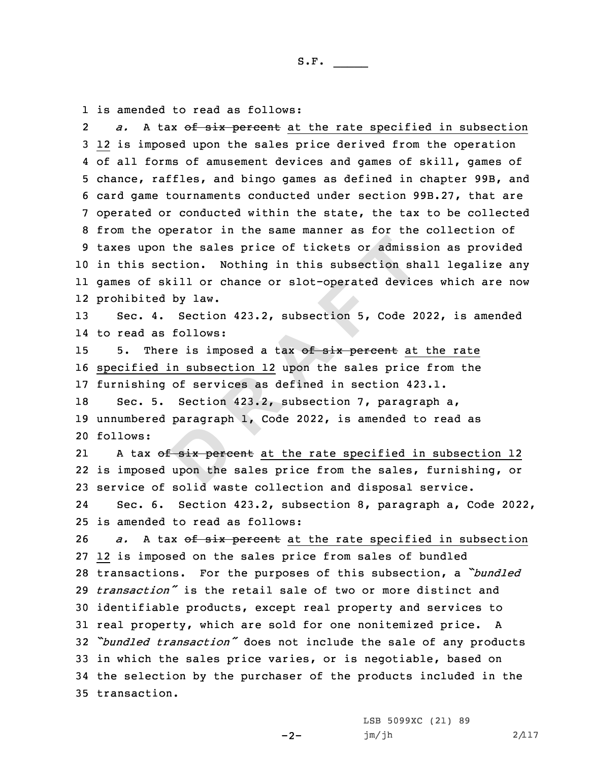is amended to read as follows:

*a.* A tax ~~of six percent~~ at the rate specified in subsection 12 is imposed upon the sales price derived from the operation of all forms of amusement devices and games of skill, games of chance, raffles, and bingo games as defined in chapter 99B, and card game tournaments conducted under section 99B.27, that are operated or conducted within the state, the tax to be collected from the operator in the same manner as for the collection of taxes upon the sales price of tickets or admission as provided in this section. Nothing in this subsection shall legalize any games of skill or chance or slot-operated devices which are now prohibited by law.

Sec. 4. Section 423.2, subsection 5, Code 2022, is amended to read as follows:

5. There is imposed a tax ~~of six percent~~ at the rate specified in subsection 12 upon the sales price from the furnishing of services as defined in section 423.1.

Sec. 5. Section 423.2, subsection 7, paragraph a, unnumbered paragraph 1, Code 2022, is amended to read as follows:

A tax ~~of six percent~~ at the rate specified in subsection 12 is imposed upon the sales price from the sales, furnishing, or service of solid waste collection and disposal service.

Sec. 6. Section 423.2, subsection 8, paragraph a, Code 2022, is amended to read as follows:

*a.* A tax ~~of six percent~~ at the rate specified in subsection 12 is imposed on the sales price from sales of bundled transactions. For the purposes of this subsection, a *"bundled transaction"* is the retail sale of two or more distinct and identifiable products, except real property and services to real property, which are sold for one nonitemized price. A *"bundled transaction"* does not include the sale of any products in which the sales price varies, or is negotiable, based on the selection by the purchaser of the products included in the transaction.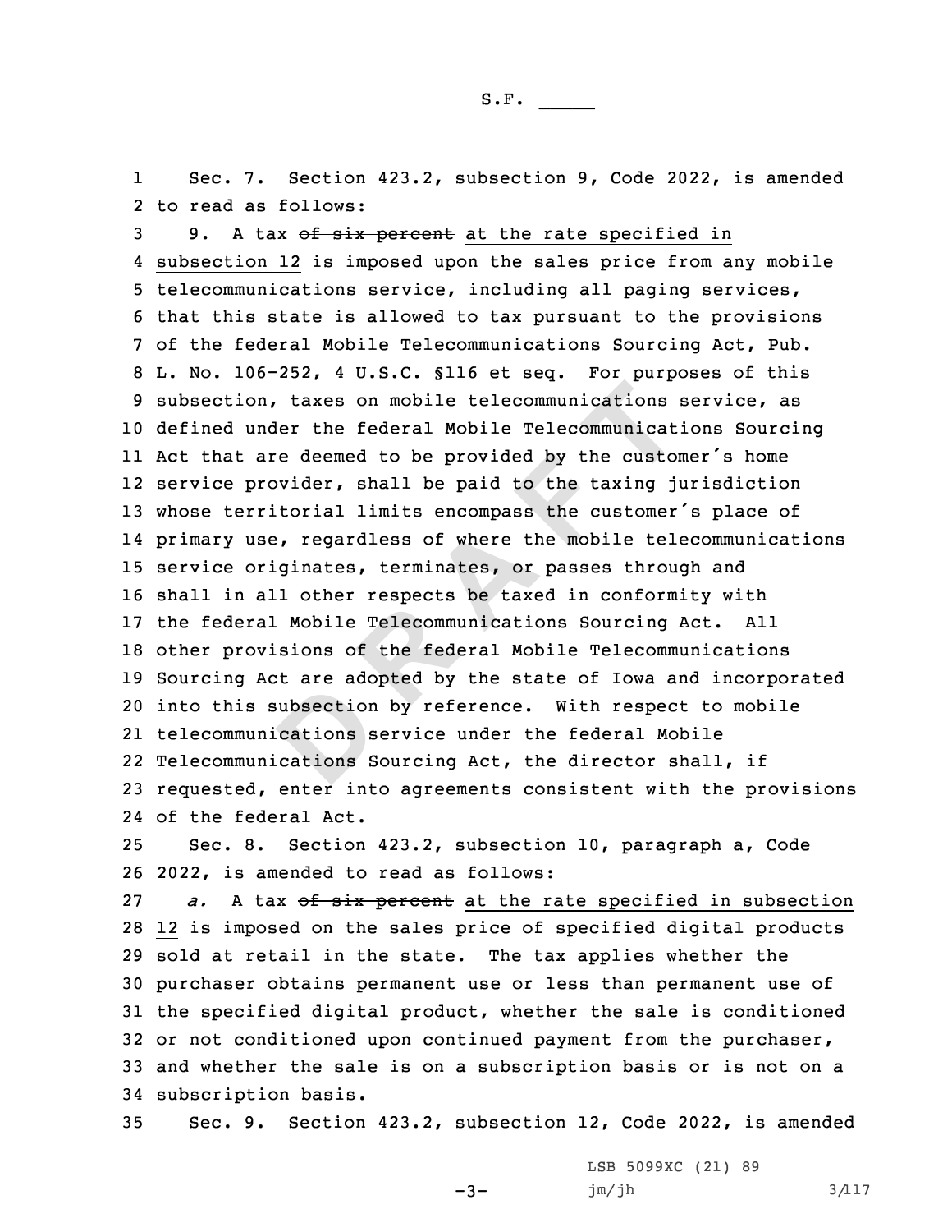Sec. 7. Section 423.2, subsection 9, Code 2022, is amended to read as follows:

9. A tax ~~of six percent~~ at the rate specified in subsection 12 is imposed upon the sales price from any mobile telecommunications service, including all paging services, that this state is allowed to tax pursuant to the provisions of the federal Mobile Telecommunications Sourcing Act, Pub. L. No. 106-252, 4 U.S.C. §116 et seq. For purposes of this subsection, taxes on mobile telecommunications service, as defined under the federal Mobile Telecommunications Sourcing Act that are deemed to be provided by the customer's home service provider, shall be paid to the taxing jurisdiction whose territorial limits encompass the customer's place of primary use, regardless of where the mobile telecommunications service originates, terminates, or passes through and shall in all other respects be taxed in conformity with the federal Mobile Telecommunications Sourcing Act. All other provisions of the federal Mobile Telecommunications Sourcing Act are adopted by the state of Iowa and incorporated into this subsection by reference. With respect to mobile telecommunications service under the federal Mobile Telecommunications Sourcing Act, the director shall, if requested, enter into agreements consistent with the provisions of the federal Act.

Sec. 8. Section 423.2, subsection 10, paragraph a, Code 2022, is amended to read as follows:

*a.* A tax ~~of six percent~~ at the rate specified in subsection 12 is imposed on the sales price of specified digital products sold at retail in the state. The tax applies whether the purchaser obtains permanent use or less than permanent use of the specified digital product, whether the sale is conditioned or not conditioned upon continued payment from the purchaser, and whether the sale is on a subscription basis or is not on a subscription basis.

Sec. 9. Section 423.2, subsection 12, Code 2022, is amended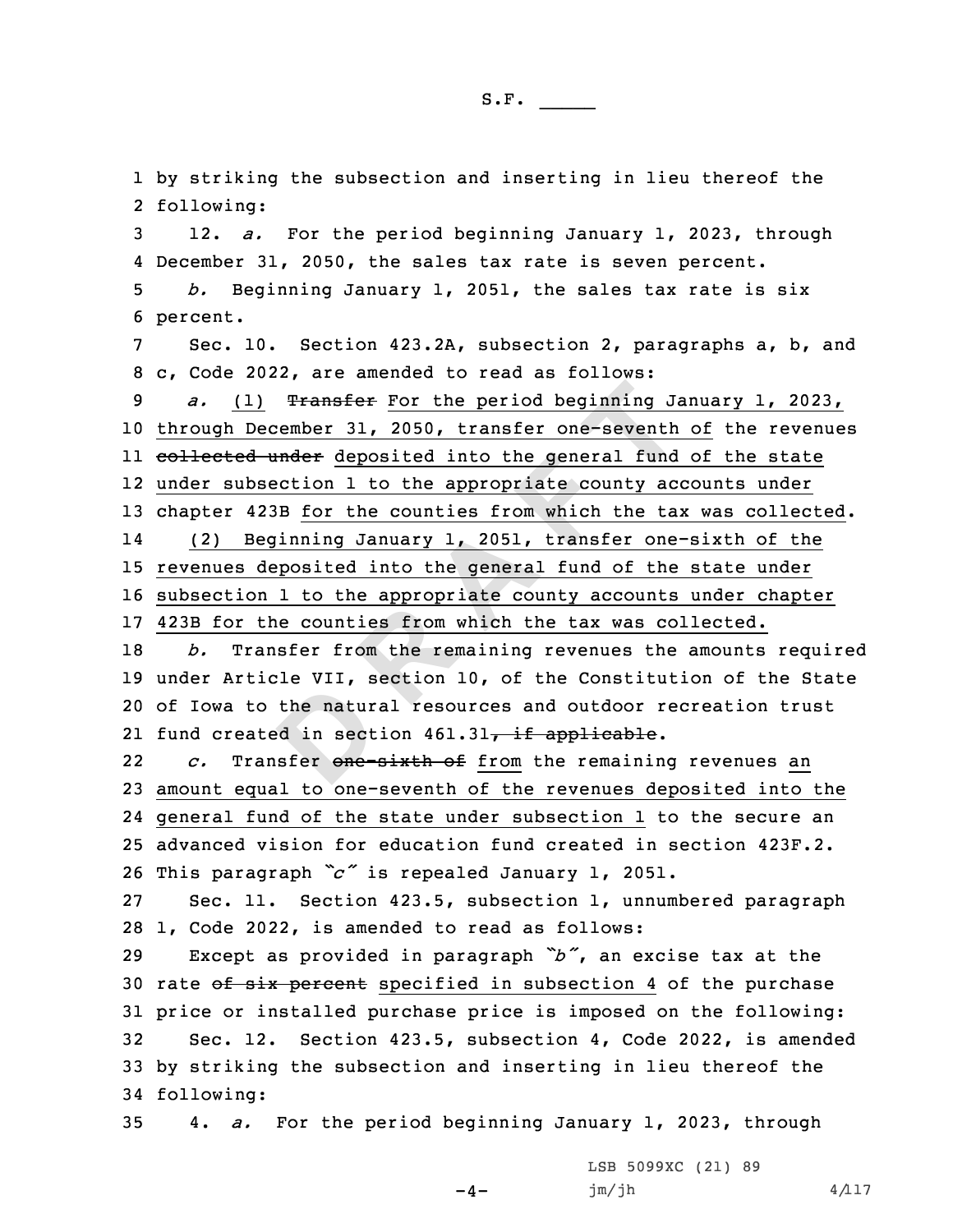by striking the subsection and inserting in lieu thereof the following:

12. *a.* For the period beginning January 1, 2023, through December 31, 2050, the sales tax rate is seven percent.

*b.* Beginning January 1, 2051, the sales tax rate is six percent.

Sec. 10. Section 423.2A, subsection 2, paragraphs a, b, and c, Code 2022, are amended to read as follows:

*a.* (1) ~~Transfer~~ For the period beginning January 1, 2023, through December 31, 2050, transfer one-seventh of the revenues ~~collected under~~ deposited into the general fund of the state under subsection 1 to the appropriate county accounts under chapter 423B for the counties from which the tax was collected.

(2) Beginning January 1, 2051, transfer one-sixth of the revenues deposited into the general fund of the state under subsection 1 to the appropriate county accounts under chapter 423B for the counties from which the tax was collected.

*b.* Transfer from the remaining revenues the amounts required under Article VII, section 10, of the Constitution of the State of Iowa to the natural resources and outdoor recreation trust fund created in section 461.31~~, if applicable~~.

*c.* Transfer ~~one-sixth of~~ from the remaining revenues an amount equal to one-seventh of the revenues deposited into the general fund of the state under subsection 1 to the secure an advanced vision for education fund created in section 423F.2. This paragraph *"c"* is repealed January 1, 2051.

Sec. 11. Section 423.5, subsection 1, unnumbered paragraph 1, Code 2022, is amended to read as follows:

Except as provided in paragraph *"b"*, an excise tax at the rate ~~of six percent~~ specified in subsection 4 of the purchase price or installed purchase price is imposed on the following:

Sec. 12. Section 423.5, subsection 4, Code 2022, is amended by striking the subsection and inserting in lieu thereof the following:

4. *a.* For the period beginning January 1, 2023, through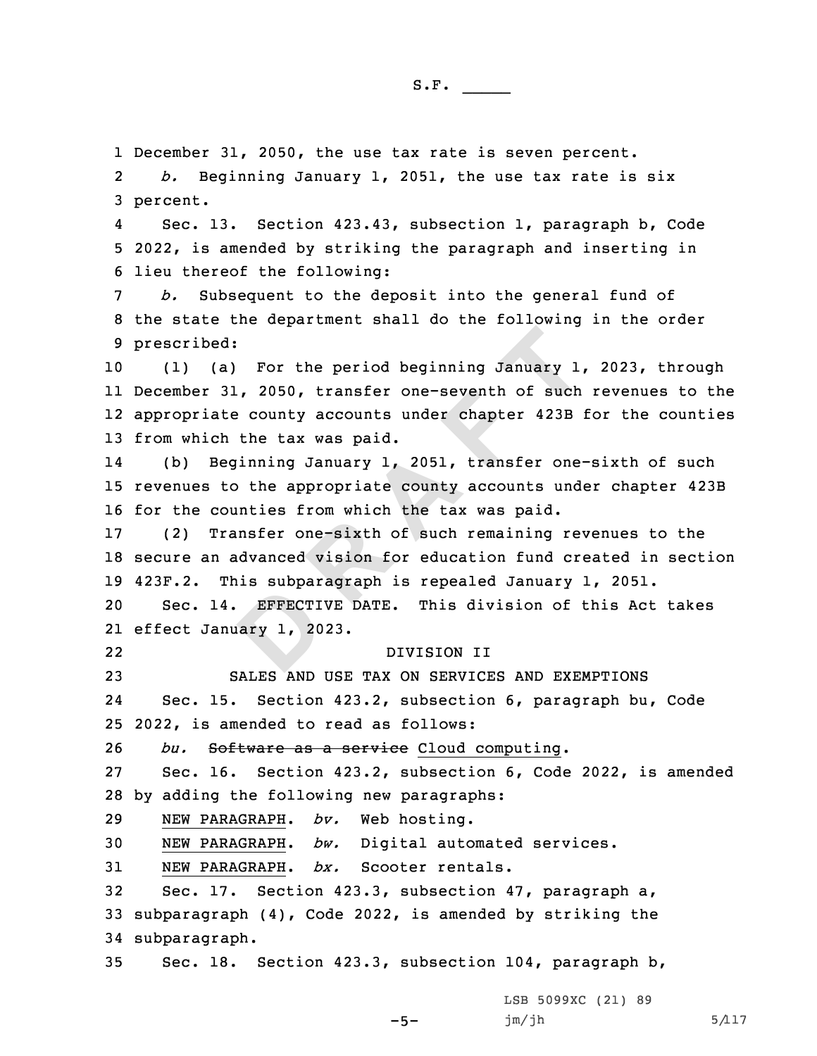December 31, 2050, the use tax rate is seven percent.

*b.* Beginning January 1, 2051, the use tax rate is six percent.

Sec. 13. Section 423.43, subsection 1, paragraph b, Code 2022, is amended by striking the paragraph and inserting in lieu thereof the following:

*b.* Subsequent to the deposit into the general fund of the state the department shall do the following in the order prescribed:

(1) (a) For the period beginning January 1, 2023, through December 31, 2050, transfer one-seventh of such revenues to the appropriate county accounts under chapter 423B for the counties from which the tax was paid.

(b) Beginning January 1, 2051, transfer one-sixth of such revenues to the appropriate county accounts under chapter 423B for the counties from which the tax was paid.

(2) Transfer one-sixth of such remaining revenues to the secure an advanced vision for education fund created in section 423F.2. This subparagraph is repealed January 1, 2051.

Sec. 14. EFFECTIVE DATE. This division of this Act takes effect January 1, 2023.

DIVISION II

SALES AND USE TAX ON SERVICES AND EXEMPTIONS

Sec. 15. Section 423.2, subsection 6, paragraph bu, Code 2022, is amended to read as follows:

*bu.* ~~Software as a service~~ Cloud computing.

Sec. 16. Section 423.2, subsection 6, Code 2022, is amended by adding the following new paragraphs:

NEW PARAGRAPH. *bv.* Web hosting.

NEW PARAGRAPH. *bw.* Digital automated services.

NEW PARAGRAPH. *bx.* Scooter rentals.

Sec. 17. Section 423.3, subsection 47, paragraph a, subparagraph (4), Code 2022, is amended by striking the subparagraph.

Sec. 18. Section 423.3, subsection 104, paragraph b,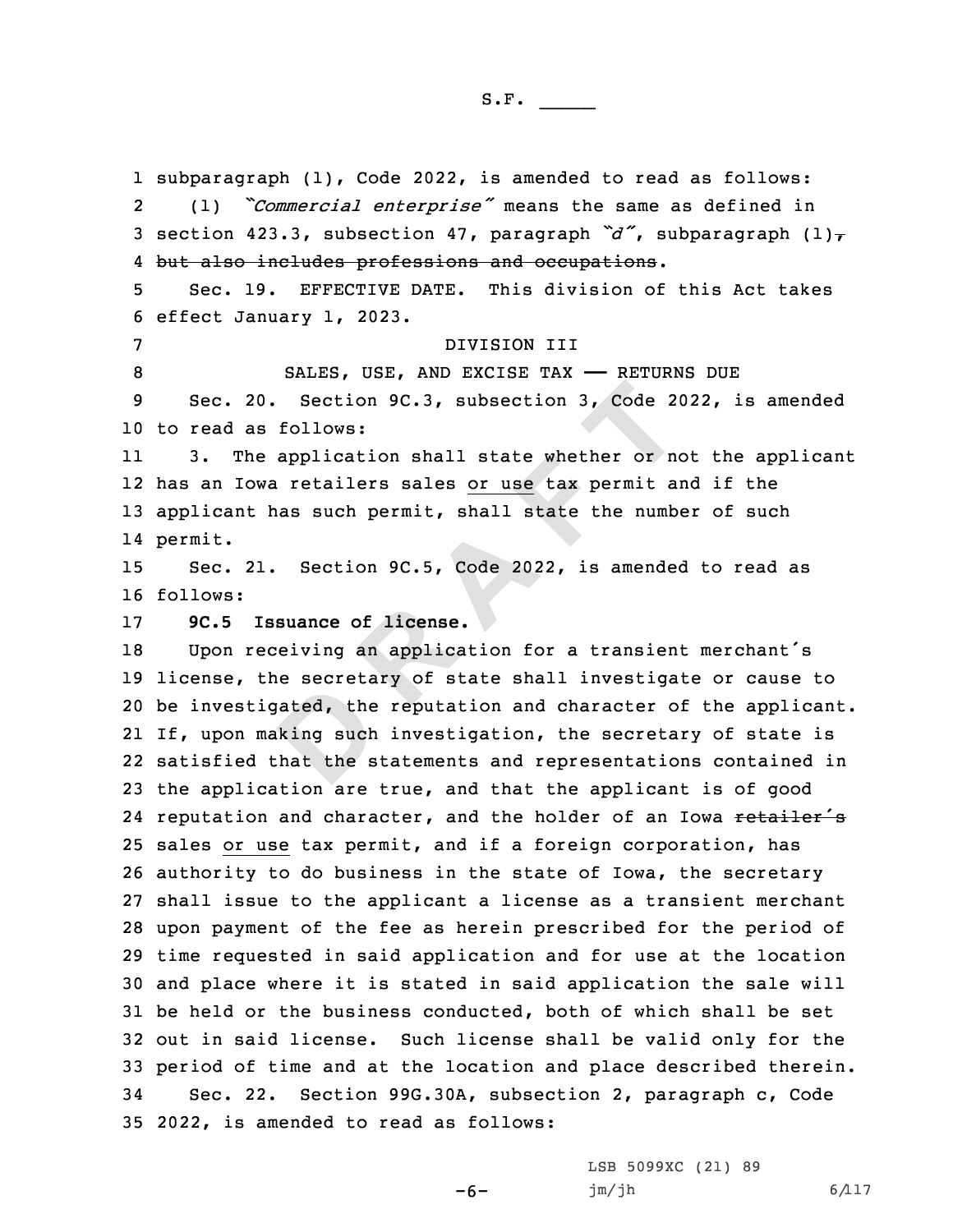subparagraph (1), Code 2022, is amended to read as follows:

(1) *"Commercial enterprise"* means the same as defined in section 423.3, subsection 47, paragraph *"d"*, subparagraph (1), ~~but also includes professions and occupations~~.

Sec. 19. EFFECTIVE DATE. This division of this Act takes effect January 1, 2023.

DIVISION III

SALES, USE, AND EXCISE TAX — RETURNS DUE

Sec. 20. Section 9C.3, subsection 3, Code 2022, is amended to read as follows:

3. The application shall state whether or not the applicant has an Iowa retailers sales or use tax permit and if the applicant has such permit, shall state the number of such permit.

Sec. 21. Section 9C.5, Code 2022, is amended to read as follows:

**9C.5 Issuance of license.**

Upon receiving an application for a transient merchant's license, the secretary of state shall investigate or cause to be investigated, the reputation and character of the applicant. If, upon making such investigation, the secretary of state is satisfied that the statements and representations contained in the application are true, and that the applicant is of good reputation and character, and the holder of an Iowa ~~retailer's~~ sales or use tax permit, and if a foreign corporation, has authority to do business in the state of Iowa, the secretary shall issue to the applicant a license as a transient merchant upon payment of the fee as herein prescribed for the period of time requested in said application and for use at the location and place where it is stated in said application the sale will be held or the business conducted, both of which shall be set out in said license. Such license shall be valid only for the period of time and at the location and place described therein.

Sec. 22. Section 99G.30A, subsection 2, paragraph c, Code 2022, is amended to read as follows: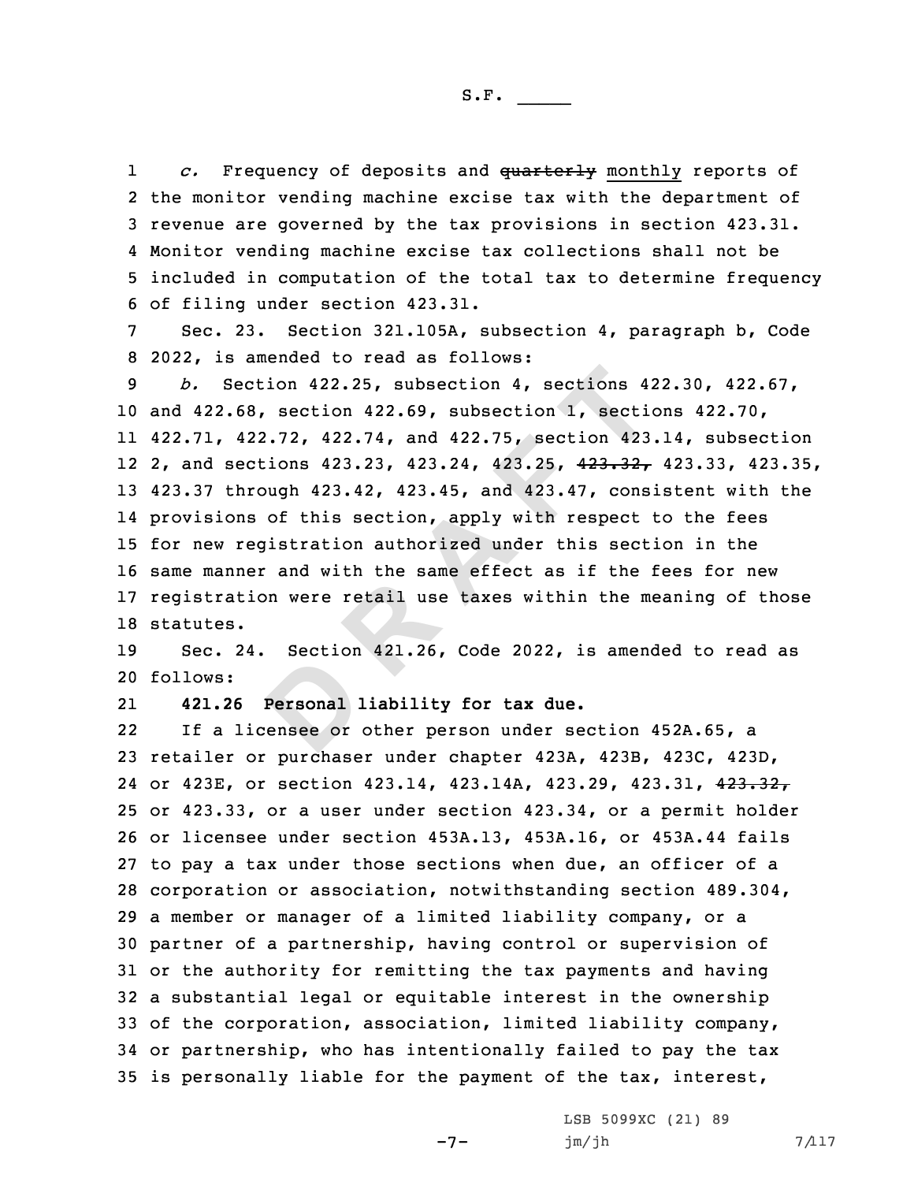*c.* Frequency of deposits and ~~quarterly~~ monthly reports of the monitor vending machine excise tax with the department of revenue are governed by the tax provisions in section 423.31. Monitor vending machine excise tax collections shall not be included in computation of the total tax to determine frequency of filing under section 423.31.

Sec. 23. Section 321.105A, subsection 4, paragraph b, Code 2022, is amended to read as follows:

*b.* Section 422.25, subsection 4, sections 422.30, 422.67, and 422.68, section 422.69, subsection 1, sections 422.70, 422.71, 422.72, 422.74, and 422.75, section 423.14, subsection 2, and sections 423.23, 423.24, 423.25, ~~423.32,~~ 423.33, 423.35, 423.37 through 423.42, 423.45, and 423.47, consistent with the provisions of this section, apply with respect to the fees for new registration authorized under this section in the same manner and with the same effect as if the fees for new registration were retail use taxes within the meaning of those statutes.

Sec. 24. Section 421.26, Code 2022, is amended to read as follows:

**421.26 Personal liability for tax due.**

If a licensee or other person under section 452A.65, a retailer or purchaser under chapter 423A, 423B, 423C, 423D, or 423E, or section 423.14, 423.14A, 423.29, 423.31, ~~423.32,~~ or 423.33, or a user under section 423.34, or a permit holder or licensee under section 453A.13, 453A.16, or 453A.44 fails to pay a tax under those sections when due, an officer of a corporation or association, notwithstanding section 489.304, a member or manager of a limited liability company, or a partner of a partnership, having control or supervision of or the authority for remitting the tax payments and having a substantial legal or equitable interest in the ownership of the corporation, association, limited liability company, or partnership, who has intentionally failed to pay the tax is personally liable for the payment of the tax, interest,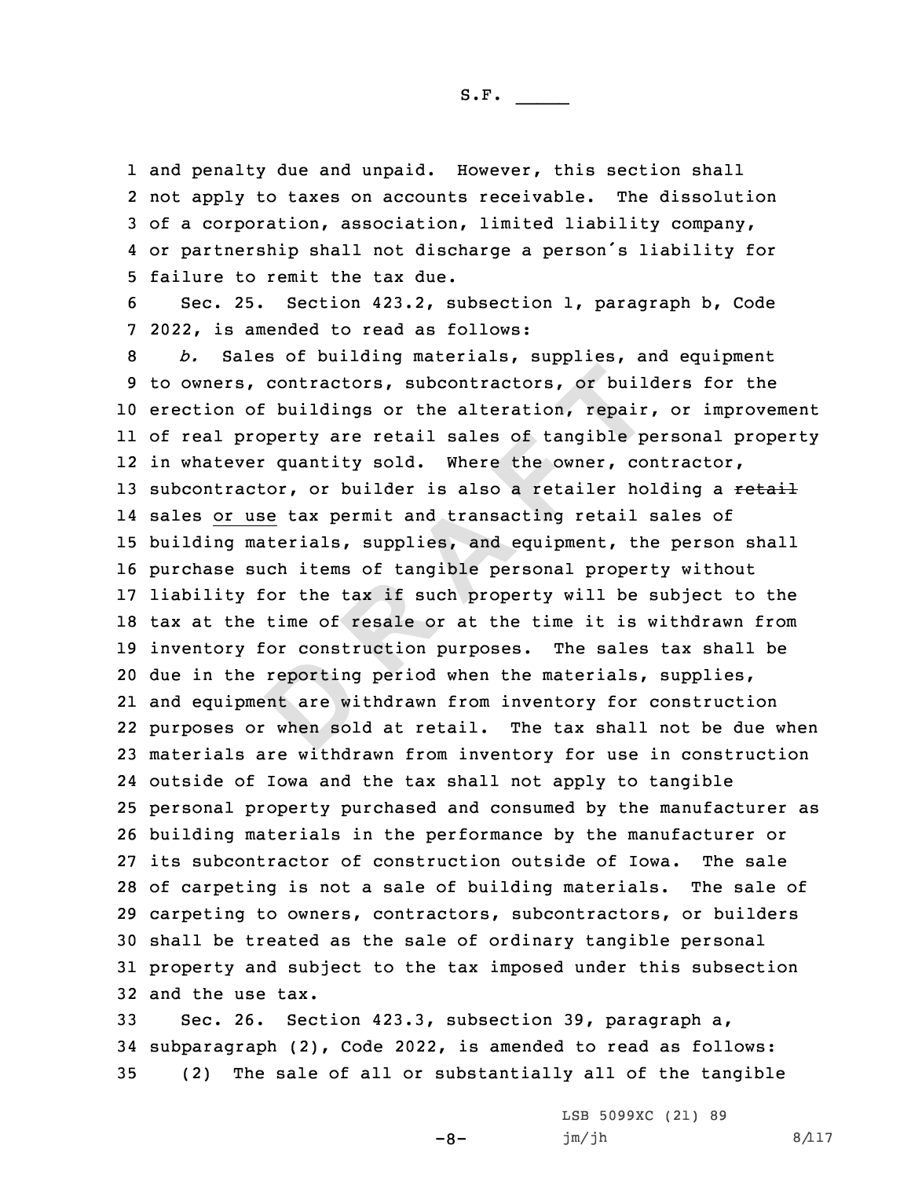and penalty due and unpaid. However, this section shall not apply to taxes on accounts receivable. The dissolution of a corporation, association, limited liability company, or partnership shall not discharge a person's liability for failure to remit the tax due.

Sec. 25. Section 423.2, subsection 1, paragraph b, Code 2022, is amended to read as follows:

*b.* Sales of building materials, supplies, and equipment to owners, contractors, subcontractors, or builders for the erection of buildings or the alteration, repair, or improvement of real property are retail sales of tangible personal property in whatever quantity sold. Where the owner, contractor, subcontractor, or builder is also a retailer holding a ~~retail~~ sales or use tax permit and transacting retail sales of building materials, supplies, and equipment, the person shall purchase such items of tangible personal property without liability for the tax if such property will be subject to the tax at the time of resale or at the time it is withdrawn from inventory for construction purposes. The sales tax shall be due in the reporting period when the materials, supplies, and equipment are withdrawn from inventory for construction purposes or when sold at retail. The tax shall not be due when materials are withdrawn from inventory for use in construction outside of Iowa and the tax shall not apply to tangible personal property purchased and consumed by the manufacturer as building materials in the performance by the manufacturer or its subcontractor of construction outside of Iowa. The sale of carpeting is not a sale of building materials. The sale of carpeting to owners, contractors, subcontractors, or builders shall be treated as the sale of ordinary tangible personal property and subject to the tax imposed under this subsection and the use tax.

Sec. 26. Section 423.3, subsection 39, paragraph a, subparagraph (2), Code 2022, is amended to read as follows:

(2) The sale of all or substantially all of the tangible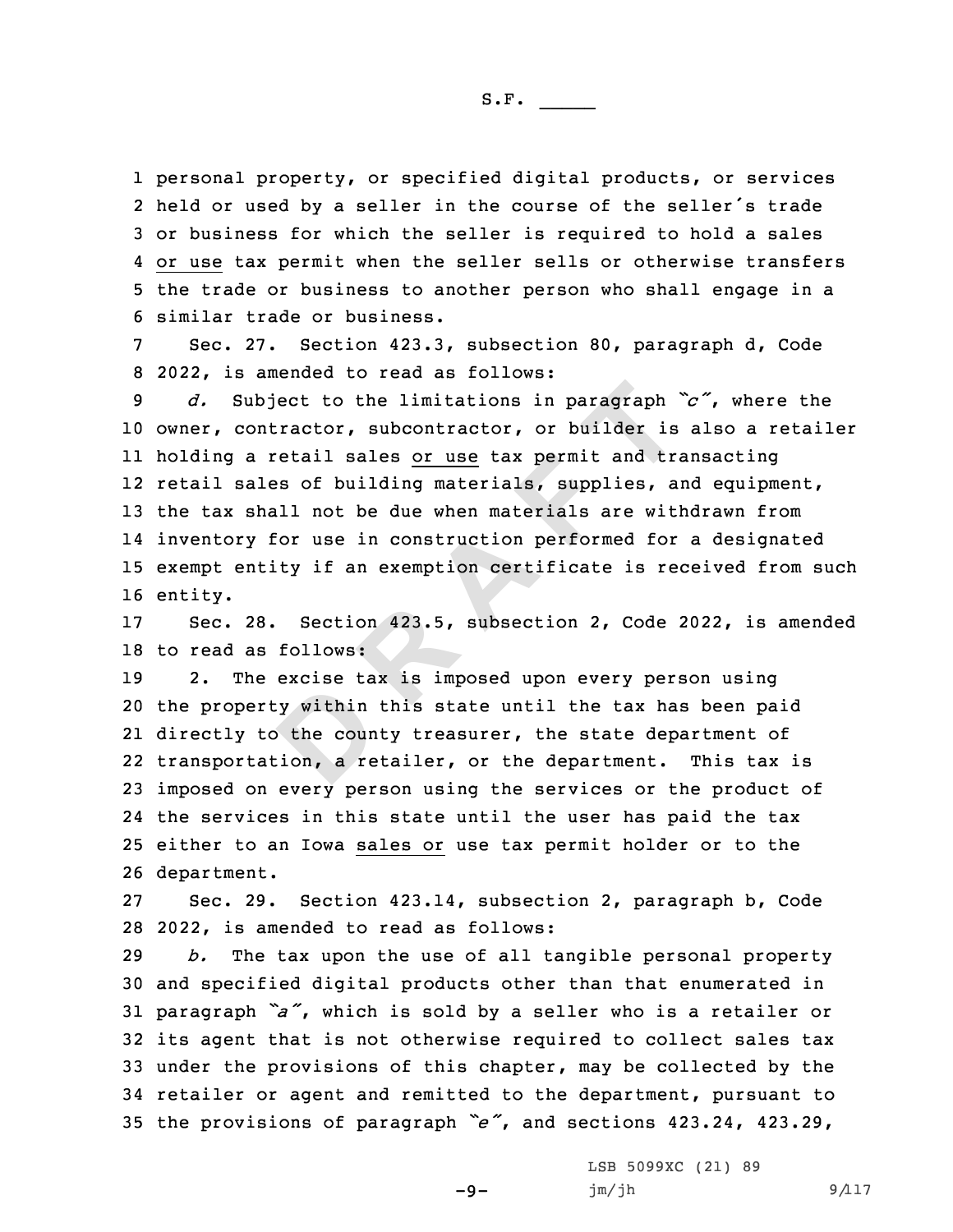personal property, or specified digital products, or services held or used by a seller in the course of the seller's trade or business for which the seller is required to hold a sales or use tax permit when the seller sells or otherwise transfers the trade or business to another person who shall engage in a similar trade or business.

Sec. 27. Section 423.3, subsection 80, paragraph d, Code 2022, is amended to read as follows:

*d.* Subject to the limitations in paragraph *"c"*, where the owner, contractor, subcontractor, or builder is also a retailer holding a retail sales or use tax permit and transacting retail sales of building materials, supplies, and equipment, the tax shall not be due when materials are withdrawn from inventory for use in construction performed for a designated exempt entity if an exemption certificate is received from such entity.

Sec. 28. Section 423.5, subsection 2, Code 2022, is amended to read as follows:

2. The excise tax is imposed upon every person using the property within this state until the tax has been paid directly to the county treasurer, the state department of transportation, a retailer, or the department. This tax is imposed on every person using the services or the product of the services in this state until the user has paid the tax either to an Iowa sales or use tax permit holder or to the department.

Sec. 29. Section 423.14, subsection 2, paragraph b, Code 2022, is amended to read as follows:

*b.* The tax upon the use of all tangible personal property and specified digital products other than that enumerated in paragraph *"a"*, which is sold by a seller who is a retailer or its agent that is not otherwise required to collect sales tax under the provisions of this chapter, may be collected by the retailer or agent and remitted to the department, pursuant to the provisions of paragraph *"e"*, and sections 423.24, 423.29,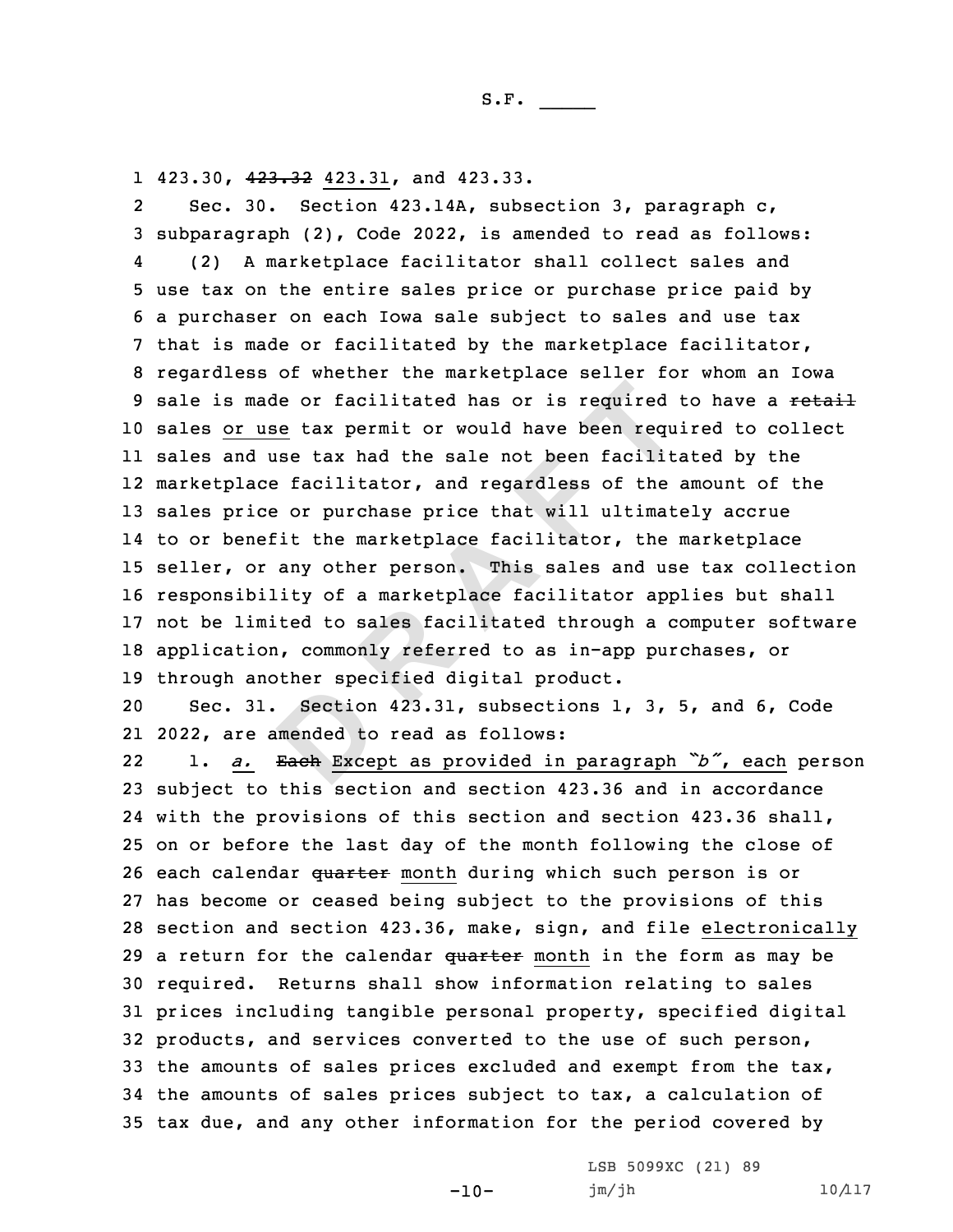423.30, ~~423.32~~ 423.31, and 423.33.

Sec. 30. Section 423.14A, subsection 3, paragraph c, subparagraph (2), Code 2022, is amended to read as follows:

(2) A marketplace facilitator shall collect sales and use tax on the entire sales price or purchase price paid by a purchaser on each Iowa sale subject to sales and use tax that is made or facilitated by the marketplace facilitator, regardless of whether the marketplace seller for whom an Iowa sale is made or facilitated has or is required to have a ~~retail~~ sales or use tax permit or would have been required to collect sales and use tax had the sale not been facilitated by the marketplace facilitator, and regardless of the amount of the sales price or purchase price that will ultimately accrue to or benefit the marketplace facilitator, the marketplace seller, or any other person. This sales and use tax collection responsibility of a marketplace facilitator applies but shall not be limited to sales facilitated through a computer software application, commonly referred to as in-app purchases, or through another specified digital product.

Sec. 31. Section 423.31, subsections 1, 3, 5, and 6, Code 2022, are amended to read as follows:

1. *a.* ~~Each~~ Except as provided in paragraph *"b"*, each person subject to this section and section 423.36 and in accordance with the provisions of this section and section 423.36 shall, on or before the last day of the month following the close of each calendar ~~quarter~~ month during which such person is or has become or ceased being subject to the provisions of this section and section 423.36, make, sign, and file electronically a return for the calendar ~~quarter~~ month in the form as may be required. Returns shall show information relating to sales prices including tangible personal property, specified digital products, and services converted to the use of such person, the amounts of sales prices excluded and exempt from the tax, the amounts of sales prices subject to tax, a calculation of tax due, and any other information for the period covered by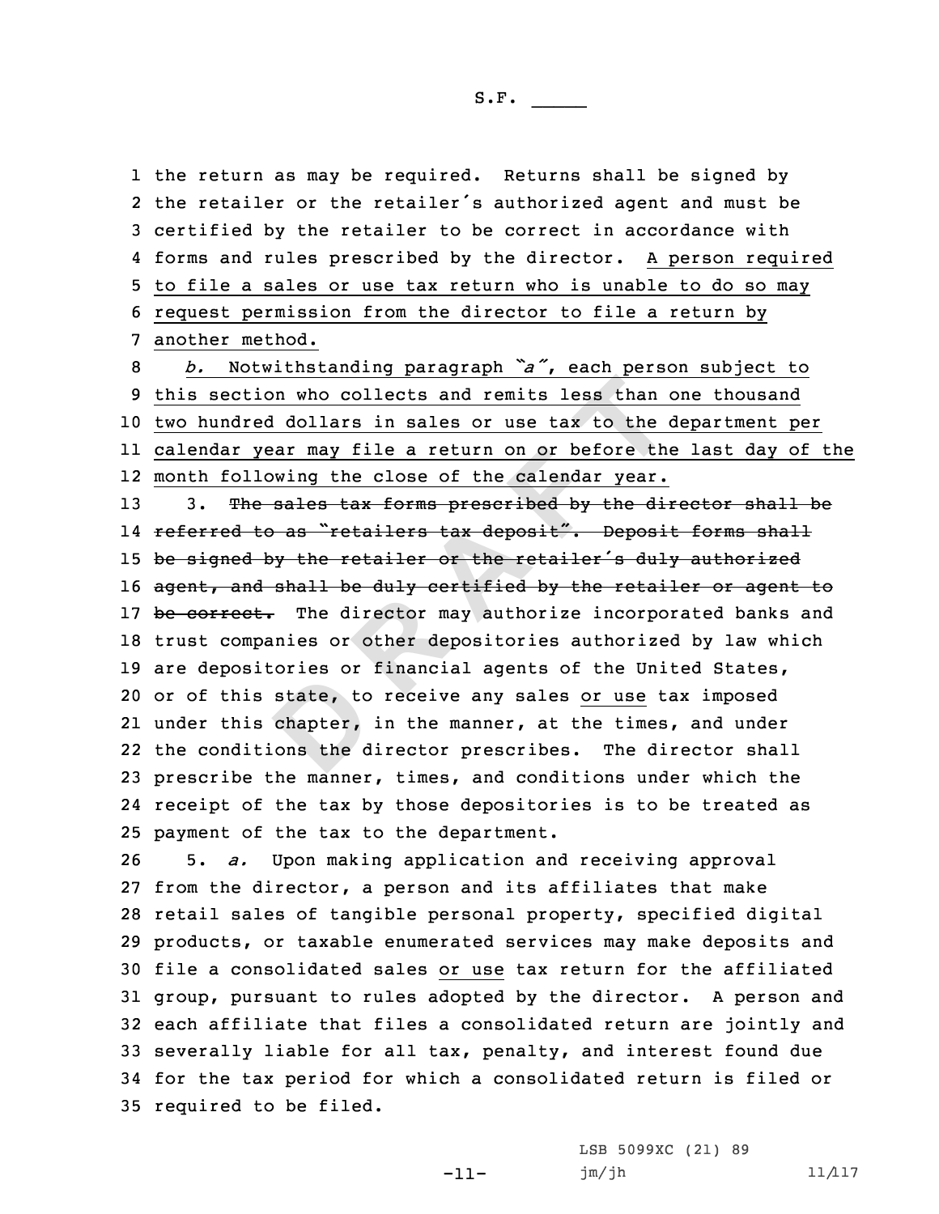the return as may be required. Returns shall be signed by the retailer or the retailer's authorized agent and must be certified by the retailer to be correct in accordance with forms and rules prescribed by the director. A person required to file a sales or use tax return who is unable to do so may request permission from the director to file a return by another method.

*b.* Notwithstanding paragraph "*a*", each person subject to this section who collects and remits less than one thousand two hundred dollars in sales or use tax to the department per calendar year may file a return on or before the last day of the month following the close of the calendar year.

3. ~~The sales tax forms prescribed by the director shall be referred to as "retailers tax deposit". Deposit forms shall be signed by the retailer or the retailer's duly authorized agent, and shall be duly certified by the retailer or agent to be correct.~~ The director may authorize incorporated banks and trust companies or other depositories authorized by law which are depositories or financial agents of the United States, or of this state, to receive any sales or use tax imposed under this chapter, in the manner, at the times, and under the conditions the director prescribes. The director shall prescribe the manner, times, and conditions under which the receipt of the tax by those depositories is to be treated as payment of the tax to the department.

5. *a.* Upon making application and receiving approval from the director, a person and its affiliates that make retail sales of tangible personal property, specified digital products, or taxable enumerated services may make deposits and file a consolidated sales or use tax return for the affiliated group, pursuant to rules adopted by the director. A person and each affiliate that files a consolidated return are jointly and severally liable for all tax, penalty, and interest found due for the tax period for which a consolidated return is filed or required to be filed.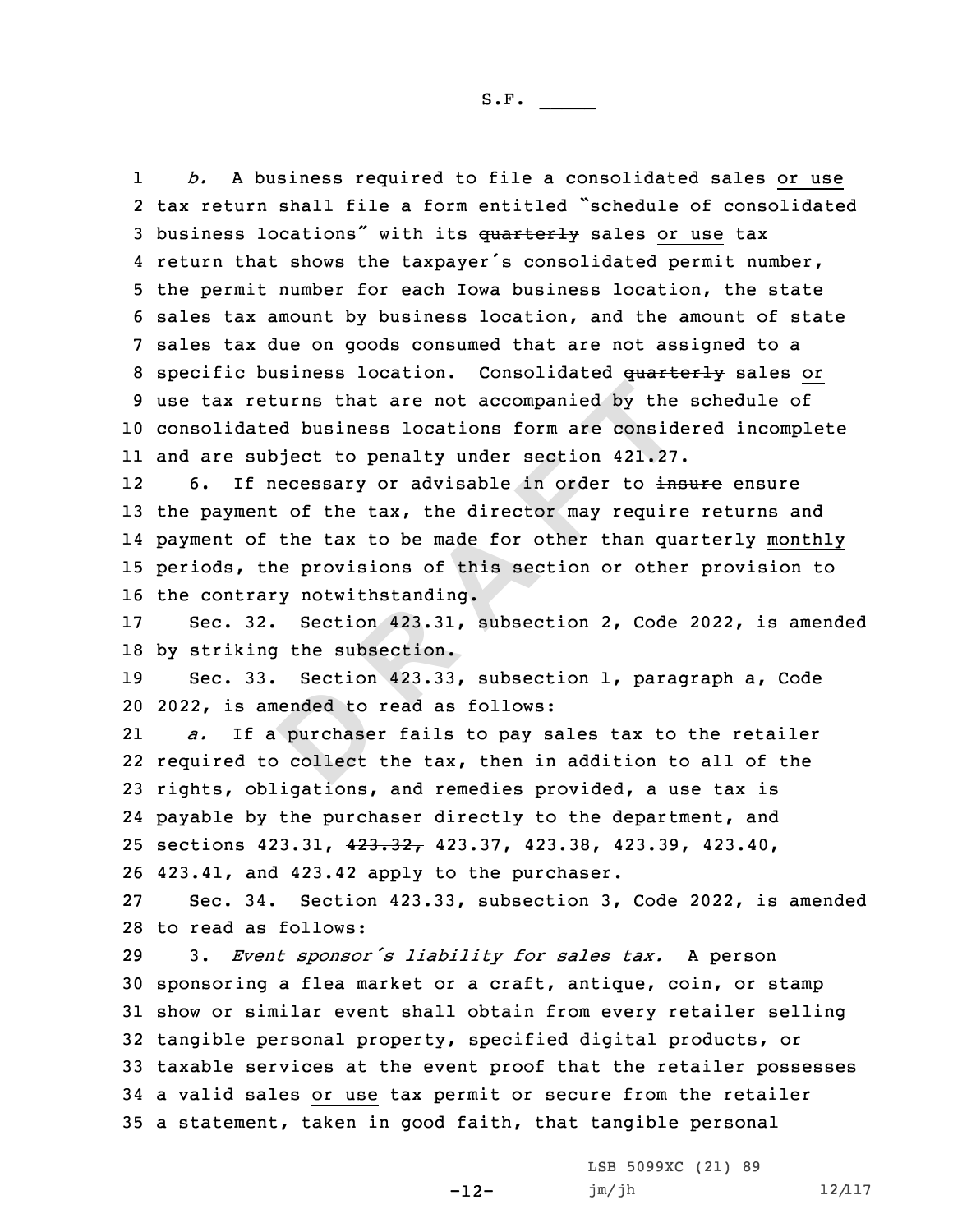*b.* A business required to file a consolidated sales or use tax return shall file a form entitled "schedule of consolidated business locations" with its ~~quarterly~~ sales or use tax return that shows the taxpayer's consolidated permit number, the permit number for each Iowa business location, the state sales tax amount by business location, and the amount of state sales tax due on goods consumed that are not assigned to a specific business location. Consolidated ~~quarterly~~ sales or use tax returns that are not accompanied by the schedule of consolidated business locations form are considered incomplete and are subject to penalty under section 421.27.

6. If necessary or advisable in order to ~~insure~~ ensure the payment of the tax, the director may require returns and payment of the tax to be made for other than ~~quarterly~~ monthly periods, the provisions of this section or other provision to the contrary notwithstanding.

Sec. 32. Section 423.31, subsection 2, Code 2022, is amended by striking the subsection.

Sec. 33. Section 423.33, subsection 1, paragraph a, Code 2022, is amended to read as follows:

*a.* If a purchaser fails to pay sales tax to the retailer required to collect the tax, then in addition to all of the rights, obligations, and remedies provided, a use tax is payable by the purchaser directly to the department, and sections 423.31, ~~423.32,~~ 423.37, 423.38, 423.39, 423.40, 423.41, and 423.42 apply to the purchaser.

Sec. 34. Section 423.33, subsection 3, Code 2022, is amended to read as follows:

3. *Event sponsor's liability for sales tax.* A person sponsoring a flea market or a craft, antique, coin, or stamp show or similar event shall obtain from every retailer selling tangible personal property, specified digital products, or taxable services at the event proof that the retailer possesses a valid sales or use tax permit or secure from the retailer a statement, taken in good faith, that tangible personal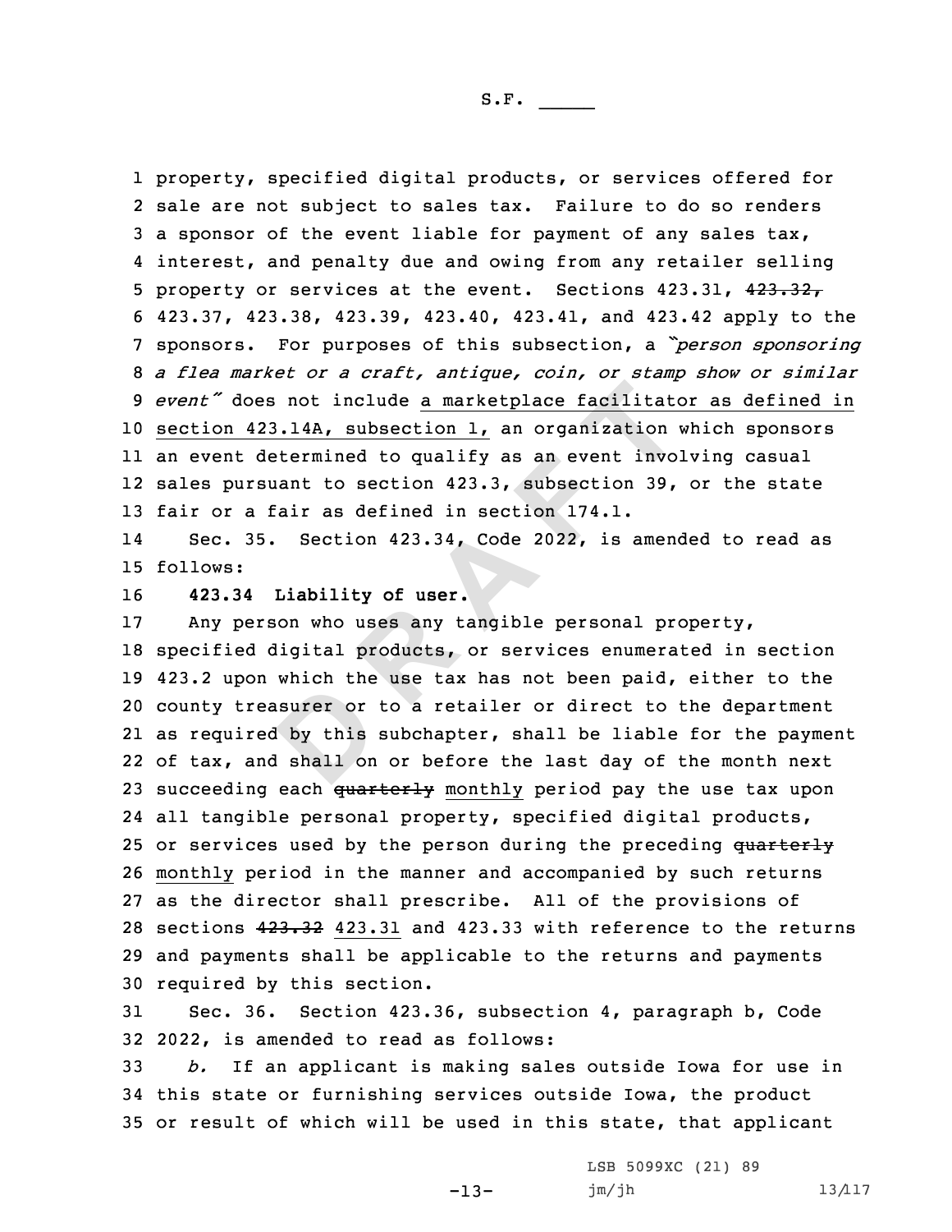property, specified digital products, or services offered for sale are not subject to sales tax. Failure to do so renders a sponsor of the event liable for payment of any sales tax, interest, and penalty due and owing from any retailer selling property or services at the event. Sections 423.31, ~~423.32,~~ 423.37, 423.38, 423.39, 423.40, 423.41, and 423.42 apply to the sponsors. For purposes of this subsection, a *"person sponsoring a flea market or a craft, antique, coin, or stamp show or similar event"* does not include a marketplace facilitator as defined in section 423.14A, subsection 1, an organization which sponsors an event determined to qualify as an event involving casual sales pursuant to section 423.3, subsection 39, or the state fair or a fair as defined in section 174.1.

Sec. 35. Section 423.34, Code 2022, is amended to read as follows:

**423.34 Liability of user.**

Any person who uses any tangible personal property, specified digital products, or services enumerated in section 423.2 upon which the use tax has not been paid, either to the county treasurer or to a retailer or direct to the department as required by this subchapter, shall be liable for the payment of tax, and shall on or before the last day of the month next succeeding each ~~quarterly~~ monthly period pay the use tax upon all tangible personal property, specified digital products, or services used by the person during the preceding ~~quarterly~~ monthly period in the manner and accompanied by such returns as the director shall prescribe. All of the provisions of sections ~~423.32~~ 423.31 and 423.33 with reference to the returns and payments shall be applicable to the returns and payments required by this section.

Sec. 36. Section 423.36, subsection 4, paragraph b, Code 2022, is amended to read as follows:

*b.* If an applicant is making sales outside Iowa for use in this state or furnishing services outside Iowa, the product or result of which will be used in this state, that applicant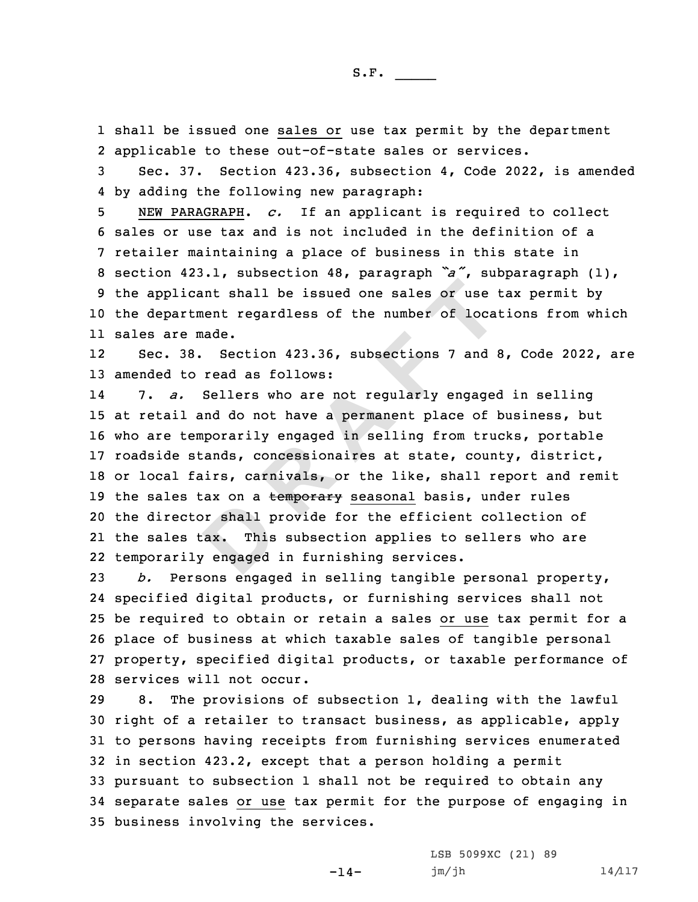shall be issued one sales or use tax permit by the department applicable to these out-of-state sales or services.

Sec. 37. Section 423.36, subsection 4, Code 2022, is amended by adding the following new paragraph:

NEW PARAGRAPH. *c.* If an applicant is required to collect sales or use tax and is not included in the definition of a retailer maintaining a place of business in this state in section 423.1, subsection 48, paragraph *"a"*, subparagraph (1), the applicant shall be issued one sales or use tax permit by the department regardless of the number of locations from which sales are made.

Sec. 38. Section 423.36, subsections 7 and 8, Code 2022, are amended to read as follows:

7. *a.* Sellers who are not regularly engaged in selling at retail and do not have a permanent place of business, but who are temporarily engaged in selling from trucks, portable roadside stands, concessionaires at state, county, district, or local fairs, carnivals, or the like, shall report and remit the sales tax on a ~~temporary~~ seasonal basis, under rules the director shall provide for the efficient collection of the sales tax. This subsection applies to sellers who are temporarily engaged in furnishing services.

*b.* Persons engaged in selling tangible personal property, specified digital products, or furnishing services shall not be required to obtain or retain a sales or use tax permit for a place of business at which taxable sales of tangible personal property, specified digital products, or taxable performance of services will not occur.

8. The provisions of subsection 1, dealing with the lawful right of a retailer to transact business, as applicable, apply to persons having receipts from furnishing services enumerated in section 423.2, except that a person holding a permit pursuant to subsection 1 shall not be required to obtain any separate sales or use tax permit for the purpose of engaging in business involving the services.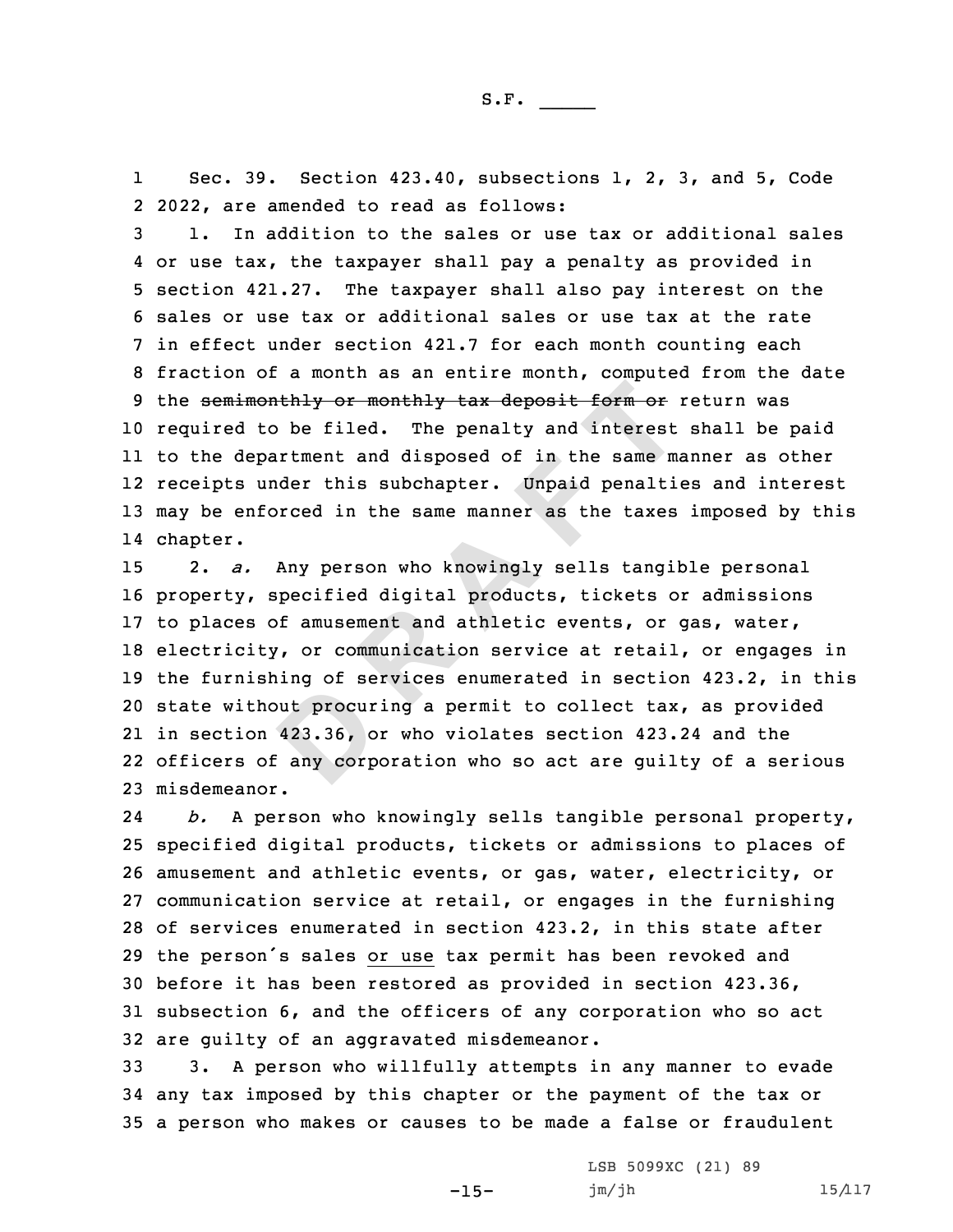Sec. 39. Section 423.40, subsections 1, 2, 3, and 5, Code 2022, are amended to read as follows:

1. In addition to the sales or use tax or additional sales or use tax, the taxpayer shall pay a penalty as provided in section 421.27. The taxpayer shall also pay interest on the sales or use tax or additional sales or use tax at the rate in effect under section 421.7 for each month counting each fraction of a month as an entire month, computed from the date the ~~semimonthly or monthly tax deposit form or~~ return was required to be filed. The penalty and interest shall be paid to the department and disposed of in the same manner as other receipts under this subchapter. Unpaid penalties and interest may be enforced in the same manner as the taxes imposed by this chapter.

2. *a.* Any person who knowingly sells tangible personal property, specified digital products, tickets or admissions to places of amusement and athletic events, or gas, water, electricity, or communication service at retail, or engages in the furnishing of services enumerated in section 423.2, in this state without procuring a permit to collect tax, as provided in section 423.36, or who violates section 423.24 and the officers of any corporation who so act are guilty of a serious misdemeanor.

*b.* A person who knowingly sells tangible personal property, specified digital products, tickets or admissions to places of amusement and athletic events, or gas, water, electricity, or communication service at retail, or engages in the furnishing of services enumerated in section 423.2, in this state after the person's sales <u>or use</u> tax permit has been revoked and before it has been restored as provided in section 423.36, subsection 6, and the officers of any corporation who so act are guilty of an aggravated misdemeanor.

3. A person who willfully attempts in any manner to evade any tax imposed by this chapter or the payment of the tax or a person who makes or causes to be made a false or fraudulent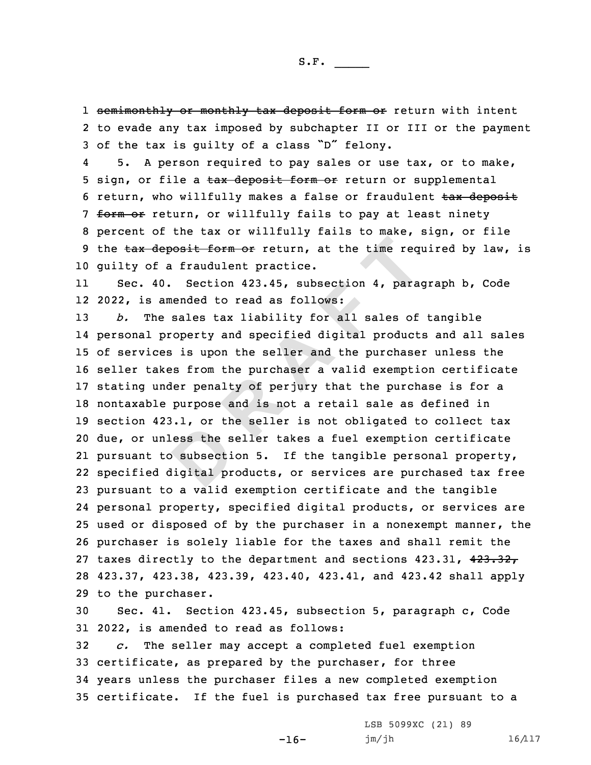~~semimonthly or monthly tax deposit form or~~ return with intent to evade any tax imposed by subchapter II or III or the payment of the tax is guilty of a class "D" felony.

5. A person required to pay sales or use tax, or to make, sign, or file a ~~tax deposit form or~~ return or supplemental return, who willfully makes a false or fraudulent ~~tax deposit form or~~ return, or willfully fails to pay at least ninety percent of the tax or willfully fails to make, sign, or file the ~~tax deposit form or~~ return, at the time required by law, is guilty of a fraudulent practice.

Sec. 40. Section 423.45, subsection 4, paragraph b, Code 2022, is amended to read as follows:

*b.* The sales tax liability for all sales of tangible personal property and specified digital products and all sales of services is upon the seller and the purchaser unless the seller takes from the purchaser a valid exemption certificate stating under penalty of perjury that the purchase is for a nontaxable purpose and is not a retail sale as defined in section 423.1, or the seller is not obligated to collect tax due, or unless the seller takes a fuel exemption certificate pursuant to subsection 5. If the tangible personal property, specified digital products, or services are purchased tax free pursuant to a valid exemption certificate and the tangible personal property, specified digital products, or services are used or disposed of by the purchaser in a nonexempt manner, the purchaser is solely liable for the taxes and shall remit the taxes directly to the department and sections 423.31, ~~423.32,~~ 423.37, 423.38, 423.39, 423.40, 423.41, and 423.42 shall apply to the purchaser.

Sec. 41. Section 423.45, subsection 5, paragraph c, Code 2022, is amended to read as follows:

*c.* The seller may accept a completed fuel exemption certificate, as prepared by the purchaser, for three years unless the purchaser files a new completed exemption certificate. If the fuel is purchased tax free pursuant to a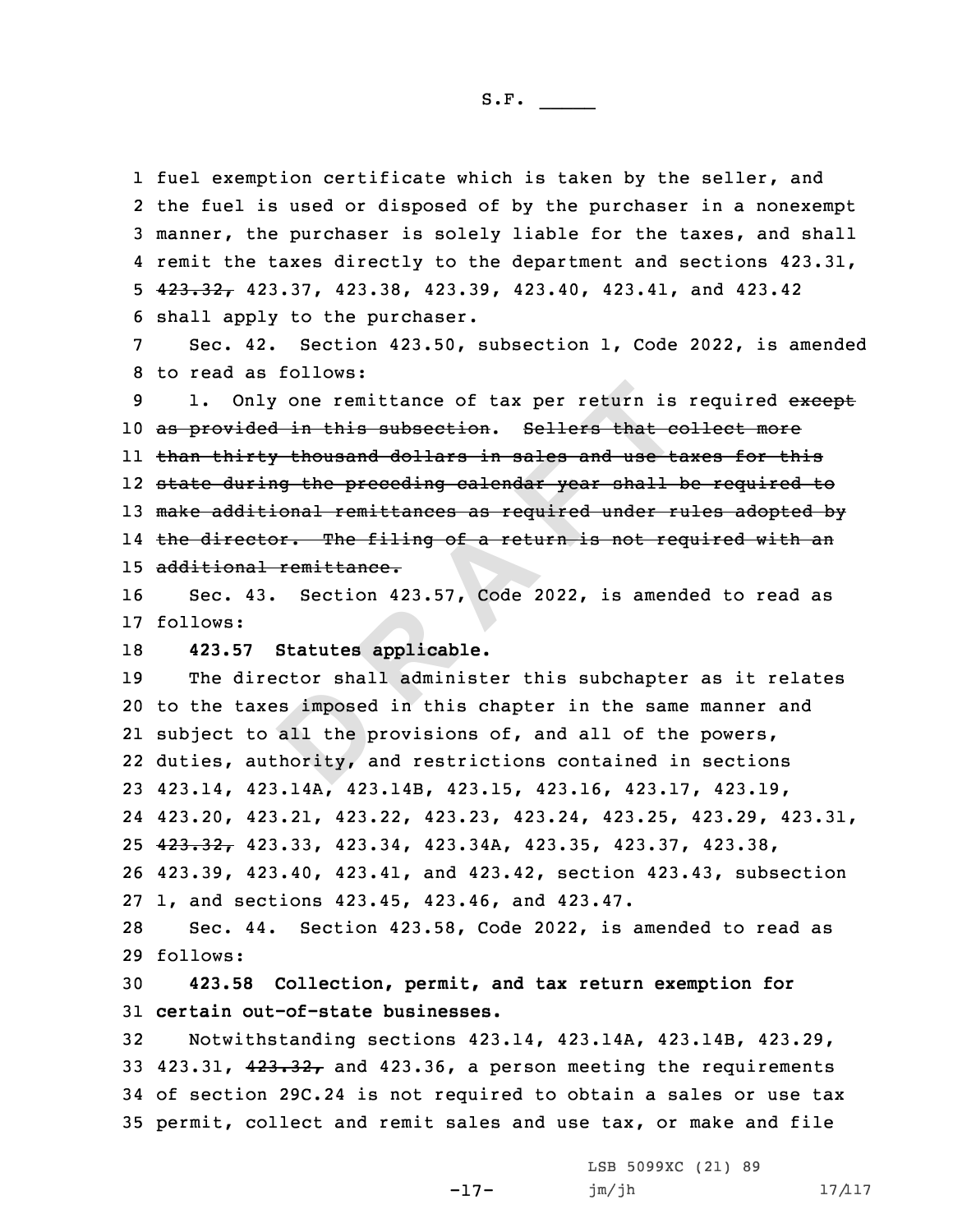fuel exemption certificate which is taken by the seller, and the fuel is used or disposed of by the purchaser in a nonexempt manner, the purchaser is solely liable for the taxes, and shall remit the taxes directly to the department and sections 423.31, ~~423.32,~~ 423.37, 423.38, 423.39, 423.40, 423.41, and 423.42 shall apply to the purchaser.

Sec. 42. Section 423.50, subsection 1, Code 2022, is amended to read as follows:

1. Only one remittance of tax per return is required ~~except as provided in this subsection~~. ~~Sellers that collect more than thirty thousand dollars in sales and use taxes for this state during the preceding calendar year shall be required to make additional remittances as required under rules adopted by the director. The filing of a return is not required with an additional remittance.~~

Sec. 43. Section 423.57, Code 2022, is amended to read as follows:

**423.57 Statutes applicable.**

The director shall administer this subchapter as it relates to the taxes imposed in this chapter in the same manner and subject to all the provisions of, and all of the powers, duties, authority, and restrictions contained in sections 423.14, 423.14A, 423.14B, 423.15, 423.16, 423.17, 423.19, 423.20, 423.21, 423.22, 423.23, 423.24, 423.25, 423.29, 423.31, ~~423.32,~~ 423.33, 423.34, 423.34A, 423.35, 423.37, 423.38, 423.39, 423.40, 423.41, and 423.42, section 423.43, subsection 1, and sections 423.45, 423.46, and 423.47.

Sec. 44. Section 423.58, Code 2022, is amended to read as follows:

**423.58 Collection, permit, and tax return exemption for certain out-of-state businesses.**

Notwithstanding sections 423.14, 423.14A, 423.14B, 423.29, 423.31, ~~423.32,~~ and 423.36, a person meeting the requirements of section 29C.24 is not required to obtain a sales or use tax permit, collect and remit sales and use tax, or make and file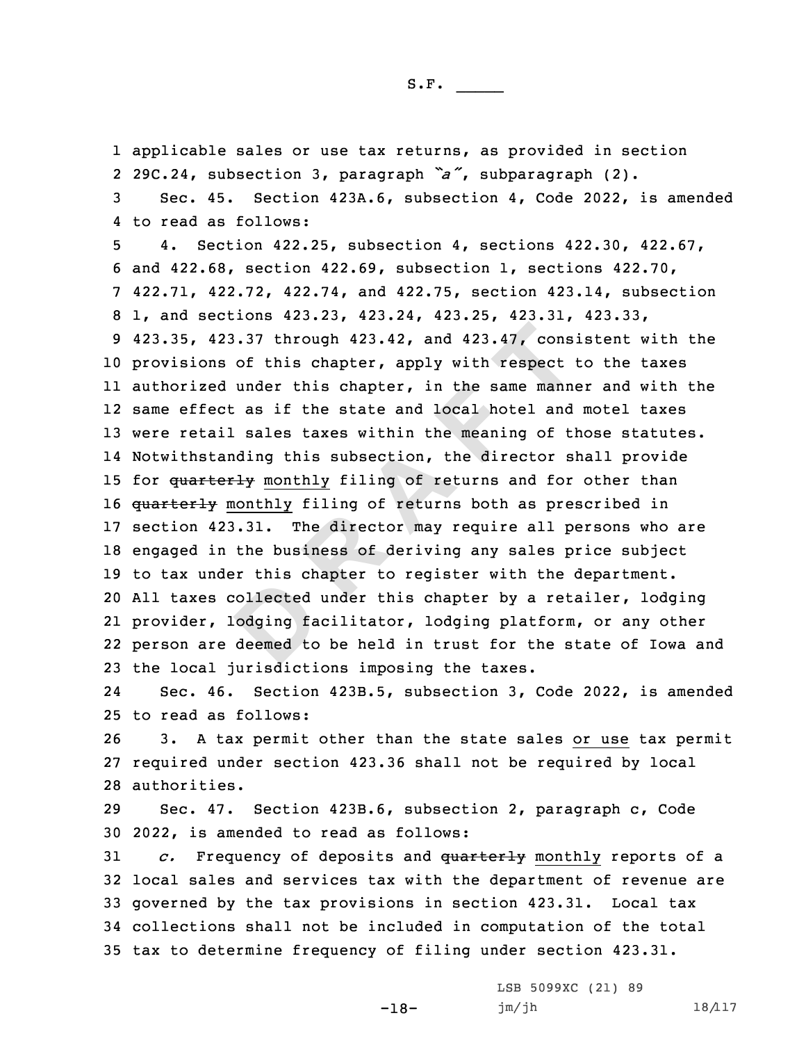applicable sales or use tax returns, as provided in section 29C.24, subsection 3, paragraph *"a"*, subparagraph (2).

Sec. 45. Section 423A.6, subsection 4, Code 2022, is amended to read as follows:

4. Section 422.25, subsection 4, sections 422.30, 422.67, and 422.68, section 422.69, subsection 1, sections 422.70, 422.71, 422.72, 422.74, and 422.75, section 423.14, subsection 1, and sections 423.23, 423.24, 423.25, 423.31, 423.33, 423.35, 423.37 through 423.42, and 423.47, consistent with the provisions of this chapter, apply with respect to the taxes authorized under this chapter, in the same manner and with the same effect as if the state and local hotel and motel taxes were retail sales taxes within the meaning of those statutes. Notwithstanding this subsection, the director shall provide for ~~quarterly~~ monthly filing of returns and for other than ~~quarterly~~ monthly filing of returns both as prescribed in section 423.31. The director may require all persons who are engaged in the business of deriving any sales price subject to tax under this chapter to register with the department. All taxes collected under this chapter by a retailer, lodging provider, lodging facilitator, lodging platform, or any other person are deemed to be held in trust for the state of Iowa and the local jurisdictions imposing the taxes.

Sec. 46. Section 423B.5, subsection 3, Code 2022, is amended to read as follows:

3. A tax permit other than the state sales or use tax permit required under section 423.36 shall not be required by local authorities.

Sec. 47. Section 423B.6, subsection 2, paragraph c, Code 2022, is amended to read as follows:

*c.* Frequency of deposits and ~~quarterly~~ monthly reports of a local sales and services tax with the department of revenue are governed by the tax provisions in section 423.31. Local tax collections shall not be included in computation of the total tax to determine frequency of filing under section 423.31.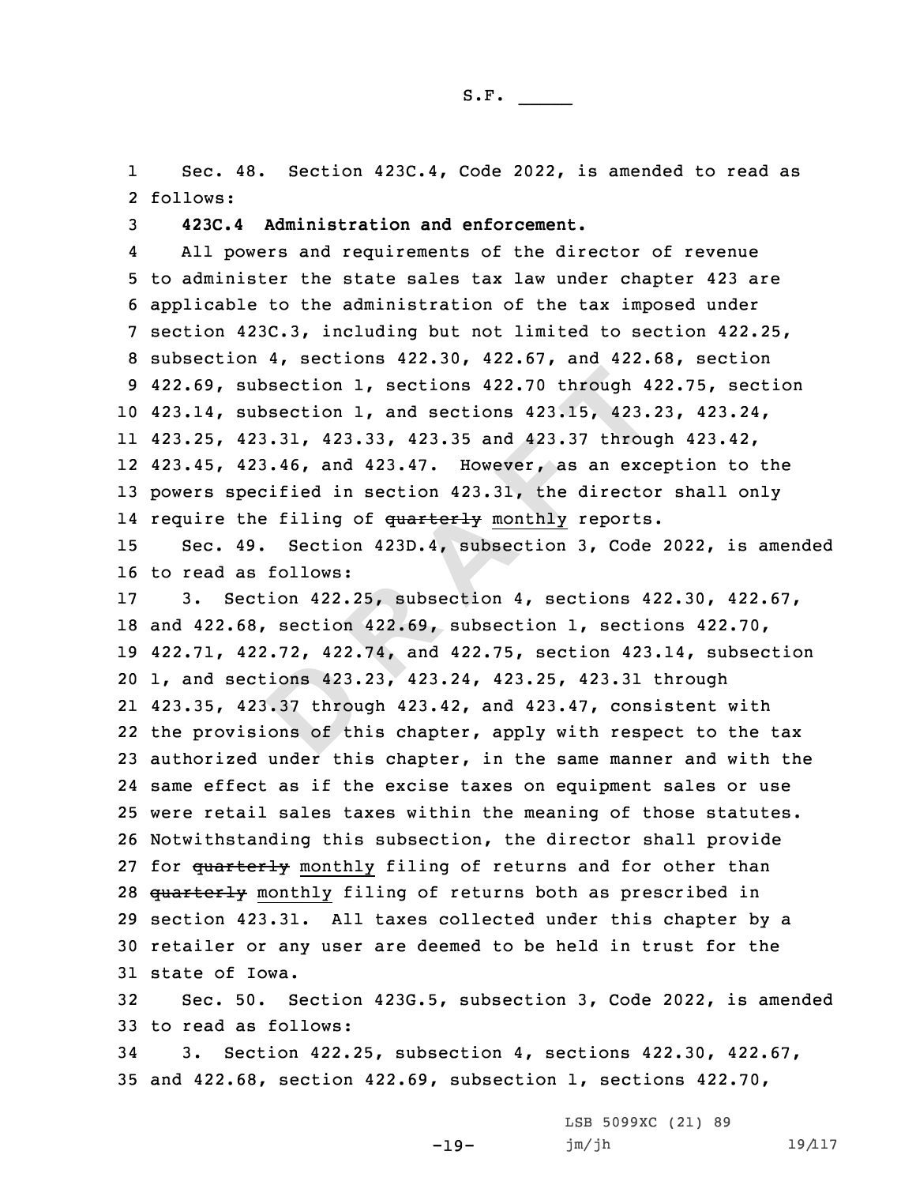Sec. 48. Section 423C.4, Code 2022, is amended to read as follows:

**423C.4 Administration and enforcement.**

All powers and requirements of the director of revenue to administer the state sales tax law under chapter 423 are applicable to the administration of the tax imposed under section 423C.3, including but not limited to section 422.25, subsection 4, sections 422.30, 422.67, and 422.68, section 422.69, subsection 1, sections 422.70 through 422.75, section 423.14, subsection 1, and sections 423.15, 423.23, 423.24, 423.25, 423.31, 423.33, 423.35 and 423.37 through 423.42, 423.45, 423.46, and 423.47. However, as an exception to the powers specified in section 423.31, the director shall only require the filing of ~~quarterly~~ monthly reports.

Sec. 49. Section 423D.4, subsection 3, Code 2022, is amended to read as follows:

3. Section 422.25, subsection 4, sections 422.30, 422.67, and 422.68, section 422.69, subsection 1, sections 422.70, 422.71, 422.72, 422.74, and 422.75, section 423.14, subsection 1, and sections 423.23, 423.24, 423.25, 423.31 through 423.35, 423.37 through 423.42, and 423.47, consistent with the provisions of this chapter, apply with respect to the tax authorized under this chapter, in the same manner and with the same effect as if the excise taxes on equipment sales or use were retail sales taxes within the meaning of those statutes. Notwithstanding this subsection, the director shall provide for ~~quarterly~~ monthly filing of returns and for other than ~~quarterly~~ monthly filing of returns both as prescribed in section 423.31. All taxes collected under this chapter by a retailer or any user are deemed to be held in trust for the state of Iowa.

Sec. 50. Section 423G.5, subsection 3, Code 2022, is amended to read as follows:

3. Section 422.25, subsection 4, sections 422.30, 422.67, and 422.68, section 422.69, subsection 1, sections 422.70,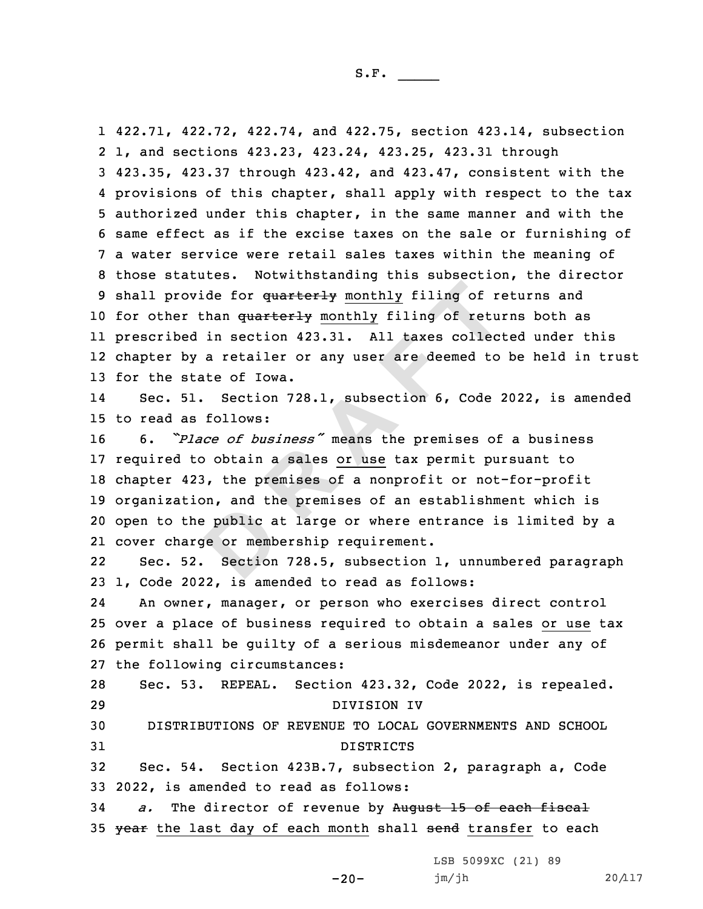422.71, 422.72, 422.74, and 422.75, section 423.14, subsection 1, and sections 423.23, 423.24, 423.25, 423.31 through 423.35, 423.37 through 423.42, and 423.47, consistent with the provisions of this chapter, shall apply with respect to the tax authorized under this chapter, in the same manner and with the same effect as if the excise taxes on the sale or furnishing of a water service were retail sales taxes within the meaning of those statutes. Notwithstanding this subsection, the director shall provide for ~~quarterly~~ monthly filing of returns and for other than ~~quarterly~~ monthly filing of returns both as prescribed in section 423.31. All taxes collected under this chapter by a retailer or any user are deemed to be held in trust for the state of Iowa.

Sec. 51. Section 728.1, subsection 6, Code 2022, is amended to read as follows:

6. *"Place of business"* means the premises of a business required to obtain a sales or use tax permit pursuant to chapter 423, the premises of a nonprofit or not-for-profit organization, and the premises of an establishment which is open to the public at large or where entrance is limited by a cover charge or membership requirement.

Sec. 52. Section 728.5, subsection 1, unnumbered paragraph 1, Code 2022, is amended to read as follows:

An owner, manager, or person who exercises direct control over a place of business required to obtain a sales or use tax permit shall be guilty of a serious misdemeanor under any of the following circumstances:

Sec. 53. REPEAL. Section 423.32, Code 2022, is repealed.

DIVISION IV

DISTRIBUTIONS OF REVENUE TO LOCAL GOVERNMENTS AND SCHOOL DISTRICTS

Sec. 54. Section 423B.7, subsection 2, paragraph a, Code 2022, is amended to read as follows:

*a.* The director of revenue by ~~August 15 of each fiscal year~~ the last day of each month shall ~~send~~ transfer to each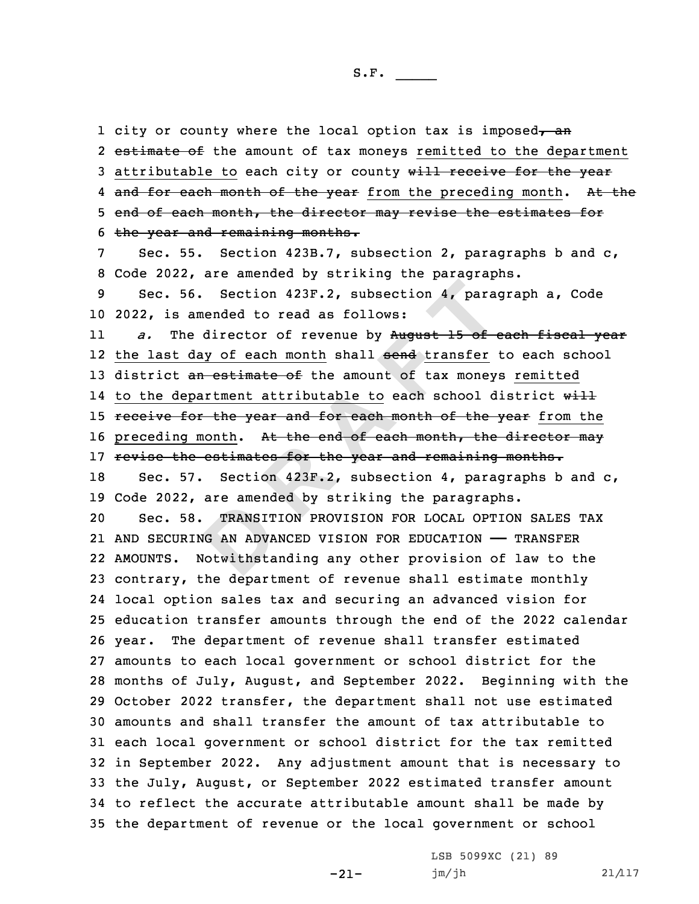city or county where the local option tax is imposed~~, an estimate of~~ the amount of tax moneys remitted to the department attributable to each city or county ~~will receive for the year and for each month of the year~~ from the preceding month. ~~At the end of each month, the director may revise the estimates for the year and remaining months.~~

Sec. 55. Section 423B.7, subsection 2, paragraphs b and c, Code 2022, are amended by striking the paragraphs.

Sec. 56. Section 423F.2, subsection 4, paragraph a, Code 2022, is amended to read as follows:

*a.* The director of revenue by ~~August 15 of each fiscal year~~ the last day of each month shall ~~send~~ transfer to each school district ~~an estimate of~~ the amount of tax moneys remitted to the department attributable to each school district ~~will receive for the year and for each month of the year~~ from the preceding month. ~~At the end of each month, the director may revise the estimates for the year and remaining months.~~

Sec. 57. Section 423F.2, subsection 4, paragraphs b and c, Code 2022, are amended by striking the paragraphs.

Sec. 58. TRANSITION PROVISION FOR LOCAL OPTION SALES TAX AND SECURING AN ADVANCED VISION FOR EDUCATION —— TRANSFER AMOUNTS. Notwithstanding any other provision of law to the contrary, the department of revenue shall estimate monthly local option sales tax and securing an advanced vision for education transfer amounts through the end of the 2022 calendar year. The department of revenue shall transfer estimated amounts to each local government or school district for the months of July, August, and September 2022. Beginning with the October 2022 transfer, the department shall not use estimated amounts and shall transfer the amount of tax attributable to each local government or school district for the tax remitted in September 2022. Any adjustment amount that is necessary to the July, August, or September 2022 estimated transfer amount to reflect the accurate attributable amount shall be made by the department of revenue or the local government or school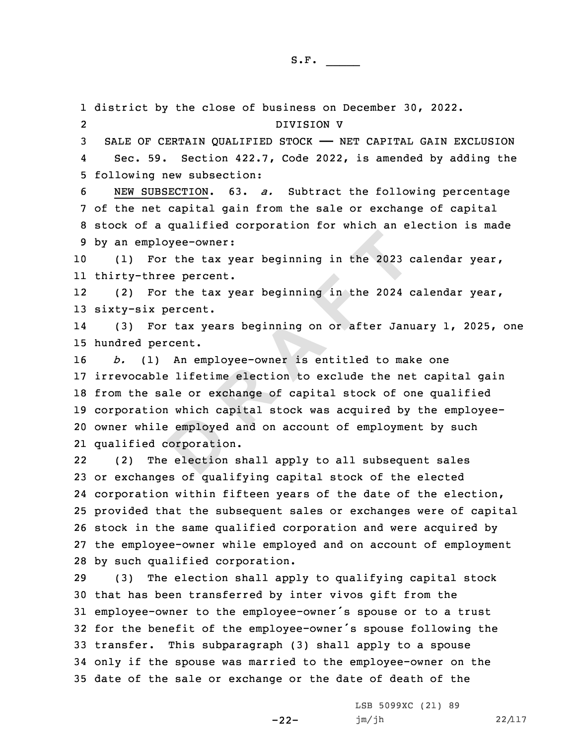district by the close of business on December 30, 2022.

DIVISION V

SALE OF CERTAIN QUALIFIED STOCK —— NET CAPITAL GAIN EXCLUSION

Sec. 59. Section 422.7, Code 2022, is amended by adding the following new subsection:

NEW SUBSECTION. 63. *a.* Subtract the following percentage of the net capital gain from the sale or exchange of capital stock of a qualified corporation for which an election is made by an employee-owner:

(1) For the tax year beginning in the 2023 calendar year, thirty-three percent.

(2) For the tax year beginning in the 2024 calendar year, sixty-six percent.

(3) For tax years beginning on or after January 1, 2025, one hundred percent.

*b.* (1) An employee-owner is entitled to make one irrevocable lifetime election to exclude the net capital gain from the sale or exchange of capital stock of one qualified corporation which capital stock was acquired by the employee-owner while employed and on account of employment by such qualified corporation.

(2) The election shall apply to all subsequent sales or exchanges of qualifying capital stock of the elected corporation within fifteen years of the date of the election, provided that the subsequent sales or exchanges were of capital stock in the same qualified corporation and were acquired by the employee-owner while employed and on account of employment by such qualified corporation.

(3) The election shall apply to qualifying capital stock that has been transferred by inter vivos gift from the employee-owner to the employee-owner's spouse or to a trust for the benefit of the employee-owner's spouse following the transfer. This subparagraph (3) shall apply to a spouse only if the spouse was married to the employee-owner on the date of the sale or exchange or the date of death of the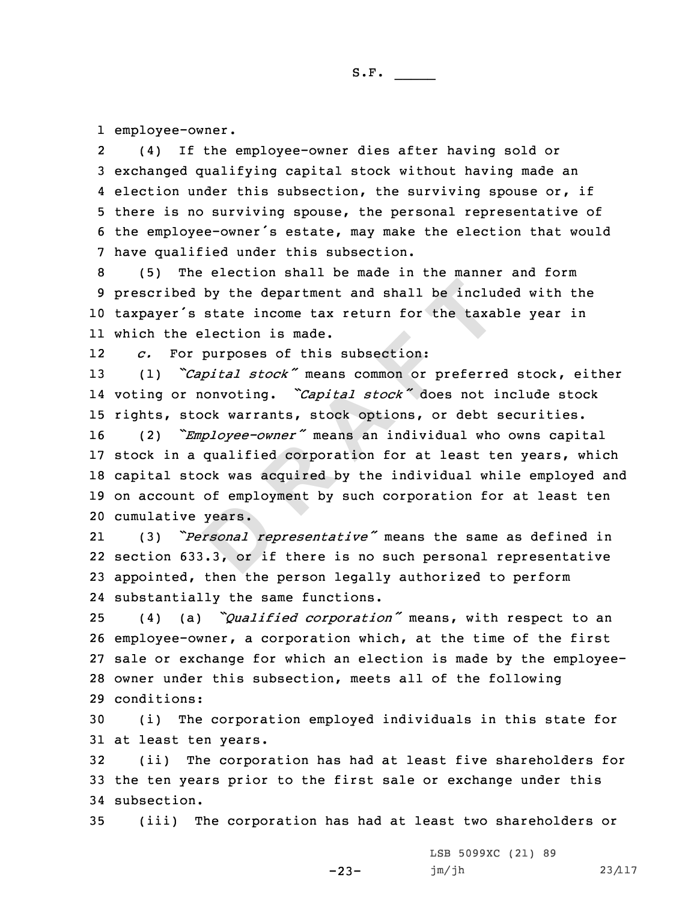employee-owner.

(4) If the employee-owner dies after having sold or exchanged qualifying capital stock without having made an election under this subsection, the surviving spouse or, if there is no surviving spouse, the personal representative of the employee-owner's estate, may make the election that would have qualified under this subsection.

(5) The election shall be made in the manner and form prescribed by the department and shall be included with the taxpayer's state income tax return for the taxable year in which the election is made.

*c.* For purposes of this subsection:

(1) *"Capital stock"* means common or preferred stock, either voting or nonvoting. *"Capital stock"* does not include stock rights, stock warrants, stock options, or debt securities.

(2) *"Employee-owner"* means an individual who owns capital stock in a qualified corporation for at least ten years, which capital stock was acquired by the individual while employed and on account of employment by such corporation for at least ten cumulative years.

(3) *"Personal representative"* means the same as defined in section 633.3, or if there is no such personal representative appointed, then the person legally authorized to perform substantially the same functions.

(4) (a) *"Qualified corporation"* means, with respect to an employee-owner, a corporation which, at the time of the first sale or exchange for which an election is made by the employee-owner under this subsection, meets all of the following conditions:

(i) The corporation employed individuals in this state for at least ten years.

(ii) The corporation has had at least five shareholders for the ten years prior to the first sale or exchange under this subsection.

(iii) The corporation has had at least two shareholders or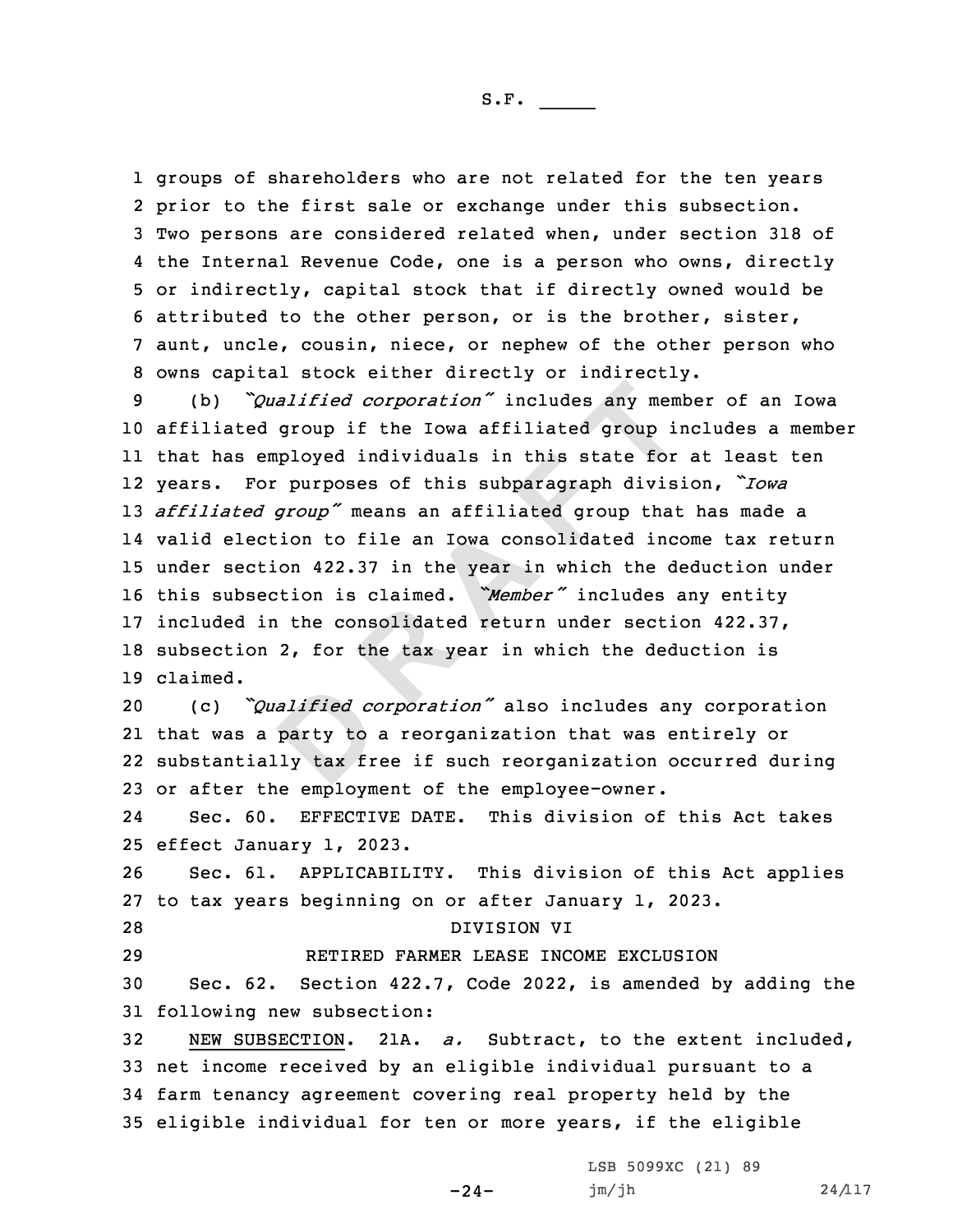groups of shareholders who are not related for the ten years prior to the first sale or exchange under this subsection. Two persons are considered related when, under section 318 of the Internal Revenue Code, one is a person who owns, directly or indirectly, capital stock that if directly owned would be attributed to the other person, or is the brother, sister, aunt, uncle, cousin, niece, or nephew of the other person who owns capital stock either directly or indirectly.

(b) *"Qualified corporation"* includes any member of an Iowa affiliated group if the Iowa affiliated group includes a member that has employed individuals in this state for at least ten years. For purposes of this subparagraph division, *"Iowa affiliated group"* means an affiliated group that has made a valid election to file an Iowa consolidated income tax return under section 422.37 in the year in which the deduction under this subsection is claimed. *"Member"* includes any entity included in the consolidated return under section 422.37, subsection 2, for the tax year in which the deduction is claimed.

(c) *"Qualified corporation"* also includes any corporation that was a party to a reorganization that was entirely or substantially tax free if such reorganization occurred during or after the employment of the employee-owner.

Sec. 60. EFFECTIVE DATE. This division of this Act takes effect January 1, 2023.

Sec. 61. APPLICABILITY. This division of this Act applies to tax years beginning on or after January 1, 2023.

DIVISION VI

RETIRED FARMER LEASE INCOME EXCLUSION

Sec. 62. Section 422.7, Code 2022, is amended by adding the following new subsection:

NEW SUBSECTION. 21A. *a.* Subtract, to the extent included, net income received by an eligible individual pursuant to a farm tenancy agreement covering real property held by the eligible individual for ten or more years, if the eligible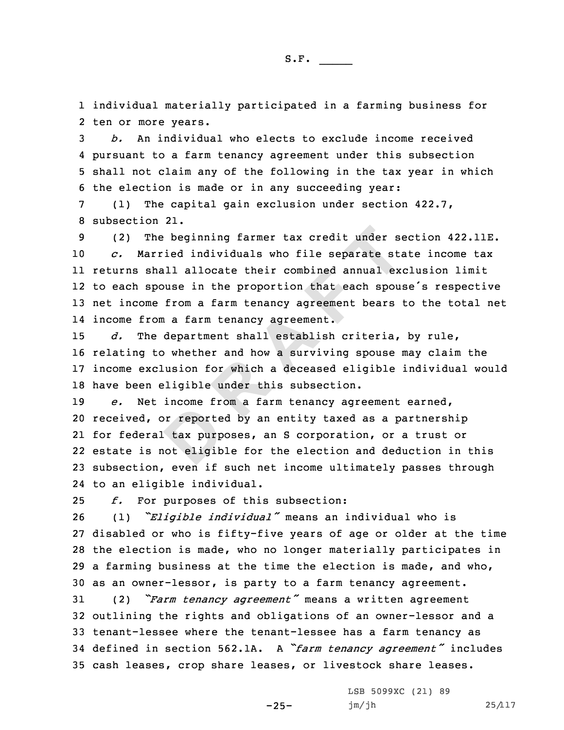individual materially participated in a farming business for ten or more years.

*b.* An individual who elects to exclude income received pursuant to a farm tenancy agreement under this subsection shall not claim any of the following in the tax year in which the election is made or in any succeeding year:

(1) The capital gain exclusion under section 422.7, subsection 21.

(2) The beginning farmer tax credit under section 422.11E.

*c.* Married individuals who file separate state income tax returns shall allocate their combined annual exclusion limit to each spouse in the proportion that each spouse's respective net income from a farm tenancy agreement bears to the total net income from a farm tenancy agreement.

*d.* The department shall establish criteria, by rule, relating to whether and how a surviving spouse may claim the income exclusion for which a deceased eligible individual would have been eligible under this subsection.

*e.* Net income from a farm tenancy agreement earned, received, or reported by an entity taxed as a partnership for federal tax purposes, an S corporation, or a trust or estate is not eligible for the election and deduction in this subsection, even if such net income ultimately passes through to an eligible individual.

*f.* For purposes of this subsection:

(1) *"Eligible individual"* means an individual who is disabled or who is fifty-five years of age or older at the time the election is made, who no longer materially participates in a farming business at the time the election is made, and who, as an owner-lessor, is party to a farm tenancy agreement.

(2) *"Farm tenancy agreement"* means a written agreement outlining the rights and obligations of an owner-lessor and a tenant-lessee where the tenant-lessee has a farm tenancy as defined in section 562.1A. A *"farm tenancy agreement"* includes cash leases, crop share leases, or livestock share leases.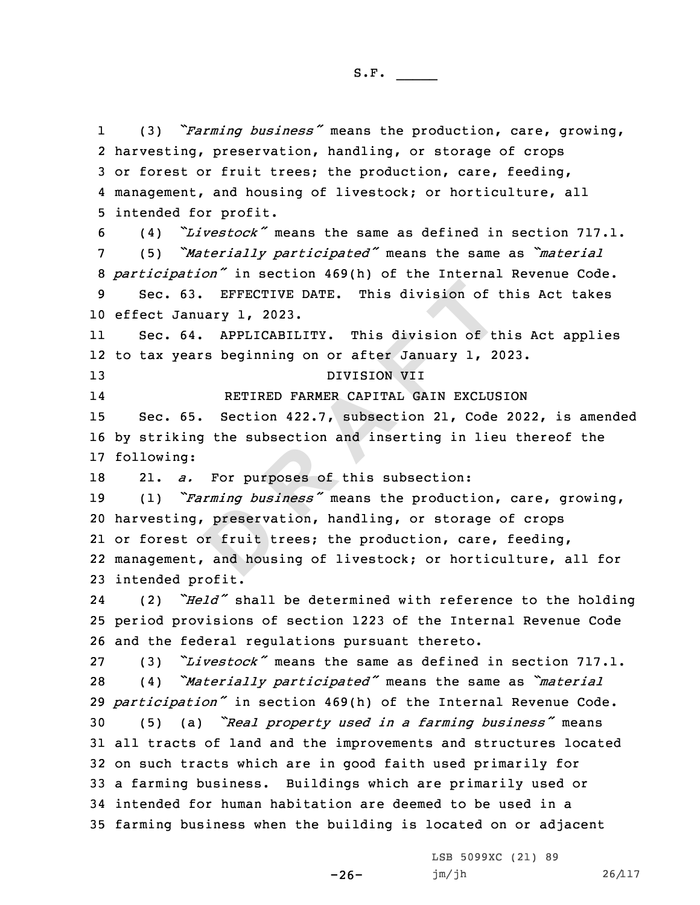(3) *"Farming business"* means the production, care, growing, harvesting, preservation, handling, or storage of crops or forest or fruit trees; the production, care, feeding, management, and housing of livestock; or horticulture, all intended for profit.

(4) *"Livestock"* means the same as defined in section 717.1.

(5) *"Materially participated"* means the same as *"material participation"* in section 469(h) of the Internal Revenue Code.

Sec. 63. EFFECTIVE DATE. This division of this Act takes effect January 1, 2023.

Sec. 64. APPLICABILITY. This division of this Act applies to tax years beginning on or after January 1, 2023.

DIVISION VII

RETIRED FARMER CAPITAL GAIN EXCLUSION

Sec. 65. Section 422.7, subsection 21, Code 2022, is amended by striking the subsection and inserting in lieu thereof the following:

21. *a.* For purposes of this subsection:

(1) *"Farming business"* means the production, care, growing, harvesting, preservation, handling, or storage of crops or forest or fruit trees; the production, care, feeding, management, and housing of livestock; or horticulture, all for intended profit.

(2) *"Held"* shall be determined with reference to the holding period provisions of section 1223 of the Internal Revenue Code and the federal regulations pursuant thereto.

(3) *"Livestock"* means the same as defined in section 717.1.

(4) *"Materially participated"* means the same as *"material participation"* in section 469(h) of the Internal Revenue Code.

(5) (a) *"Real property used in a farming business"* means all tracts of land and the improvements and structures located on such tracts which are in good faith used primarily for a farming business. Buildings which are primarily used or intended for human habitation are deemed to be used in a farming business when the building is located on or adjacent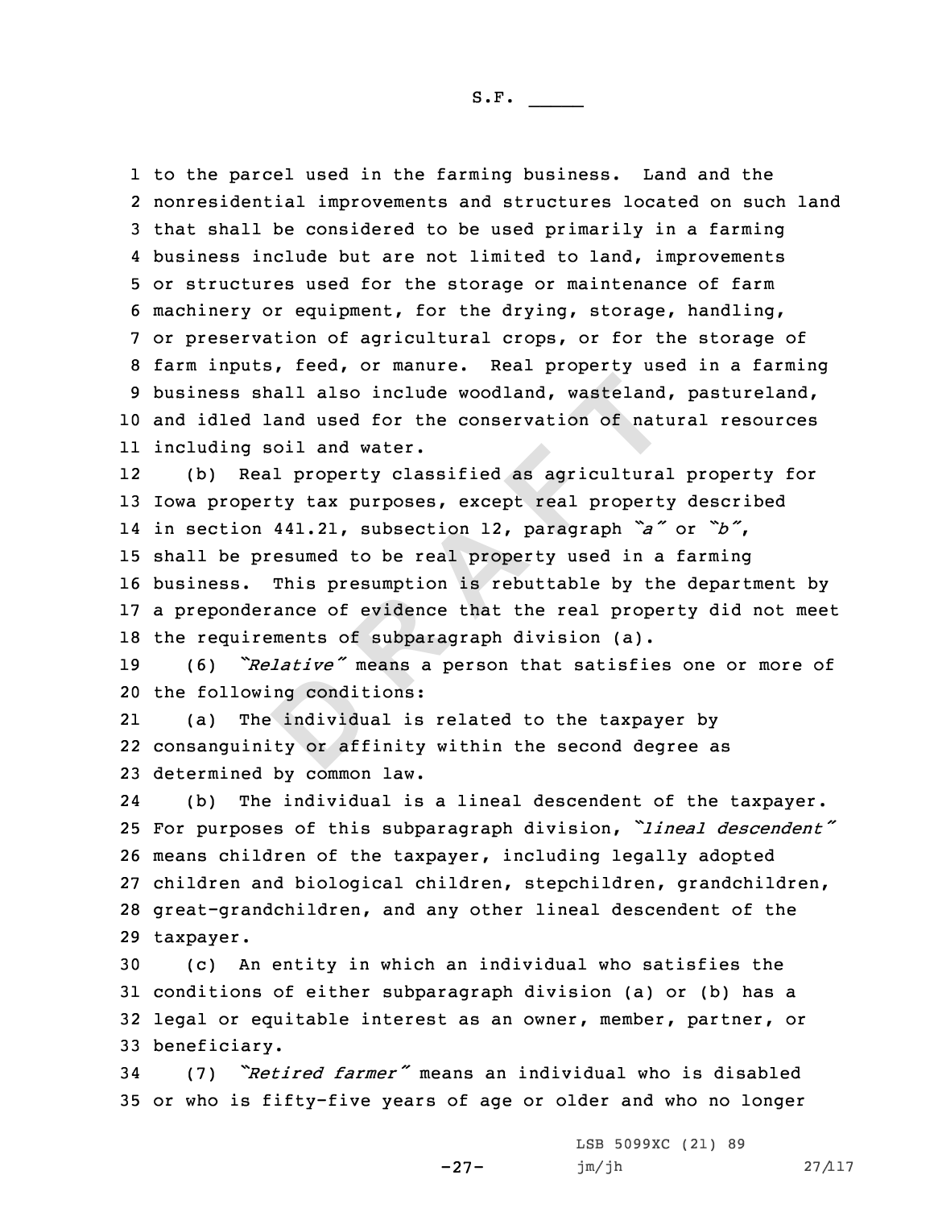to the parcel used in the farming business. Land and the nonresidential improvements and structures located on such land that shall be considered to be used primarily in a farming business include but are not limited to land, improvements or structures used for the storage or maintenance of farm machinery or equipment, for the drying, storage, handling, or preservation of agricultural crops, or for the storage of farm inputs, feed, or manure. Real property used in a farming business shall also include woodland, wasteland, pastureland, and idled land used for the conservation of natural resources including soil and water.

(b) Real property classified as agricultural property for Iowa property tax purposes, except real property described in section 441.21, subsection 12, paragraph *"a"* or *"b"*, shall be presumed to be real property used in a farming business. This presumption is rebuttable by the department by a preponderance of evidence that the real property did not meet the requirements of subparagraph division (a).

(6) *"Relative"* means a person that satisfies one or more of the following conditions:

(a) The individual is related to the taxpayer by consanguinity or affinity within the second degree as determined by common law.

(b) The individual is a lineal descendent of the taxpayer. For purposes of this subparagraph division, *"lineal descendent"* means children of the taxpayer, including legally adopted children and biological children, stepchildren, grandchildren, great-grandchildren, and any other lineal descendent of the taxpayer.

(c) An entity in which an individual who satisfies the conditions of either subparagraph division (a) or (b) has a legal or equitable interest as an owner, member, partner, or beneficiary.

(7) *"Retired farmer"* means an individual who is disabled or who is fifty-five years of age or older and who no longer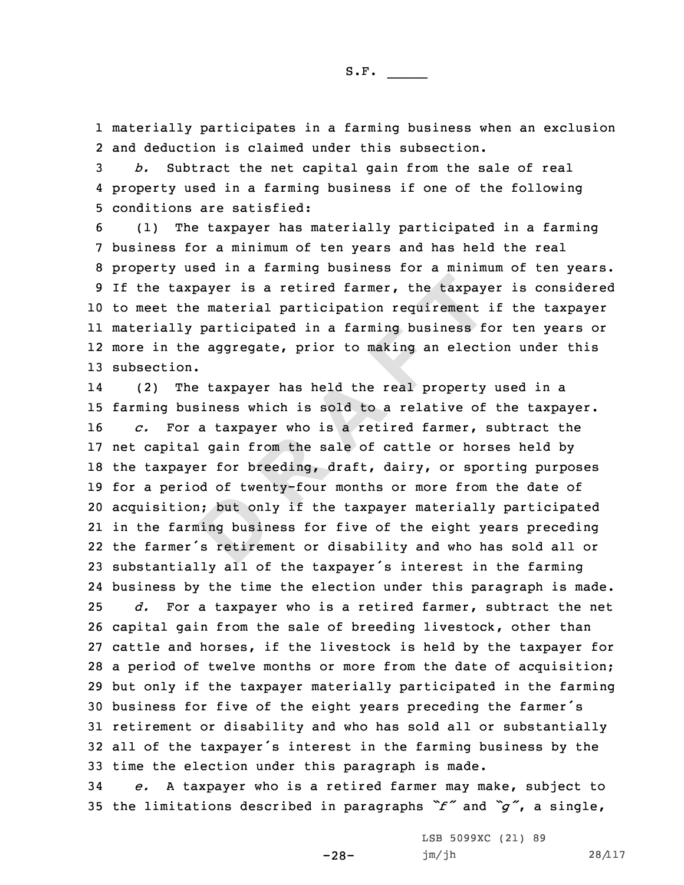materially participates in a farming business when an exclusion and deduction is claimed under this subsection.

*b.* Subtract the net capital gain from the sale of real property used in a farming business if one of the following conditions are satisfied:

(1) The taxpayer has materially participated in a farming business for a minimum of ten years and has held the real property used in a farming business for a minimum of ten years. If the taxpayer is a retired farmer, the taxpayer is considered to meet the material participation requirement if the taxpayer materially participated in a farming business for ten years or more in the aggregate, prior to making an election under this subsection.

(2) The taxpayer has held the real property used in a farming business which is sold to a relative of the taxpayer.

*c.* For a taxpayer who is a retired farmer, subtract the net capital gain from the sale of cattle or horses held by the taxpayer for breeding, draft, dairy, or sporting purposes for a period of twenty-four months or more from the date of acquisition; but only if the taxpayer materially participated in the farming business for five of the eight years preceding the farmer's retirement or disability and who has sold all or substantially all of the taxpayer's interest in the farming business by the time the election under this paragraph is made.

*d.* For a taxpayer who is a retired farmer, subtract the net capital gain from the sale of breeding livestock, other than cattle and horses, if the livestock is held by the taxpayer for a period of twelve months or more from the date of acquisition; but only if the taxpayer materially participated in the farming business for five of the eight years preceding the farmer's retirement or disability and who has sold all or substantially all of the taxpayer's interest in the farming business by the time the election under this paragraph is made.

*e.* A taxpayer who is a retired farmer may make, subject to the limitations described in paragraphs "*f*" and "*g*", a single,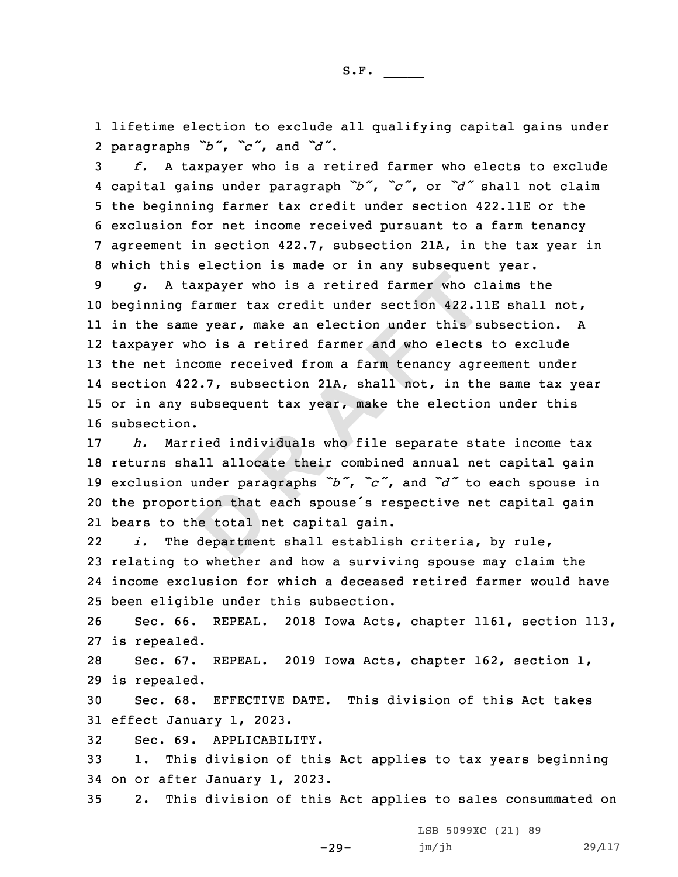lifetime election to exclude all qualifying capital gains under paragraphs *"b"*, *"c"*, and *"d"*.

*f.* A taxpayer who is a retired farmer who elects to exclude capital gains under paragraph *"b"*, *"c"*, or *"d"* shall not claim the beginning farmer tax credit under section 422.11E or the exclusion for net income received pursuant to a farm tenancy agreement in section 422.7, subsection 21A, in the tax year in which this election is made or in any subsequent year.

*g.* A taxpayer who is a retired farmer who claims the beginning farmer tax credit under section 422.11E shall not, in the same year, make an election under this subsection. A taxpayer who is a retired farmer and who elects to exclude the net income received from a farm tenancy agreement under section 422.7, subsection 21A, shall not, in the same tax year or in any subsequent tax year, make the election under this subsection.

*h.* Married individuals who file separate state income tax returns shall allocate their combined annual net capital gain exclusion under paragraphs *"b"*, *"c"*, and *"d"* to each spouse in the proportion that each spouse's respective net capital gain bears to the total net capital gain.

*i.* The department shall establish criteria, by rule, relating to whether and how a surviving spouse may claim the income exclusion for which a deceased retired farmer would have been eligible under this subsection.

Sec. 66. REPEAL. 2018 Iowa Acts, chapter 1161, section 113, is repealed.

Sec. 67. REPEAL. 2019 Iowa Acts, chapter 162, section 1, is repealed.

Sec. 68. EFFECTIVE DATE. This division of this Act takes effect January 1, 2023.

Sec. 69. APPLICABILITY.

1. This division of this Act applies to tax years beginning on or after January 1, 2023.

2. This division of this Act applies to sales consummated on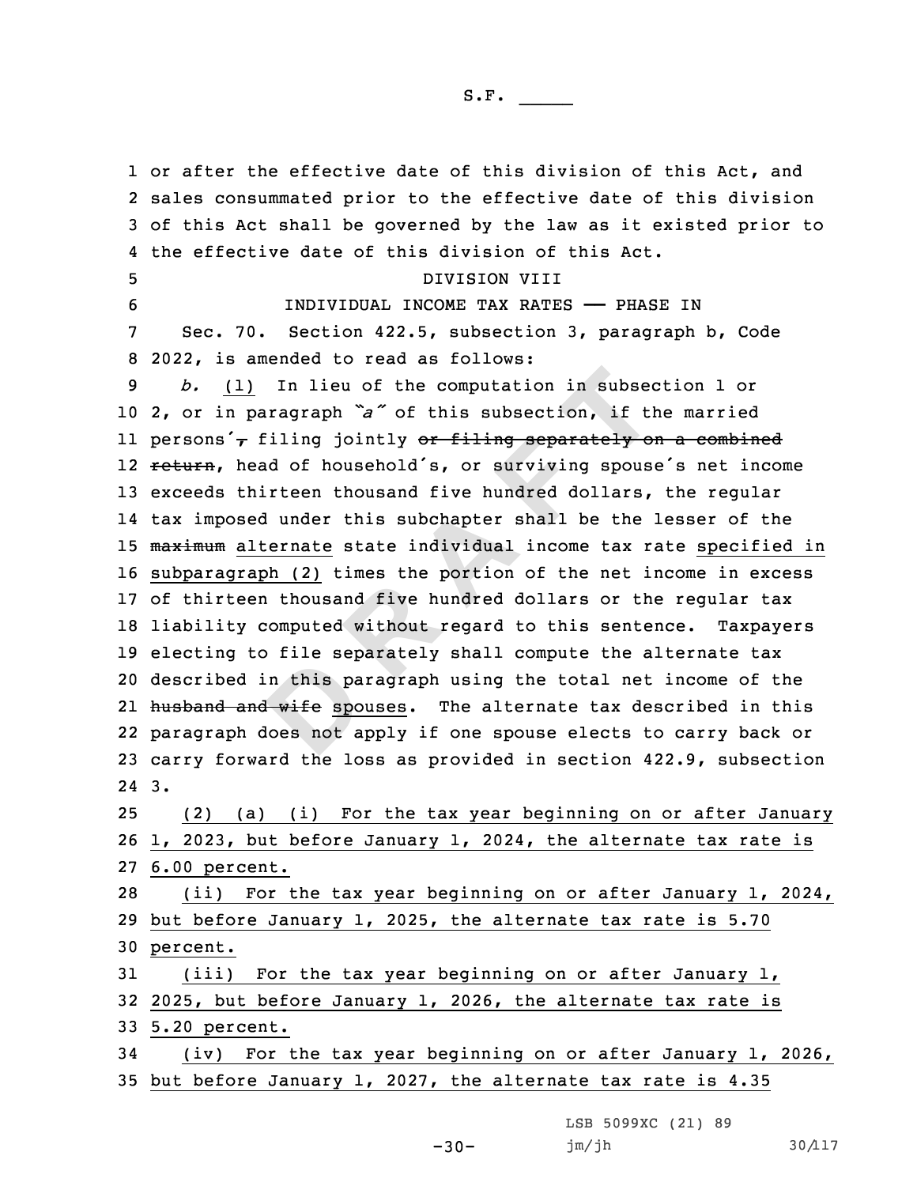or after the effective date of this division of this Act, and sales consummated prior to the effective date of this division of this Act shall be governed by the law as it existed prior to the effective date of this division of this Act.

DIVISION VIII

INDIVIDUAL INCOME TAX RATES —— PHASE IN

Sec. 70. Section 422.5, subsection 3, paragraph b, Code 2022, is amended to read as follows:

*b.* (1) In lieu of the computation in subsection 1 or 2, or in paragraph *"a"* of this subsection, if the married persons', ~~,~~ filing jointly ~~or filing separately on a combined return~~, head of household's, or surviving spouse's net income exceeds thirteen thousand five hundred dollars, the regular tax imposed under this subchapter shall be the lesser of the ~~maximum~~ alternate state individual income tax rate specified in subparagraph (2) times the portion of the net income in excess of thirteen thousand five hundred dollars or the regular tax liability computed without regard to this sentence. Taxpayers electing to file separately shall compute the alternate tax described in this paragraph using the total net income of the ~~husband and wife~~ spouses. The alternate tax described in this paragraph does not apply if one spouse elects to carry back or carry forward the loss as provided in section 422.9, subsection 3.

(2) (a) (i) For the tax year beginning on or after January 1, 2023, but before January 1, 2024, the alternate tax rate is 6.00 percent.

(ii) For the tax year beginning on or after January 1, 2024, but before January 1, 2025, the alternate tax rate is 5.70 percent.

(iii) For the tax year beginning on or after January 1, 2025, but before January 1, 2026, the alternate tax rate is 5.20 percent.

(iv) For the tax year beginning on or after January 1, 2026, but before January 1, 2027, the alternate tax rate is 4.35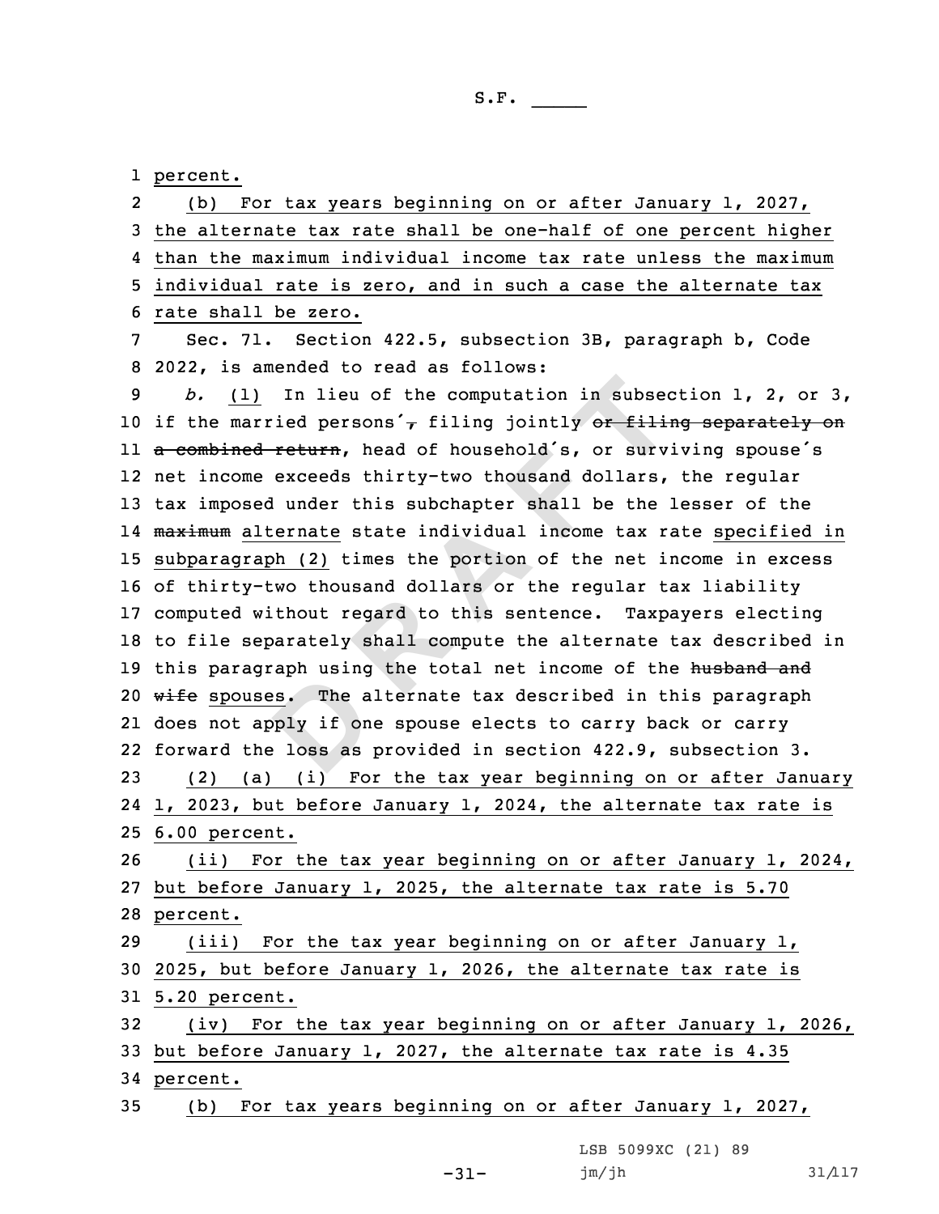percent.

(b) For tax years beginning on or after January 1, 2027, the alternate tax rate shall be one-half of one percent higher than the maximum individual income tax rate unless the maximum individual rate is zero, and in such a case the alternate tax rate shall be zero.

Sec. 71. Section 422.5, subsection 3B, paragraph b, Code 2022, is amended to read as follows:

*b.* (1) In lieu of the computation in subsection 1, 2, or 3, if the married persons', ~~,~~ filing jointly ~~or filing separately on a combined return~~, head of household's, or surviving spouse's net income exceeds thirty-two thousand dollars, the regular tax imposed under this subchapter shall be the lesser of the ~~maximum~~ alternate state individual income tax rate specified in subparagraph (2) times the portion of the net income in excess of thirty-two thousand dollars or the regular tax liability computed without regard to this sentence. Taxpayers electing to file separately shall compute the alternate tax described in this paragraph using the total net income of the ~~husband and wife~~ spouses. The alternate tax described in this paragraph does not apply if one spouse elects to carry back or carry forward the loss as provided in section 422.9, subsection 3.

(2) (a) (i) For the tax year beginning on or after January 1, 2023, but before January 1, 2024, the alternate tax rate is 6.00 percent.

(ii) For the tax year beginning on or after January 1, 2024, but before January 1, 2025, the alternate tax rate is 5.70 percent.

(iii) For the tax year beginning on or after January 1, 2025, but before January 1, 2026, the alternate tax rate is 5.20 percent.

(iv) For the tax year beginning on or after January 1, 2026, but before January 1, 2027, the alternate tax rate is 4.35 percent.

(b) For tax years beginning on or after January 1, 2027,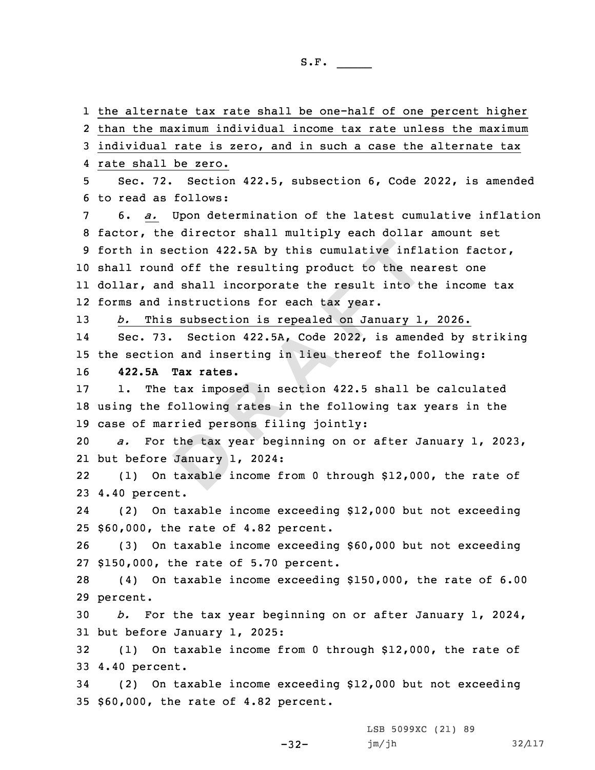the alternate tax rate shall be one-half of one percent higher than the maximum individual income tax rate unless the maximum individual rate is zero, and in such a case the alternate tax rate shall be zero.

Sec. 72. Section 422.5, subsection 6, Code 2022, is amended to read as follows:

6. *a.* Upon determination of the latest cumulative inflation factor, the director shall multiply each dollar amount set forth in section 422.5A by this cumulative inflation factor, shall round off the resulting product to the nearest one dollar, and shall incorporate the result into the income tax forms and instructions for each tax year.

*b.* This subsection is repealed on January 1, 2026.

Sec. 73. Section 422.5A, Code 2022, is amended by striking the section and inserting in lieu thereof the following:

**422.5A Tax rates.**

1. The tax imposed in section 422.5 shall be calculated using the following rates in the following tax years in the case of married persons filing jointly:

*a.* For the tax year beginning on or after January 1, 2023, but before January 1, 2024:

(1) On taxable income from 0 through $12,000, the rate of 4.40 percent.

(2) On taxable income exceeding $12,000 but not exceeding $60,000, the rate of 4.82 percent.

(3) On taxable income exceeding $60,000 but not exceeding $150,000, the rate of 5.70 percent.

(4) On taxable income exceeding $150,000, the rate of 6.00 percent.

*b.* For the tax year beginning on or after January 1, 2024, but before January 1, 2025:

(1) On taxable income from 0 through $12,000, the rate of 4.40 percent.

(2) On taxable income exceeding $12,000 but not exceeding $60,000, the rate of 4.82 percent.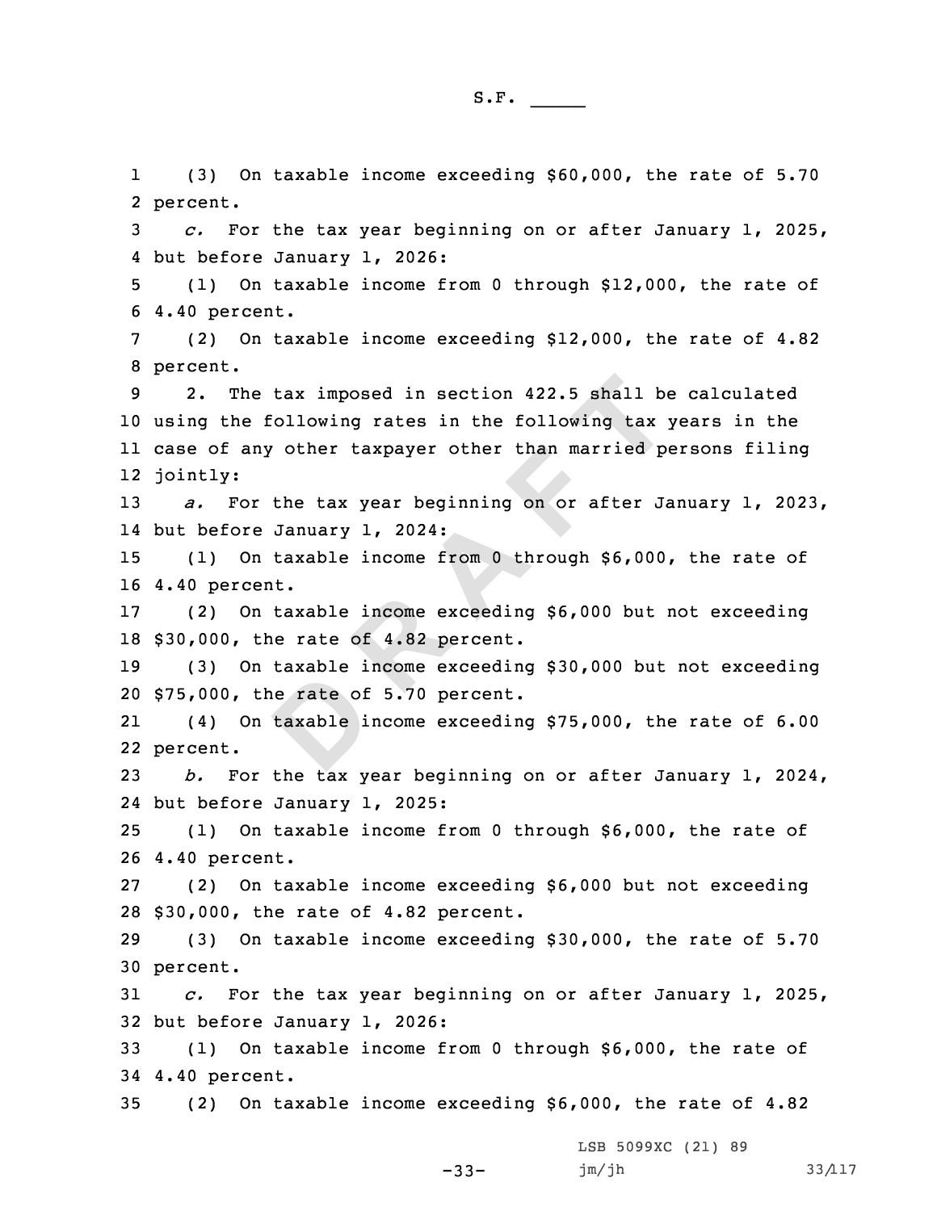(3) On taxable income exceeding $60,000, the rate of 5.70 percent.

*c.* For the tax year beginning on or after January 1, 2025, but before January 1, 2026:

(1) On taxable income from 0 through $12,000, the rate of 4.40 percent.

(2) On taxable income exceeding $12,000, the rate of 4.82 percent.

2. The tax imposed in section 422.5 shall be calculated using the following rates in the following tax years in the case of any other taxpayer other than married persons filing jointly:

*a.* For the tax year beginning on or after January 1, 2023, but before January 1, 2024:

(1) On taxable income from 0 through $6,000, the rate of 4.40 percent.

(2) On taxable income exceeding $6,000 but not exceeding $30,000, the rate of 4.82 percent.

(3) On taxable income exceeding $30,000 but not exceeding $75,000, the rate of 5.70 percent.

(4) On taxable income exceeding $75,000, the rate of 6.00 percent.

*b.* For the tax year beginning on or after January 1, 2024, but before January 1, 2025:

(1) On taxable income from 0 through $6,000, the rate of 4.40 percent.

(2) On taxable income exceeding $6,000 but not exceeding $30,000, the rate of 4.82 percent.

(3) On taxable income exceeding $30,000, the rate of 5.70 percent.

*c.* For the tax year beginning on or after January 1, 2025, but before January 1, 2026:

(1) On taxable income from 0 through $6,000, the rate of 4.40 percent.

(2) On taxable income exceeding $6,000, the rate of 4.82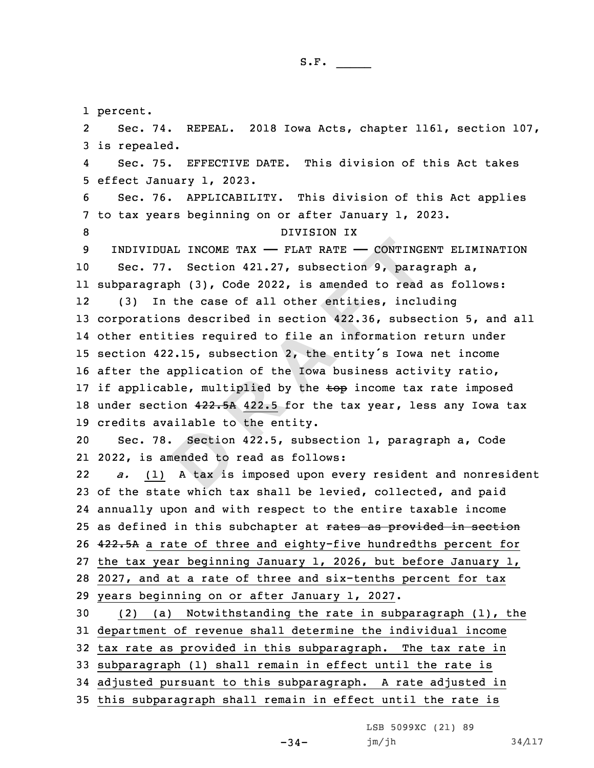percent.

Sec. 74. REPEAL. 2018 Iowa Acts, chapter 1161, section 107, is repealed.

Sec. 75. EFFECTIVE DATE. This division of this Act takes effect January 1, 2023.

Sec. 76. APPLICABILITY. This division of this Act applies to tax years beginning on or after January 1, 2023.

DIVISION IX

INDIVIDUAL INCOME TAX — FLAT RATE — CONTINGENT ELIMINATION

Sec. 77. Section 421.27, subsection 9, paragraph a, subparagraph (3), Code 2022, is amended to read as follows:

(3) In the case of all other entities, including corporations described in section 422.36, subsection 5, and all other entities required to file an information return under section 422.15, subsection 2, the entity's Iowa net income after the application of the Iowa business activity ratio, if applicable, multiplied by the ~~top~~ income tax rate imposed under section ~~422.5A~~ 422.5 for the tax year, less any Iowa tax credits available to the entity.

Sec. 78. Section 422.5, subsection 1, paragraph a, Code 2022, is amended to read as follows:

*a.* (1) A tax is imposed upon every resident and nonresident of the state which tax shall be levied, collected, and paid annually upon and with respect to the entire taxable income as defined in this subchapter at ~~rates as provided in section 422.5A~~ a rate of three and eighty-five hundredths percent for the tax year beginning January 1, 2026, but before January 1, 2027, and at a rate of three and six-tenths percent for tax years beginning on or after January 1, 2027.

(2) (a) Notwithstanding the rate in subparagraph (1), the department of revenue shall determine the individual income tax rate as provided in this subparagraph. The tax rate in subparagraph (1) shall remain in effect until the rate is adjusted pursuant to this subparagraph. A rate adjusted in this subparagraph shall remain in effect until the rate is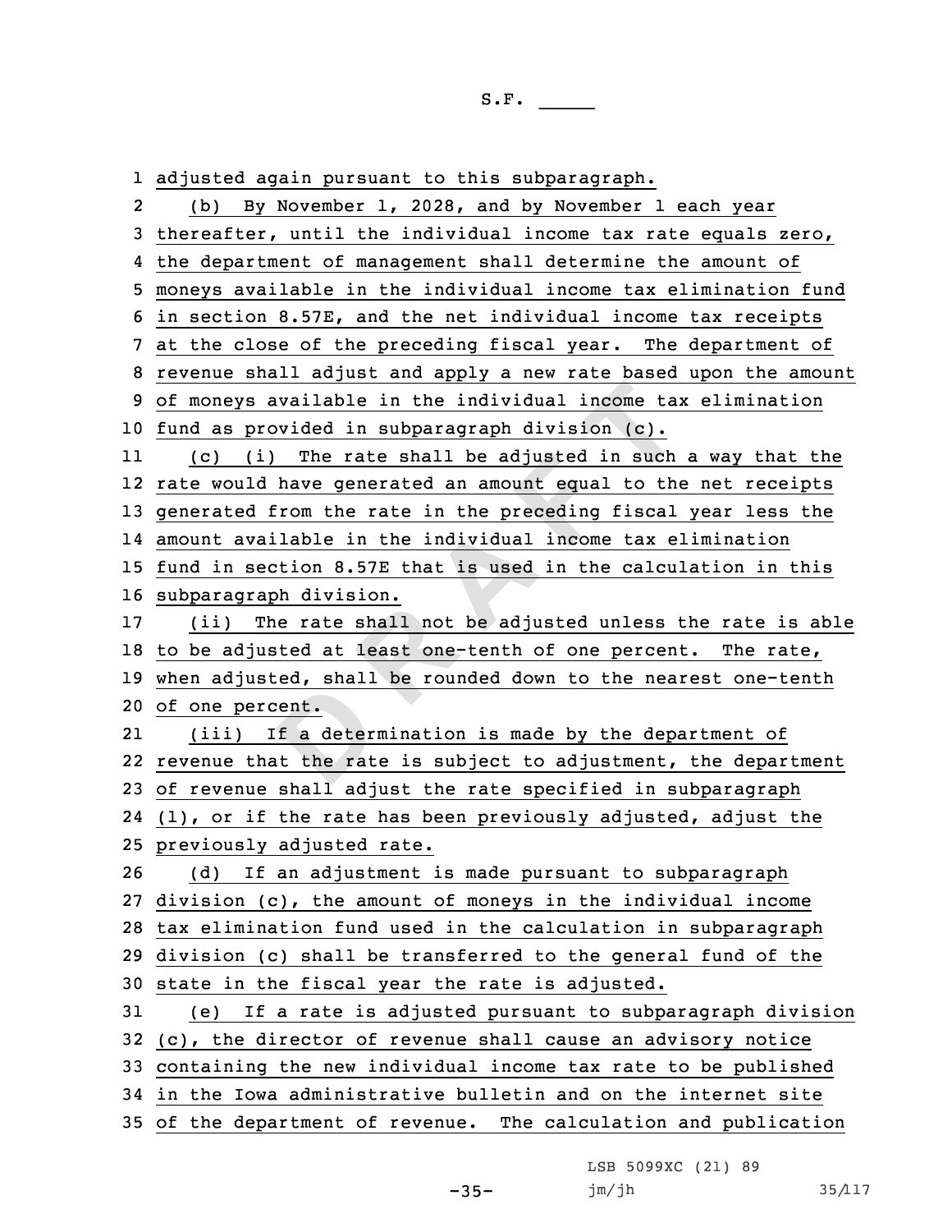adjusted again pursuant to this subparagraph.

(b) By November 1, 2028, and by November 1 each year thereafter, until the individual income tax rate equals zero, the department of management shall determine the amount of moneys available in the individual income tax elimination fund in section 8.57E, and the net individual income tax receipts at the close of the preceding fiscal year. The department of revenue shall adjust and apply a new rate based upon the amount of moneys available in the individual income tax elimination fund as provided in subparagraph division (c).

(c) (i) The rate shall be adjusted in such a way that the rate would have generated an amount equal to the net receipts generated from the rate in the preceding fiscal year less the amount available in the individual income tax elimination fund in section 8.57E that is used in the calculation in this subparagraph division.

(ii) The rate shall not be adjusted unless the rate is able to be adjusted at least one-tenth of one percent. The rate, when adjusted, shall be rounded down to the nearest one-tenth of one percent.

(iii) If a determination is made by the department of revenue that the rate is subject to adjustment, the department of revenue shall adjust the rate specified in subparagraph (1), or if the rate has been previously adjusted, adjust the previously adjusted rate.

(d) If an adjustment is made pursuant to subparagraph division (c), the amount of moneys in the individual income tax elimination fund used in the calculation in subparagraph division (c) shall be transferred to the general fund of the state in the fiscal year the rate is adjusted.

(e) If a rate is adjusted pursuant to subparagraph division (c), the director of revenue shall cause an advisory notice containing the new individual income tax rate to be published in the Iowa administrative bulletin and on the internet site of the department of revenue. The calculation and publication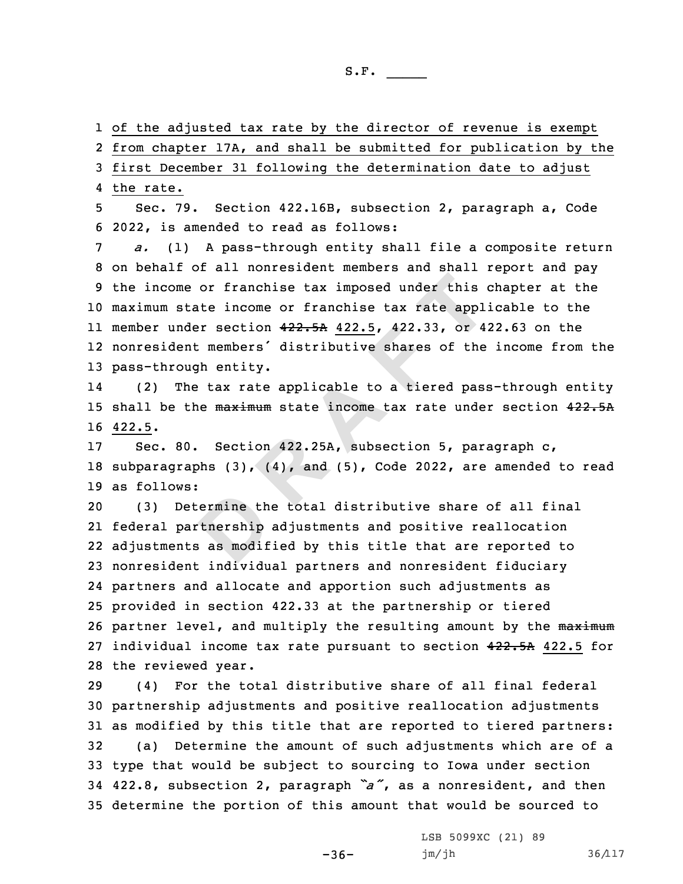of the adjusted tax rate by the director of revenue is exempt from chapter 17A, and shall be submitted for publication by the first December 31 following the determination date to adjust the rate.

Sec. 79. Section 422.16B, subsection 2, paragraph a, Code 2022, is amended to read as follows:

*a.* (1) A pass-through entity shall file a composite return on behalf of all nonresident members and shall report and pay the income or franchise tax imposed under this chapter at the maximum state income or franchise tax rate applicable to the member under section ~~422.5A~~ 422.5, 422.33, or 422.63 on the nonresident members' distributive shares of the income from the pass-through entity.

(2) The tax rate applicable to a tiered pass-through entity shall be the ~~maximum~~ state income tax rate under section ~~422.5A~~ 422.5.

Sec. 80. Section 422.25A, subsection 5, paragraph c, subparagraphs (3), (4), and (5), Code 2022, are amended to read as follows:

(3) Determine the total distributive share of all final federal partnership adjustments and positive reallocation adjustments as modified by this title that are reported to nonresident individual partners and nonresident fiduciary partners and allocate and apportion such adjustments as provided in section 422.33 at the partnership or tiered partner level, and multiply the resulting amount by the ~~maximum~~ individual income tax rate pursuant to section ~~422.5A~~ 422.5 for the reviewed year.

(4) For the total distributive share of all final federal partnership adjustments and positive reallocation adjustments as modified by this title that are reported to tiered partners:

(a) Determine the amount of such adjustments which are of a type that would be subject to sourcing to Iowa under section 422.8, subsection 2, paragraph *"a"*, as a nonresident, and then determine the portion of this amount that would be sourced to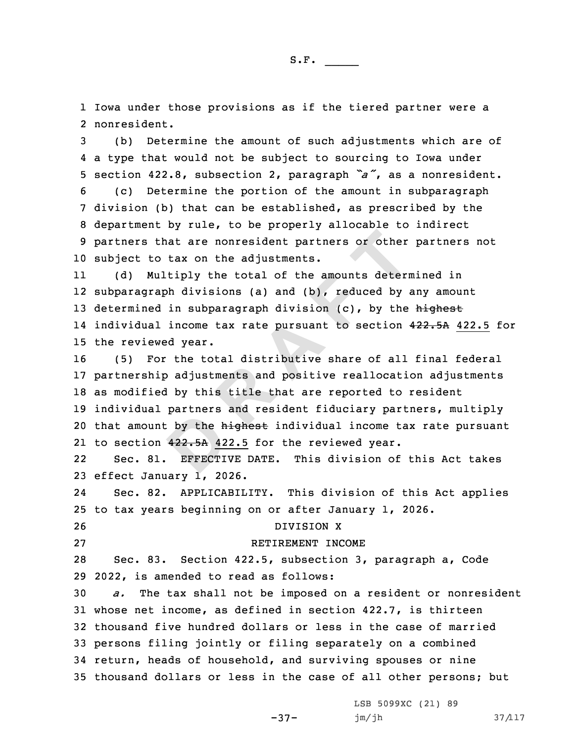Iowa under those provisions as if the tiered partner were a nonresident.

(b) Determine the amount of such adjustments which are of a type that would not be subject to sourcing to Iowa under section 422.8, subsection 2, paragraph *"a"*, as a nonresident.

(c) Determine the portion of the amount in subparagraph division (b) that can be established, as prescribed by the department by rule, to be properly allocable to indirect partners that are nonresident partners or other partners not subject to tax on the adjustments.

(d) Multiply the total of the amounts determined in subparagraph divisions (a) and (b), reduced by any amount determined in subparagraph division (c), by the ~~highest~~ individual income tax rate pursuant to section ~~422.5A~~ 422.5 for the reviewed year.

(5) For the total distributive share of all final federal partnership adjustments and positive reallocation adjustments as modified by this title that are reported to resident individual partners and resident fiduciary partners, multiply that amount by the ~~highest~~ individual income tax rate pursuant to section ~~422.5A~~ 422.5 for the reviewed year.

Sec. 81. EFFECTIVE DATE. This division of this Act takes effect January 1, 2026.

Sec. 82. APPLICABILITY. This division of this Act applies to tax years beginning on or after January 1, 2026.

DIVISION X

RETIREMENT INCOME

Sec. 83. Section 422.5, subsection 3, paragraph a, Code 2022, is amended to read as follows:

*a.* The tax shall not be imposed on a resident or nonresident whose net income, as defined in section 422.7, is thirteen thousand five hundred dollars or less in the case of married persons filing jointly or filing separately on a combined return, heads of household, and surviving spouses or nine thousand dollars or less in the case of all other persons; but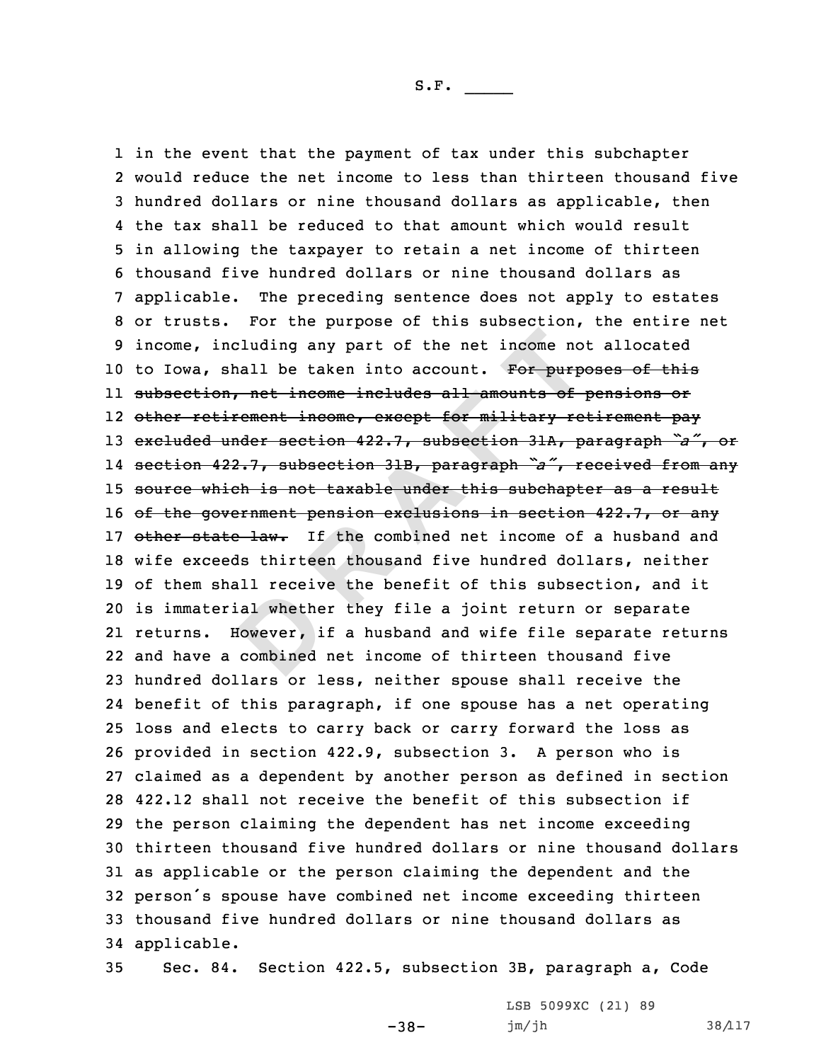in the event that the payment of tax under this subchapter would reduce the net income to less than thirteen thousand five hundred dollars or nine thousand dollars as applicable, then the tax shall be reduced to that amount which would result in allowing the taxpayer to retain a net income of thirteen thousand five hundred dollars or nine thousand dollars as applicable. The preceding sentence does not apply to estates or trusts. For the purpose of this subsection, the entire net income, including any part of the net income not allocated to Iowa, shall be taken into account. ~~For purposes of this subsection, net income includes all amounts of pensions or other retirement income, except for military retirement pay excluded under section 422.7, subsection 31A, paragraph "a", or section 422.7, subsection 31B, paragraph "a", received from any source which is not taxable under this subchapter as a result of the government pension exclusions in section 422.7, or any other state law.~~ If the combined net income of a husband and wife exceeds thirteen thousand five hundred dollars, neither of them shall receive the benefit of this subsection, and it is immaterial whether they file a joint return or separate returns. However, if a husband and wife file separate returns and have a combined net income of thirteen thousand five hundred dollars or less, neither spouse shall receive the benefit of this paragraph, if one spouse has a net operating loss and elects to carry back or carry forward the loss as provided in section 422.9, subsection 3. A person who is claimed as a dependent by another person as defined in section 422.12 shall not receive the benefit of this subsection if the person claiming the dependent has net income exceeding thirteen thousand five hundred dollars or nine thousand dollars as applicable or the person claiming the dependent and the person's spouse have combined net income exceeding thirteen thousand five hundred dollars or nine thousand dollars as applicable.

Sec. 84. Section 422.5, subsection 3B, paragraph a, Code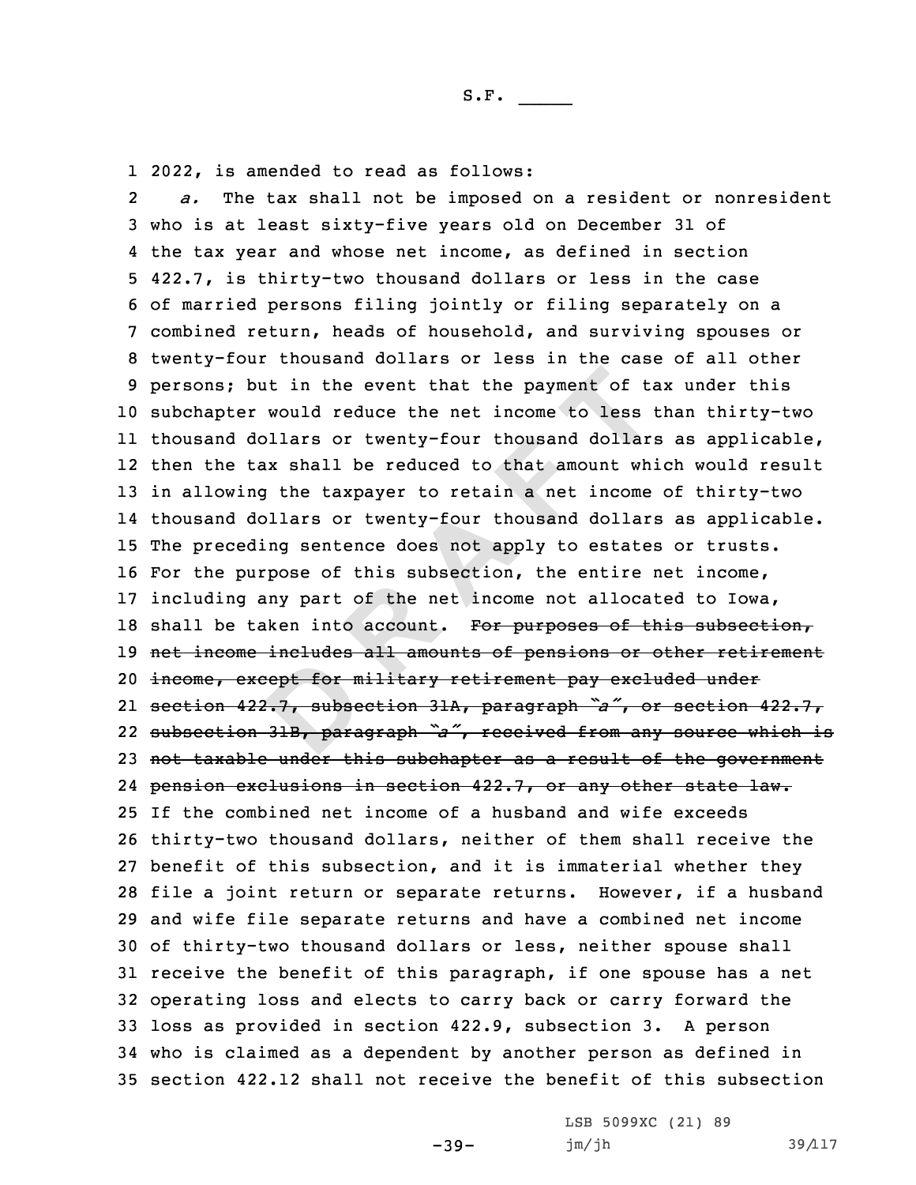2022, is amended to read as follows:

*a.* The tax shall not be imposed on a resident or nonresident who is at least sixty-five years old on December 31 of the tax year and whose net income, as defined in section 422.7, is thirty-two thousand dollars or less in the case of married persons filing jointly or filing separately on a combined return, heads of household, and surviving spouses or twenty-four thousand dollars or less in the case of all other persons; but in the event that the payment of tax under this subchapter would reduce the net income to less than thirty-two thousand dollars or twenty-four thousand dollars as applicable, then the tax shall be reduced to that amount which would result in allowing the taxpayer to retain a net income of thirty-two thousand dollars or twenty-four thousand dollars as applicable. The preceding sentence does not apply to estates or trusts. For the purpose of this subsection, the entire net income, including any part of the net income not allocated to Iowa, shall be taken into account. ~~For purposes of this subsection, net income includes all amounts of pensions or other retirement income, except for military retirement pay excluded under section 422.7, subsection 31A, paragraph "a", or section 422.7, subsection 31B, paragraph "a", received from any source which is not taxable under this subchapter as a result of the government pension exclusions in section 422.7, or any other state law.~~ If the combined net income of a husband and wife exceeds thirty-two thousand dollars, neither of them shall receive the benefit of this subsection, and it is immaterial whether they file a joint return or separate returns. However, if a husband and wife file separate returns and have a combined net income of thirty-two thousand dollars or less, neither spouse shall receive the benefit of this paragraph, if one spouse has a net operating loss and elects to carry back or carry forward the loss as provided in section 422.9, subsection 3. A person who is claimed as a dependent by another person as defined in section 422.12 shall not receive the benefit of this subsection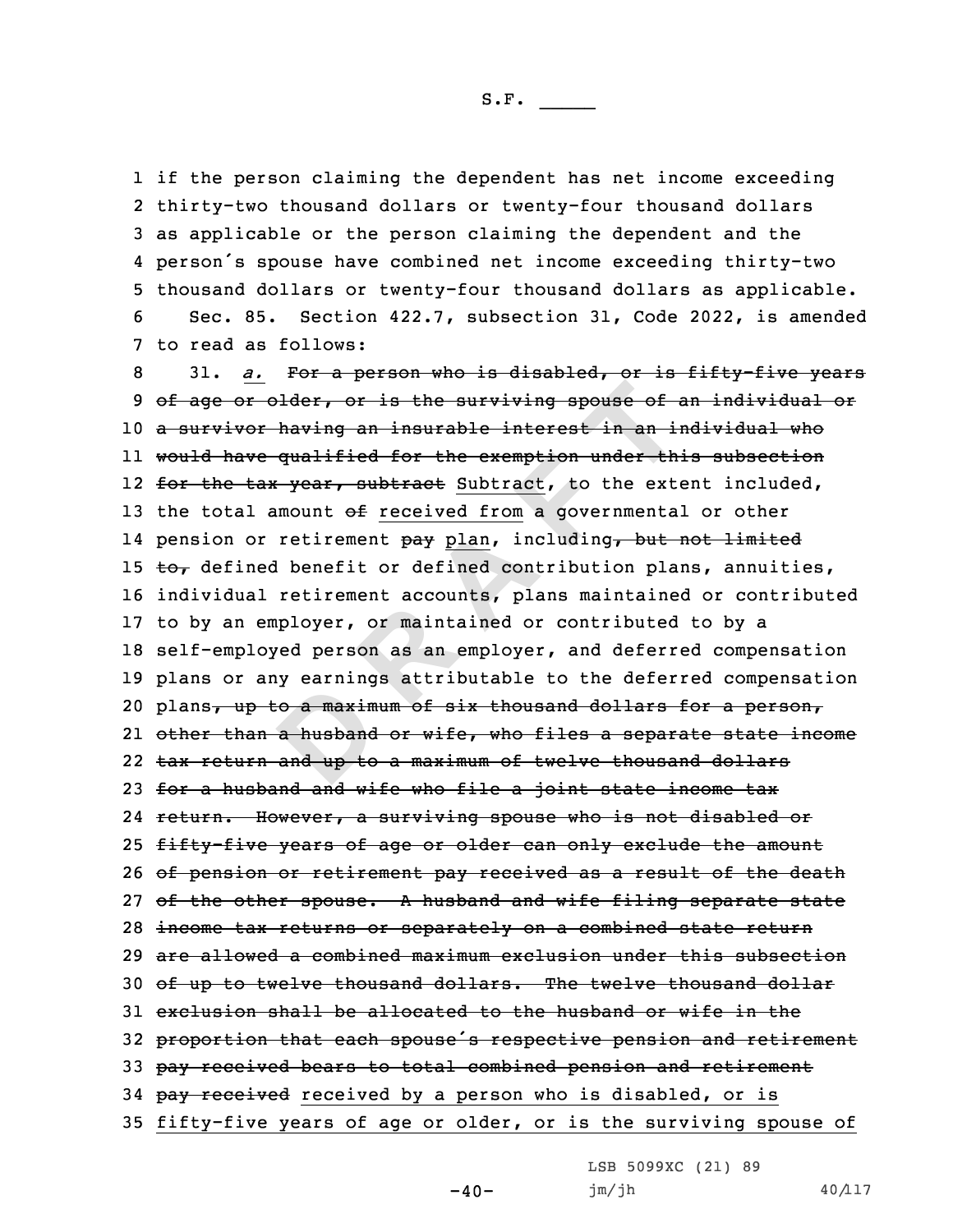if the person claiming the dependent has net income exceeding thirty-two thousand dollars or twenty-four thousand dollars as applicable or the person claiming the dependent and the person's spouse have combined net income exceeding thirty-two thousand dollars or twenty-four thousand dollars as applicable.

Sec. 85. Section 422.7, subsection 31, Code 2022, is amended to read as follows:

31. *a.* ~~For a person who is disabled, or is fifty-five years of age or older, or is the surviving spouse of an individual or a survivor having an insurable interest in an individual who would have qualified for the exemption under this subsection for the tax year, subtract~~ Subtract, to the extent included, the total amount ~~of~~ received from a governmental or other pension or retirement ~~pay~~ plan, including~~, but not limited to,~~ defined benefit or defined contribution plans, annuities, individual retirement accounts, plans maintained or contributed to by an employer, or maintained or contributed to by a self-employed person as an employer, and deferred compensation plans or any earnings attributable to the deferred compensation plans~~, up to a maximum of six thousand dollars for a person, other than a husband or wife, who files a separate state income tax return and up to a maximum of twelve thousand dollars for a husband and wife who file a joint state income tax return. However, a surviving spouse who is not disabled or fifty-five years of age or older can only exclude the amount of pension or retirement pay received as a result of the death of the other spouse. A husband and wife filing separate state income tax returns or separately on a combined state return are allowed a combined maximum exclusion under this subsection of up to twelve thousand dollars. The twelve thousand dollar exclusion shall be allocated to the husband or wife in the proportion that each spouse's respective pension and retirement pay received bears to total combined pension and retirement pay received~~ received by a person who is disabled, or is fifty-five years of age or older, or is the surviving spouse of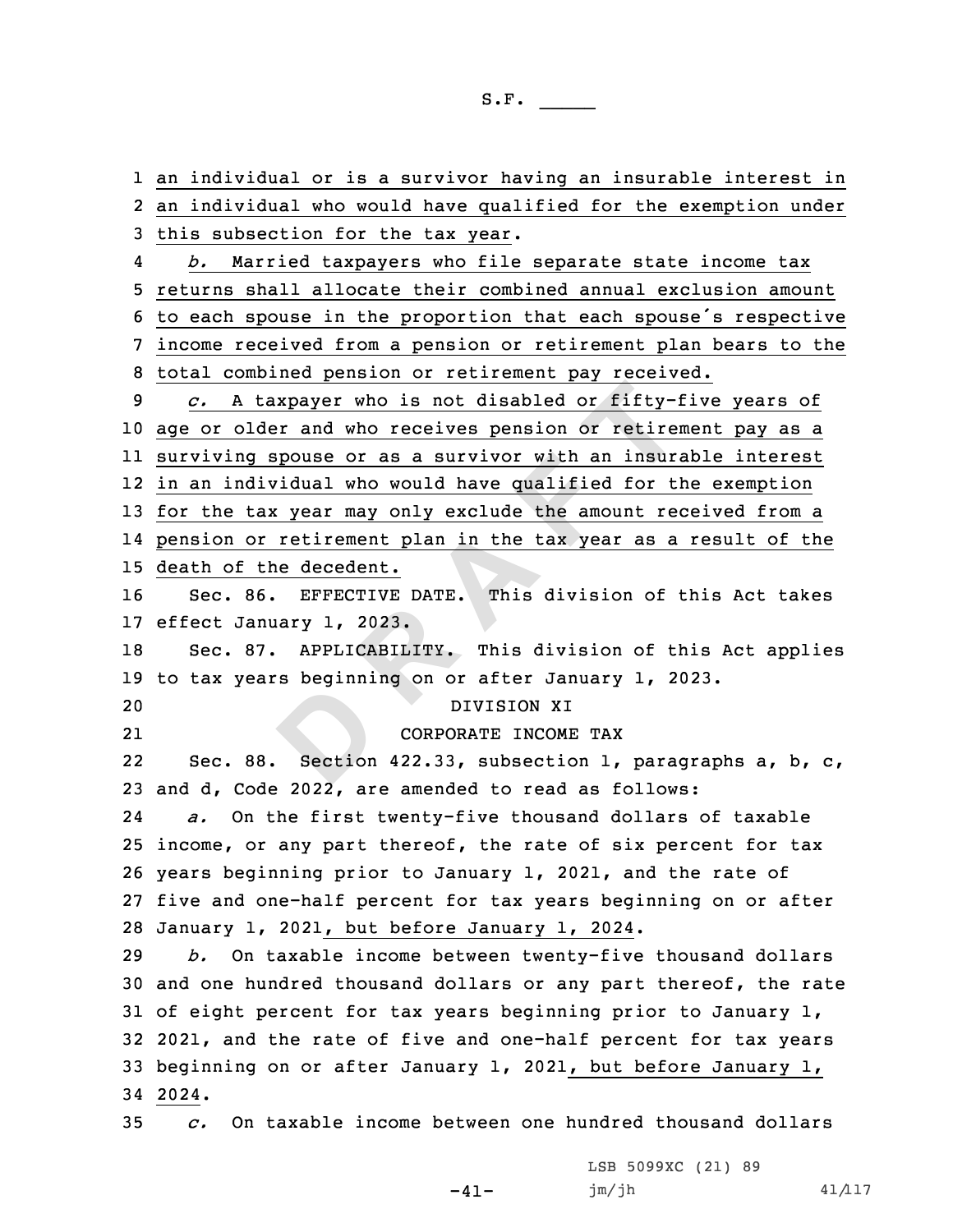an individual or is a survivor having an insurable interest in an individual who would have qualified for the exemption under this subsection for the tax year.

*b.* Married taxpayers who file separate state income tax returns shall allocate their combined annual exclusion amount to each spouse in the proportion that each spouse's respective income received from a pension or retirement plan bears to the total combined pension or retirement pay received.

*c.* A taxpayer who is not disabled or fifty-five years of age or older and who receives pension or retirement pay as a surviving spouse or as a survivor with an insurable interest in an individual who would have qualified for the exemption for the tax year may only exclude the amount received from a pension or retirement plan in the tax year as a result of the death of the decedent.

Sec. 86. EFFECTIVE DATE. This division of this Act takes effect January 1, 2023.

Sec. 87. APPLICABILITY. This division of this Act applies to tax years beginning on or after January 1, 2023.

DIVISION XI

CORPORATE INCOME TAX

Sec. 88. Section 422.33, subsection 1, paragraphs a, b, c, and d, Code 2022, are amended to read as follows:

*a.* On the first twenty-five thousand dollars of taxable income, or any part thereof, the rate of six percent for tax years beginning prior to January 1, 2021, and the rate of five and one-half percent for tax years beginning on or after January 1, 2021, but before January 1, 2024.

*b.* On taxable income between twenty-five thousand dollars and one hundred thousand dollars or any part thereof, the rate of eight percent for tax years beginning prior to January 1, 2021, and the rate of five and one-half percent for tax years beginning on or after January 1, 2021, but before January 1, 2024.

*c.* On taxable income between one hundred thousand dollars

LSB 5099XC (21) 89
jm/jh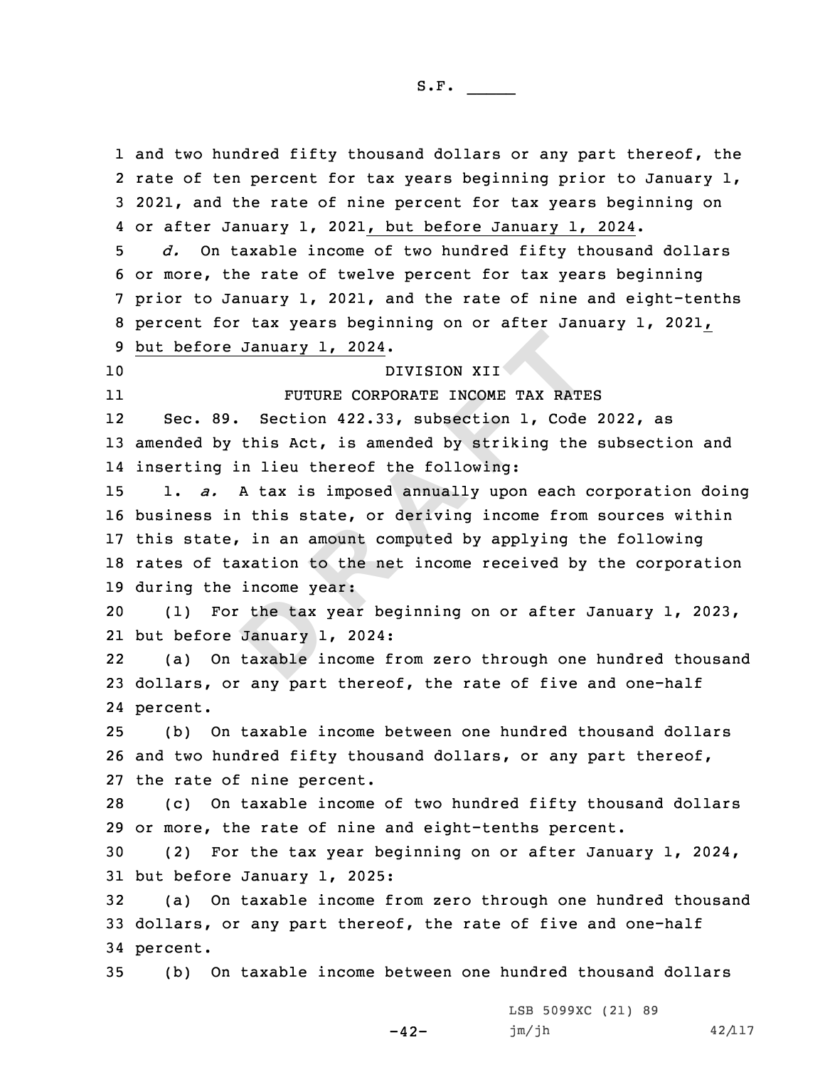and two hundred fifty thousand dollars or any part thereof, the rate of ten percent for tax years beginning prior to January 1, 2021, and the rate of nine percent for tax years beginning on or after January 1, 2021, but before January 1, 2024.

*d.* On taxable income of two hundred fifty thousand dollars or more, the rate of twelve percent for tax years beginning prior to January 1, 2021, and the rate of nine and eight-tenths percent for tax years beginning on or after January 1, 2021, but before January 1, 2024.

DIVISION XII

FUTURE CORPORATE INCOME TAX RATES

Sec. 89. Section 422.33, subsection 1, Code 2022, as amended by this Act, is amended by striking the subsection and inserting in lieu thereof the following:

1. *a.* A tax is imposed annually upon each corporation doing business in this state, or deriving income from sources within this state, in an amount computed by applying the following rates of taxation to the net income received by the corporation during the income year:

(1) For the tax year beginning on or after January 1, 2023, but before January 1, 2024:

(a) On taxable income from zero through one hundred thousand dollars, or any part thereof, the rate of five and one-half percent.

(b) On taxable income between one hundred thousand dollars and two hundred fifty thousand dollars, or any part thereof, the rate of nine percent.

(c) On taxable income of two hundred fifty thousand dollars or more, the rate of nine and eight-tenths percent.

(2) For the tax year beginning on or after January 1, 2024, but before January 1, 2025:

(a) On taxable income from zero through one hundred thousand dollars, or any part thereof, the rate of five and one-half percent.

(b) On taxable income between one hundred thousand dollars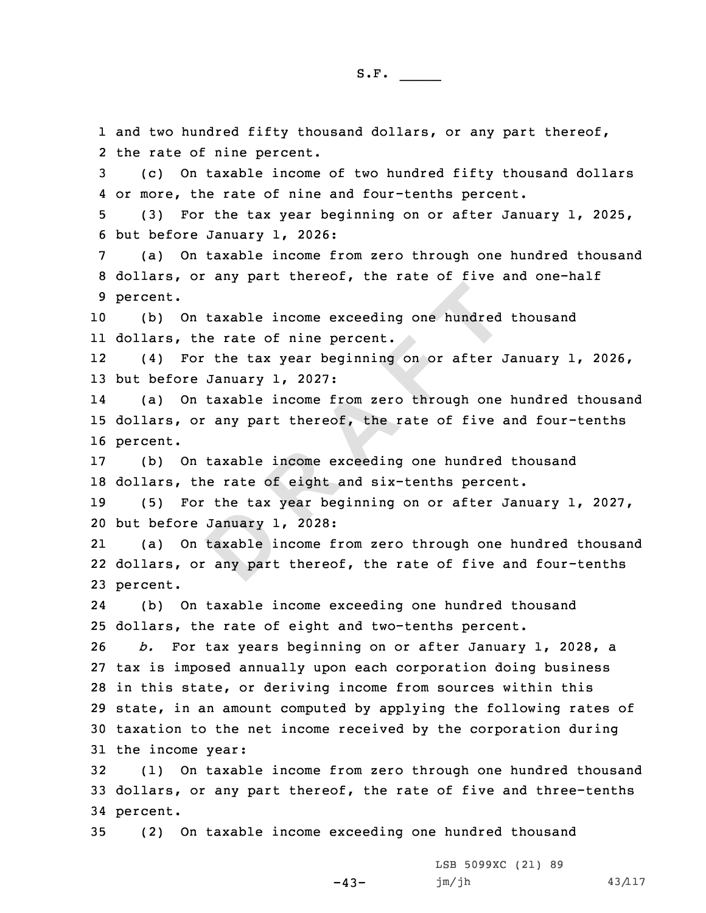and two hundred fifty thousand dollars, or any part thereof, the rate of nine percent.

(c) On taxable income of two hundred fifty thousand dollars or more, the rate of nine and four-tenths percent.

(3) For the tax year beginning on or after January 1, 2025, but before January 1, 2026:

(a) On taxable income from zero through one hundred thousand dollars, or any part thereof, the rate of five and one-half percent.

(b) On taxable income exceeding one hundred thousand dollars, the rate of nine percent.

(4) For the tax year beginning on or after January 1, 2026, but before January 1, 2027:

(a) On taxable income from zero through one hundred thousand dollars, or any part thereof, the rate of five and four-tenths percent.

(b) On taxable income exceeding one hundred thousand dollars, the rate of eight and six-tenths percent.

(5) For the tax year beginning on or after January 1, 2027, but before January 1, 2028:

(a) On taxable income from zero through one hundred thousand dollars, or any part thereof, the rate of five and four-tenths percent.

(b) On taxable income exceeding one hundred thousand dollars, the rate of eight and two-tenths percent.

*b.* For tax years beginning on or after January 1, 2028, a tax is imposed annually upon each corporation doing business in this state, or deriving income from sources within this state, in an amount computed by applying the following rates of taxation to the net income received by the corporation during the income year:

(1) On taxable income from zero through one hundred thousand dollars, or any part thereof, the rate of five and three-tenths percent.

(2) On taxable income exceeding one hundred thousand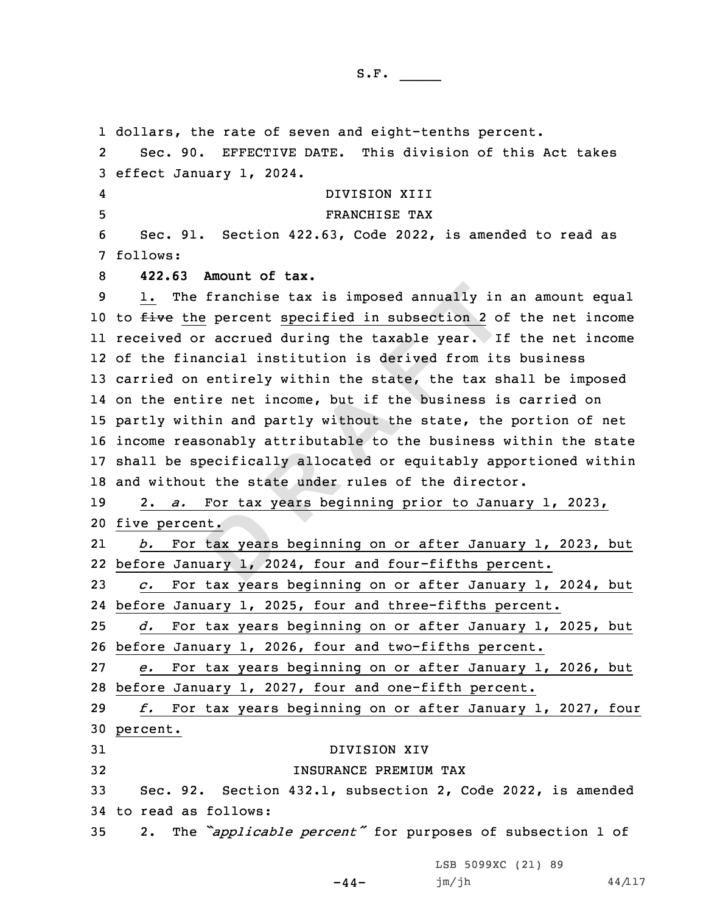dollars, the rate of seven and eight-tenths percent.

Sec. 90. EFFECTIVE DATE. This division of this Act takes effect January 1, 2024.

DIVISION XIII

FRANCHISE TAX

Sec. 91. Section 422.63, Code 2022, is amended to read as follows:

**422.63 Amount of tax.**

1. The franchise tax is imposed annually in an amount equal to ~~five~~ the percent specified in subsection 2 of the net income received or accrued during the taxable year. If the net income of the financial institution is derived from its business carried on entirely within the state, the tax shall be imposed on the entire net income, but if the business is carried on partly within and partly without the state, the portion of net income reasonably attributable to the business within the state shall be specifically allocated or equitably apportioned within and without the state under rules of the director.

2. *a.* For tax years beginning prior to January 1, 2023, five percent.

*b.* For tax years beginning on or after January 1, 2023, but before January 1, 2024, four and four-fifths percent.

*c.* For tax years beginning on or after January 1, 2024, but before January 1, 2025, four and three-fifths percent.

*d.* For tax years beginning on or after January 1, 2025, but before January 1, 2026, four and two-fifths percent.

*e.* For tax years beginning on or after January 1, 2026, but before January 1, 2027, four and one-fifth percent.

*f.* For tax years beginning on or after January 1, 2027, four percent.

DIVISION XIV

INSURANCE PREMIUM TAX

Sec. 92. Section 432.1, subsection 2, Code 2022, is amended to read as follows:

2. The *"applicable percent"* for purposes of subsection 1 of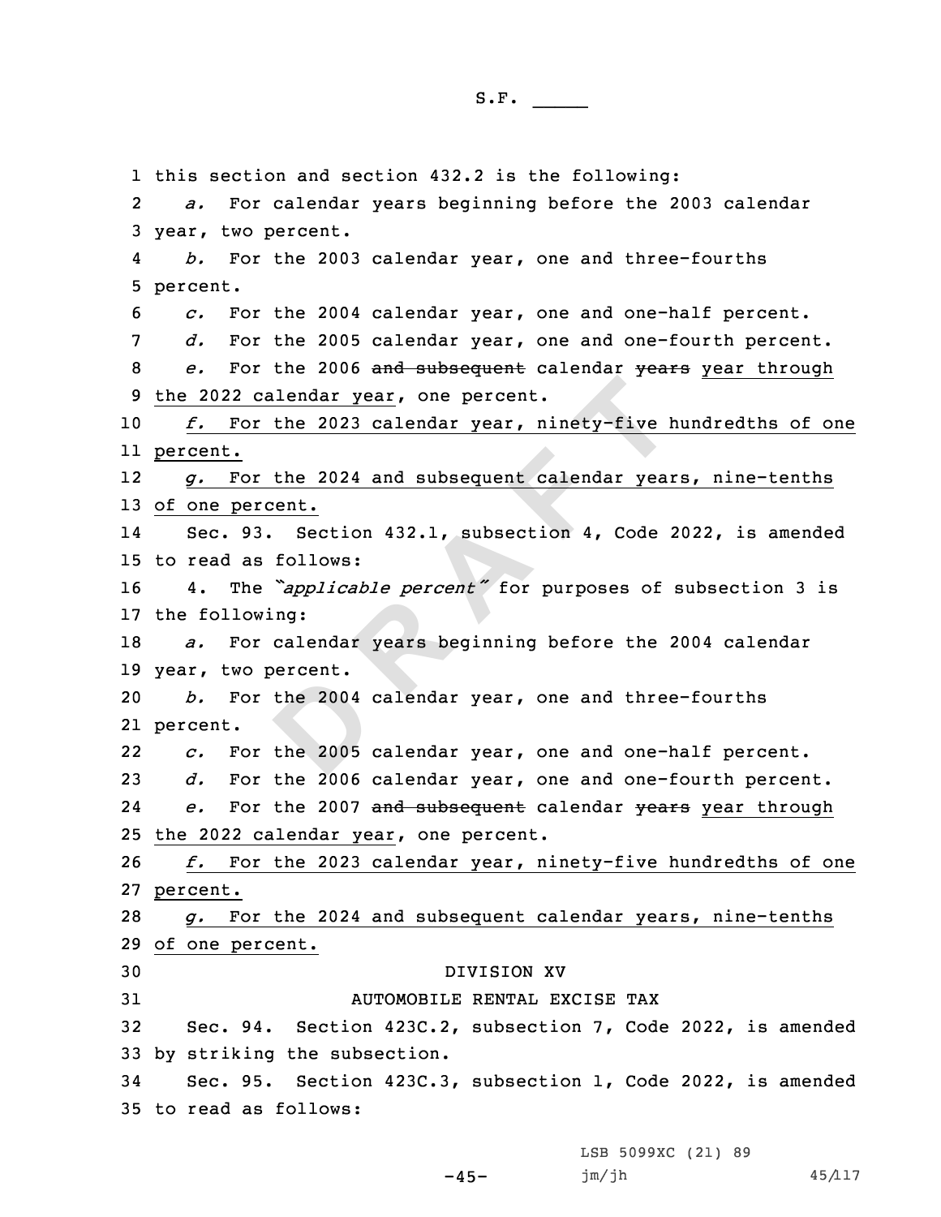this section and section 432.2 is the following:

*a.* For calendar years beginning before the 2003 calendar year, two percent.

*b.* For the 2003 calendar year, one and three-fourths percent.

*c.* For the 2004 calendar year, one and one-half percent.

*d.* For the 2005 calendar year, one and one-fourth percent.

*e.* For the 2006 ~~and subsequent~~ calendar ~~years~~ year through the 2022 calendar year, one percent.

*f.* For the 2023 calendar year, ninety-five hundredths of one percent.

*g.* For the 2024 and subsequent calendar years, nine-tenths of one percent.

Sec. 93. Section 432.1, subsection 4, Code 2022, is amended to read as follows:

4. The *"applicable percent"* for purposes of subsection 3 is the following:

*a.* For calendar years beginning before the 2004 calendar year, two percent.

*b.* For the 2004 calendar year, one and three-fourths percent.

*c.* For the 2005 calendar year, one and one-half percent.

*d.* For the 2006 calendar year, one and one-fourth percent.

*e.* For the 2007 ~~and subsequent~~ calendar ~~years~~ year through the 2022 calendar year, one percent.

*f.* For the 2023 calendar year, ninety-five hundredths of one percent.

*g.* For the 2024 and subsequent calendar years, nine-tenths of one percent.

DIVISION XV

AUTOMOBILE RENTAL EXCISE TAX

Sec. 94. Section 423C.2, subsection 7, Code 2022, is amended by striking the subsection.

Sec. 95. Section 423C.3, subsection 1, Code 2022, is amended to read as follows: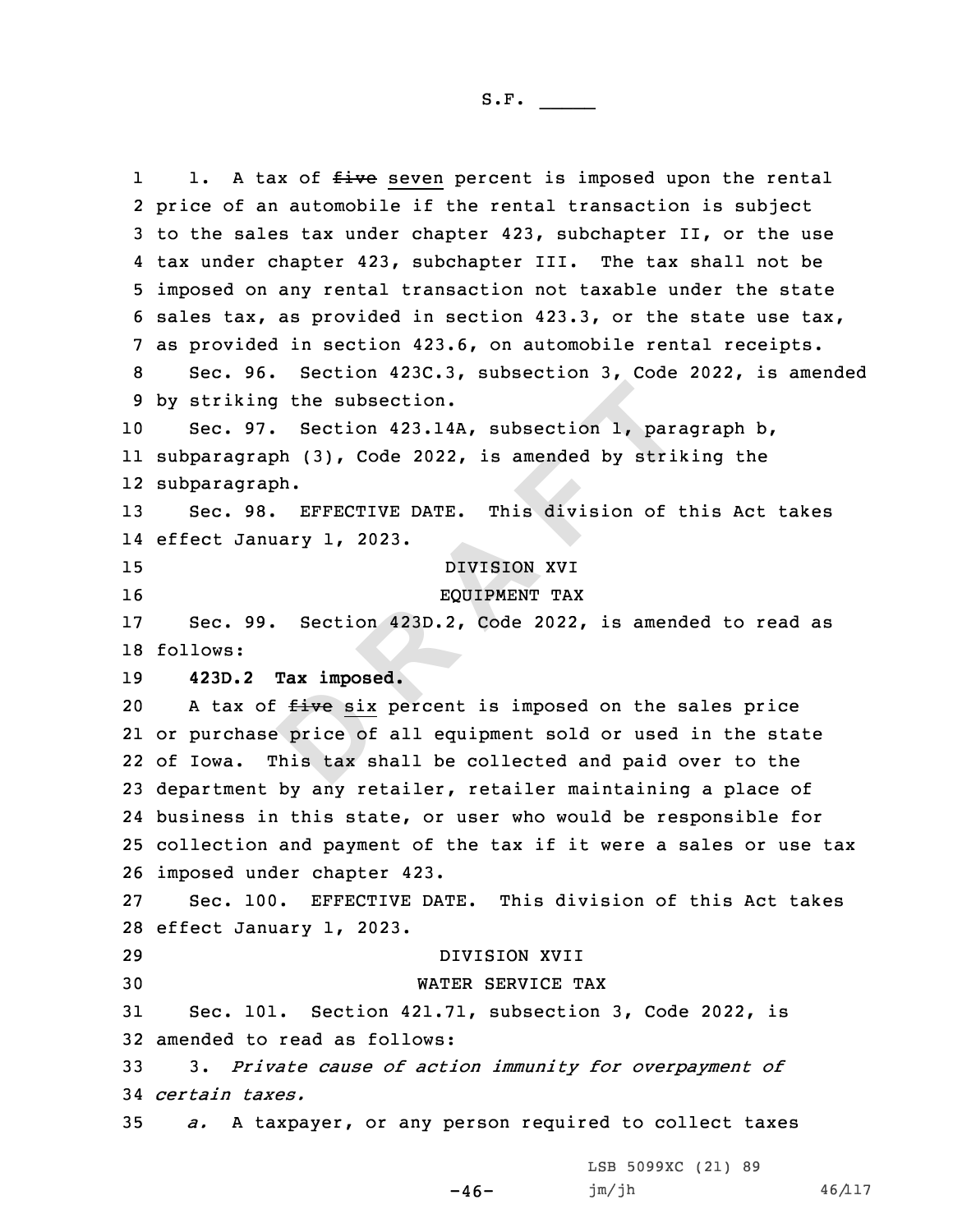1. A tax of ~~five~~ seven percent is imposed upon the rental price of an automobile if the rental transaction is subject to the sales tax under chapter 423, subchapter II, or the use tax under chapter 423, subchapter III. The tax shall not be imposed on any rental transaction not taxable under the state sales tax, as provided in section 423.3, or the state use tax, as provided in section 423.6, on automobile rental receipts.

Sec. 96. Section 423C.3, subsection 3, Code 2022, is amended by striking the subsection.

Sec. 97. Section 423.14A, subsection 1, paragraph b, subparagraph (3), Code 2022, is amended by striking the subparagraph.

Sec. 98. EFFECTIVE DATE. This division of this Act takes effect January 1, 2023.

DIVISION XVI

EQUIPMENT TAX

Sec. 99. Section 423D.2, Code 2022, is amended to read as follows:

**423D.2 Tax imposed.**

A tax of ~~five~~ six percent is imposed on the sales price or purchase price of all equipment sold or used in the state of Iowa. This tax shall be collected and paid over to the department by any retailer, retailer maintaining a place of business in this state, or user who would be responsible for collection and payment of the tax if it were a sales or use tax imposed under chapter 423.

Sec. 100. EFFECTIVE DATE. This division of this Act takes effect January 1, 2023.

DIVISION XVII

WATER SERVICE TAX

Sec. 101. Section 421.71, subsection 3, Code 2022, is amended to read as follows:

3. *Private cause of action immunity for overpayment of certain taxes.*

*a.* A taxpayer, or any person required to collect taxes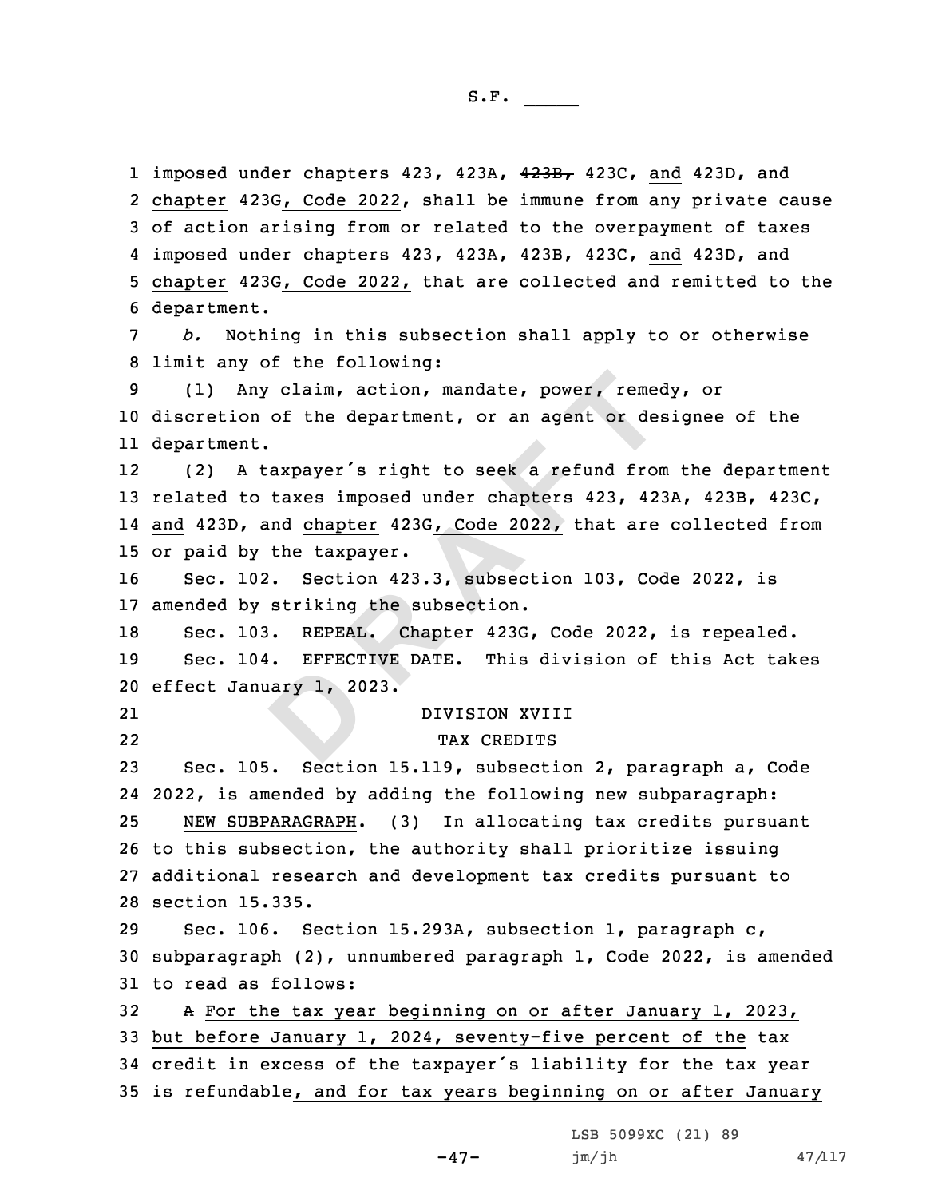imposed under chapters 423, 423A, ~~423B,~~ 423C, and 423D, and chapter 423G, Code 2022, shall be immune from any private cause of action arising from or related to the overpayment of taxes imposed under chapters 423, 423A, 423B, 423C, and 423D, and chapter 423G, Code 2022, that are collected and remitted to the department.

*b.* Nothing in this subsection shall apply to or otherwise limit any of the following:

(1) Any claim, action, mandate, power, remedy, or discretion of the department, or an agent or designee of the department.

(2) A taxpayer's right to seek a refund from the department related to taxes imposed under chapters 423, 423A, ~~423B,~~ 423C, and 423D, and chapter 423G, Code 2022, that are collected from or paid by the taxpayer.

Sec. 102. Section 423.3, subsection 103, Code 2022, is amended by striking the subsection.

Sec. 103. REPEAL. Chapter 423G, Code 2022, is repealed.

Sec. 104. EFFECTIVE DATE. This division of this Act takes effect January 1, 2023.

DIVISION XVIII

TAX CREDITS

Sec. 105. Section 15.119, subsection 2, paragraph a, Code 2022, is amended by adding the following new subparagraph:

NEW SUBPARAGRAPH. (3) In allocating tax credits pursuant to this subsection, the authority shall prioritize issuing additional research and development tax credits pursuant to section 15.335.

Sec. 106. Section 15.293A, subsection 1, paragraph c, subparagraph (2), unnumbered paragraph 1, Code 2022, is amended to read as follows:

~~A~~ For the tax year beginning on or after January 1, 2023, but before January 1, 2024, seventy-five percent of the tax credit in excess of the taxpayer's liability for the tax year is refundable, and for tax years beginning on or after January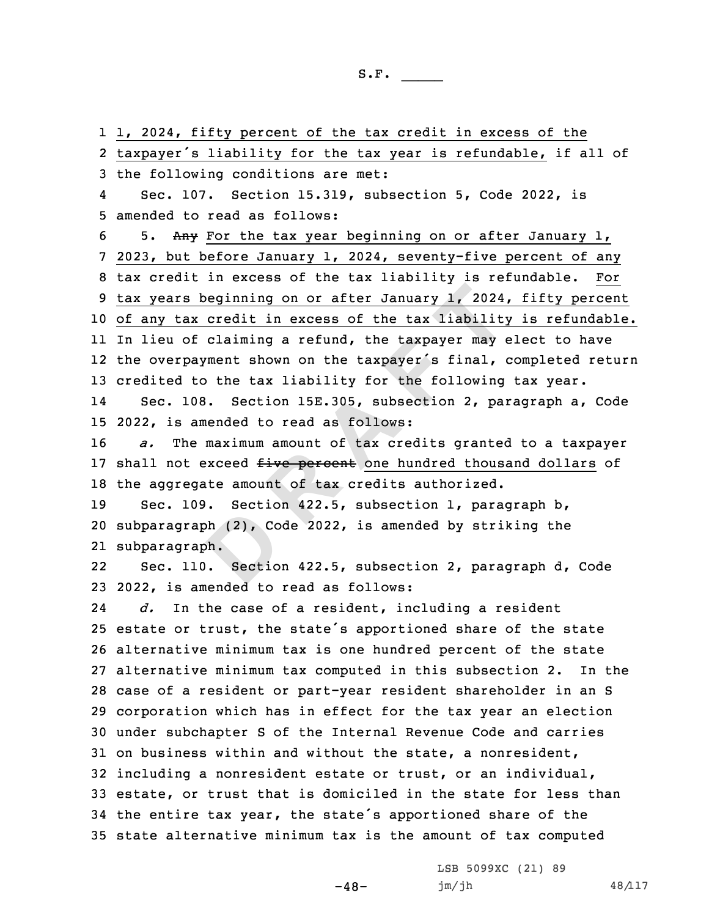1, 2024, fifty percent of the tax credit in excess of the taxpayer's liability for the tax year is refundable, if all of the following conditions are met:

Sec. 107. Section 15.319, subsection 5, Code 2022, is amended to read as follows:

5. ~~Any~~ For the tax year beginning on or after January 1, 2023, but before January 1, 2024, seventy-five percent of any tax credit in excess of the tax liability is refundable. For tax years beginning on or after January 1, 2024, fifty percent of any tax credit in excess of the tax liability is refundable. In lieu of claiming a refund, the taxpayer may elect to have the overpayment shown on the taxpayer's final, completed return credited to the tax liability for the following tax year.

Sec. 108. Section 15E.305, subsection 2, paragraph a, Code 2022, is amended to read as follows:

*a.* The maximum amount of tax credits granted to a taxpayer shall not exceed ~~five percent~~ one hundred thousand dollars of the aggregate amount of tax credits authorized.

Sec. 109. Section 422.5, subsection 1, paragraph b, subparagraph (2), Code 2022, is amended by striking the subparagraph.

Sec. 110. Section 422.5, subsection 2, paragraph d, Code 2022, is amended to read as follows:

*d.* In the case of a resident, including a resident estate or trust, the state's apportioned share of the state alternative minimum tax is one hundred percent of the state alternative minimum tax computed in this subsection 2. In the case of a resident or part-year resident shareholder in an S corporation which has in effect for the tax year an election under subchapter S of the Internal Revenue Code and carries on business within and without the state, a nonresident, including a nonresident estate or trust, or an individual, estate, or trust that is domiciled in the state for less than the entire tax year, the state's apportioned share of the state alternative minimum tax is the amount of tax computed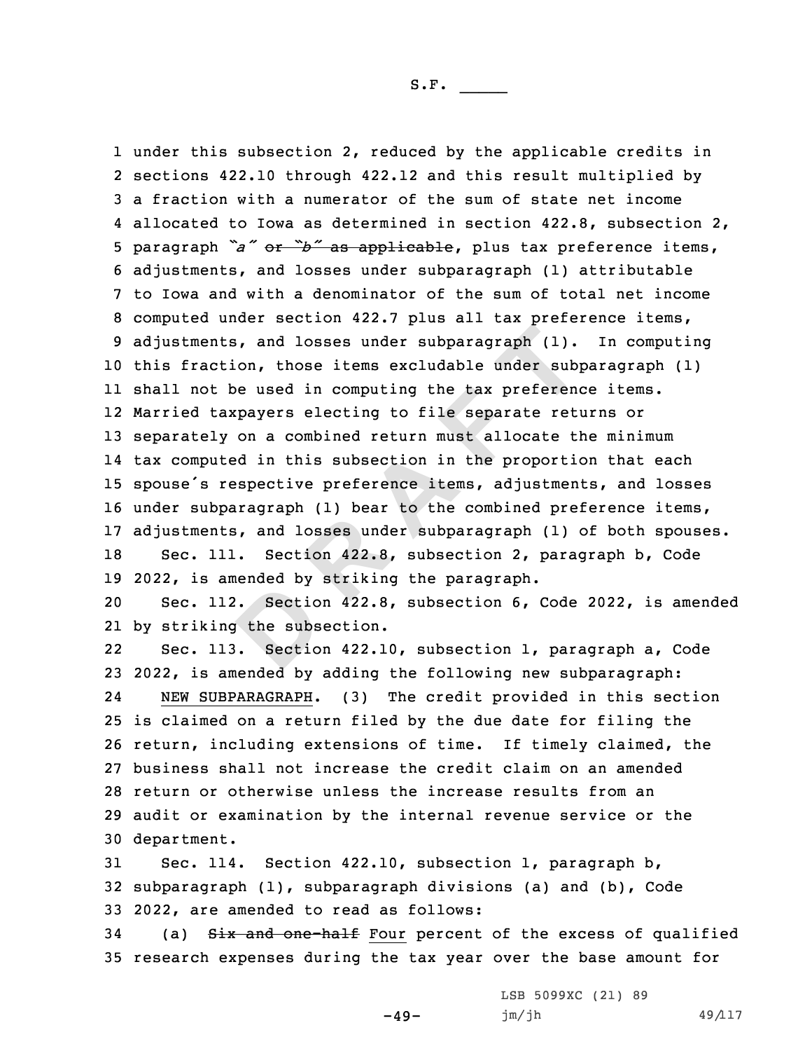under this subsection 2, reduced by the applicable credits in sections 422.10 through 422.12 and this result multiplied by a fraction with a numerator of the sum of state net income allocated to Iowa as determined in section 422.8, subsection 2, paragraph *"a"* ~~or *"b"* as applicable~~, plus tax preference items, adjustments, and losses under subparagraph (1) attributable to Iowa and with a denominator of the sum of total net income computed under section 422.7 plus all tax preference items, adjustments, and losses under subparagraph (1). In computing this fraction, those items excludable under subparagraph (1) shall not be used in computing the tax preference items. Married taxpayers electing to file separate returns or separately on a combined return must allocate the minimum tax computed in this subsection in the proportion that each spouse's respective preference items, adjustments, and losses under subparagraph (1) bear to the combined preference items, adjustments, and losses under subparagraph (1) of both spouses.

Sec. 111. Section 422.8, subsection 2, paragraph b, Code 2022, is amended by striking the paragraph.

Sec. 112. Section 422.8, subsection 6, Code 2022, is amended by striking the subsection.

Sec. 113. Section 422.10, subsection 1, paragraph a, Code 2022, is amended by adding the following new subparagraph:

NEW SUBPARAGRAPH. (3) The credit provided in this section is claimed on a return filed by the due date for filing the return, including extensions of time. If timely claimed, the business shall not increase the credit claim on an amended return or otherwise unless the increase results from an audit or examination by the internal revenue service or the department.

Sec. 114. Section 422.10, subsection 1, paragraph b, subparagraph (1), subparagraph divisions (a) and (b), Code 2022, are amended to read as follows:

(a) ~~Six and one-half~~ Four percent of the excess of qualified research expenses during the tax year over the base amount for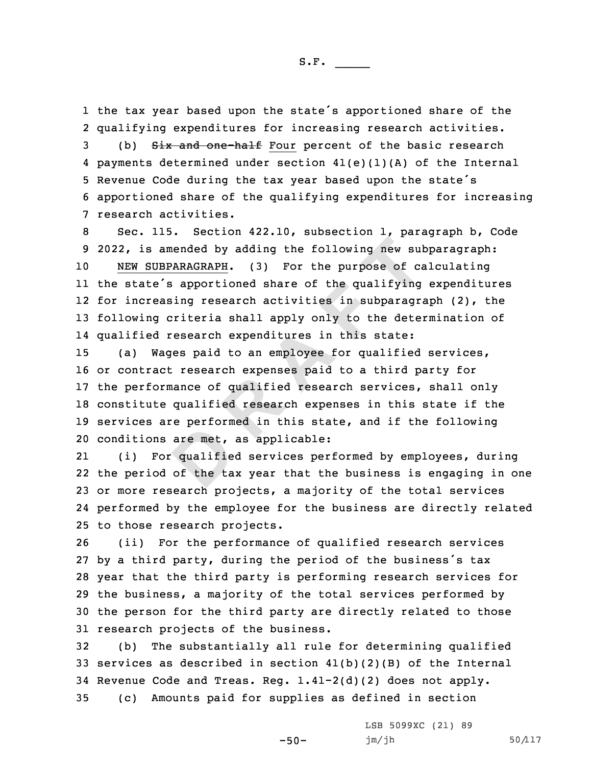the tax year based upon the state's apportioned share of the qualifying expenditures for increasing research activities.

(b) ~~Six and one-half~~ Four percent of the basic research payments determined under section 41(e)(1)(A) of the Internal Revenue Code during the tax year based upon the state's apportioned share of the qualifying expenditures for increasing research activities.

Sec. 115. Section 422.10, subsection 1, paragraph b, Code 2022, is amended by adding the following new subparagraph:

NEW SUBPARAGRAPH. (3) For the purpose of calculating the state's apportioned share of the qualifying expenditures for increasing research activities in subparagraph (2), the following criteria shall apply only to the determination of qualified research expenditures in this state:

(a) Wages paid to an employee for qualified services, or contract research expenses paid to a third party for the performance of qualified research services, shall only constitute qualified research expenses in this state if the services are performed in this state, and if the following conditions are met, as applicable:

(i) For qualified services performed by employees, during the period of the tax year that the business is engaging in one or more research projects, a majority of the total services performed by the employee for the business are directly related to those research projects.

(ii) For the performance of qualified research services by a third party, during the period of the business's tax year that the third party is performing research services for the business, a majority of the total services performed by the person for the third party are directly related to those research projects of the business.

(b) The substantially all rule for determining qualified services as described in section 41(b)(2)(B) of the Internal Revenue Code and Treas. Reg. 1.41-2(d)(2) does not apply.

(c) Amounts paid for supplies as defined in section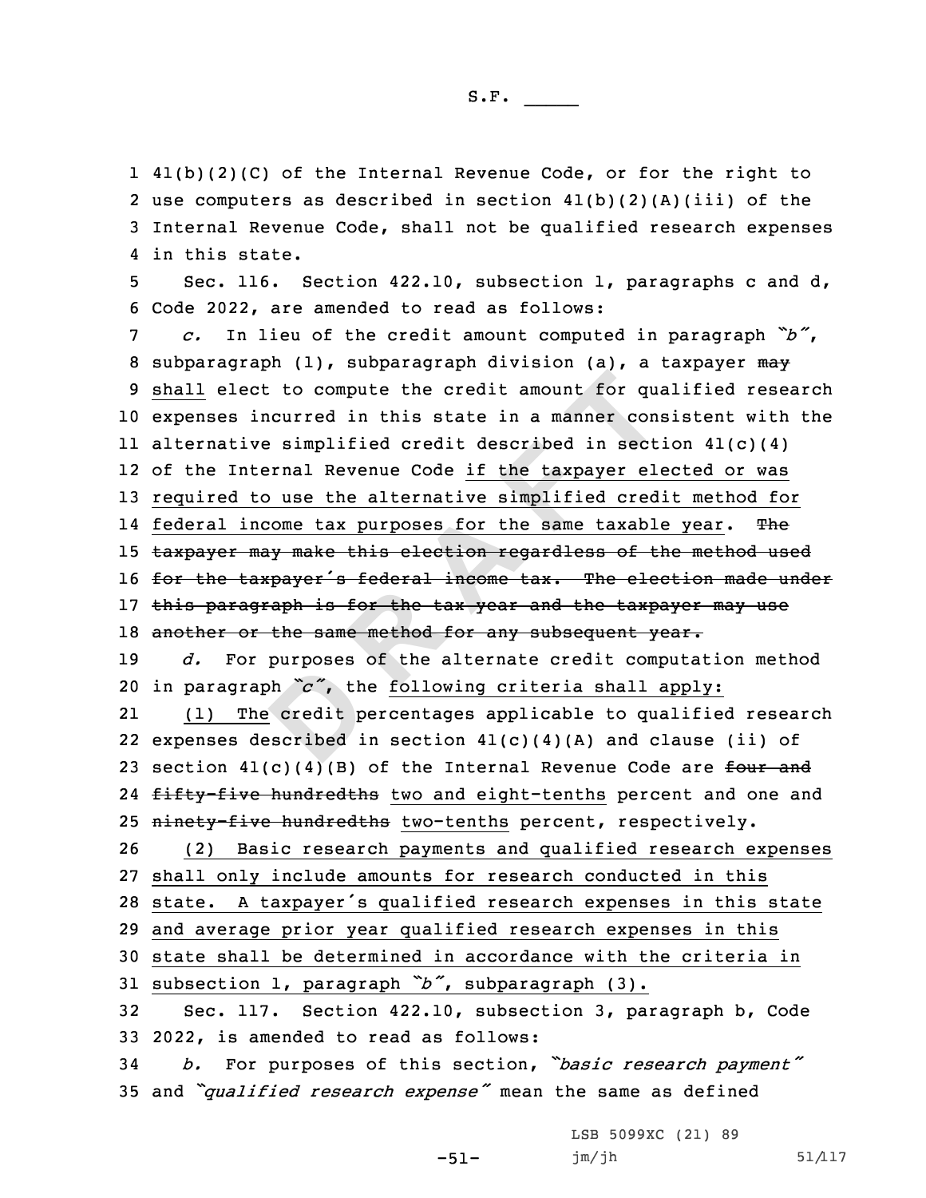41(b)(2)(C) of the Internal Revenue Code, or for the right to use computers as described in section 41(b)(2)(A)(iii) of the Internal Revenue Code, shall not be qualified research expenses in this state.

Sec. 116. Section 422.10, subsection 1, paragraphs c and d, Code 2022, are amended to read as follows:

*c.* In lieu of the credit amount computed in paragraph *"b"*, subparagraph (1), subparagraph division (a), a taxpayer ~~may~~ shall elect to compute the credit amount for qualified research expenses incurred in this state in a manner consistent with the alternative simplified credit described in section 41(c)(4) of the Internal Revenue Code if the taxpayer elected or was required to use the alternative simplified credit method for federal income tax purposes for the same taxable year. ~~The taxpayer may make this election regardless of the method used for the taxpayer's federal income tax. The election made under this paragraph is for the tax year and the taxpayer may use another or the same method for any subsequent year.~~

*d.* For purposes of the alternate credit computation method in paragraph *"c"*, the following criteria shall apply:

(1) The credit percentages applicable to qualified research expenses described in section 41(c)(4)(A) and clause (ii) of section 41(c)(4)(B) of the Internal Revenue Code are ~~four and fifty-five hundredths~~ two and eight-tenths percent and one and ~~ninety-five hundredths~~ two-tenths percent, respectively.

(2) Basic research payments and qualified research expenses shall only include amounts for research conducted in this state. A taxpayer's qualified research expenses in this state and average prior year qualified research expenses in this state shall be determined in accordance with the criteria in subsection 1, paragraph *"b"*, subparagraph (3).

Sec. 117. Section 422.10, subsection 3, paragraph b, Code 2022, is amended to read as follows:

*b.* For purposes of this section, *"basic research payment"* and *"qualified research expense"* mean the same as defined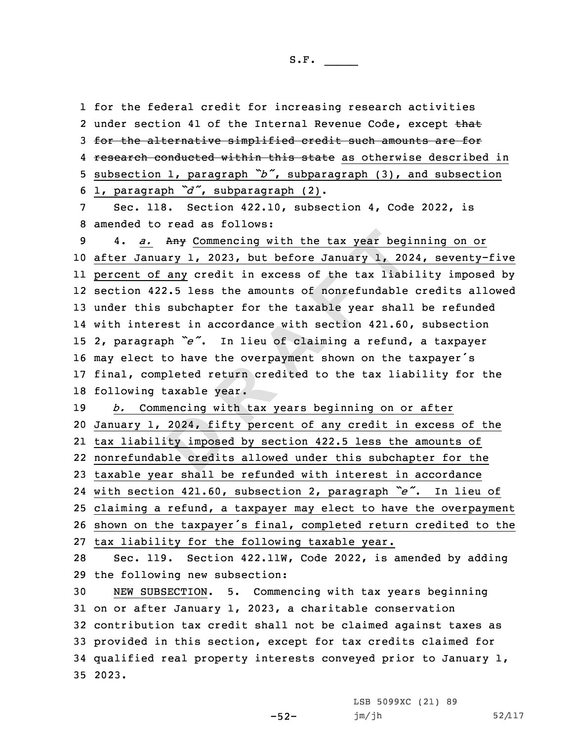for the federal credit for increasing research activities under section 41 of the Internal Revenue Code, except ~~that for the alternative simplified credit such amounts are for research conducted within this state~~ as otherwise described in subsection 1, paragraph *"b"*, subparagraph (3), and subsection 1, paragraph *"d"*, subparagraph (2).

Sec. 118. Section 422.10, subsection 4, Code 2022, is amended to read as follows:

4. *a.* ~~Any~~ Commencing with the tax year beginning on or after January 1, 2023, but before January 1, 2024, seventy-five percent of any credit in excess of the tax liability imposed by section 422.5 less the amounts of nonrefundable credits allowed under this subchapter for the taxable year shall be refunded with interest in accordance with section 421.60, subsection 2, paragraph *"e"*. In lieu of claiming a refund, a taxpayer may elect to have the overpayment shown on the taxpayer's final, completed return credited to the tax liability for the following taxable year.

*b.* Commencing with tax years beginning on or after January 1, 2024, fifty percent of any credit in excess of the tax liability imposed by section 422.5 less the amounts of nonrefundable credits allowed under this subchapter for the taxable year shall be refunded with interest in accordance with section 421.60, subsection 2, paragraph *"e"*. In lieu of claiming a refund, a taxpayer may elect to have the overpayment shown on the taxpayer's final, completed return credited to the tax liability for the following taxable year.

Sec. 119. Section 422.11W, Code 2022, is amended by adding the following new subsection:

NEW SUBSECTION. 5. Commencing with tax years beginning on or after January 1, 2023, a charitable conservation contribution tax credit shall not be claimed against taxes as provided in this section, except for tax credits claimed for qualified real property interests conveyed prior to January 1, 2023.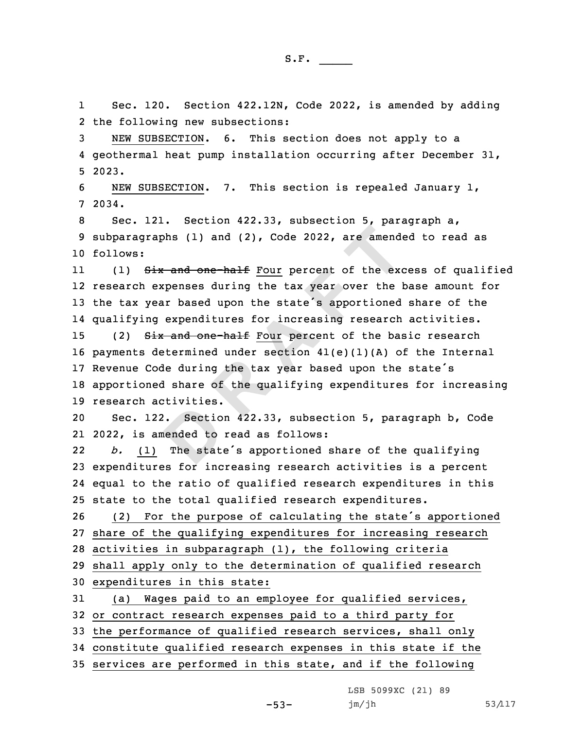Sec. 120. Section 422.12N, Code 2022, is amended by adding the following new subsections:

NEW SUBSECTION. 6. This section does not apply to a geothermal heat pump installation occurring after December 31, 2023.

NEW SUBSECTION. 7. This section is repealed January 1, 2034.

Sec. 121. Section 422.33, subsection 5, paragraph a, subparagraphs (1) and (2), Code 2022, are amended to read as follows:

(1) ~~Six and one-half~~ Four percent of the excess of qualified research expenses during the tax year over the base amount for the tax year based upon the state's apportioned share of the qualifying expenditures for increasing research activities.

(2) ~~Six and one-half~~ Four percent of the basic research payments determined under section 41(e)(1)(A) of the Internal Revenue Code during the tax year based upon the state's apportioned share of the qualifying expenditures for increasing research activities.

Sec. 122. Section 422.33, subsection 5, paragraph b, Code 2022, is amended to read as follows:

*b.* (1) The state's apportioned share of the qualifying expenditures for increasing research activities is a percent equal to the ratio of qualified research expenditures in this state to the total qualified research expenditures.

(2) For the purpose of calculating the state's apportioned share of the qualifying expenditures for increasing research activities in subparagraph (1), the following criteria shall apply only to the determination of qualified research expenditures in this state:

(a) Wages paid to an employee for qualified services, or contract research expenses paid to a third party for the performance of qualified research services, shall only constitute qualified research expenses in this state if the services are performed in this state, and if the following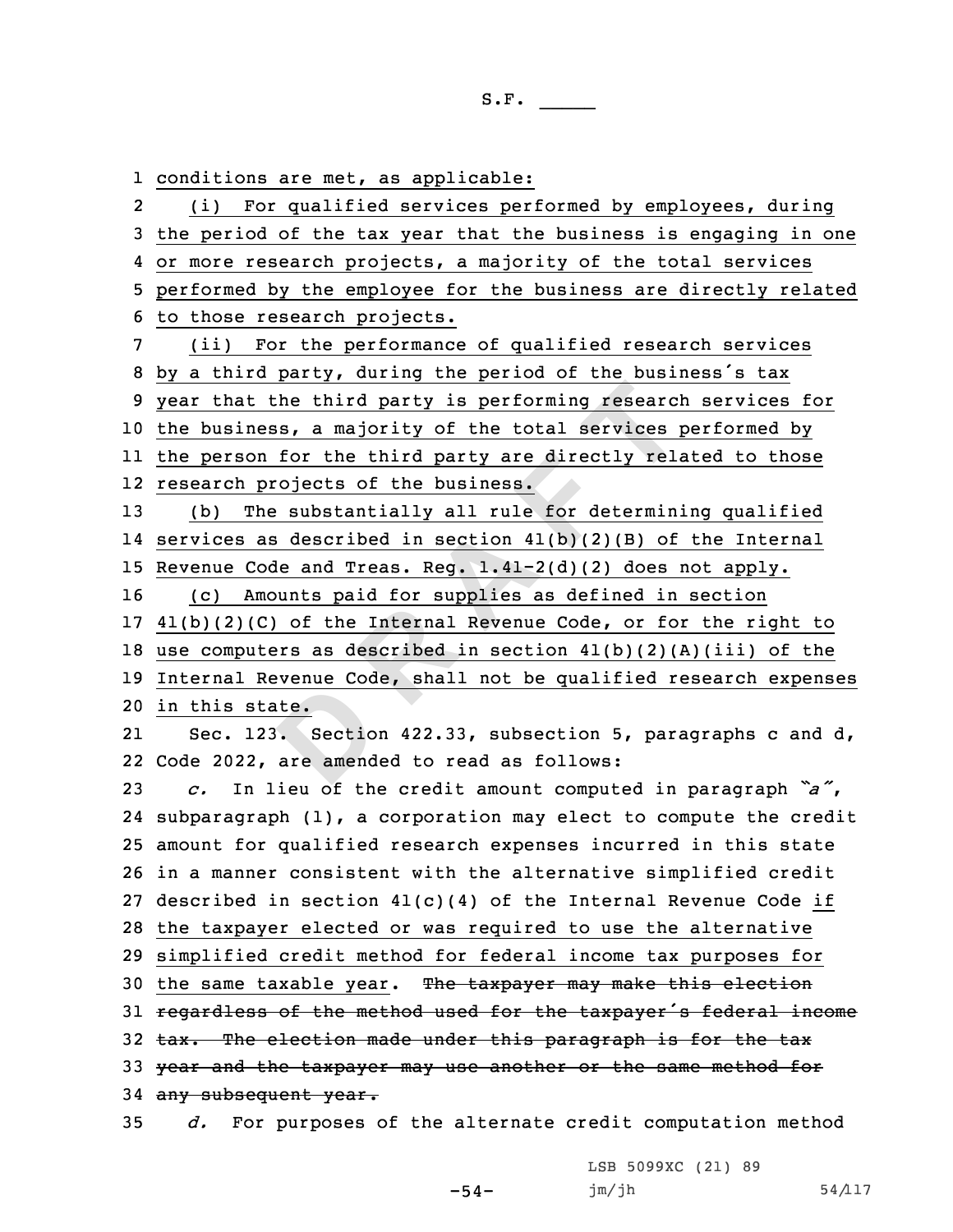conditions are met, as applicable:

(i) For qualified services performed by employees, during the period of the tax year that the business is engaging in one or more research projects, a majority of the total services performed by the employee for the business are directly related to those research projects.

(ii) For the performance of qualified research services by a third party, during the period of the business's tax year that the third party is performing research services for the business, a majority of the total services performed by the person for the third party are directly related to those research projects of the business.

(b) The substantially all rule for determining qualified services as described in section 41(b)(2)(B) of the Internal Revenue Code and Treas. Reg. 1.41-2(d)(2) does not apply.

(c) Amounts paid for supplies as defined in section 41(b)(2)(C) of the Internal Revenue Code, or for the right to use computers as described in section 41(b)(2)(A)(iii) of the Internal Revenue Code, shall not be qualified research expenses in this state.

Sec. 123. Section 422.33, subsection 5, paragraphs c and d, Code 2022, are amended to read as follows:

*c.* In lieu of the credit amount computed in paragraph *"a"*, subparagraph (1), a corporation may elect to compute the credit amount for qualified research expenses incurred in this state in a manner consistent with the alternative simplified credit described in section 41(c)(4) of the Internal Revenue Code if the taxpayer elected or was required to use the alternative simplified credit method for federal income tax purposes for the same taxable year. ~~The taxpayer may make this election regardless of the method used for the taxpayer's federal income tax. The election made under this paragraph is for the tax year and the taxpayer may use another or the same method for any subsequent year.~~

*d.* For purposes of the alternate credit computation method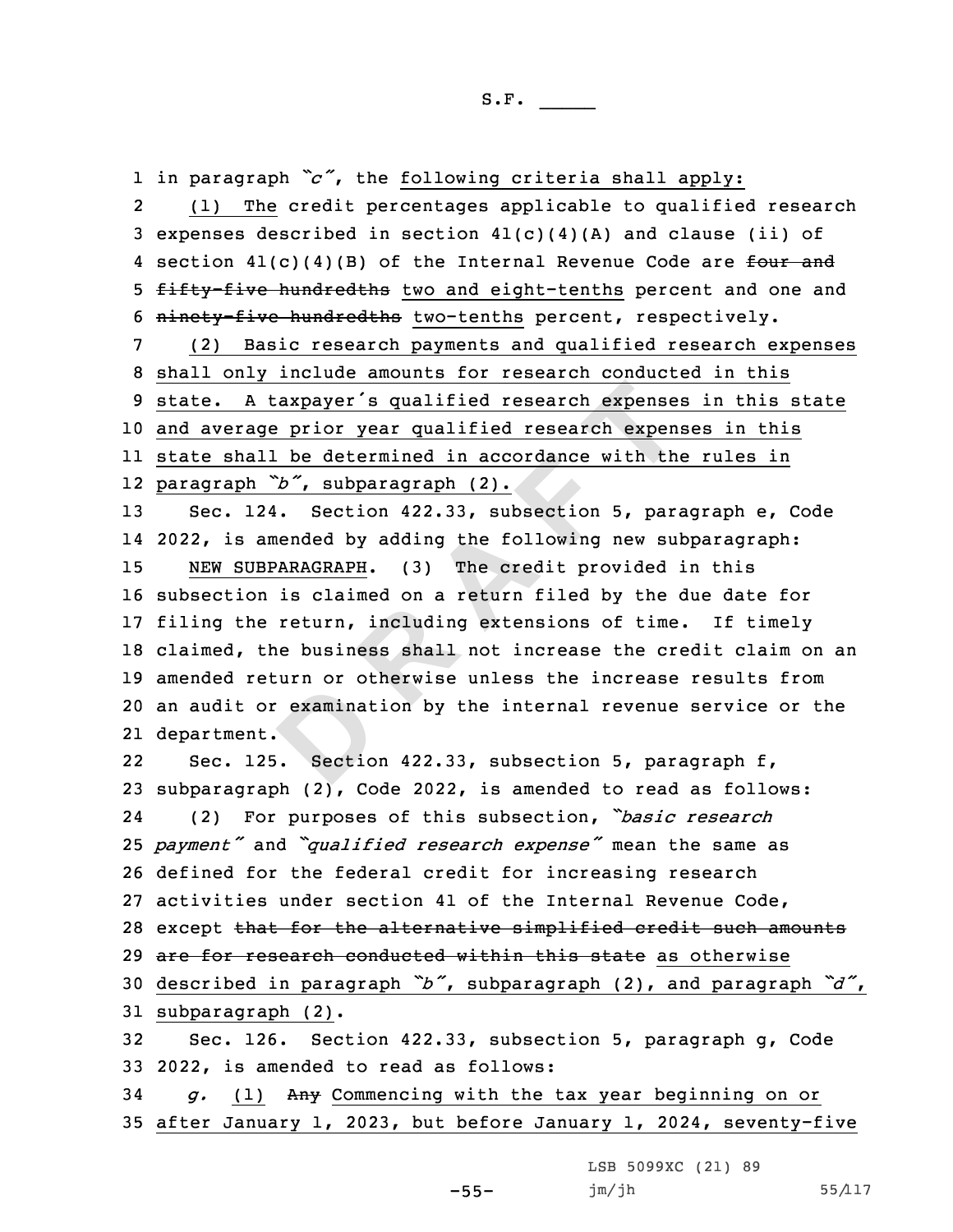in paragraph *"c"*, the following criteria shall apply:

(1) The credit percentages applicable to qualified research expenses described in section 41(c)(4)(A) and clause (ii) of section 41(c)(4)(B) of the Internal Revenue Code are ~~four and fifty-five hundredths~~ two and eight-tenths percent and one and ~~ninety-five hundredths~~ two-tenths percent, respectively.

(2) Basic research payments and qualified research expenses shall only include amounts for research conducted in this state. A taxpayer's qualified research expenses in this state and average prior year qualified research expenses in this state shall be determined in accordance with the rules in paragraph *"b"*, subparagraph (2).

Sec. 124. Section 422.33, subsection 5, paragraph e, Code 2022, is amended by adding the following new subparagraph:

NEW SUBPARAGRAPH. (3) The credit provided in this subsection is claimed on a return filed by the due date for filing the return, including extensions of time. If timely claimed, the business shall not increase the credit claim on an amended return or otherwise unless the increase results from an audit or examination by the internal revenue service or the department.

Sec. 125. Section 422.33, subsection 5, paragraph f, subparagraph (2), Code 2022, is amended to read as follows:

(2) For purposes of this subsection, *"basic research payment"* and *"qualified research expense"* mean the same as defined for the federal credit for increasing research activities under section 41 of the Internal Revenue Code, except ~~that for the alternative simplified credit such amounts are for research conducted within this state~~ as otherwise described in paragraph *"b"*, subparagraph (2), and paragraph *"d"*, subparagraph (2).

Sec. 126. Section 422.33, subsection 5, paragraph g, Code 2022, is amended to read as follows:

*g.* (1) ~~Any~~ Commencing with the tax year beginning on or after January 1, 2023, but before January 1, 2024, seventy-five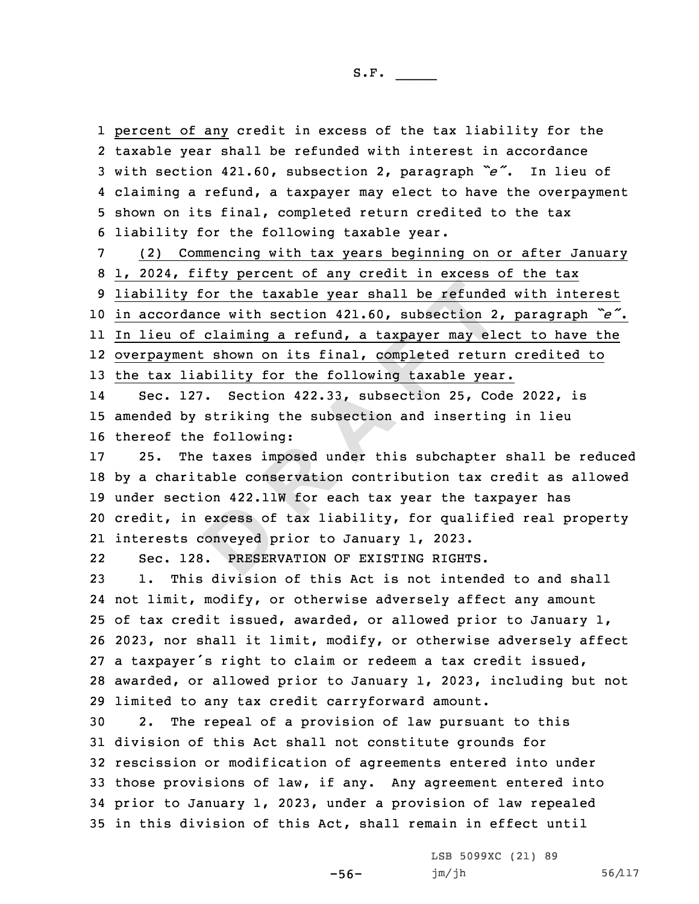percent of any credit in excess of the tax liability for the taxable year shall be refunded with interest in accordance with section 421.60, subsection 2, paragraph "e". In lieu of claiming a refund, a taxpayer may elect to have the overpayment shown on its final, completed return credited to the tax liability for the following taxable year.

(2) Commencing with tax years beginning on or after January 1, 2024, fifty percent of any credit in excess of the tax liability for the taxable year shall be refunded with interest in accordance with section 421.60, subsection 2, paragraph "e". In lieu of claiming a refund, a taxpayer may elect to have the overpayment shown on its final, completed return credited to the tax liability for the following taxable year.

Sec. 127. Section 422.33, subsection 25, Code 2022, is amended by striking the subsection and inserting in lieu thereof the following:

25. The taxes imposed under this subchapter shall be reduced by a charitable conservation contribution tax credit as allowed under section 422.11W for each tax year the taxpayer has credit, in excess of tax liability, for qualified real property interests conveyed prior to January 1, 2023.

Sec. 128. PRESERVATION OF EXISTING RIGHTS.

1. This division of this Act is not intended to and shall not limit, modify, or otherwise adversely affect any amount of tax credit issued, awarded, or allowed prior to January 1, 2023, nor shall it limit, modify, or otherwise adversely affect a taxpayer's right to claim or redeem a tax credit issued, awarded, or allowed prior to January 1, 2023, including but not limited to any tax credit carryforward amount.

2. The repeal of a provision of law pursuant to this division of this Act shall not constitute grounds for rescission or modification of agreements entered into under those provisions of law, if any. Any agreement entered into prior to January 1, 2023, under a provision of law repealed in this division of this Act, shall remain in effect until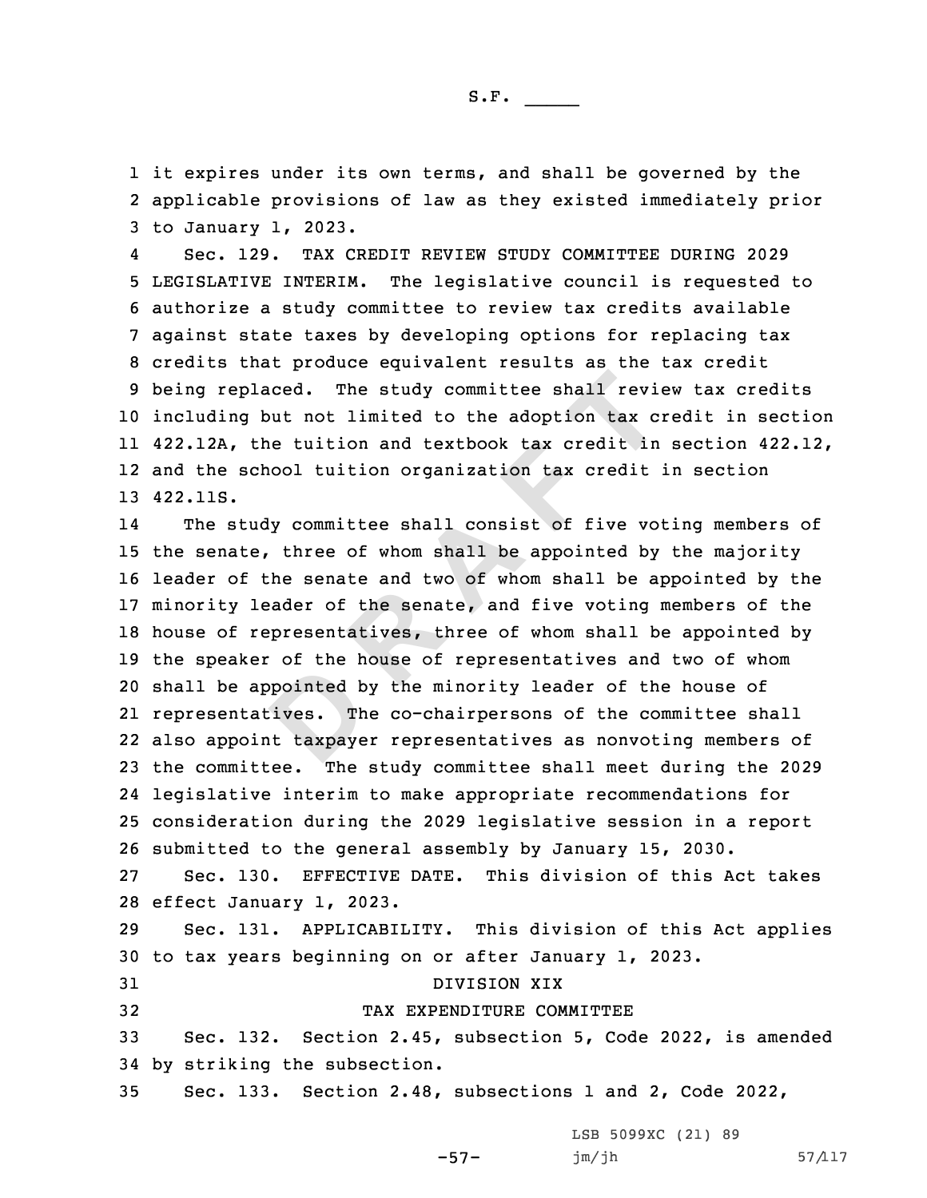it expires under its own terms, and shall be governed by the applicable provisions of law as they existed immediately prior to January 1, 2023.

Sec. 129. TAX CREDIT REVIEW STUDY COMMITTEE DURING 2029 LEGISLATIVE INTERIM. The legislative council is requested to authorize a study committee to review tax credits available against state taxes by developing options for replacing tax credits that produce equivalent results as the tax credit being replaced. The study committee shall review tax credits including but not limited to the adoption tax credit in section 422.12A, the tuition and textbook tax credit in section 422.12, and the school tuition organization tax credit in section 422.11S.

The study committee shall consist of five voting members of the senate, three of whom shall be appointed by the majority leader of the senate and two of whom shall be appointed by the minority leader of the senate, and five voting members of the house of representatives, three of whom shall be appointed by the speaker of the house of representatives and two of whom shall be appointed by the minority leader of the house of representatives. The co-chairpersons of the committee shall also appoint taxpayer representatives as nonvoting members of the committee. The study committee shall meet during the 2029 legislative interim to make appropriate recommendations for consideration during the 2029 legislative session in a report submitted to the general assembly by January 15, 2030.

Sec. 130. EFFECTIVE DATE. This division of this Act takes effect January 1, 2023.

Sec. 131. APPLICABILITY. This division of this Act applies to tax years beginning on or after January 1, 2023.

DIVISION XIX

TAX EXPENDITURE COMMITTEE

Sec. 132. Section 2.45, subsection 5, Code 2022, is amended by striking the subsection.

Sec. 133. Section 2.48, subsections 1 and 2, Code 2022,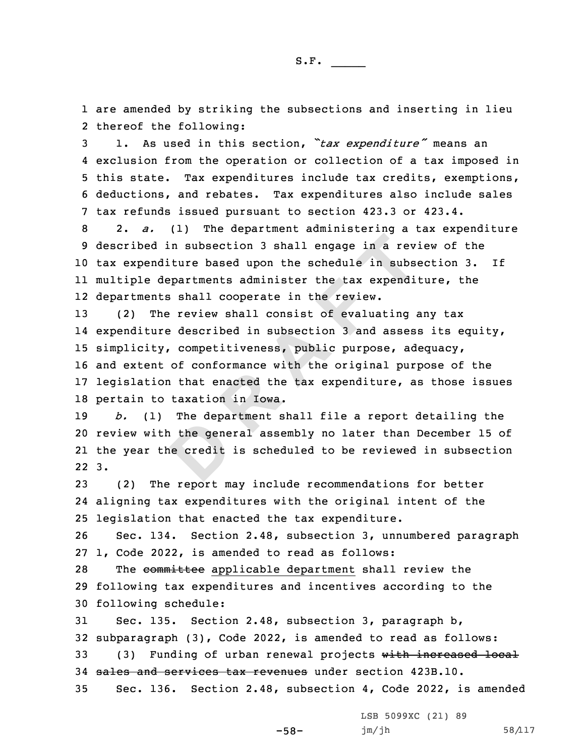are amended by striking the subsections and inserting in lieu thereof the following:

1. As used in this section, *"tax expenditure"* means an exclusion from the operation or collection of a tax imposed in this state. Tax expenditures include tax credits, exemptions, deductions, and rebates. Tax expenditures also include sales tax refunds issued pursuant to section 423.3 or 423.4.

2. *a.* (1) The department administering a tax expenditure described in subsection 3 shall engage in a review of the tax expenditure based upon the schedule in subsection 3. If multiple departments administer the tax expenditure, the departments shall cooperate in the review.

(2) The review shall consist of evaluating any tax expenditure described in subsection 3 and assess its equity, simplicity, competitiveness, public purpose, adequacy, and extent of conformance with the original purpose of the legislation that enacted the tax expenditure, as those issues pertain to taxation in Iowa.

*b.* (1) The department shall file a report detailing the review with the general assembly no later than December 15 of the year the credit is scheduled to be reviewed in subsection 3.

(2) The report may include recommendations for better aligning tax expenditures with the original intent of the legislation that enacted the tax expenditure.

Sec. 134. Section 2.48, subsection 3, unnumbered paragraph 1, Code 2022, is amended to read as follows:

The ~~committee~~ applicable department shall review the following tax expenditures and incentives according to the following schedule:

Sec. 135. Section 2.48, subsection 3, paragraph b, subparagraph (3), Code 2022, is amended to read as follows:

(3) Funding of urban renewal projects ~~with increased local sales and services tax revenues~~ under section 423B.10.

Sec. 136. Section 2.48, subsection 4, Code 2022, is amended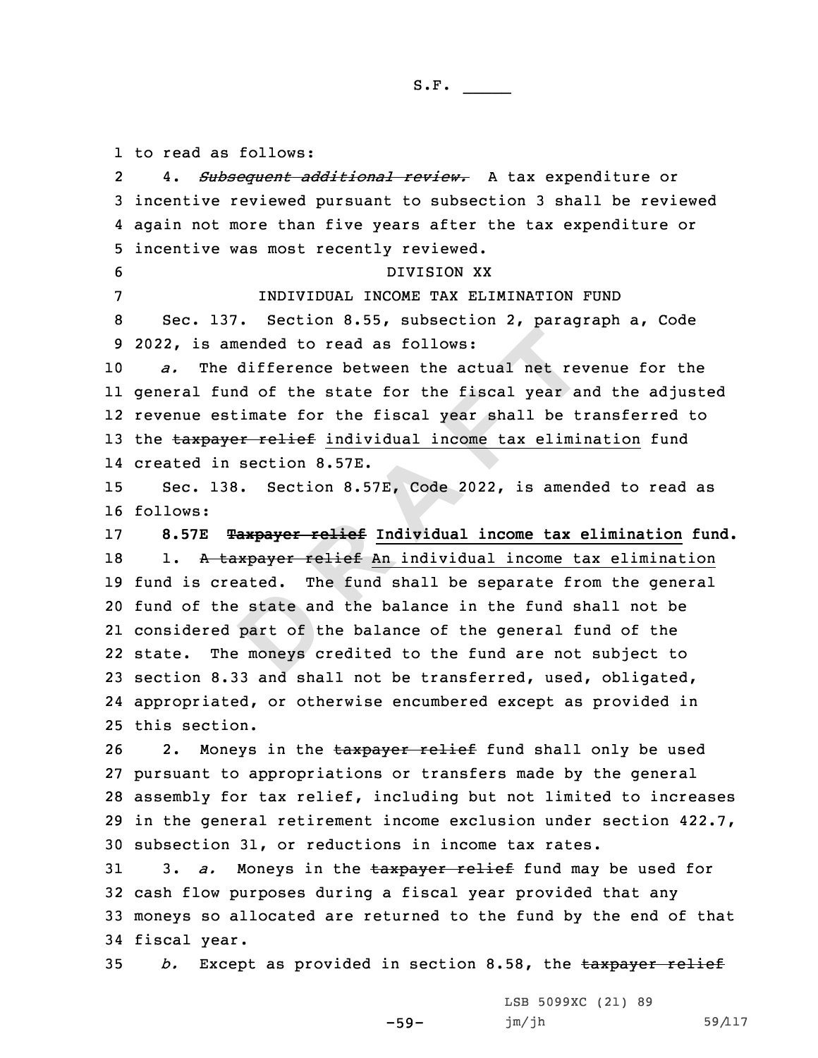to read as follows:

4. ~~*Subsequent additional review.*~~ A tax expenditure or incentive reviewed pursuant to subsection 3 shall be reviewed again not more than five years after the tax expenditure or incentive was most recently reviewed.

DIVISION XX

INDIVIDUAL INCOME TAX ELIMINATION FUND

Sec. 137. Section 8.55, subsection 2, paragraph a, Code 2022, is amended to read as follows:

*a.* The difference between the actual net revenue for the general fund of the state for the fiscal year and the adjusted revenue estimate for the fiscal year shall be transferred to the ~~taxpayer relief~~ individual income tax elimination fund created in section 8.57E.

Sec. 138. Section 8.57E, Code 2022, is amended to read as follows:

**8.57E ~~Taxpayer relief~~ Individual income tax elimination fund.**

1. ~~A taxpayer relief~~ An individual income tax elimination fund is created. The fund shall be separate from the general fund of the state and the balance in the fund shall not be considered part of the balance of the general fund of the state. The moneys credited to the fund are not subject to section 8.33 and shall not be transferred, used, obligated, appropriated, or otherwise encumbered except as provided in this section.

2. Moneys in the ~~taxpayer relief~~ fund shall only be used pursuant to appropriations or transfers made by the general assembly for tax relief, including but not limited to increases in the general retirement income exclusion under section 422.7, subsection 31, or reductions in income tax rates.

3. *a.* Moneys in the ~~taxpayer relief~~ fund may be used for cash flow purposes during a fiscal year provided that any moneys so allocated are returned to the fund by the end of that fiscal year.

*b.* Except as provided in section 8.58, the ~~taxpayer relief~~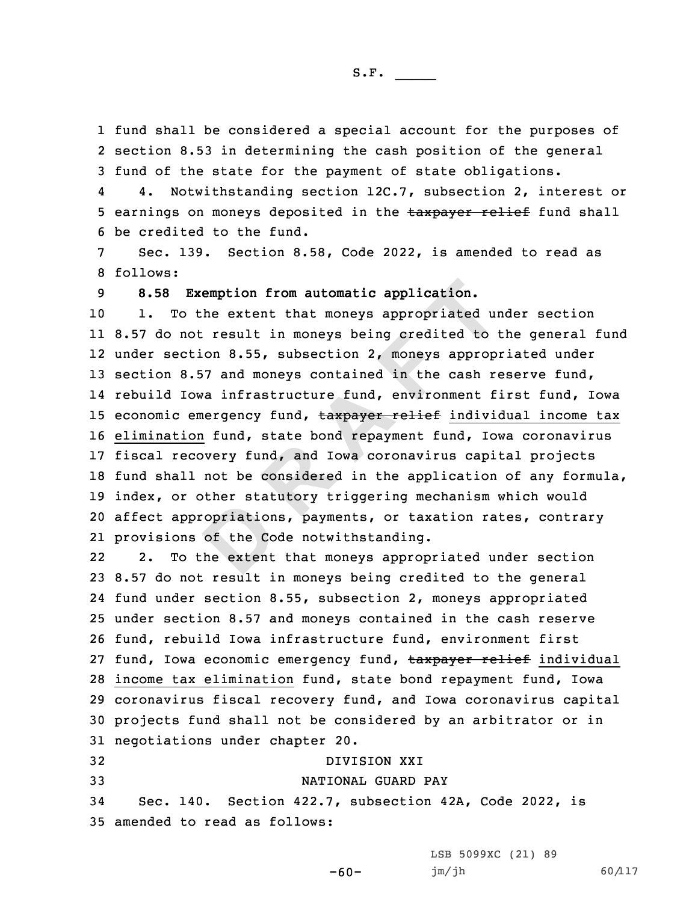fund shall be considered a special account for the purposes of section 8.53 in determining the cash position of the general fund of the state for the payment of state obligations.

4. Notwithstanding section 12C.7, subsection 2, interest or earnings on moneys deposited in the ~~taxpayer relief~~ fund shall be credited to the fund.

Sec. 139. Section 8.58, Code 2022, is amended to read as follows:

**8.58 Exemption from automatic application.**

1. To the extent that moneys appropriated under section 8.57 do not result in moneys being credited to the general fund under section 8.55, subsection 2, moneys appropriated under section 8.57 and moneys contained in the cash reserve fund, rebuild Iowa infrastructure fund, environment first fund, Iowa economic emergency fund, ~~taxpayer relief~~ <u>individual income tax elimination</u> fund, state bond repayment fund, Iowa coronavirus fiscal recovery fund, and Iowa coronavirus capital projects fund shall not be considered in the application of any formula, index, or other statutory triggering mechanism which would affect appropriations, payments, or taxation rates, contrary provisions of the Code notwithstanding.

2. To the extent that moneys appropriated under section 8.57 do not result in moneys being credited to the general fund under section 8.55, subsection 2, moneys appropriated under section 8.57 and moneys contained in the cash reserve fund, rebuild Iowa infrastructure fund, environment first fund, Iowa economic emergency fund, ~~taxpayer relief~~ <u>individual income tax elimination</u> fund, state bond repayment fund, Iowa coronavirus fiscal recovery fund, and Iowa coronavirus capital projects fund shall not be considered by an arbitrator or in negotiations under chapter 20.

DIVISION XXI

NATIONAL GUARD PAY

Sec. 140. Section 422.7, subsection 42A, Code 2022, is amended to read as follows: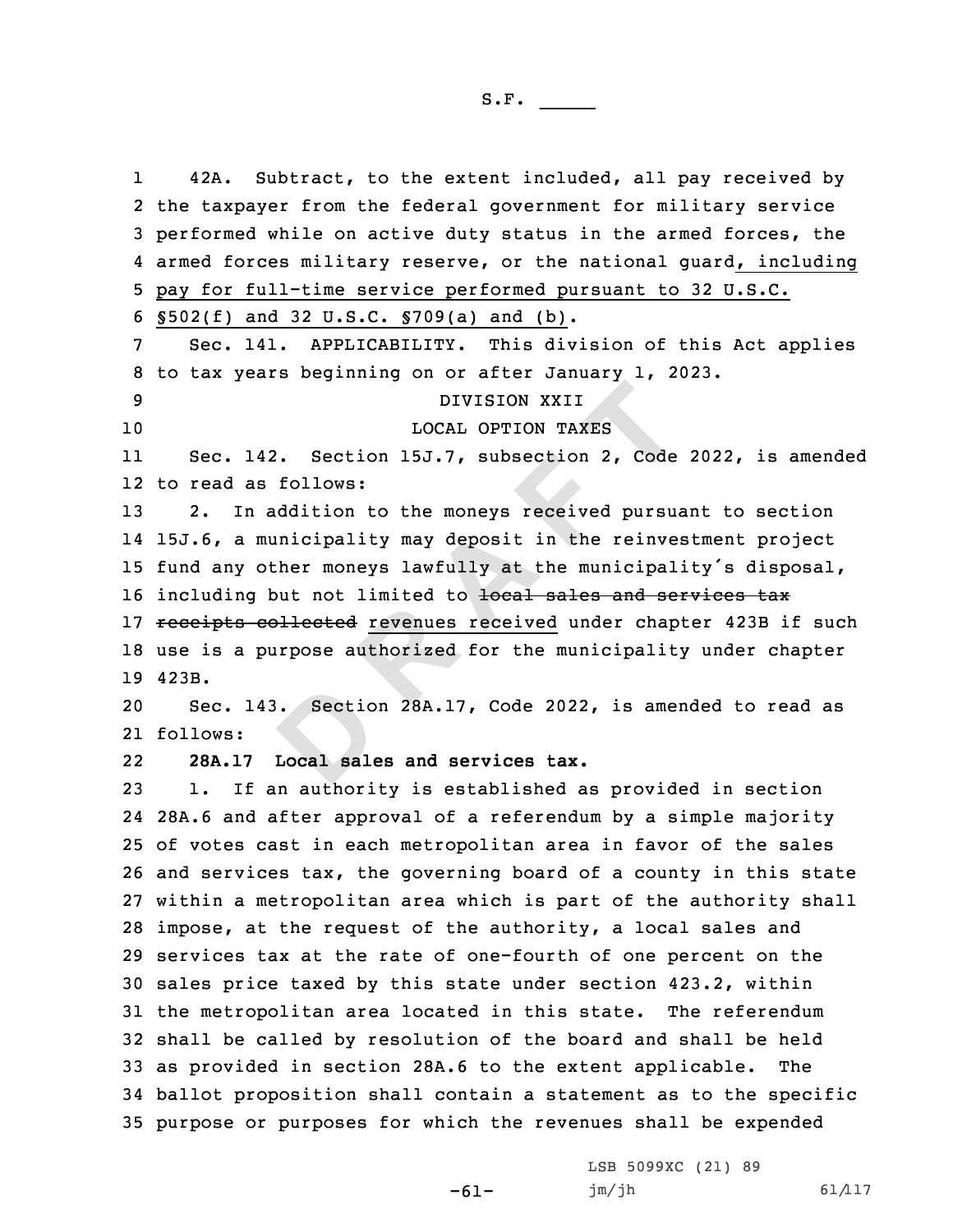42A. Subtract, to the extent included, all pay received by the taxpayer from the federal government for military service performed while on active duty status in the armed forces, the armed forces military reserve, or the national guard, including pay for full-time service performed pursuant to 32 U.S.C. §502(f) and 32 U.S.C. §709(a) and (b).

Sec. 141. APPLICABILITY. This division of this Act applies to tax years beginning on or after January 1, 2023.

DIVISION XXII

LOCAL OPTION TAXES

Sec. 142. Section 15J.7, subsection 2, Code 2022, is amended to read as follows:

2. In addition to the moneys received pursuant to section 15J.6, a municipality may deposit in the reinvestment project fund any other moneys lawfully at the municipality's disposal, including but not limited to ~~local sales and services tax receipts collected~~ revenues received under chapter 423B if such use is a purpose authorized for the municipality under chapter 423B.

Sec. 143. Section 28A.17, Code 2022, is amended to read as follows:

**28A.17 Local sales and services tax.**

1. If an authority is established as provided in section 28A.6 and after approval of a referendum by a simple majority of votes cast in each metropolitan area in favor of the sales and services tax, the governing board of a county in this state within a metropolitan area which is part of the authority shall impose, at the request of the authority, a local sales and services tax at the rate of one-fourth of one percent on the sales price taxed by this state under section 423.2, within the metropolitan area located in this state. The referendum shall be called by resolution of the board and shall be held as provided in section 28A.6 to the extent applicable. The ballot proposition shall contain a statement as to the specific purpose or purposes for which the revenues shall be expended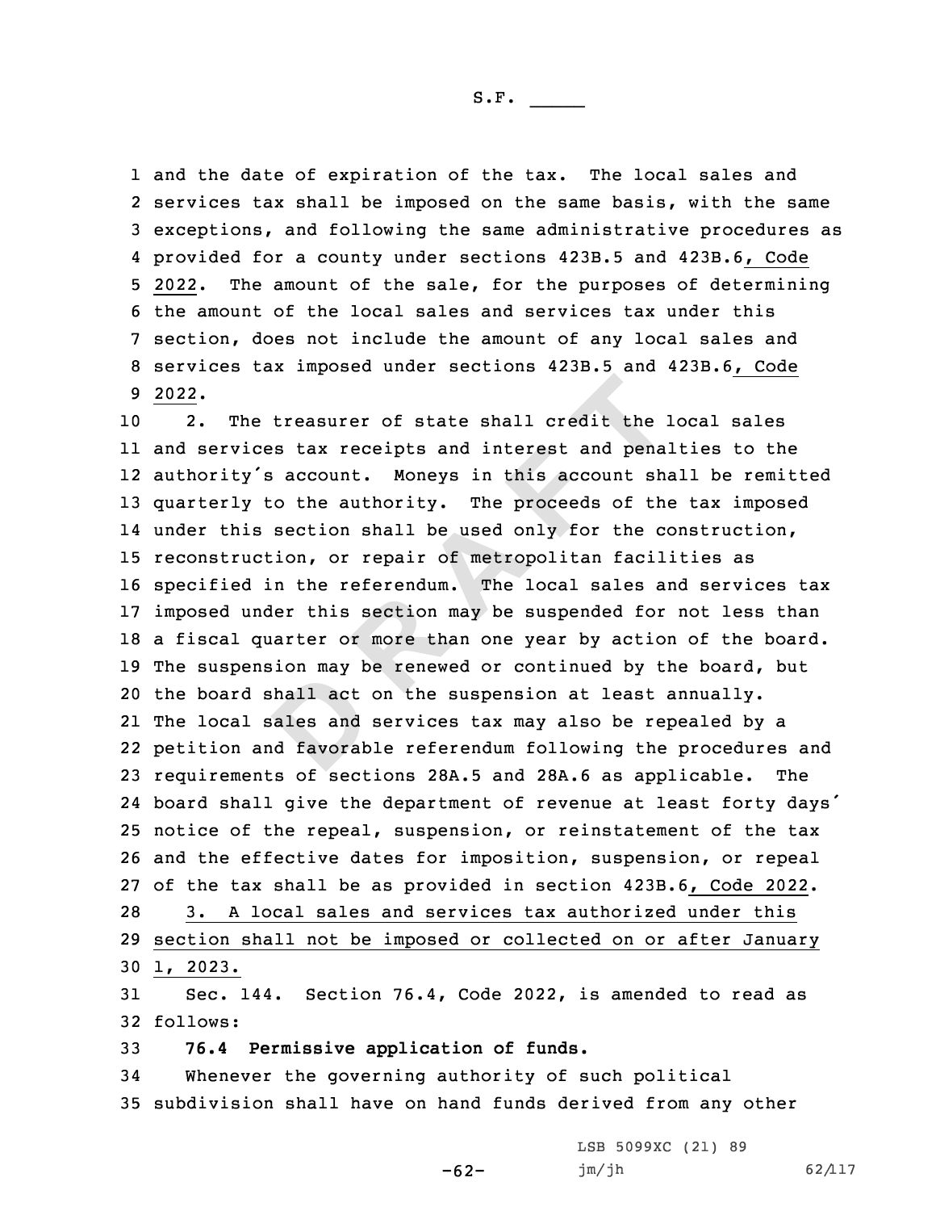and the date of expiration of the tax. The local sales and services tax shall be imposed on the same basis, with the same exceptions, and following the same administrative procedures as provided for a county under sections 423B.5 and 423B.6, Code 2022. The amount of the sale, for the purposes of determining the amount of the local sales and services tax under this section, does not include the amount of any local sales and services tax imposed under sections 423B.5 and 423B.6, Code 2022.

2. The treasurer of state shall credit the local sales and services tax receipts and interest and penalties to the authority's account. Moneys in this account shall be remitted quarterly to the authority. The proceeds of the tax imposed under this section shall be used only for the construction, reconstruction, or repair of metropolitan facilities as specified in the referendum. The local sales and services tax imposed under this section may be suspended for not less than a fiscal quarter or more than one year by action of the board. The suspension may be renewed or continued by the board, but the board shall act on the suspension at least annually. The local sales and services tax may also be repealed by a petition and favorable referendum following the procedures and requirements of sections 28A.5 and 28A.6 as applicable. The board shall give the department of revenue at least forty days' notice of the repeal, suspension, or reinstatement of the tax and the effective dates for imposition, suspension, or repeal of the tax shall be as provided in section 423B.6, Code 2022.

3. A local sales and services tax authorized under this section shall not be imposed or collected on or after January 1, 2023.

Sec. 144. Section 76.4, Code 2022, is amended to read as follows:

**76.4 Permissive application of funds.**

Whenever the governing authority of such political subdivision shall have on hand funds derived from any other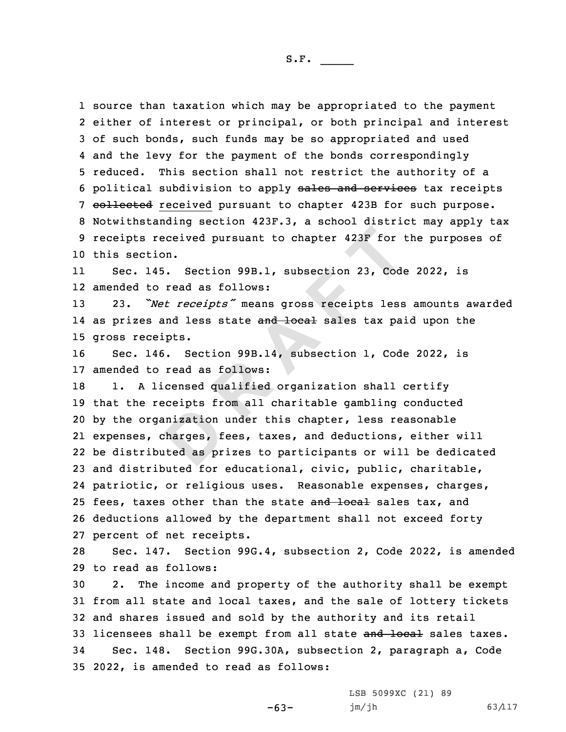source than taxation which may be appropriated to the payment either of interest or principal, or both principal and interest of such bonds, such funds may be so appropriated and used and the levy for the payment of the bonds correspondingly reduced. This section shall not restrict the authority of a political subdivision to apply ~~sales and services~~ tax receipts ~~collected~~ received pursuant to chapter 423B for such purpose. Notwithstanding section 423F.3, a school district may apply tax receipts received pursuant to chapter 423F for the purposes of this section.

Sec. 145. Section 99B.1, subsection 23, Code 2022, is amended to read as follows:

23. *"Net receipts"* means gross receipts less amounts awarded as prizes and less state ~~and local~~ sales tax paid upon the gross receipts.

Sec. 146. Section 99B.14, subsection 1, Code 2022, is amended to read as follows:

1. A licensed qualified organization shall certify that the receipts from all charitable gambling conducted by the organization under this chapter, less reasonable expenses, charges, fees, taxes, and deductions, either will be distributed as prizes to participants or will be dedicated and distributed for educational, civic, public, charitable, patriotic, or religious uses. Reasonable expenses, charges, fees, taxes other than the state ~~and local~~ sales tax, and deductions allowed by the department shall not exceed forty percent of net receipts.

Sec. 147. Section 99G.4, subsection 2, Code 2022, is amended to read as follows:

2. The income and property of the authority shall be exempt from all state and local taxes, and the sale of lottery tickets and shares issued and sold by the authority and its retail licensees shall be exempt from all state ~~and local~~ sales taxes.

Sec. 148. Section 99G.30A, subsection 2, paragraph a, Code 2022, is amended to read as follows: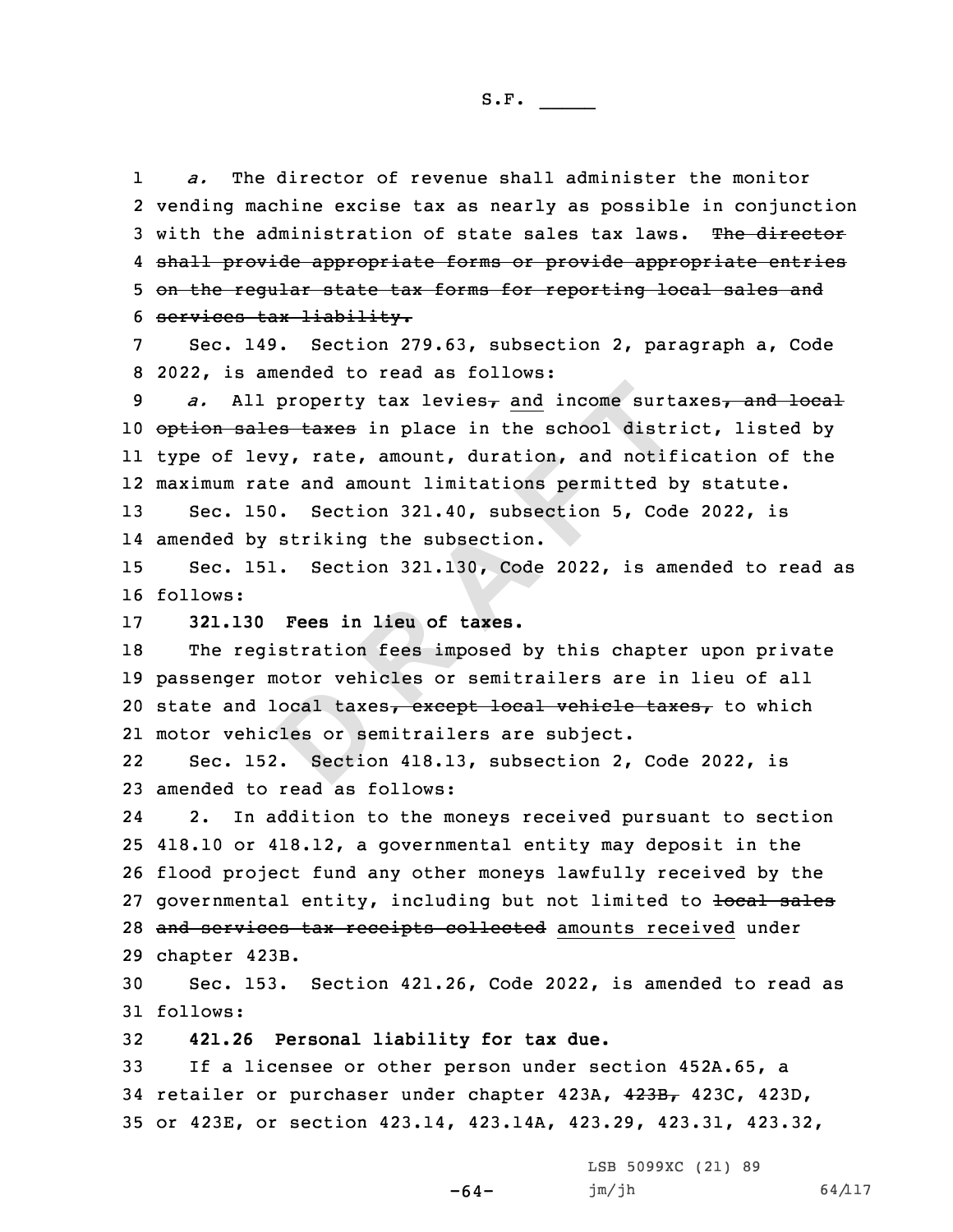*a.* The director of revenue shall administer the monitor vending machine excise tax as nearly as possible in conjunction with the administration of state sales tax laws. ~~The director shall provide appropriate forms or provide appropriate entries on the regular state tax forms for reporting local sales and services tax liability.~~

Sec. 149. Section 279.63, subsection 2, paragraph a, Code 2022, is amended to read as follows:

*a.* All property tax levies~~,~~ and income surtaxes~~, and local option sales taxes~~ in place in the school district, listed by type of levy, rate, amount, duration, and notification of the maximum rate and amount limitations permitted by statute.

Sec. 150. Section 321.40, subsection 5, Code 2022, is amended by striking the subsection.

Sec. 151. Section 321.130, Code 2022, is amended to read as follows:

**321.130 Fees in lieu of taxes.**

The registration fees imposed by this chapter upon private passenger motor vehicles or semitrailers are in lieu of all state and local taxes~~, except local vehicle taxes,~~ to which motor vehicles or semitrailers are subject.

Sec. 152. Section 418.13, subsection 2, Code 2022, is amended to read as follows:

2. In addition to the moneys received pursuant to section 418.10 or 418.12, a governmental entity may deposit in the flood project fund any other moneys lawfully received by the governmental entity, including but not limited to ~~local sales and services tax receipts collected~~ amounts received under chapter 423B.

Sec. 153. Section 421.26, Code 2022, is amended to read as follows:

**421.26 Personal liability for tax due.**

If a licensee or other person under section 452A.65, a retailer or purchaser under chapter 423A, ~~423B,~~ 423C, 423D, or 423E, or section 423.14, 423.14A, 423.29, 423.31, 423.32,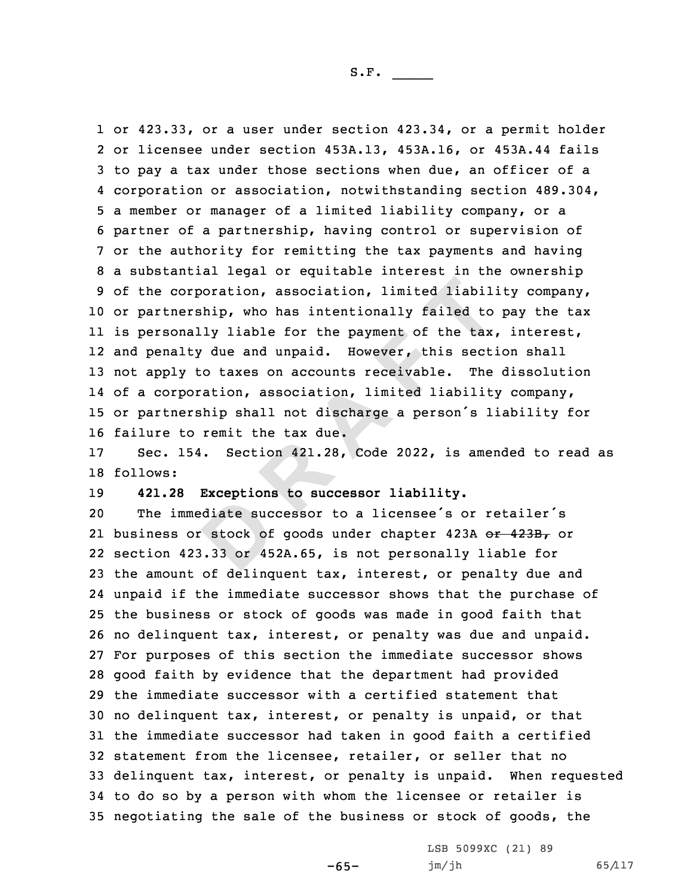or 423.33, or a user under section 423.34, or a permit holder or licensee under section 453A.13, 453A.16, or 453A.44 fails to pay a tax under those sections when due, an officer of a corporation or association, notwithstanding section 489.304, a member or manager of a limited liability company, or a partner of a partnership, having control or supervision of or the authority for remitting the tax payments and having a substantial legal or equitable interest in the ownership of the corporation, association, limited liability company, or partnership, who has intentionally failed to pay the tax is personally liable for the payment of the tax, interest, and penalty due and unpaid. However, this section shall not apply to taxes on accounts receivable. The dissolution of a corporation, association, limited liability company, or partnership shall not discharge a person's liability for failure to remit the tax due.

Sec. 154. Section 421.28, Code 2022, is amended to read as follows:

**421.28 Exceptions to successor liability.**

The immediate successor to a licensee's or retailer's business or stock of goods under chapter 423A ~~or 423B,~~ or section 423.33 or 452A.65, is not personally liable for the amount of delinquent tax, interest, or penalty due and unpaid if the immediate successor shows that the purchase of the business or stock of goods was made in good faith that no delinquent tax, interest, or penalty was due and unpaid. For purposes of this section the immediate successor shows good faith by evidence that the department had provided the immediate successor with a certified statement that no delinquent tax, interest, or penalty is unpaid, or that the immediate successor had taken in good faith a certified statement from the licensee, retailer, or seller that no delinquent tax, interest, or penalty is unpaid. When requested to do so by a person with whom the licensee or retailer is negotiating the sale of the business or stock of goods, the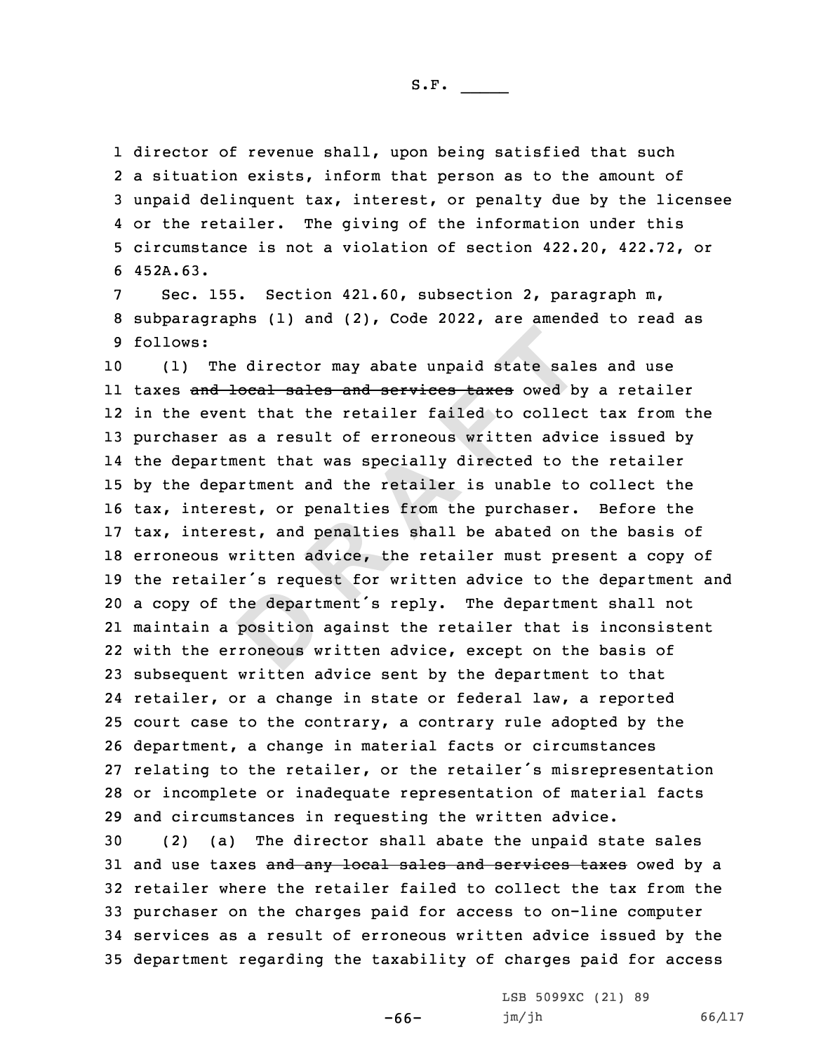director of revenue shall, upon being satisfied that such a situation exists, inform that person as to the amount of unpaid delinquent tax, interest, or penalty due by the licensee or the retailer. The giving of the information under this circumstance is not a violation of section 422.20, 422.72, or 452A.63.

Sec. 155. Section 421.60, subsection 2, paragraph m, subparagraphs (1) and (2), Code 2022, are amended to read as follows:

(1) The director may abate unpaid state sales and use taxes ~~and local sales and services taxes~~ owed by a retailer in the event that the retailer failed to collect tax from the purchaser as a result of erroneous written advice issued by the department that was specially directed to the retailer by the department and the retailer is unable to collect the tax, interest, or penalties from the purchaser. Before the tax, interest, and penalties shall be abated on the basis of erroneous written advice, the retailer must present a copy of the retailer's request for written advice to the department and a copy of the department's reply. The department shall not maintain a position against the retailer that is inconsistent with the erroneous written advice, except on the basis of subsequent written advice sent by the department to that retailer, or a change in state or federal law, a reported court case to the contrary, a contrary rule adopted by the department, a change in material facts or circumstances relating to the retailer, or the retailer's misrepresentation or incomplete or inadequate representation of material facts and circumstances in requesting the written advice.

(2) (a) The director shall abate the unpaid state sales and use taxes ~~and any local sales and services taxes~~ owed by a retailer where the retailer failed to collect the tax from the purchaser on the charges paid for access to on-line computer services as a result of erroneous written advice issued by the department regarding the taxability of charges paid for access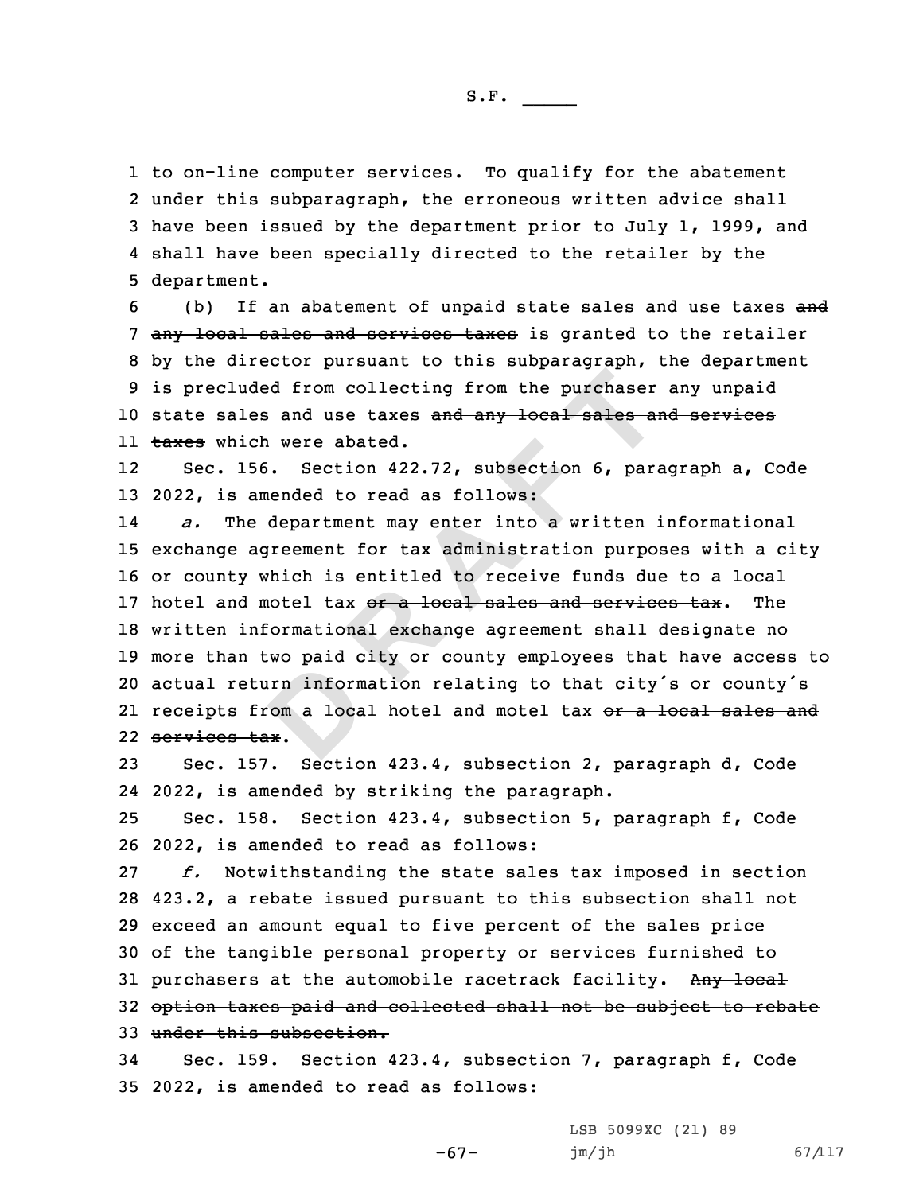to on-line computer services. To qualify for the abatement under this subparagraph, the erroneous written advice shall have been issued by the department prior to July 1, 1999, and shall have been specially directed to the retailer by the department.

(b) If an abatement of unpaid state sales and use taxes ~~and any local sales and services taxes~~ is granted to the retailer by the director pursuant to this subparagraph, the department is precluded from collecting from the purchaser any unpaid state sales and use taxes ~~and any local sales and services taxes~~ which were abated.

Sec. 156. Section 422.72, subsection 6, paragraph a, Code 2022, is amended to read as follows:

*a.* The department may enter into a written informational exchange agreement for tax administration purposes with a city or county which is entitled to receive funds due to a local hotel and motel tax ~~or a local sales and services tax~~. The written informational exchange agreement shall designate no more than two paid city or county employees that have access to actual return information relating to that city's or county's receipts from a local hotel and motel tax ~~or a local sales and services tax~~.

Sec. 157. Section 423.4, subsection 2, paragraph d, Code 2022, is amended by striking the paragraph.

Sec. 158. Section 423.4, subsection 5, paragraph f, Code 2022, is amended to read as follows:

*f.* Notwithstanding the state sales tax imposed in section 423.2, a rebate issued pursuant to this subsection shall not exceed an amount equal to five percent of the sales price of the tangible personal property or services furnished to purchasers at the automobile racetrack facility. ~~Any local option taxes paid and collected shall not be subject to rebate under this subsection.~~

Sec. 159. Section 423.4, subsection 7, paragraph f, Code 2022, is amended to read as follows: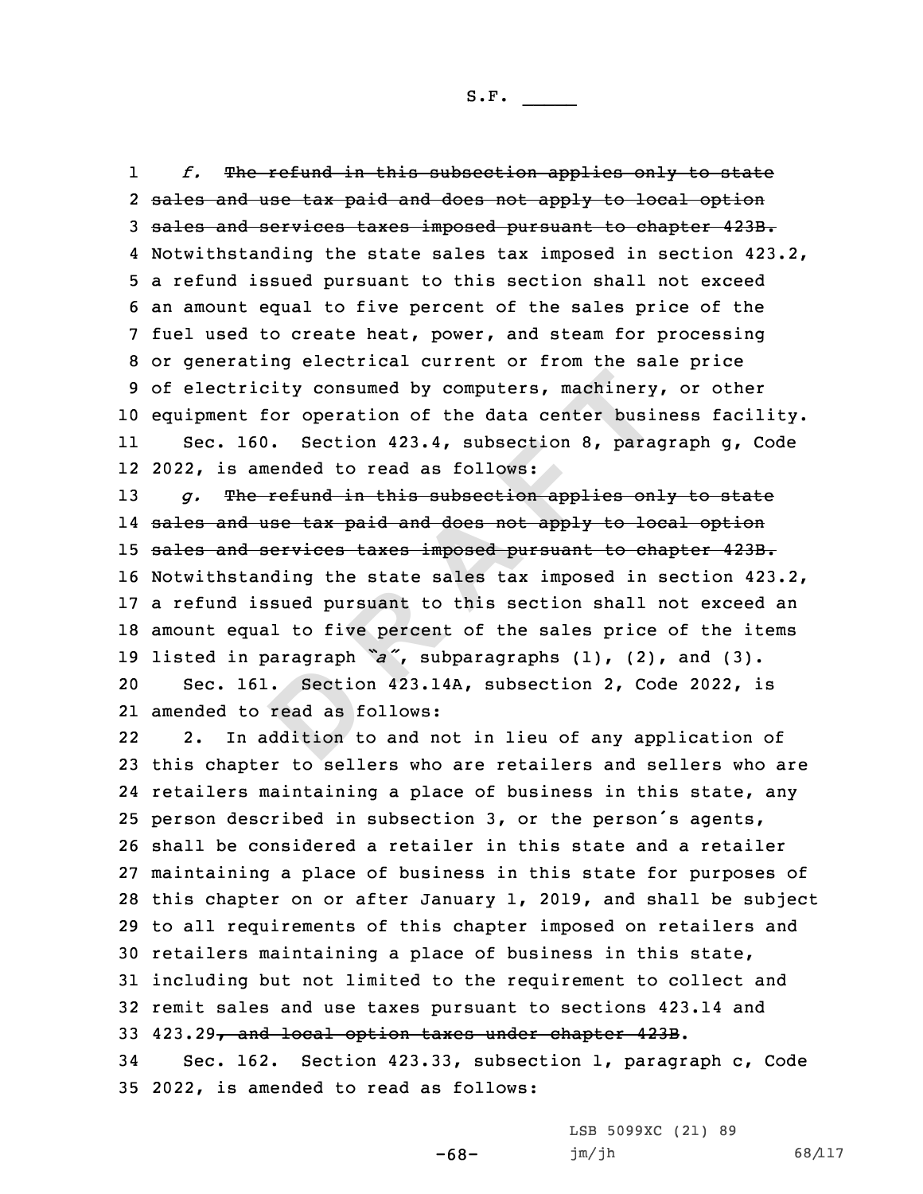*f.* ~~The refund in this subsection applies only to state sales and use tax paid and does not apply to local option sales and services taxes imposed pursuant to chapter 423B.~~ Notwithstanding the state sales tax imposed in section 423.2, a refund issued pursuant to this section shall not exceed an amount equal to five percent of the sales price of the fuel used to create heat, power, and steam for processing or generating electrical current or from the sale price of electricity consumed by computers, machinery, or other equipment for operation of the data center business facility.

Sec. 160. Section 423.4, subsection 8, paragraph g, Code 2022, is amended to read as follows:

*g.* ~~The refund in this subsection applies only to state sales and use tax paid and does not apply to local option sales and services taxes imposed pursuant to chapter 423B.~~ Notwithstanding the state sales tax imposed in section 423.2, a refund issued pursuant to this section shall not exceed an amount equal to five percent of the sales price of the items listed in paragraph *"a"*, subparagraphs (1), (2), and (3).

Sec. 161. Section 423.14A, subsection 2, Code 2022, is amended to read as follows:

2. In addition to and not in lieu of any application of this chapter to sellers who are retailers and sellers who are retailers maintaining a place of business in this state, any person described in subsection 3, or the person's agents, shall be considered a retailer in this state and a retailer maintaining a place of business in this state for purposes of this chapter on or after January 1, 2019, and shall be subject to all requirements of this chapter imposed on retailers and retailers maintaining a place of business in this state, including but not limited to the requirement to collect and remit sales and use taxes pursuant to sections 423.14 and 423.29~~, and local option taxes under chapter 423B~~.

Sec. 162. Section 423.33, subsection 1, paragraph c, Code 2022, is amended to read as follows: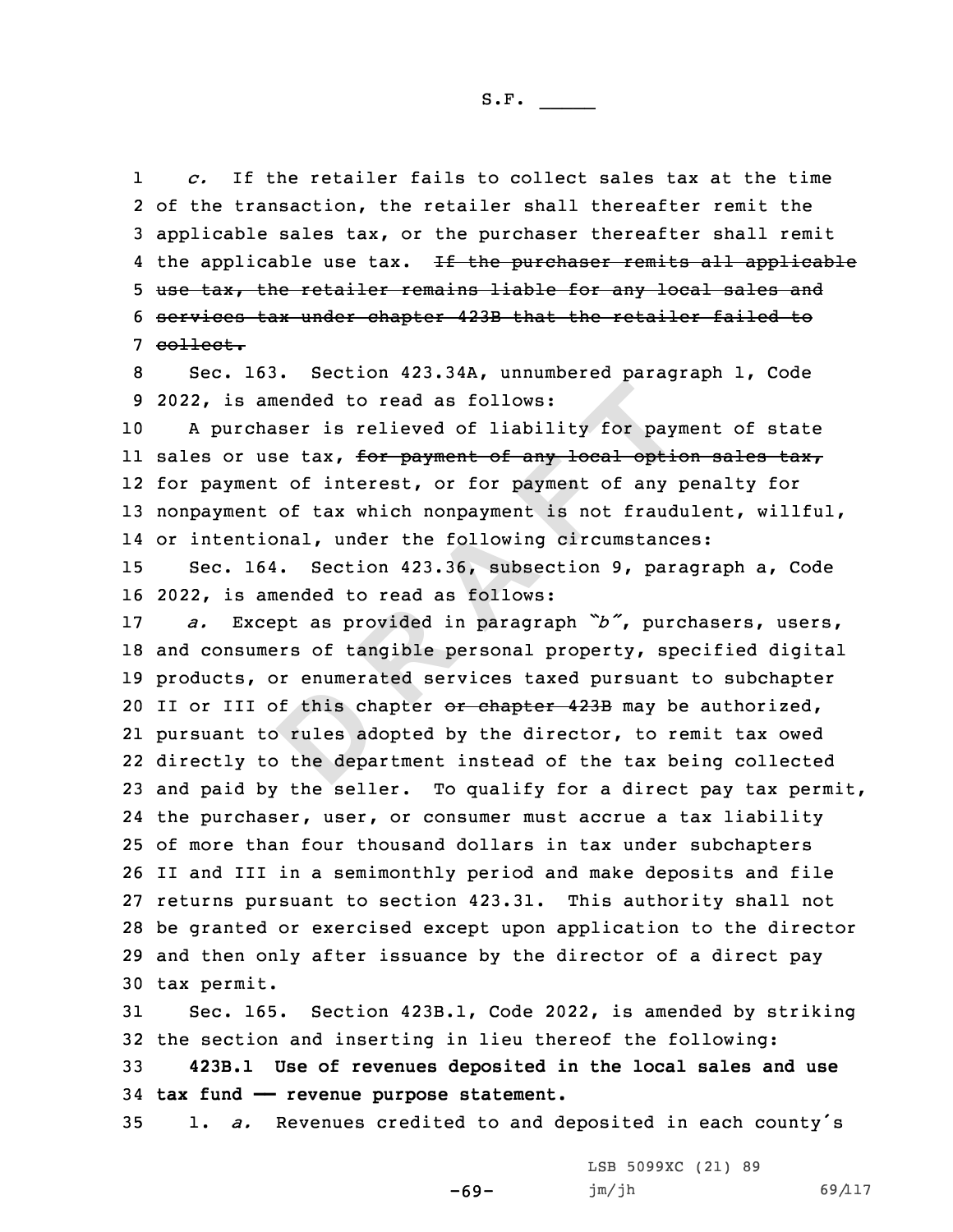*c.* If the retailer fails to collect sales tax at the time of the transaction, the retailer shall thereafter remit the applicable sales tax, or the purchaser thereafter shall remit the applicable use tax. ~~If the purchaser remits all applicable use tax, the retailer remains liable for any local sales and services tax under chapter 423B that the retailer failed to collect.~~

Sec. 163. Section 423.34A, unnumbered paragraph 1, Code 2022, is amended to read as follows:

A purchaser is relieved of liability for payment of state sales or use tax, ~~for payment of any local option sales tax,~~ for payment of interest, or for payment of any penalty for nonpayment of tax which nonpayment is not fraudulent, willful, or intentional, under the following circumstances:

Sec. 164. Section 423.36, subsection 9, paragraph a, Code 2022, is amended to read as follows:

*a.* Except as provided in paragraph *"b"*, purchasers, users, and consumers of tangible personal property, specified digital products, or enumerated services taxed pursuant to subchapter II or III of this chapter ~~or chapter 423B~~ may be authorized, pursuant to rules adopted by the director, to remit tax owed directly to the department instead of the tax being collected and paid by the seller. To qualify for a direct pay tax permit, the purchaser, user, or consumer must accrue a tax liability of more than four thousand dollars in tax under subchapters II and III in a semimonthly period and make deposits and file returns pursuant to section 423.31. This authority shall not be granted or exercised except upon application to the director and then only after issuance by the director of a direct pay tax permit.

Sec. 165. Section 423B.1, Code 2022, is amended by striking the section and inserting in lieu thereof the following:

**423B.1 Use of revenues deposited in the local sales and use tax fund —— revenue purpose statement.**

1. *a.* Revenues credited to and deposited in each county's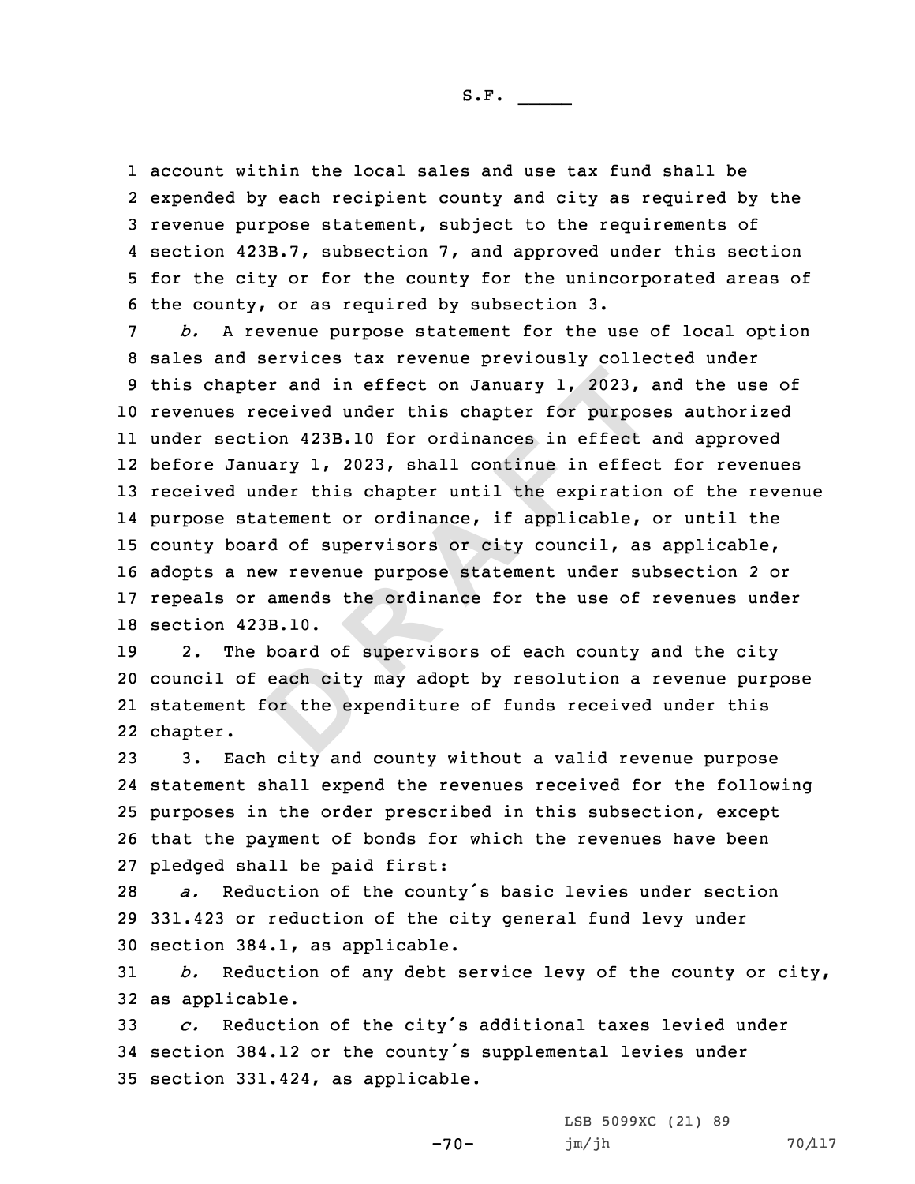account within the local sales and use tax fund shall be expended by each recipient county and city as required by the revenue purpose statement, subject to the requirements of section 423B.7, subsection 7, and approved under this section for the city or for the county for the unincorporated areas of the county, or as required by subsection 3.

*b.* A revenue purpose statement for the use of local option sales and services tax revenue previously collected under this chapter and in effect on January 1, 2023, and the use of revenues received under this chapter for purposes authorized under section 423B.10 for ordinances in effect and approved before January 1, 2023, shall continue in effect for revenues received under this chapter until the expiration of the revenue purpose statement or ordinance, if applicable, or until the county board of supervisors or city council, as applicable, adopts a new revenue purpose statement under subsection 2 or repeals or amends the ordinance for the use of revenues under section 423B.10.

2. The board of supervisors of each county and the city council of each city may adopt by resolution a revenue purpose statement for the expenditure of funds received under this chapter.

3. Each city and county without a valid revenue purpose statement shall expend the revenues received for the following purposes in the order prescribed in this subsection, except that the payment of bonds for which the revenues have been pledged shall be paid first:

*a.* Reduction of the county's basic levies under section 331.423 or reduction of the city general fund levy under section 384.1, as applicable.

*b.* Reduction of any debt service levy of the county or city, as applicable.

*c.* Reduction of the city's additional taxes levied under section 384.12 or the county's supplemental levies under section 331.424, as applicable.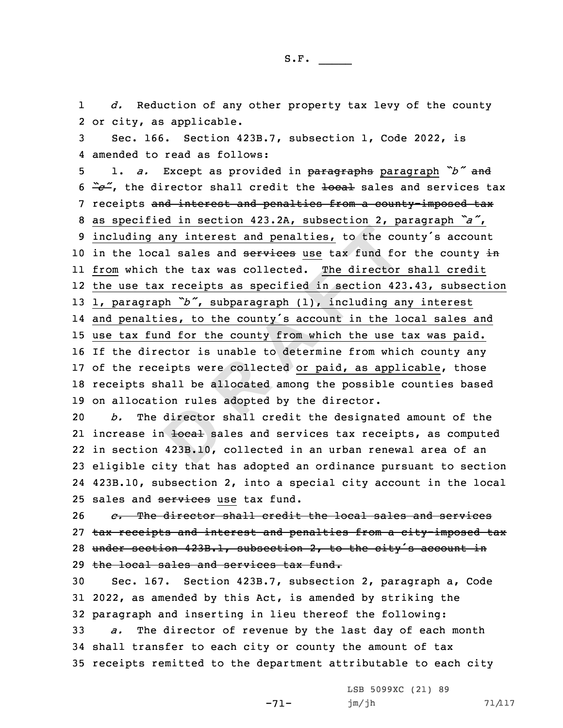*d.* Reduction of any other property tax levy of the county or city, as applicable.

Sec. 166. Section 423B.7, subsection 1, Code 2022, is amended to read as follows:

1. *a.* Except as provided in ~~paragraphs~~ paragraph *"b"* ~~and "c"~~, the director shall credit the ~~local~~ sales and services tax receipts ~~and interest and penalties from a county-imposed tax~~ as specified in section 423.2A, subsection 2, paragraph *"a"*, including any interest and penalties, to the county's account in the local sales and ~~services~~ use tax fund for the county ~~in~~ from which the tax was collected. The director shall credit the use tax receipts as specified in section 423.43, subsection 1, paragraph *"b"*, subparagraph (1), including any interest and penalties, to the county's account in the local sales and use tax fund for the county from which the use tax was paid. If the director is unable to determine from which county any of the receipts were collected or paid, as applicable, those receipts shall be allocated among the possible counties based on allocation rules adopted by the director.

*b.* The director shall credit the designated amount of the increase in ~~local~~ sales and services tax receipts, as computed in section 423B.10, collected in an urban renewal area of an eligible city that has adopted an ordinance pursuant to section 423B.10, subsection 2, into a special city account in the local sales and ~~services~~ use tax fund.

~~*c.* The director shall credit the local sales and services tax receipts and interest and penalties from a city-imposed tax under section 423B.1, subsection 2, to the city's account in the local sales and services tax fund.~~

Sec. 167. Section 423B.7, subsection 2, paragraph a, Code 2022, as amended by this Act, is amended by striking the paragraph and inserting in lieu thereof the following:

*a.* The director of revenue by the last day of each month shall transfer to each city or county the amount of tax receipts remitted to the department attributable to each city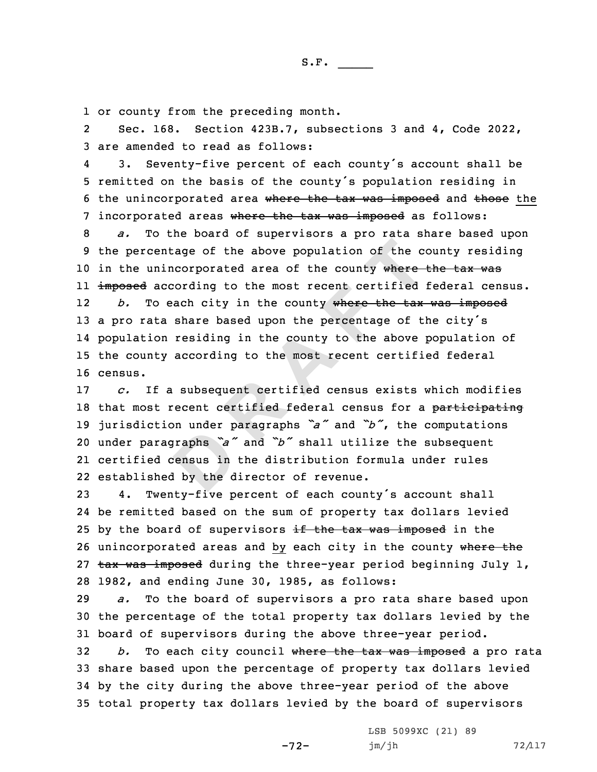or county from the preceding month.

Sec. 168. Section 423B.7, subsections 3 and 4, Code 2022, are amended to read as follows:

3. Seventy-five percent of each county's account shall be remitted on the basis of the county's population residing in the unincorporated area ~~where the tax was imposed~~ and ~~those~~ the incorporated areas ~~where the tax was imposed~~ as follows:

*a.* To the board of supervisors a pro rata share based upon the percentage of the above population of the county residing in the unincorporated area of the county ~~where the tax was imposed~~ according to the most recent certified federal census.

*b.* To each city in the county ~~where the tax was imposed~~ a pro rata share based upon the percentage of the city's population residing in the county to the above population of the county according to the most recent certified federal census.

*c.* If a subsequent certified census exists which modifies that most recent certified federal census for a ~~participating~~ jurisdiction under paragraphs *"a"* and *"b"*, the computations under paragraphs *"a"* and *"b"* shall utilize the subsequent certified census in the distribution formula under rules established by the director of revenue.

4. Twenty-five percent of each county's account shall be remitted based on the sum of property tax dollars levied by the board of supervisors ~~if the tax was imposed~~ in the unincorporated areas and by each city in the county ~~where the tax was imposed~~ during the three-year period beginning July 1, 1982, and ending June 30, 1985, as follows:

*a.* To the board of supervisors a pro rata share based upon the percentage of the total property tax dollars levied by the board of supervisors during the above three-year period.

*b.* To each city council ~~where the tax was imposed~~ a pro rata share based upon the percentage of property tax dollars levied by the city during the above three-year period of the above total property tax dollars levied by the board of supervisors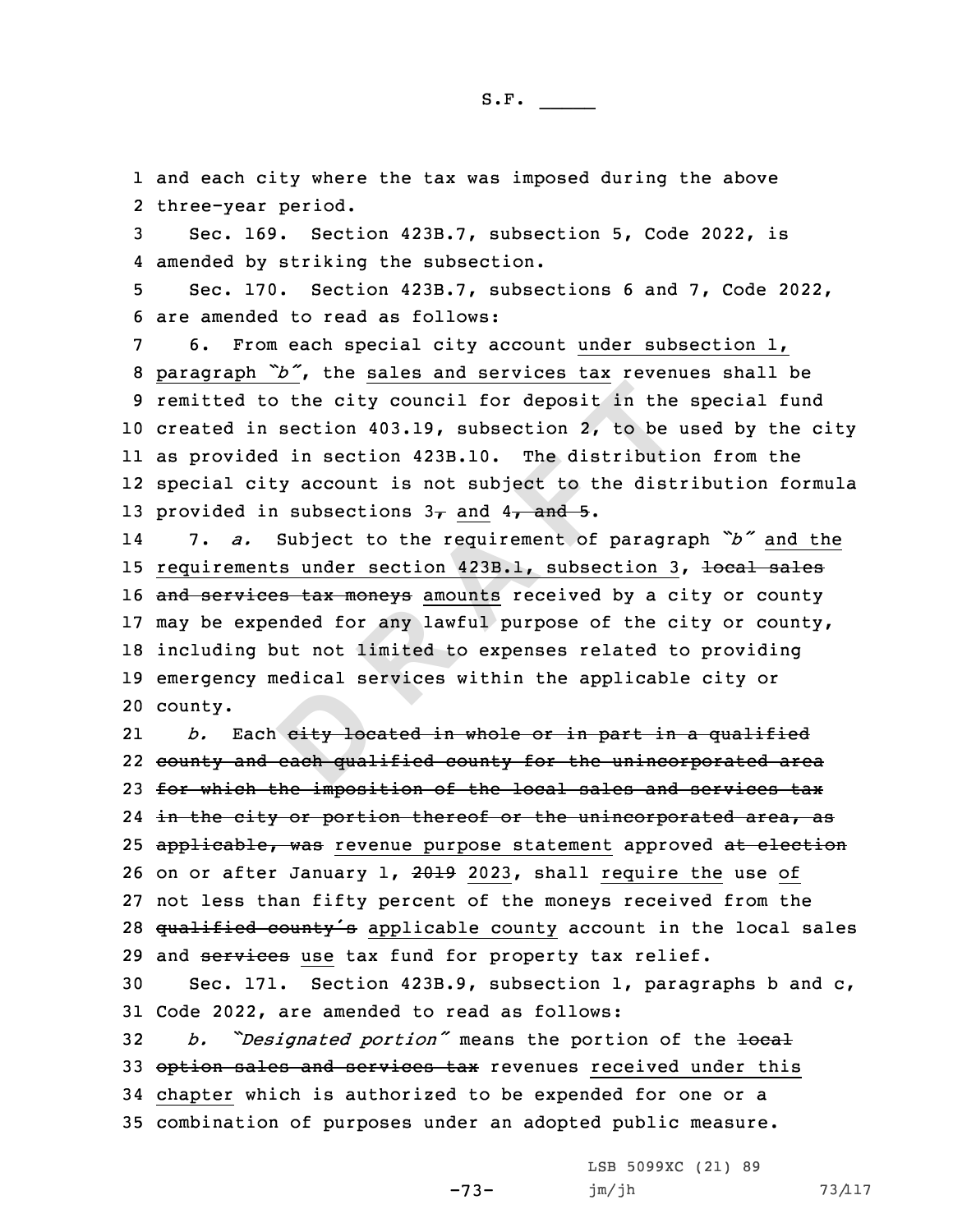and each city where the tax was imposed during the above three-year period.

Sec. 169. Section 423B.7, subsection 5, Code 2022, is amended by striking the subsection.

Sec. 170. Section 423B.7, subsections 6 and 7, Code 2022, are amended to read as follows:

6. From each special city account under subsection 1, paragraph *"b"*, the sales and services tax revenues shall be remitted to the city council for deposit in the special fund created in section 403.19, subsection 2, to be used by the city as provided in section 423B.10. The distribution from the special city account is not subject to the distribution formula provided in subsections 3~~,~~ and 4~~, and 5~~.

7. *a.* Subject to the requirement of paragraph *"b"* and the requirements under section 423B.1, subsection 3, ~~local sales and services tax moneys~~ amounts received by a city or county may be expended for any lawful purpose of the city or county, including but not limited to expenses related to providing emergency medical services within the applicable city or county.

*b.* Each ~~city located in whole or in part in a qualified county and each qualified county for the unincorporated area for which the imposition of the local sales and services tax in the city or portion thereof or the unincorporated area, as applicable, was~~ revenue purpose statement approved ~~at election~~ on or after January 1, ~~2019~~ 2023, shall require the use of not less than fifty percent of the moneys received from the ~~qualified county's~~ applicable county account in the local sales and ~~services~~ use tax fund for property tax relief.

Sec. 171. Section 423B.9, subsection 1, paragraphs b and c, Code 2022, are amended to read as follows:

*b. "Designated portion"* means the portion of the ~~local option sales and services tax~~ revenues received under this chapter which is authorized to be expended for one or a combination of purposes under an adopted public measure.

LSB 5099XC (21) 89
jm/jh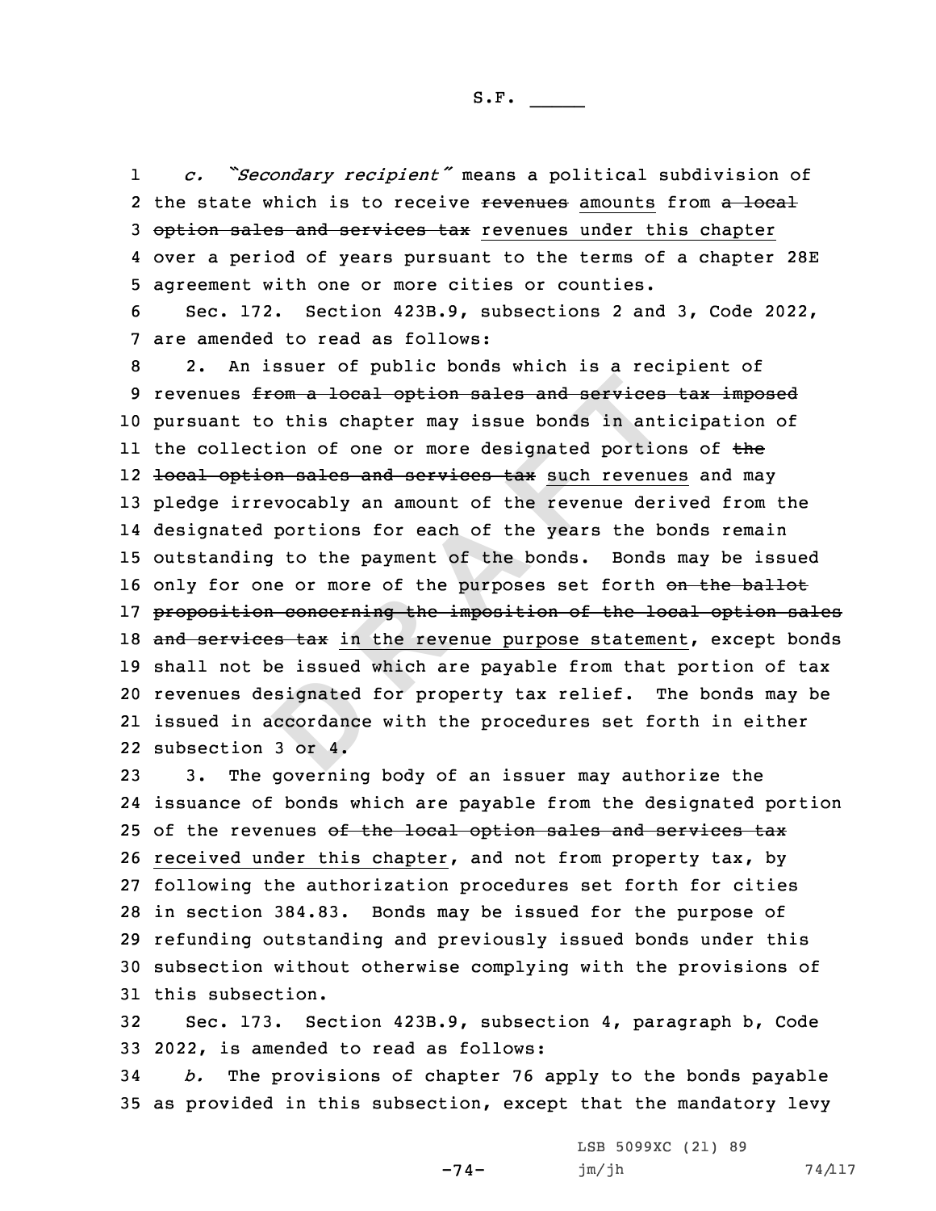*c. "Secondary recipient"* means a political subdivision of the state which is to receive ~~revenues~~ amounts from ~~a local option sales and services tax~~ revenues under this chapter over a period of years pursuant to the terms of a chapter 28E agreement with one or more cities or counties.

Sec. 172. Section 423B.9, subsections 2 and 3, Code 2022, are amended to read as follows:

2. An issuer of public bonds which is a recipient of revenues ~~from a local option sales and services tax imposed~~ pursuant to this chapter may issue bonds in anticipation of the collection of one or more designated portions of ~~the local option sales and services tax~~ such revenues and may pledge irrevocably an amount of the revenue derived from the designated portions for each of the years the bonds remain outstanding to the payment of the bonds. Bonds may be issued only for one or more of the purposes set forth ~~on the ballot proposition concerning the imposition of the local option sales and services tax~~ in the revenue purpose statement, except bonds shall not be issued which are payable from that portion of tax revenues designated for property tax relief. The bonds may be issued in accordance with the procedures set forth in either subsection 3 or 4.

3. The governing body of an issuer may authorize the issuance of bonds which are payable from the designated portion of the revenues ~~of the local option sales and services tax~~ received under this chapter, and not from property tax, by following the authorization procedures set forth for cities in section 384.83. Bonds may be issued for the purpose of refunding outstanding and previously issued bonds under this subsection without otherwise complying with the provisions of this subsection.

Sec. 173. Section 423B.9, subsection 4, paragraph b, Code 2022, is amended to read as follows:

*b.* The provisions of chapter 76 apply to the bonds payable as provided in this subsection, except that the mandatory levy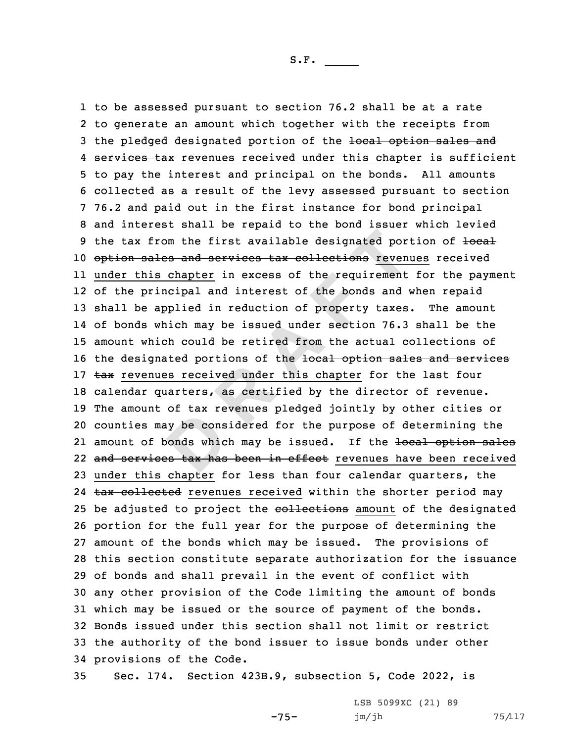to be assessed pursuant to section 76.2 shall be at a rate to generate an amount which together with the receipts from the pledged designated portion of the ~~local option sales and services tax~~ revenues received under this chapter is sufficient to pay the interest and principal on the bonds. All amounts collected as a result of the levy assessed pursuant to section 76.2 and paid out in the first instance for bond principal and interest shall be repaid to the bond issuer which levied the tax from the first available designated portion of ~~local option sales and services tax collections~~ revenues received under this chapter in excess of the requirement for the payment of the principal and interest of the bonds and when repaid shall be applied in reduction of property taxes. The amount of bonds which may be issued under section 76.3 shall be the amount which could be retired from the actual collections of the designated portions of the ~~local option sales and services tax~~ revenues received under this chapter for the last four calendar quarters, as certified by the director of revenue. The amount of tax revenues pledged jointly by other cities or counties may be considered for the purpose of determining the amount of bonds which may be issued. If the ~~local option sales and services tax has been in effect~~ revenues have been received under this chapter for less than four calendar quarters, the ~~tax collected~~ revenues received within the shorter period may be adjusted to project the ~~collections~~ amount of the designated portion for the full year for the purpose of determining the amount of the bonds which may be issued. The provisions of this section constitute separate authorization for the issuance of bonds and shall prevail in the event of conflict with any other provision of the Code limiting the amount of bonds which may be issued or the source of payment of the bonds. Bonds issued under this section shall not limit or restrict the authority of the bond issuer to issue bonds under other provisions of the Code.

Sec. 174. Section 423B.9, subsection 5, Code 2022, is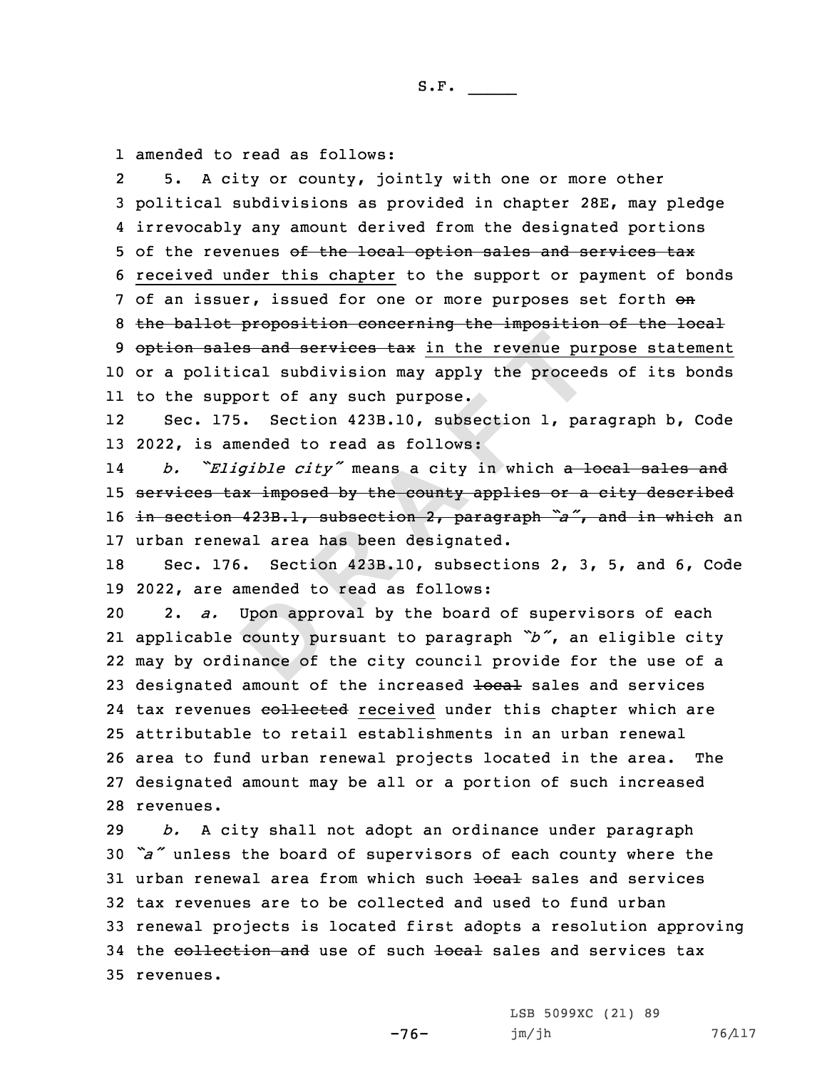amended to read as follows:

5. A city or county, jointly with one or more other political subdivisions as provided in chapter 28E, may pledge irrevocably any amount derived from the designated portions of the revenues ~~of the local option sales and services tax~~ received under this chapter to the support or payment of bonds of an issuer, issued for one or more purposes set forth ~~on the ballot proposition concerning the imposition of the local option sales and services tax~~ in the revenue purpose statement or a political subdivision may apply the proceeds of its bonds to the support of any such purpose.

Sec. 175. Section 423B.10, subsection 1, paragraph b, Code 2022, is amended to read as follows:

*b. "Eligible city"* means a city in which ~~a local sales and services tax imposed by the county applies or a city described in section 423B.1, subsection 2, paragraph "a", and in which~~ an urban renewal area has been designated.

Sec. 176. Section 423B.10, subsections 2, 3, 5, and 6, Code 2022, are amended to read as follows:

2. *a.* Upon approval by the board of supervisors of each applicable county pursuant to paragraph *"b"*, an eligible city may by ordinance of the city council provide for the use of a designated amount of the increased ~~local~~ sales and services tax revenues ~~collected~~ received under this chapter which are attributable to retail establishments in an urban renewal area to fund urban renewal projects located in the area. The designated amount may be all or a portion of such increased revenues.

*b.* A city shall not adopt an ordinance under paragraph *"a"* unless the board of supervisors of each county where the urban renewal area from which such ~~local~~ sales and services tax revenues are to be collected and used to fund urban renewal projects is located first adopts a resolution approving the ~~collection and~~ use of such ~~local~~ sales and services tax revenues.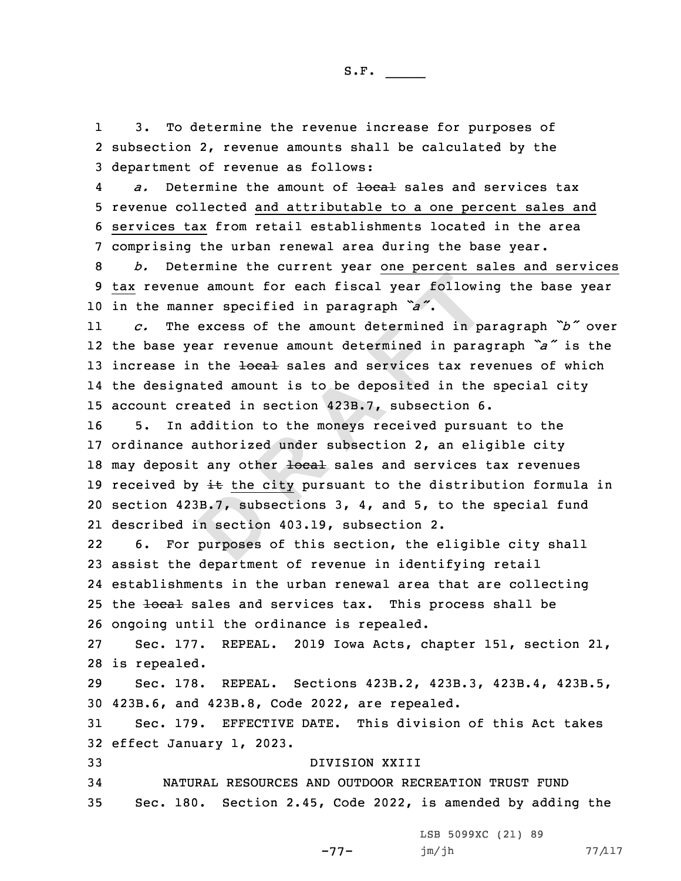3. To determine the revenue increase for purposes of subsection 2, revenue amounts shall be calculated by the department of revenue as follows:

*a.* Determine the amount of ~~local~~ sales and services tax revenue collected and attributable to a one percent sales and services tax from retail establishments located in the area comprising the urban renewal area during the base year.

*b.* Determine the current year one percent sales and services tax revenue amount for each fiscal year following the base year in the manner specified in paragraph *"a"*.

*c.* The excess of the amount determined in paragraph *"b"* over the base year revenue amount determined in paragraph *"a"* is the increase in the ~~local~~ sales and services tax revenues of which the designated amount is to be deposited in the special city account created in section 423B.7, subsection 6.

5. In addition to the moneys received pursuant to the ordinance authorized under subsection 2, an eligible city may deposit any other ~~local~~ sales and services tax revenues received by ~~it~~ the city pursuant to the distribution formula in section 423B.7, subsections 3, 4, and 5, to the special fund described in section 403.19, subsection 2.

6. For purposes of this section, the eligible city shall assist the department of revenue in identifying retail establishments in the urban renewal area that are collecting the ~~local~~ sales and services tax. This process shall be ongoing until the ordinance is repealed.

Sec. 177. REPEAL. 2019 Iowa Acts, chapter 151, section 21, is repealed.

Sec. 178. REPEAL. Sections 423B.2, 423B.3, 423B.4, 423B.5, 423B.6, and 423B.8, Code 2022, are repealed.

Sec. 179. EFFECTIVE DATE. This division of this Act takes effect January 1, 2023.

DIVISION XXIII

NATURAL RESOURCES AND OUTDOOR RECREATION TRUST FUND

Sec. 180. Section 2.45, Code 2022, is amended by adding the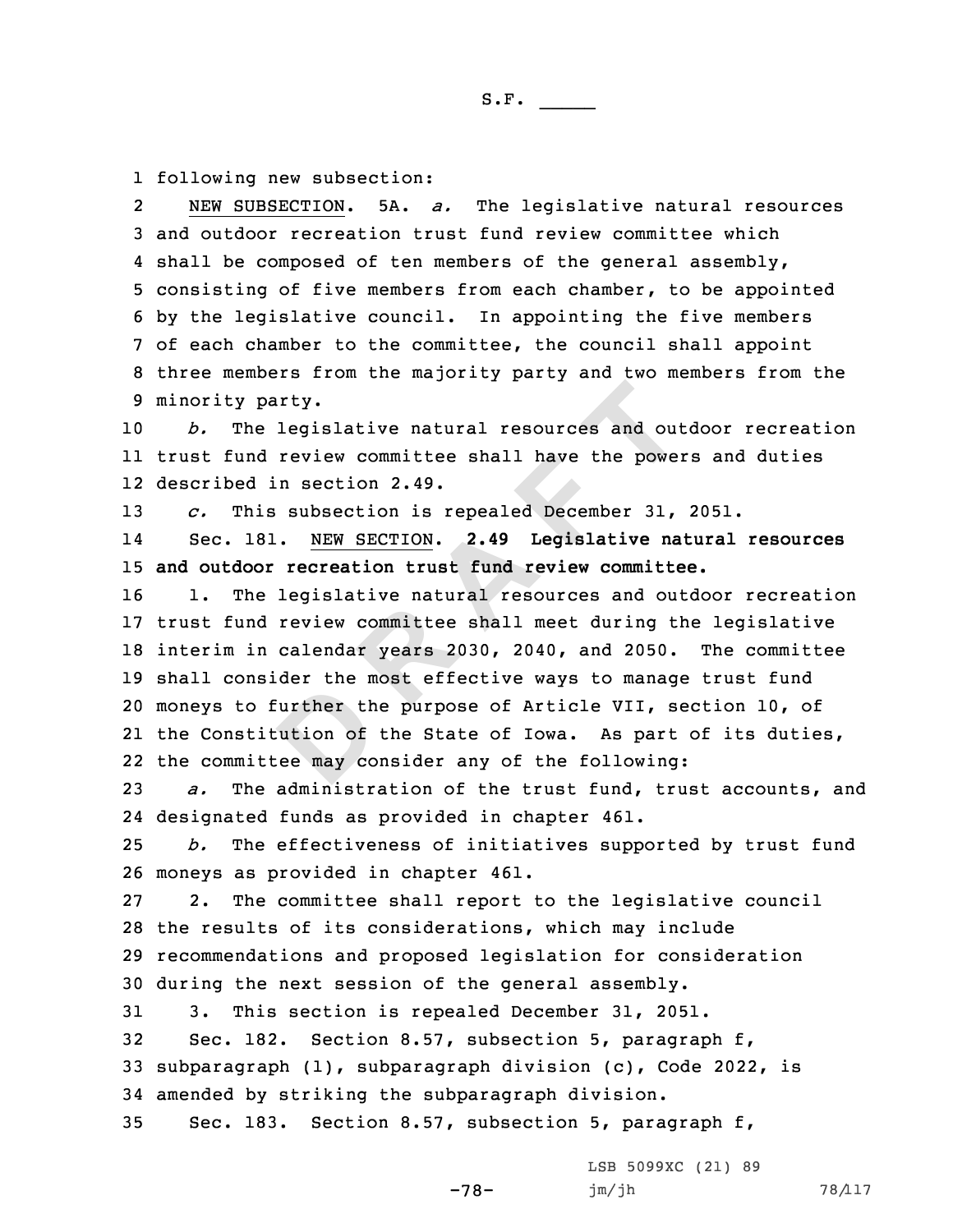following new subsection:

NEW SUBSECTION. 5A. *a.* The legislative natural resources and outdoor recreation trust fund review committee which shall be composed of ten members of the general assembly, consisting of five members from each chamber, to be appointed by the legislative council. In appointing the five members of each chamber to the committee, the council shall appoint three members from the majority party and two members from the minority party.

*b.* The legislative natural resources and outdoor recreation trust fund review committee shall have the powers and duties described in section 2.49.

*c.* This subsection is repealed December 31, 2051.

Sec. 181. NEW SECTION. **2.49 Legislative natural resources and outdoor recreation trust fund review committee.**

1. The legislative natural resources and outdoor recreation trust fund review committee shall meet during the legislative interim in calendar years 2030, 2040, and 2050. The committee shall consider the most effective ways to manage trust fund moneys to further the purpose of Article VII, section 10, of the Constitution of the State of Iowa. As part of its duties, the committee may consider any of the following:

*a.* The administration of the trust fund, trust accounts, and designated funds as provided in chapter 461.

*b.* The effectiveness of initiatives supported by trust fund moneys as provided in chapter 461.

2. The committee shall report to the legislative council the results of its considerations, which may include recommendations and proposed legislation for consideration during the next session of the general assembly.

3. This section is repealed December 31, 2051.

Sec. 182. Section 8.57, subsection 5, paragraph f, subparagraph (1), subparagraph division (c), Code 2022, is amended by striking the subparagraph division.

Sec. 183. Section 8.57, subsection 5, paragraph f,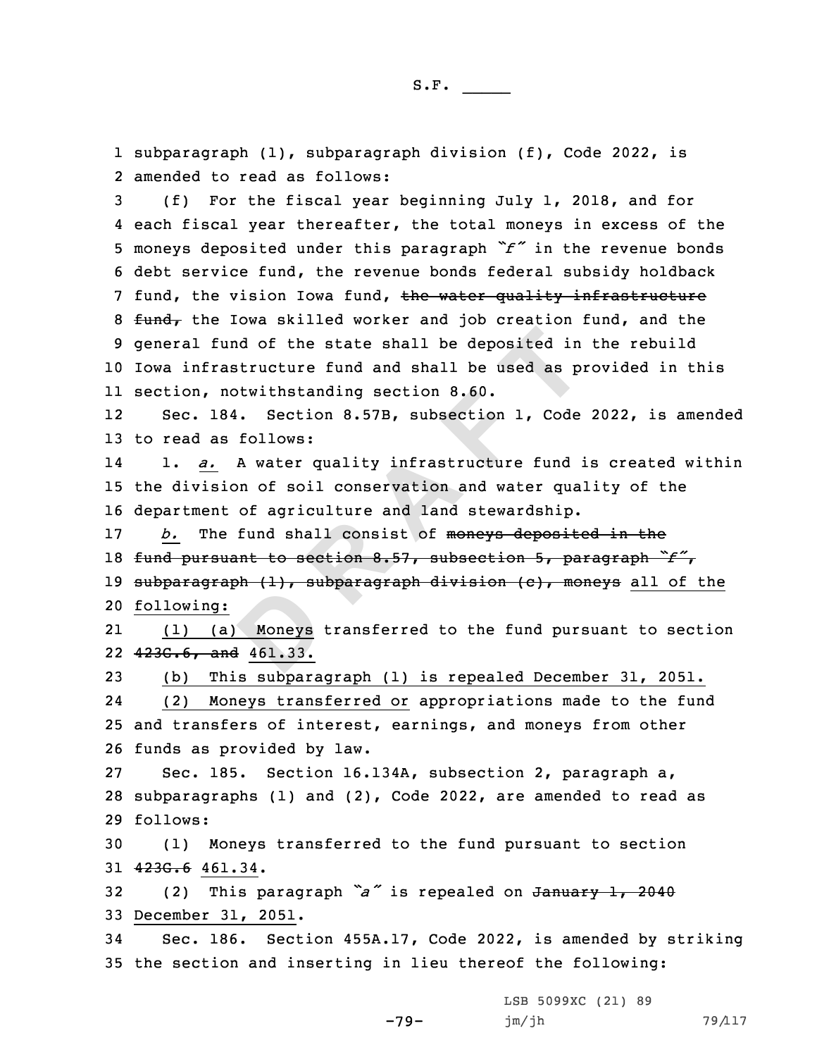subparagraph (1), subparagraph division (f), Code 2022, is amended to read as follows:

(f) For the fiscal year beginning July 1, 2018, and for each fiscal year thereafter, the total moneys in excess of the moneys deposited under this paragraph *"f"* in the revenue bonds debt service fund, the revenue bonds federal subsidy holdback fund, the vision Iowa fund, ~~the water quality infrastructure fund,~~ the Iowa skilled worker and job creation fund, and the general fund of the state shall be deposited in the rebuild Iowa infrastructure fund and shall be used as provided in this section, notwithstanding section 8.60.

Sec. 184. Section 8.57B, subsection 1, Code 2022, is amended to read as follows:

1. *a.* A water quality infrastructure fund is created within the division of soil conservation and water quality of the department of agriculture and land stewardship.

*b.* The fund shall consist of ~~moneys deposited in the fund pursuant to section 8.57, subsection 5, paragraph "f", subparagraph (1), subparagraph division (c), moneys~~ all of the following:

(1) (a) Moneys transferred to the fund pursuant to section ~~423G.6, and~~ 461.33.

(b) This subparagraph (1) is repealed December 31, 2051.

(2) Moneys transferred or appropriations made to the fund and transfers of interest, earnings, and moneys from other funds as provided by law.

Sec. 185. Section 16.134A, subsection 2, paragraph a, subparagraphs (1) and (2), Code 2022, are amended to read as follows:

(1) Moneys transferred to the fund pursuant to section ~~423G.6~~ 461.34.

(2) This paragraph *"a"* is repealed on ~~January 1, 2040~~ December 31, 2051.

Sec. 186. Section 455A.17, Code 2022, is amended by striking the section and inserting in lieu thereof the following: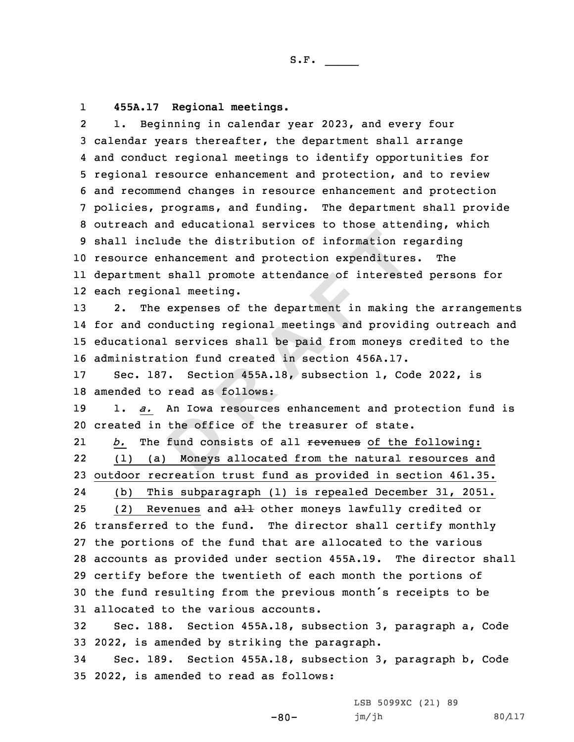**455A.17 Regional meetings.**

1. Beginning in calendar year 2023, and every four calendar years thereafter, the department shall arrange and conduct regional meetings to identify opportunities for regional resource enhancement and protection, and to review and recommend changes in resource enhancement and protection policies, programs, and funding. The department shall provide outreach and educational services to those attending, which shall include the distribution of information regarding resource enhancement and protection expenditures. The department shall promote attendance of interested persons for each regional meeting.

2. The expenses of the department in making the arrangements for and conducting regional meetings and providing outreach and educational services shall be paid from moneys credited to the administration fund created in section 456A.17.

Sec. 187. Section 455A.18, subsection 1, Code 2022, is amended to read as follows:

1. *a.* An Iowa resources enhancement and protection fund is created in the office of the treasurer of state.

*b.* The fund consists of all ~~revenues~~ of the following:

(1) (a) Moneys allocated from the natural resources and outdoor recreation trust fund as provided in section 461.35.

(b) This subparagraph (1) is repealed December 31, 2051.

(2) Revenues and ~~all~~ other moneys lawfully credited or transferred to the fund. The director shall certify monthly the portions of the fund that are allocated to the various accounts as provided under section 455A.19. The director shall certify before the twentieth of each month the portions of the fund resulting from the previous month's receipts to be allocated to the various accounts.

Sec. 188. Section 455A.18, subsection 3, paragraph a, Code 2022, is amended by striking the paragraph.

Sec. 189. Section 455A.18, subsection 3, paragraph b, Code 2022, is amended to read as follows: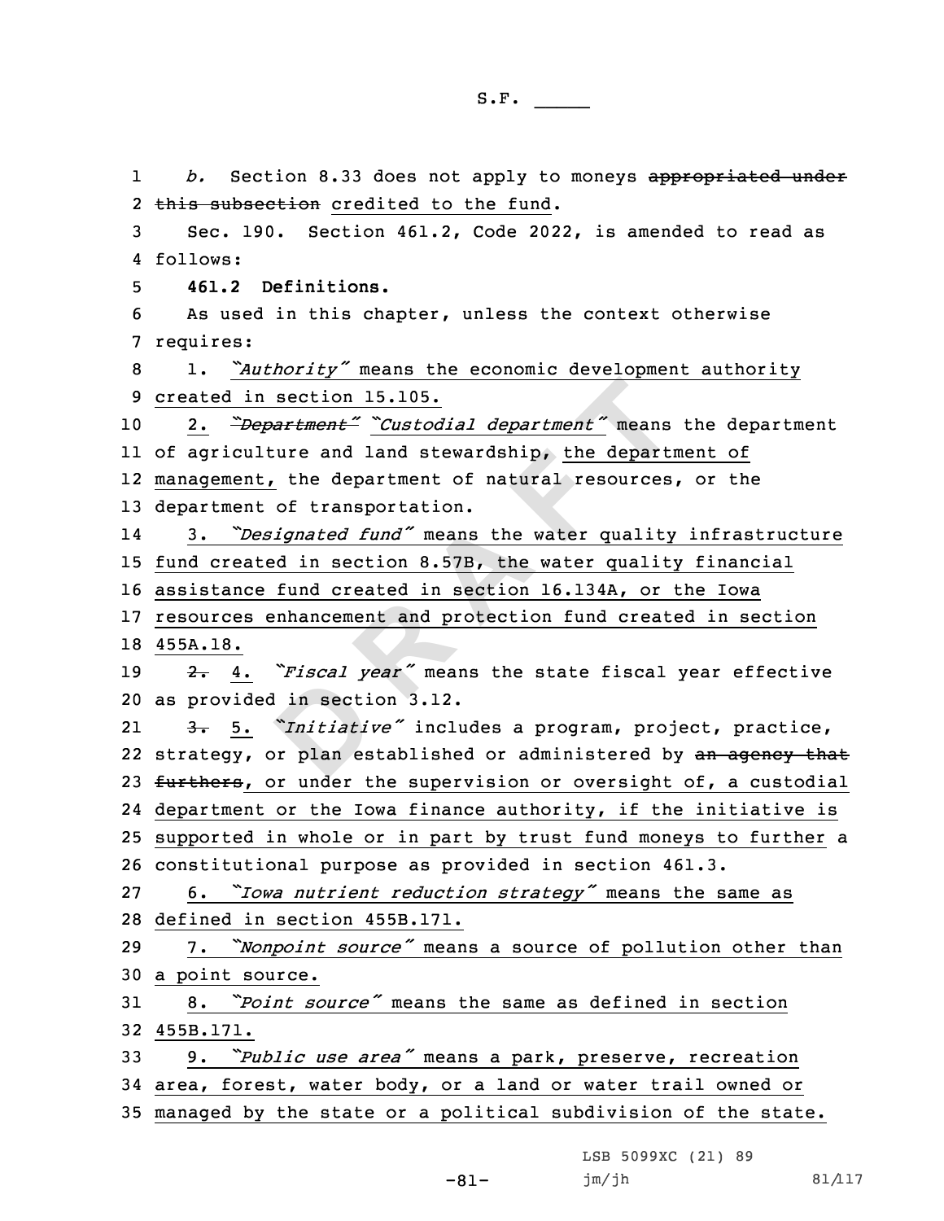b. Section 8.33 does not apply to moneys ~~appropriated under this subsection~~ credited to the fund.

Sec. 190. Section 461.2, Code 2022, is amended to read as follows:

**461.2 Definitions.**

As used in this chapter, unless the context otherwise requires:

1. *"Authority"* means the economic development authority created in section 15.105.

2. ~~*"Department"*~~ *"Custodial department"* means the department of agriculture and land stewardship, the department of management, the department of natural resources, or the department of transportation.

3. *"Designated fund"* means the water quality infrastructure fund created in section 8.57B, the water quality financial assistance fund created in section 16.134A, or the Iowa resources enhancement and protection fund created in section 455A.18.

~~2.~~ 4. *"Fiscal year"* means the state fiscal year effective as provided in section 3.12.

~~3.~~ 5. *"Initiative"* includes a program, project, practice, strategy, or plan established or administered by ~~an agency that furthers~~, or under the supervision or oversight of, a custodial department or the Iowa finance authority, if the initiative is supported in whole or in part by trust fund moneys to further a constitutional purpose as provided in section 461.3.

6. *"Iowa nutrient reduction strategy"* means the same as defined in section 455B.171.

7. *"Nonpoint source"* means a source of pollution other than a point source.

8. *"Point source"* means the same as defined in section 455B.171.

9. *"Public use area"* means a park, preserve, recreation area, forest, water body, or a land or water trail owned or managed by the state or a political subdivision of the state.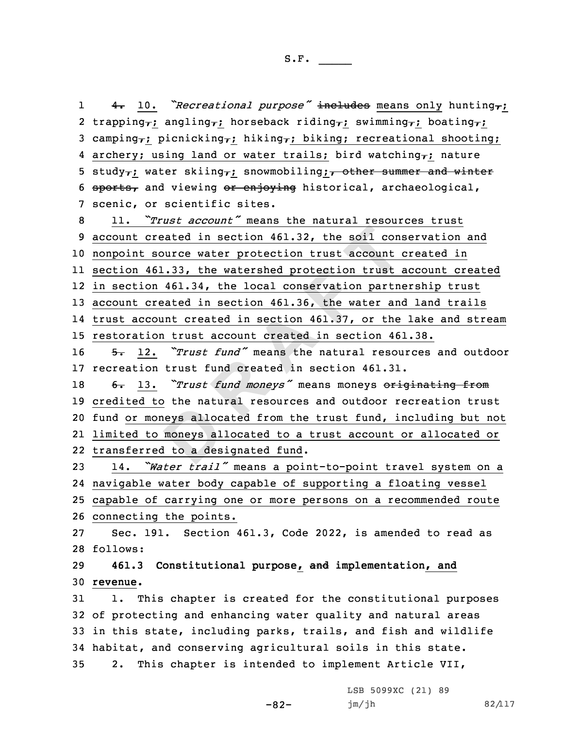4. 10. *"Recreational purpose"* ~~includes~~ means only hunting~~,~~; trapping~~,~~; angling~~,~~; horseback riding~~,~~; swimming~~,~~; boating~~,~~; camping~~,~~; picnicking~~,~~; hiking~~,~~; biking; recreational shooting; archery; using land or water trails; bird watching~~,~~; nature study~~,~~; water skiing~~,~~; snowmobiling; ~~, other summer and winter sports,~~ and viewing ~~or enjoying~~ historical, archaeological, scenic, or scientific sites.

11. *"Trust account"* means the natural resources trust account created in section 461.32, the soil conservation and nonpoint source water protection trust account created in section 461.33, the watershed protection trust account created in section 461.34, the local conservation partnership trust account created in section 461.36, the water and land trails trust account created in section 461.37, or the lake and stream restoration trust account created in section 461.38.

~~5.~~ 12. *"Trust fund"* means the natural resources and outdoor recreation trust fund created in section 461.31.

~~6.~~ 13. *"Trust fund moneys"* means moneys ~~originating from~~ credited to the natural resources and outdoor recreation trust fund or moneys allocated from the trust fund, including but not limited to moneys allocated to a trust account or allocated or transferred to a designated fund.

14. *"Water trail"* means a point-to-point travel system on a navigable water body capable of supporting a floating vessel capable of carrying one or more persons on a recommended route connecting the points.

Sec. 191. Section 461.3, Code 2022, is amended to read as follows:

**461.3 Constitutional purpose, ~~and~~ implementation, and revenue.**

1. This chapter is created for the constitutional purposes of protecting and enhancing water quality and natural areas in this state, including parks, trails, and fish and wildlife habitat, and conserving agricultural soils in this state.

2. This chapter is intended to implement Article VII,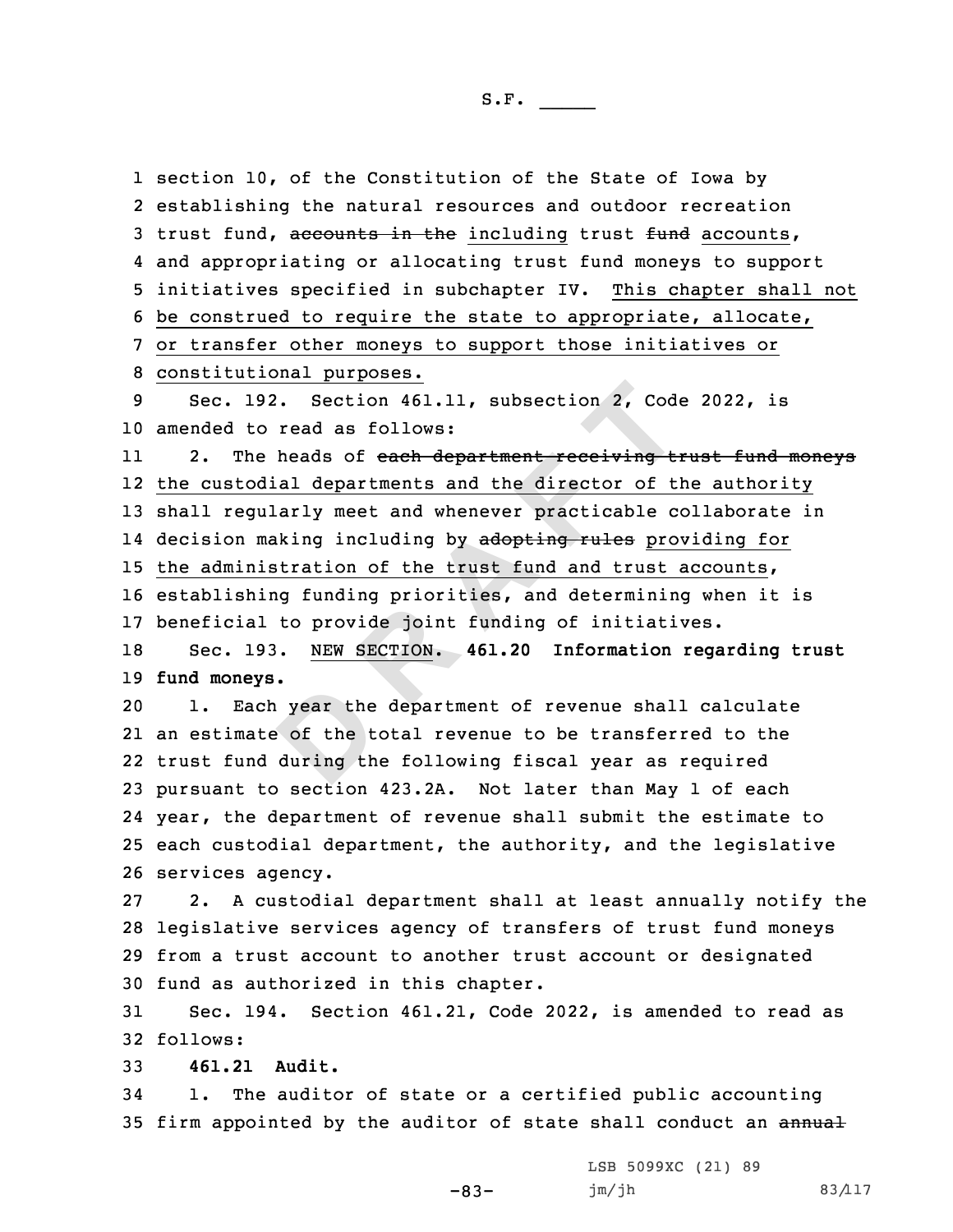section 10, of the Constitution of the State of Iowa by establishing the natural resources and outdoor recreation trust fund, ~~accounts in the~~ including trust ~~fund~~ accounts, and appropriating or allocating trust fund moneys to support initiatives specified in subchapter IV. This chapter shall not be construed to require the state to appropriate, allocate, or transfer other moneys to support those initiatives or constitutional purposes.

Sec. 192. Section 461.11, subsection 2, Code 2022, is amended to read as follows:

2. The heads of ~~each department receiving trust fund moneys~~ the custodial departments and the director of the authority shall regularly meet and whenever practicable collaborate in decision making including by ~~adopting rules~~ providing for the administration of the trust fund and trust accounts, establishing funding priorities, and determining when it is beneficial to provide joint funding of initiatives.

Sec. 193. NEW SECTION. **461.20 Information regarding trust fund moneys.**

1. Each year the department of revenue shall calculate an estimate of the total revenue to be transferred to the trust fund during the following fiscal year as required pursuant to section 423.2A. Not later than May 1 of each year, the department of revenue shall submit the estimate to each custodial department, the authority, and the legislative services agency.

2. A custodial department shall at least annually notify the legislative services agency of transfers of trust fund moneys from a trust account to another trust account or designated fund as authorized in this chapter.

Sec. 194. Section 461.21, Code 2022, is amended to read as follows:

**461.21 Audit.**

1. The auditor of state or a certified public accounting firm appointed by the auditor of state shall conduct an ~~annual~~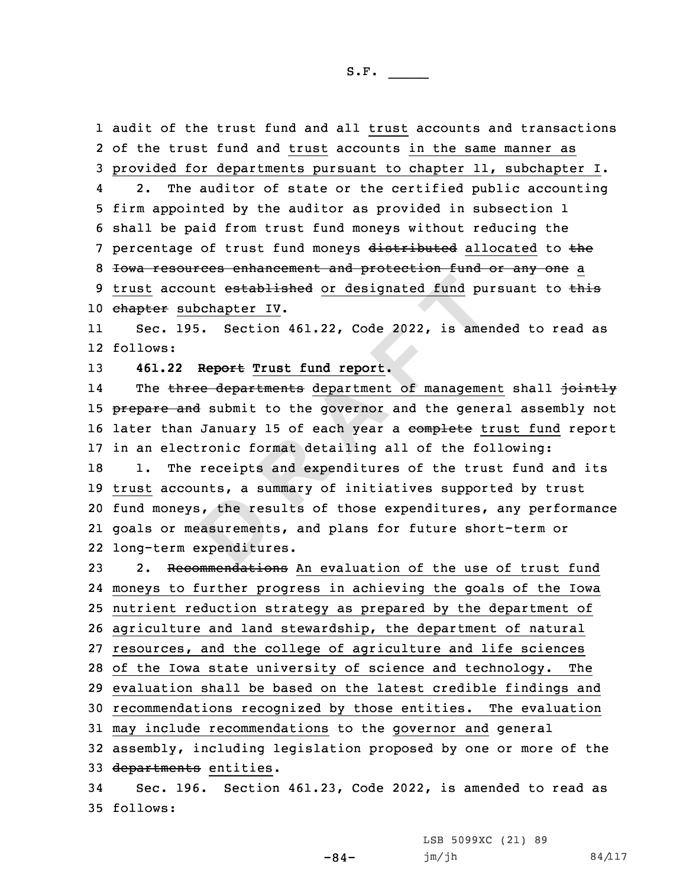audit of the trust fund and all trust accounts and transactions of the trust fund and trust accounts in the same manner as provided for departments pursuant to chapter 11, subchapter I.

2. The auditor of state or the certified public accounting firm appointed by the auditor as provided in subsection 1 shall be paid from trust fund moneys without reducing the percentage of trust fund moneys ~~distributed~~ allocated to ~~the Iowa resources enhancement and protection fund or any one~~ a trust account ~~established~~ or designated fund pursuant to ~~this chapter~~ subchapter IV.

Sec. 195. Section 461.22, Code 2022, is amended to read as follows:

**461.22 ~~Report~~ Trust fund report.**

The ~~three departments~~ department of management shall ~~jointly prepare and~~ submit to the governor and the general assembly not later than January 15 of each year a ~~complete~~ trust fund report in an electronic format detailing all of the following:

1. The receipts and expenditures of the trust fund and its trust accounts, a summary of initiatives supported by trust fund moneys, the results of those expenditures, any performance goals or measurements, and plans for future short-term or long-term expenditures.

2. ~~Recommendations~~ An evaluation of the use of trust fund moneys to further progress in achieving the goals of the Iowa nutrient reduction strategy as prepared by the department of agriculture and land stewardship, the department of natural resources, and the college of agriculture and life sciences of the Iowa state university of science and technology. The evaluation shall be based on the latest credible findings and recommendations recognized by those entities. The evaluation may include recommendations to the governor and general assembly, including legislation proposed by one or more of the ~~departments~~ entities.

Sec. 196. Section 461.23, Code 2022, is amended to read as follows: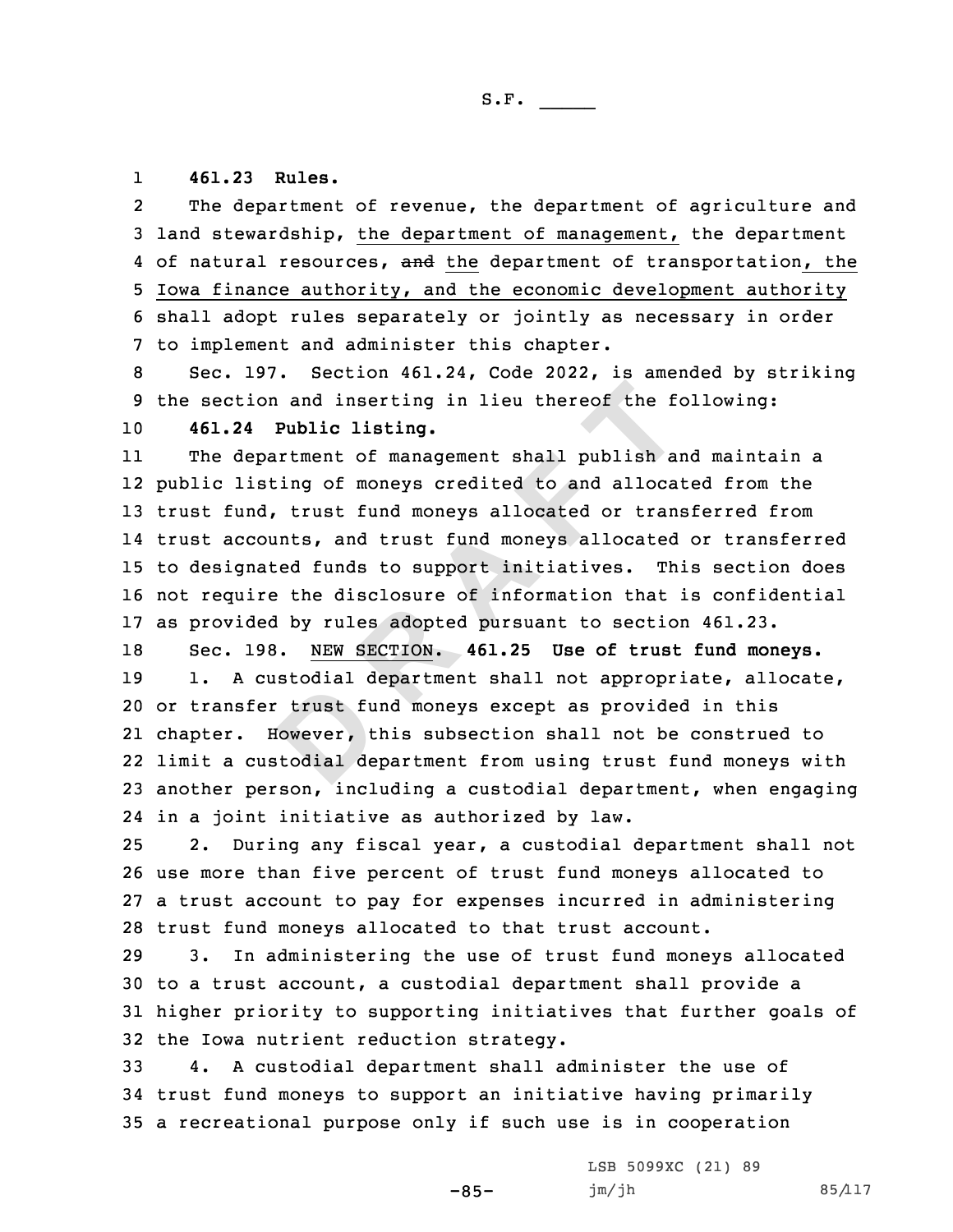**461.23 Rules.**

The department of revenue, the department of agriculture and land stewardship, the department of management, the department of natural resources, ~~and~~ the department of transportation, the Iowa finance authority, and the economic development authority shall adopt rules separately or jointly as necessary in order to implement and administer this chapter.

Sec. 197. Section 461.24, Code 2022, is amended by striking the section and inserting in lieu thereof the following:

**461.24 Public listing.**

The department of management shall publish and maintain a public listing of moneys credited to and allocated from the trust fund, trust fund moneys allocated or transferred from trust accounts, and trust fund moneys allocated or transferred to designated funds to support initiatives. This section does not require the disclosure of information that is confidential as provided by rules adopted pursuant to section 461.23.

Sec. 198. NEW SECTION. **461.25 Use of trust fund moneys.**

1. A custodial department shall not appropriate, allocate, or transfer trust fund moneys except as provided in this chapter. However, this subsection shall not be construed to limit a custodial department from using trust fund moneys with another person, including a custodial department, when engaging in a joint initiative as authorized by law.

2. During any fiscal year, a custodial department shall not use more than five percent of trust fund moneys allocated to a trust account to pay for expenses incurred in administering trust fund moneys allocated to that trust account.

3. In administering the use of trust fund moneys allocated to a trust account, a custodial department shall provide a higher priority to supporting initiatives that further goals of the Iowa nutrient reduction strategy.

4. A custodial department shall administer the use of trust fund moneys to support an initiative having primarily a recreational purpose only if such use is in cooperation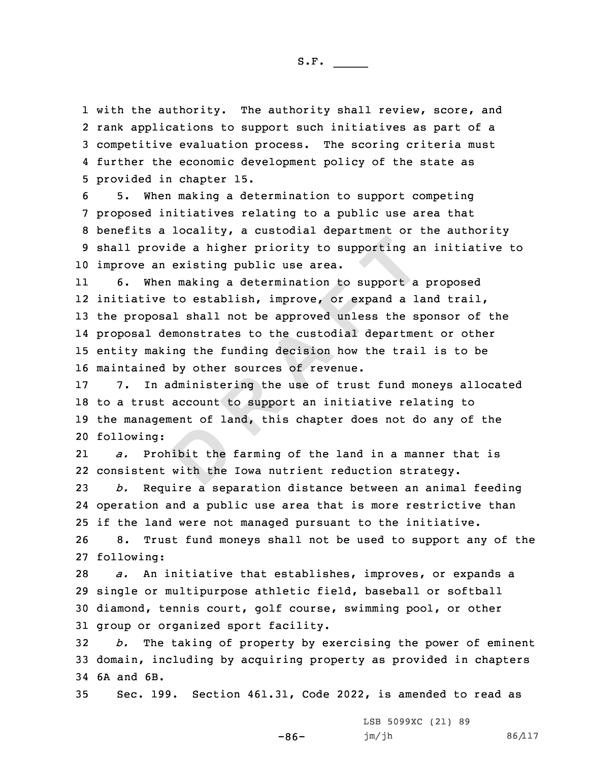with the authority. The authority shall review, score, and rank applications to support such initiatives as part of a competitive evaluation process. The scoring criteria must further the economic development policy of the state as provided in chapter 15.

5. When making a determination to support competing proposed initiatives relating to a public use area that benefits a locality, a custodial department or the authority shall provide a higher priority to supporting an initiative to improve an existing public use area.

6. When making a determination to support a proposed initiative to establish, improve, or expand a land trail, the proposal shall not be approved unless the sponsor of the proposal demonstrates to the custodial department or other entity making the funding decision how the trail is to be maintained by other sources of revenue.

7. In administering the use of trust fund moneys allocated to a trust account to support an initiative relating to the management of land, this chapter does not do any of the following:

*a.* Prohibit the farming of the land in a manner that is consistent with the Iowa nutrient reduction strategy.

*b.* Require a separation distance between an animal feeding operation and a public use area that is more restrictive than if the land were not managed pursuant to the initiative.

8. Trust fund moneys shall not be used to support any of the following:

*a.* An initiative that establishes, improves, or expands a single or multipurpose athletic field, baseball or softball diamond, tennis court, golf course, swimming pool, or other group or organized sport facility.

*b.* The taking of property by exercising the power of eminent domain, including by acquiring property as provided in chapters 6A and 6B.

Sec. 199. Section 461.31, Code 2022, is amended to read as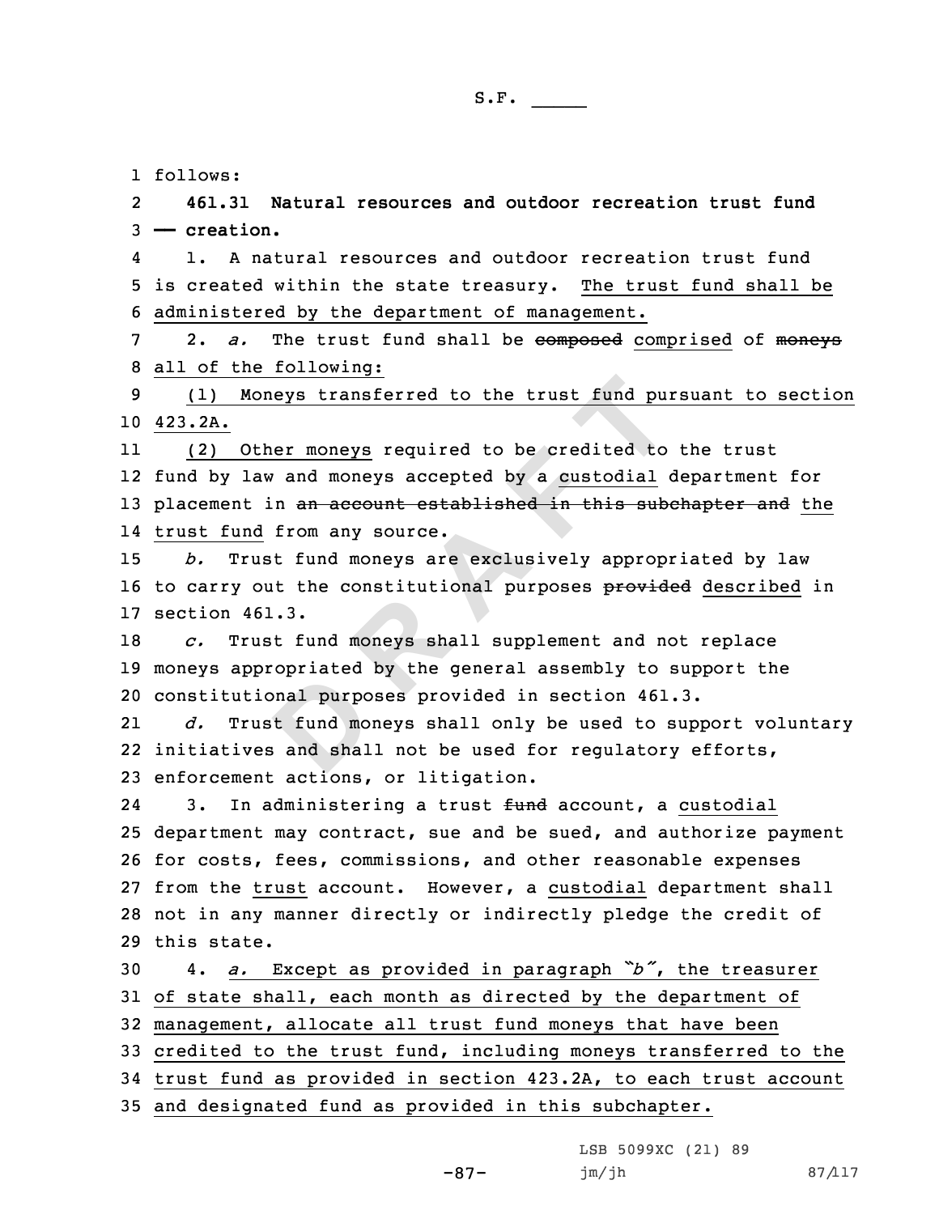follows:

**461.31 Natural resources and outdoor recreation trust fund — creation.**

1. A natural resources and outdoor recreation trust fund is created within the state treasury. The trust fund shall be administered by the department of management.

2. *a.* The trust fund shall be ~~composed~~ comprised of ~~moneys~~ all of the following:

(1) Moneys transferred to the trust fund pursuant to section 423.2A.

(2) Other moneys required to be credited to the trust fund by law and moneys accepted by a custodial department for placement in ~~an account established in this subchapter and~~ the trust fund from any source.

*b.* Trust fund moneys are exclusively appropriated by law to carry out the constitutional purposes ~~provided~~ described in section 461.3.

*c.* Trust fund moneys shall supplement and not replace moneys appropriated by the general assembly to support the constitutional purposes provided in section 461.3.

*d.* Trust fund moneys shall only be used to support voluntary initiatives and shall not be used for regulatory efforts, enforcement actions, or litigation.

3. In administering a trust ~~fund~~ account, a custodial department may contract, sue and be sued, and authorize payment for costs, fees, commissions, and other reasonable expenses from the trust account. However, a custodial department shall not in any manner directly or indirectly pledge the credit of this state.

4. *a.* Except as provided in paragraph "*b*", the treasurer of state shall, each month as directed by the department of management, allocate all trust fund moneys that have been credited to the trust fund, including moneys transferred to the trust fund as provided in section 423.2A, to each trust account and designated fund as provided in this subchapter.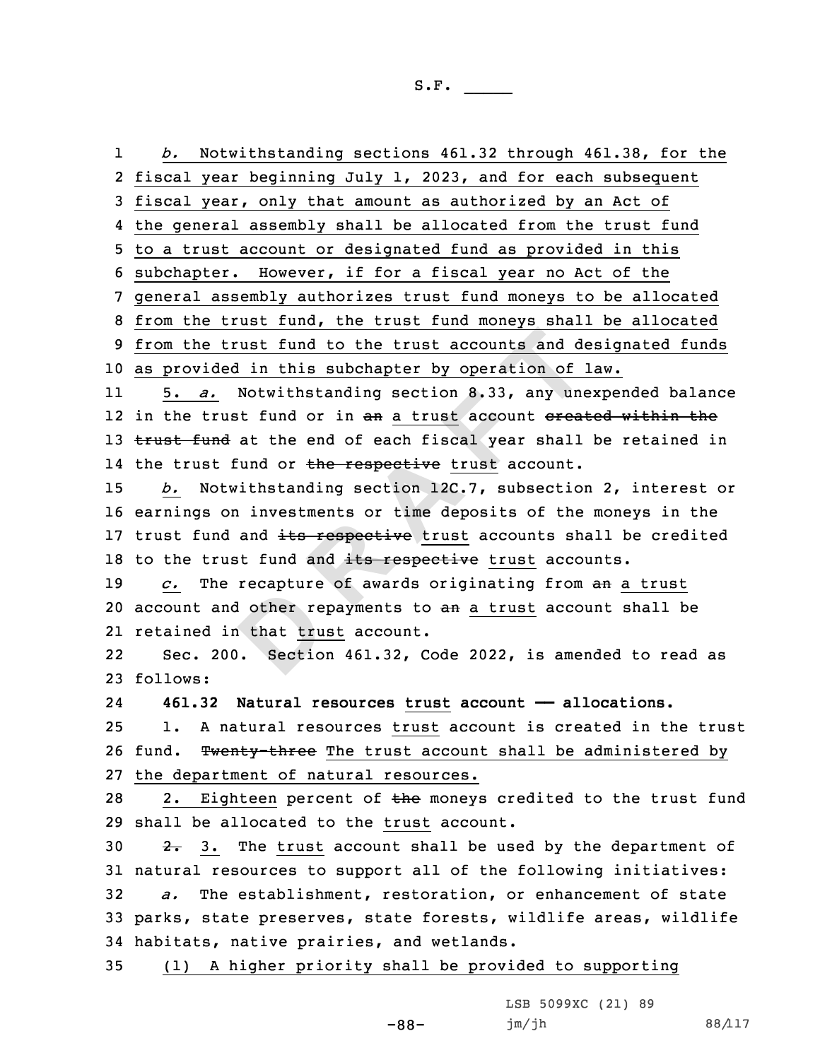*b.* Notwithstanding sections 461.32 through 461.38, for the fiscal year beginning July 1, 2023, and for each subsequent fiscal year, only that amount as authorized by an Act of the general assembly shall be allocated from the trust fund to a trust account or designated fund as provided in this subchapter. However, if for a fiscal year no Act of the general assembly authorizes trust fund moneys to be allocated from the trust fund, the trust fund moneys shall be allocated from the trust fund to the trust accounts and designated funds as provided in this subchapter by operation of law.

5. *a.* Notwithstanding section 8.33, any unexpended balance in the trust fund or in ~~an~~ a trust account ~~created within the trust fund~~ at the end of each fiscal year shall be retained in the trust fund or ~~the respective~~ trust account.

*b.* Notwithstanding section 12C.7, subsection 2, interest or earnings on investments or time deposits of the moneys in the trust fund and ~~its respective~~ trust accounts shall be credited to the trust fund and ~~its respective~~ trust accounts.

*c.* The recapture of awards originating from ~~an~~ a trust account and other repayments to ~~an~~ a trust account shall be retained in that trust account.

Sec. 200. Section 461.32, Code 2022, is amended to read as follows:

**461.32 Natural resources trust account —— allocations.**

1. A natural resources trust account is created in the trust fund. ~~Twenty-three~~ The trust account shall be administered by the department of natural resources.

2. Eighteen percent of ~~the~~ moneys credited to the trust fund shall be allocated to the trust account.

~~2.~~ 3. The trust account shall be used by the department of natural resources to support all of the following initiatives:

*a.* The establishment, restoration, or enhancement of state parks, state preserves, state forests, wildlife areas, wildlife habitats, native prairies, and wetlands.

(1) A higher priority shall be provided to supporting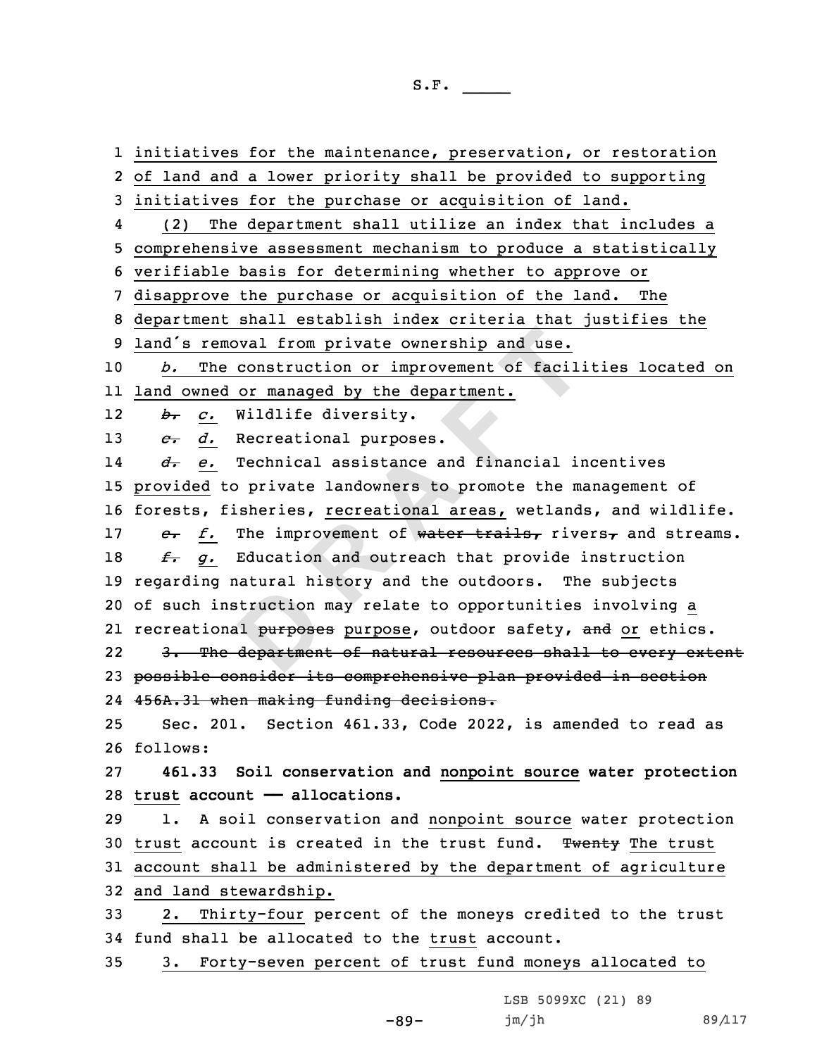initiatives for the maintenance, preservation, or restoration of land and a lower priority shall be provided to supporting initiatives for the purchase or acquisition of land.

(2) The department shall utilize an index that includes a comprehensive assessment mechanism to produce a statistically verifiable basis for determining whether to approve or disapprove the purchase or acquisition of the land. The department shall establish index criteria that justifies the land's removal from private ownership and use.

*b.* The construction or improvement of facilities located on land owned or managed by the department.

~~*b.*~~ *c.* Wildlife diversity.

~~*c.*~~ *d.* Recreational purposes.

~~*d.*~~ *e.* Technical assistance and financial incentives provided to private landowners to promote the management of forests, fisheries, recreational areas, wetlands, and wildlife.

~~*e.*~~ *f.* The improvement of ~~water trails,~~ rivers~~,~~ and streams.

~~*f.*~~ *g.* Education and outreach that provide instruction regarding natural history and the outdoors. The subjects of such instruction may relate to opportunities involving a recreational ~~purposes~~ purpose, outdoor safety, ~~and~~ or ethics.

~~3. The department of natural resources shall to every extent possible consider its comprehensive plan provided in section 456A.31 when making funding decisions.~~

Sec. 201. Section 461.33, Code 2022, is amended to read as follows:

**461.33 Soil conservation and nonpoint source water protection trust account — allocations.**

1. A soil conservation and nonpoint source water protection trust account is created in the trust fund. ~~Twenty~~ The trust account shall be administered by the department of agriculture and land stewardship.

2. Thirty-four percent of the moneys credited to the trust fund shall be allocated to the trust account.

3. Forty-seven percent of trust fund moneys allocated to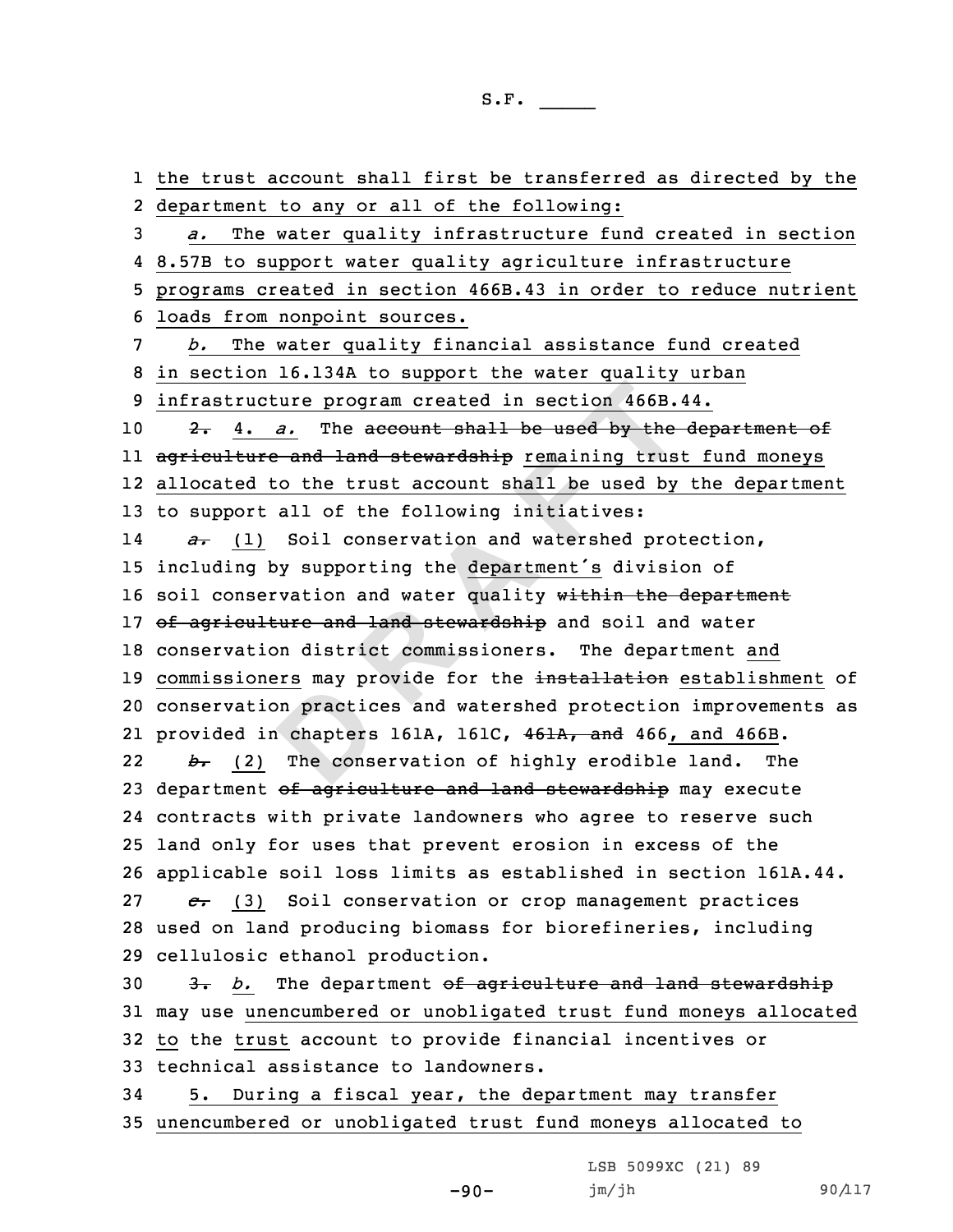S.F. _____

1 the trust account shall first be transferred as directed by the
2 department to any or all of the following:
3 *a.* The water quality infrastructure fund created in section
4 8.57B to support water quality agriculture infrastructure
5 programs created in section 466B.43 in order to reduce nutrient
6 loads from nonpoint sources.
7 *b.* The water quality financial assistance fund created
8 in section 16.134A to support the water quality urban
9 infrastructure program created in section 466B.44.
10 ~~2.~~ 4. *a.* The ~~account shall be used by the department of~~
11 ~~agriculture and land stewardship~~ remaining trust fund moneys
12 allocated to the trust account shall be used by the department
13 to support all of the following initiatives:
14 ~~*a.*~~ (1) Soil conservation and watershed protection,
15 including by supporting the department's division of
16 soil conservation and water quality ~~within the department~~
17 ~~of agriculture and land stewardship~~ and soil and water
18 conservation district commissioners. The department and
19 commissioners may provide for the ~~installation~~ establishment of
20 conservation practices and watershed protection improvements as
21 provided in chapters 161A, 161C, ~~461A, and~~ 466, and 466B.
22 ~~*b.*~~ (2) The conservation of highly erodible land. The
23 department ~~of agriculture and land stewardship~~ may execute
24 contracts with private landowners who agree to reserve such
25 land only for uses that prevent erosion in excess of the
26 applicable soil loss limits as established in section 161A.44.
27 ~~*c.*~~ (3) Soil conservation or crop management practices
28 used on land producing biomass for biorefineries, including
29 cellulosic ethanol production.
30 ~~3.~~ *b.* The department ~~of agriculture and land stewardship~~
31 may use unencumbered or unobligated trust fund moneys allocated
32 to the trust account to provide financial incentives or
33 technical assistance to landowners.
34 5. During a fiscal year, the department may transfer
35 unencumbered or unobligated trust fund moneys allocated to

LSB 5099XC (21) 89
jm/jh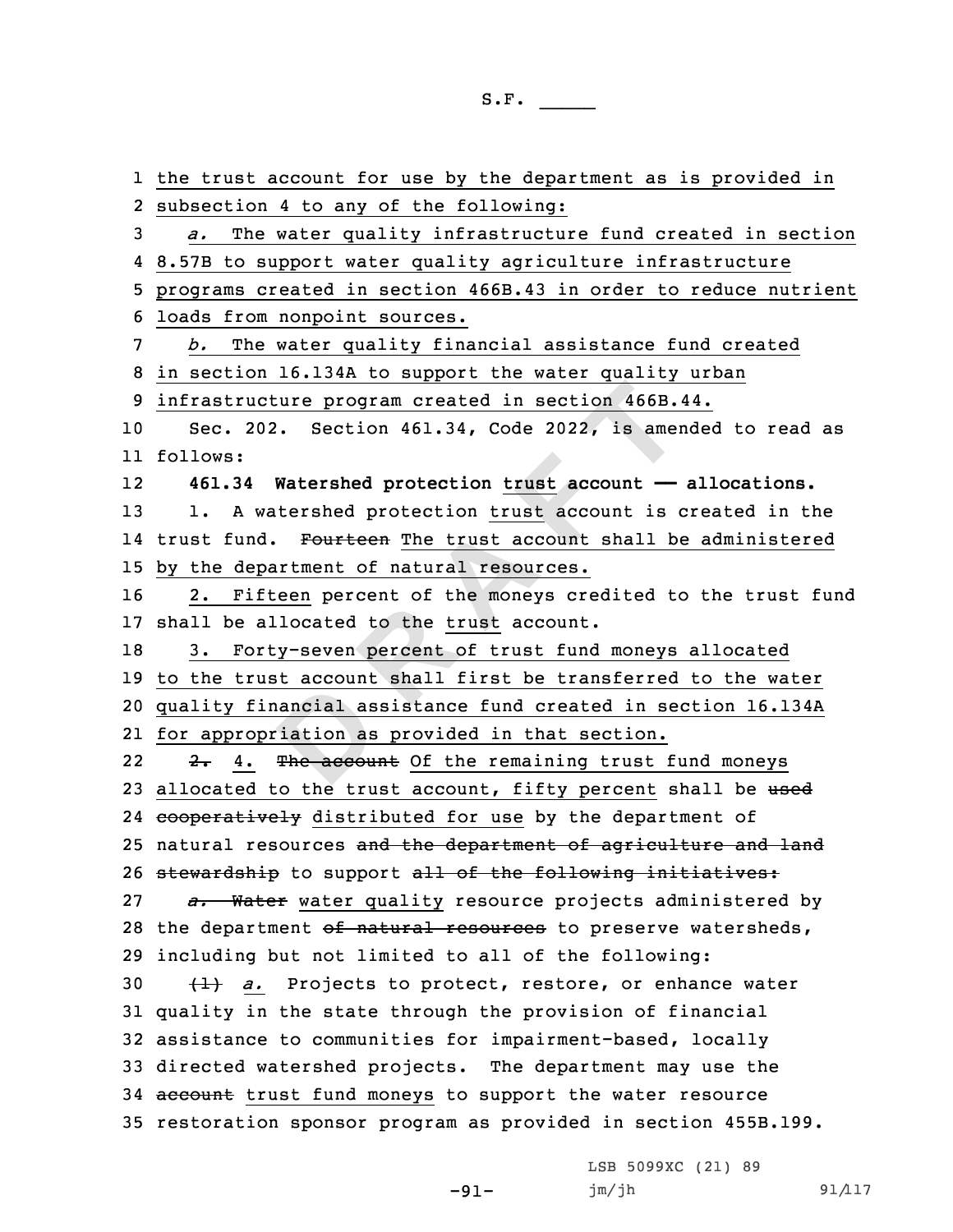the trust account for use by the department as is provided in subsection 4 to any of the following:

*a.* The water quality infrastructure fund created in section 8.57B to support water quality agriculture infrastructure programs created in section 466B.43 in order to reduce nutrient loads from nonpoint sources.

*b.* The water quality financial assistance fund created in section 16.134A to support the water quality urban infrastructure program created in section 466B.44.

Sec. 202. Section 461.34, Code 2022, is amended to read as follows:

**461.34 Watershed protection trust account —— allocations.**

1. A watershed protection trust account is created in the trust fund. ~~Fourteen~~ The trust account shall be administered by the department of natural resources.

2. Fifteen percent of the moneys credited to the trust fund shall be allocated to the trust account.

3. Forty-seven percent of trust fund moneys allocated to the trust account shall first be transferred to the water quality financial assistance fund created in section 16.134A for appropriation as provided in that section.

~~2.~~ 4. ~~The account~~ Of the remaining trust fund moneys allocated to the trust account, fifty percent shall be ~~used cooperatively~~ distributed for use by the department of natural resources ~~and the department of agriculture and land stewardship~~ to support ~~all of the following initiatives:~~

~~*a.* Water~~ water quality resource projects administered by the department ~~of natural resources~~ to preserve watersheds, including but not limited to all of the following:

~~(1)~~ *a.* Projects to protect, restore, or enhance water quality in the state through the provision of financial assistance to communities for impairment-based, locally directed watershed projects. The department may use the ~~account~~ trust fund moneys to support the water resource restoration sponsor program as provided in section 455B.199.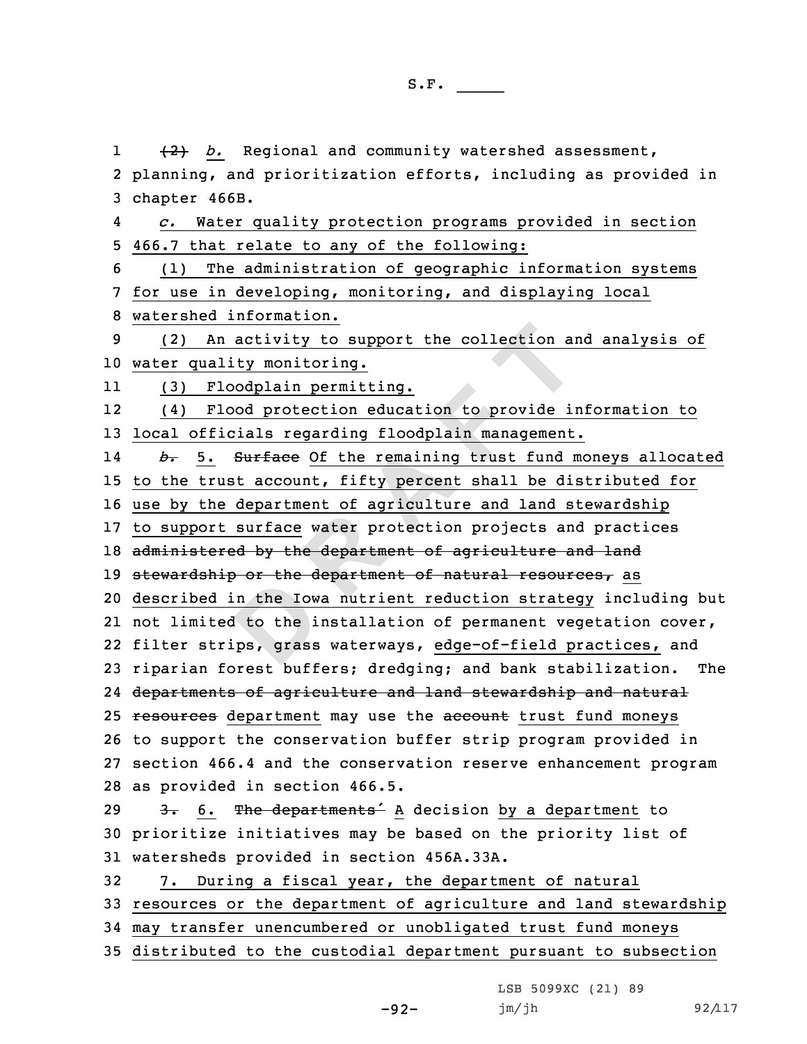(2) *b.* Regional and community watershed assessment, planning, and prioritization efforts, including as provided in chapter 466B.

*c.* Water quality protection programs provided in section 466.7 that relate to any of the following:

(1) The administration of geographic information systems for use in developing, monitoring, and displaying local watershed information.

(2) An activity to support the collection and analysis of water quality monitoring.

(3) Floodplain permitting.

(4) Flood protection education to provide information to local officials regarding floodplain management.

*b.* 5. Surface Of the remaining trust fund moneys allocated to the trust account, fifty percent shall be distributed for use by the department of agriculture and land stewardship to support surface water protection projects and practices administered by the department of agriculture and land stewardship or the department of natural resources, as described in the Iowa nutrient reduction strategy including but not limited to the installation of permanent vegetation cover, filter strips, grass waterways, edge-of-field practices, and riparian forest buffers; dredging; and bank stabilization. The departments of agriculture and land stewardship and natural resources department may use the account trust fund moneys to support the conservation buffer strip program provided in section 466.4 and the conservation reserve enhancement program as provided in section 466.5.

3. 6. The departments' A decision by a department to prioritize initiatives may be based on the priority list of watersheds provided in section 456A.33A.

7. During a fiscal year, the department of natural resources or the department of agriculture and land stewardship may transfer unencumbered or unobligated trust fund moneys distributed to the custodial department pursuant to subsection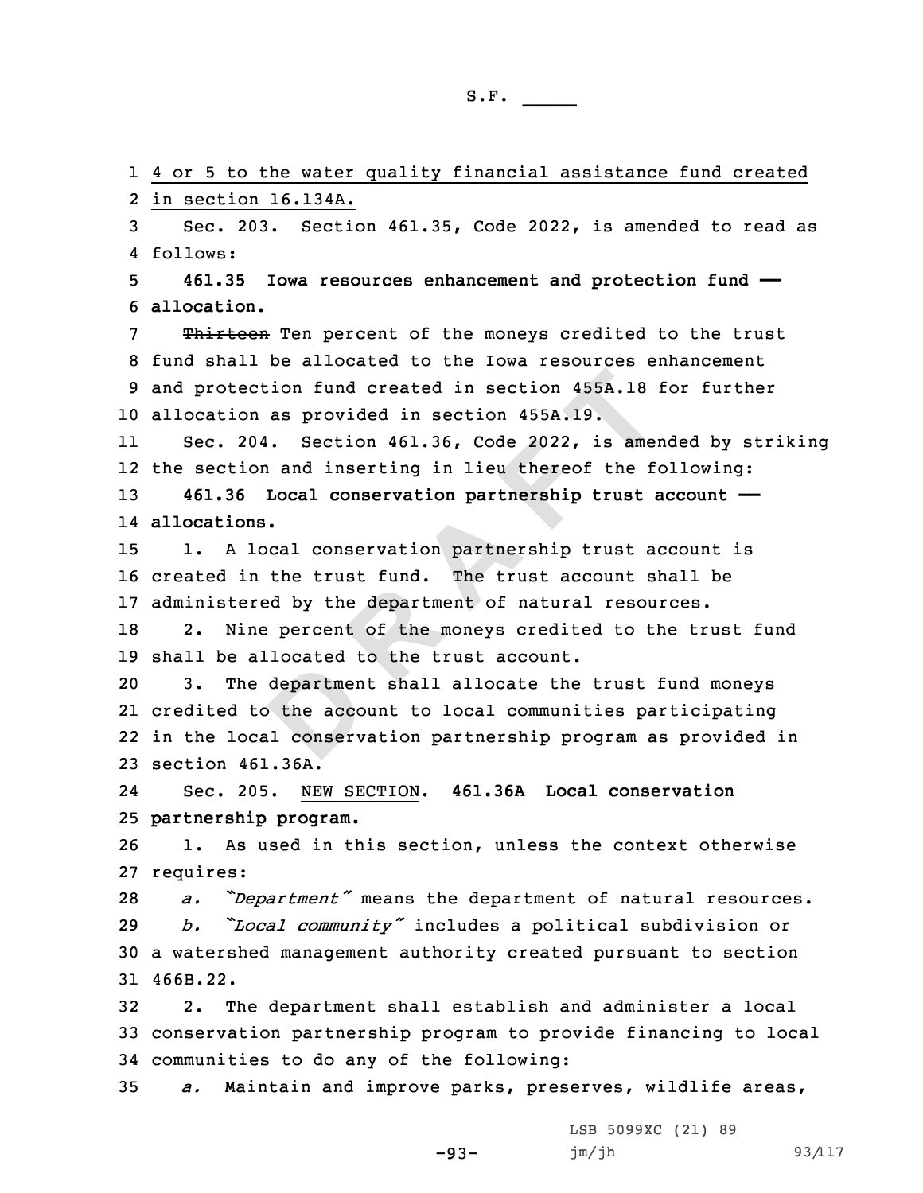4 or 5 to the water quality financial assistance fund created in section 16.134A.

Sec. 203. Section 461.35, Code 2022, is amended to read as follows:

**461.35 Iowa resources enhancement and protection fund — allocation.**

~~Thirteen~~ Ten percent of the moneys credited to the trust fund shall be allocated to the Iowa resources enhancement and protection fund created in section 455A.18 for further allocation as provided in section 455A.19.

Sec. 204. Section 461.36, Code 2022, is amended by striking the section and inserting in lieu thereof the following:

**461.36 Local conservation partnership trust account — allocations.**

1. A local conservation partnership trust account is created in the trust fund. The trust account shall be administered by the department of natural resources.

2. Nine percent of the moneys credited to the trust fund shall be allocated to the trust account.

3. The department shall allocate the trust fund moneys credited to the account to local communities participating in the local conservation partnership program as provided in section 461.36A.

Sec. 205. NEW SECTION. **461.36A Local conservation partnership program.**

1. As used in this section, unless the context otherwise requires:

*a. "Department"* means the department of natural resources.

*b. "Local community"* includes a political subdivision or a watershed management authority created pursuant to section 466B.22.

2. The department shall establish and administer a local conservation partnership program to provide financing to local communities to do any of the following:

*a.* Maintain and improve parks, preserves, wildlife areas,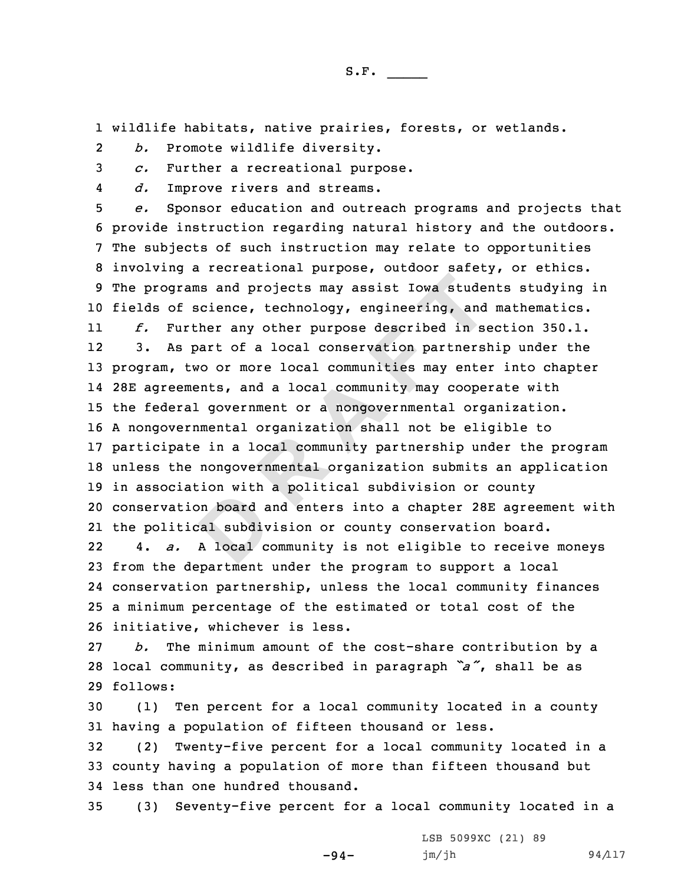wildlife habitats, native prairies, forests, or wetlands.

*b.* Promote wildlife diversity.

*c.* Further a recreational purpose.

*d.* Improve rivers and streams.

*e.* Sponsor education and outreach programs and projects that provide instruction regarding natural history and the outdoors. The subjects of such instruction may relate to opportunities involving a recreational purpose, outdoor safety, or ethics. The programs and projects may assist Iowa students studying in fields of science, technology, engineering, and mathematics.

*f.* Further any other purpose described in section 350.1.

3. As part of a local conservation partnership under the program, two or more local communities may enter into chapter 28E agreements, and a local community may cooperate with the federal government or a nongovernmental organization. A nongovernmental organization shall not be eligible to participate in a local community partnership under the program unless the nongovernmental organization submits an application in association with a political subdivision or county conservation board and enters into a chapter 28E agreement with the political subdivision or county conservation board.

4. *a.* A local community is not eligible to receive moneys from the department under the program to support a local conservation partnership, unless the local community finances a minimum percentage of the estimated or total cost of the initiative, whichever is less.

*b.* The minimum amount of the cost-share contribution by a local community, as described in paragraph *"a"*, shall be as follows:

(1) Ten percent for a local community located in a county having a population of fifteen thousand or less.

(2) Twenty-five percent for a local community located in a county having a population of more than fifteen thousand but less than one hundred thousand.

(3) Seventy-five percent for a local community located in a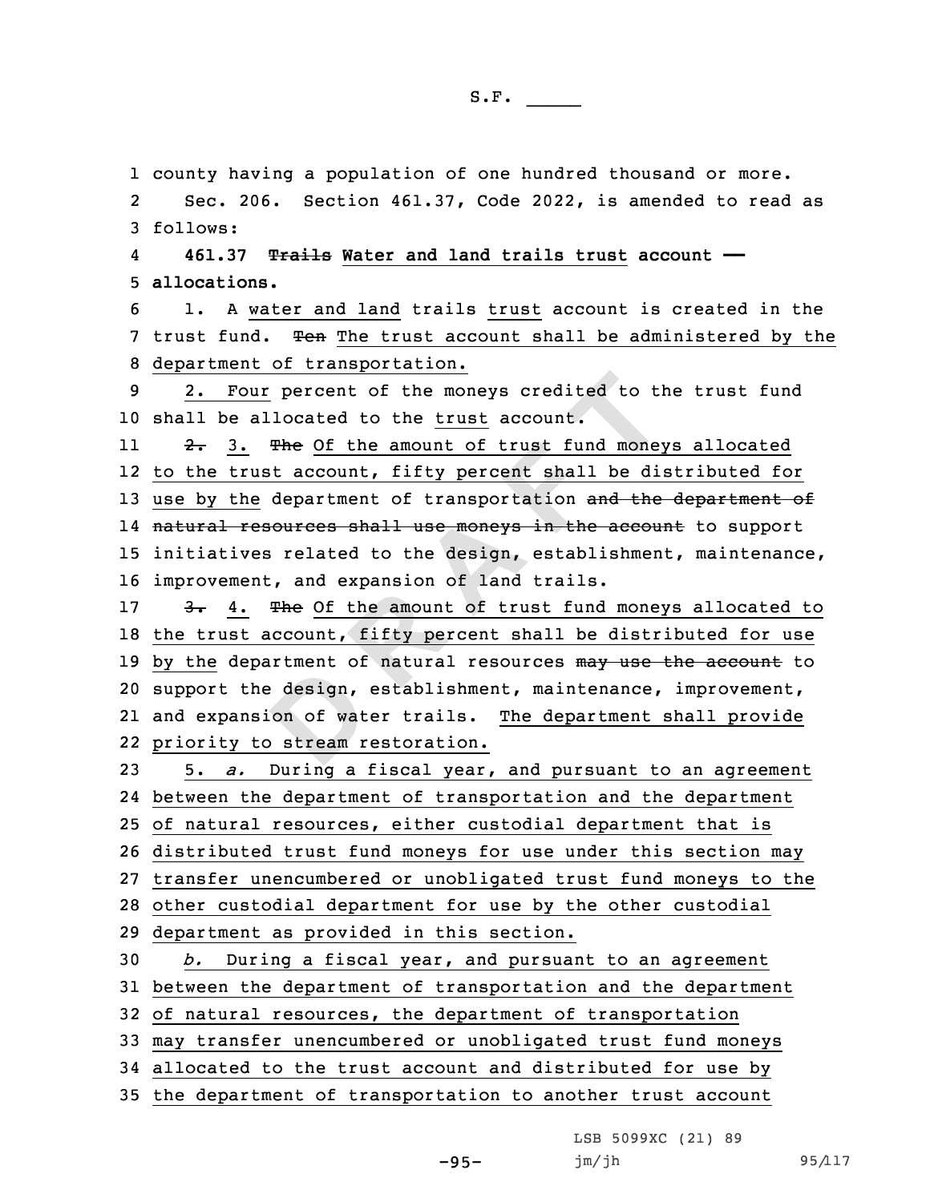county having a population of one hundred thousand or more.

Sec. 206. Section 461.37, Code 2022, is amended to read as follows:

**461.37 ~~Trails~~ Water and land trails trust account — allocations.**

1. A water and land trails trust account is created in the trust fund. ~~Ten~~ The trust account shall be administered by the department of transportation.

2. Four percent of the moneys credited to the trust fund shall be allocated to the trust account.

~~2.~~ 3. ~~The~~ Of the amount of trust fund moneys allocated to the trust account, fifty percent shall be distributed for use by the department of transportation ~~and the department of natural resources shall use moneys in the account~~ to support initiatives related to the design, establishment, maintenance, improvement, and expansion of land trails.

~~3.~~ 4. ~~The~~ Of the amount of trust fund moneys allocated to the trust account, fifty percent shall be distributed for use by the department of natural resources ~~may use the account~~ to support the design, establishment, maintenance, improvement, and expansion of water trails. The department shall provide priority to stream restoration.

5. *a.* During a fiscal year, and pursuant to an agreement between the department of transportation and the department of natural resources, either custodial department that is distributed trust fund moneys for use under this section may transfer unencumbered or unobligated trust fund moneys to the other custodial department for use by the other custodial department as provided in this section.

*b.* During a fiscal year, and pursuant to an agreement between the department of transportation and the department of natural resources, the department of transportation may transfer unencumbered or unobligated trust fund moneys allocated to the trust account and distributed for use by the department of transportation to another trust account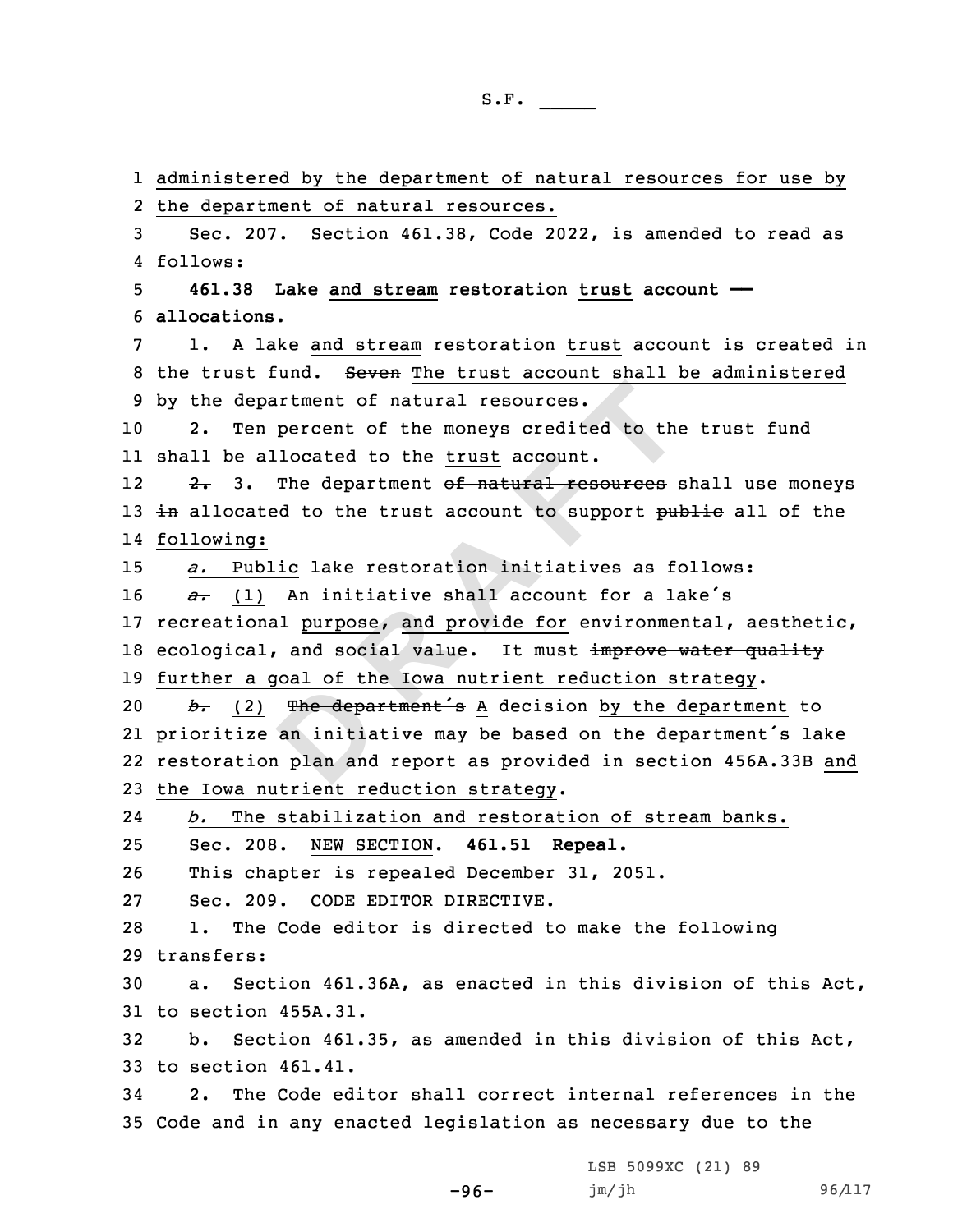administered by the department of natural resources for use by the department of natural resources.

Sec. 207. Section 461.38, Code 2022, is amended to read as follows:

**461.38 Lake and stream restoration trust account — allocations.**

1. A lake and stream restoration trust account is created in the trust fund. ~~Seven~~ The trust account shall be administered by the department of natural resources.

2. Ten percent of the moneys credited to the trust fund shall be allocated to the trust account.

~~2.~~ 3. The department ~~of natural resources~~ shall use moneys ~~in~~ allocated to the trust account to support ~~public~~ all of the following:

*a.* Public lake restoration initiatives as follows:

~~*a.*~~ (1) An initiative shall account for a lake's recreational purpose, and provide for environmental, aesthetic, ecological, and social value. It must ~~improve water quality~~ further a goal of the Iowa nutrient reduction strategy.

~~*b.*~~ (2) ~~The department's~~ A decision by the department to prioritize an initiative may be based on the department's lake restoration plan and report as provided in section 456A.33B and the Iowa nutrient reduction strategy.

*b.* The stabilization and restoration of stream banks.

Sec. 208. NEW SECTION. **461.51 Repeal.**

This chapter is repealed December 31, 2051.

Sec. 209. CODE EDITOR DIRECTIVE.

1. The Code editor is directed to make the following transfers:

a. Section 461.36A, as enacted in this division of this Act, to section 455A.31.

b. Section 461.35, as amended in this division of this Act, to section 461.41.

2. The Code editor shall correct internal references in the Code and in any enacted legislation as necessary due to the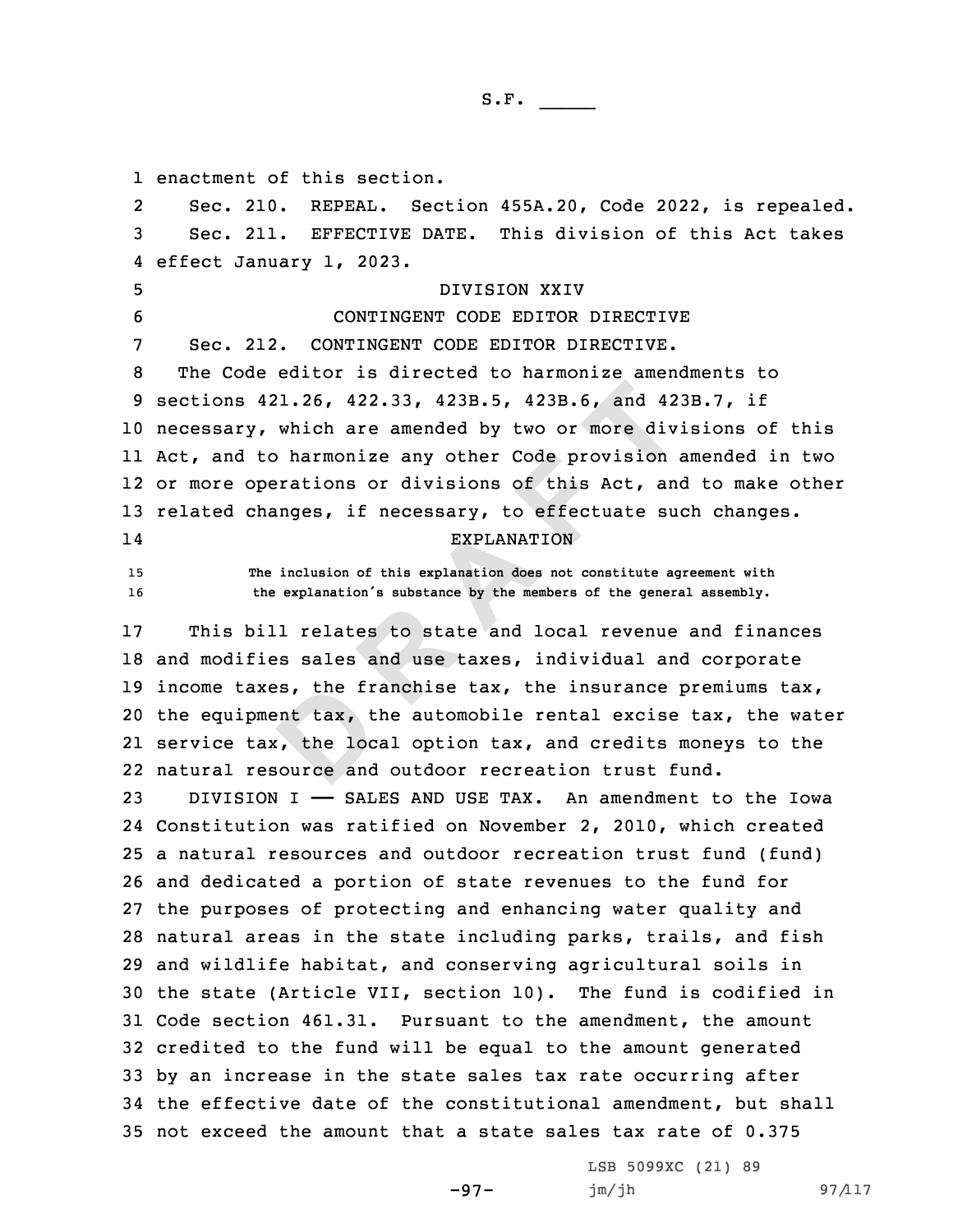enactment of this section.

Sec. 210. REPEAL. Section 455A.20, Code 2022, is repealed.

Sec. 211. EFFECTIVE DATE. This division of this Act takes effect January 1, 2023.

DIVISION XXIV

CONTINGENT CODE EDITOR DIRECTIVE

Sec. 212. CONTINGENT CODE EDITOR DIRECTIVE.

The Code editor is directed to harmonize amendments to sections 421.26, 422.33, 423B.5, 423B.6, and 423B.7, if necessary, which are amended by two or more divisions of this Act, and to harmonize any other Code provision amended in two or more operations or divisions of this Act, and to make other related changes, if necessary, to effectuate such changes.

EXPLANATION

The inclusion of this explanation does not constitute agreement with the explanation's substance by the members of the general assembly.

This bill relates to state and local revenue and finances and modifies sales and use taxes, individual and corporate income taxes, the franchise tax, the insurance premiums tax, the equipment tax, the automobile rental excise tax, the water service tax, the local option tax, and credits moneys to the natural resource and outdoor recreation trust fund.

DIVISION I —— SALES AND USE TAX. An amendment to the Iowa Constitution was ratified on November 2, 2010, which created a natural resources and outdoor recreation trust fund (fund) and dedicated a portion of state revenues to the fund for the purposes of protecting and enhancing water quality and natural areas in the state including parks, trails, and fish and wildlife habitat, and conserving agricultural soils in the state (Article VII, section 10). The fund is codified in Code section 461.31. Pursuant to the amendment, the amount credited to the fund will be equal to the amount generated by an increase in the state sales tax rate occurring after the effective date of the constitutional amendment, but shall not exceed the amount that a state sales tax rate of 0.375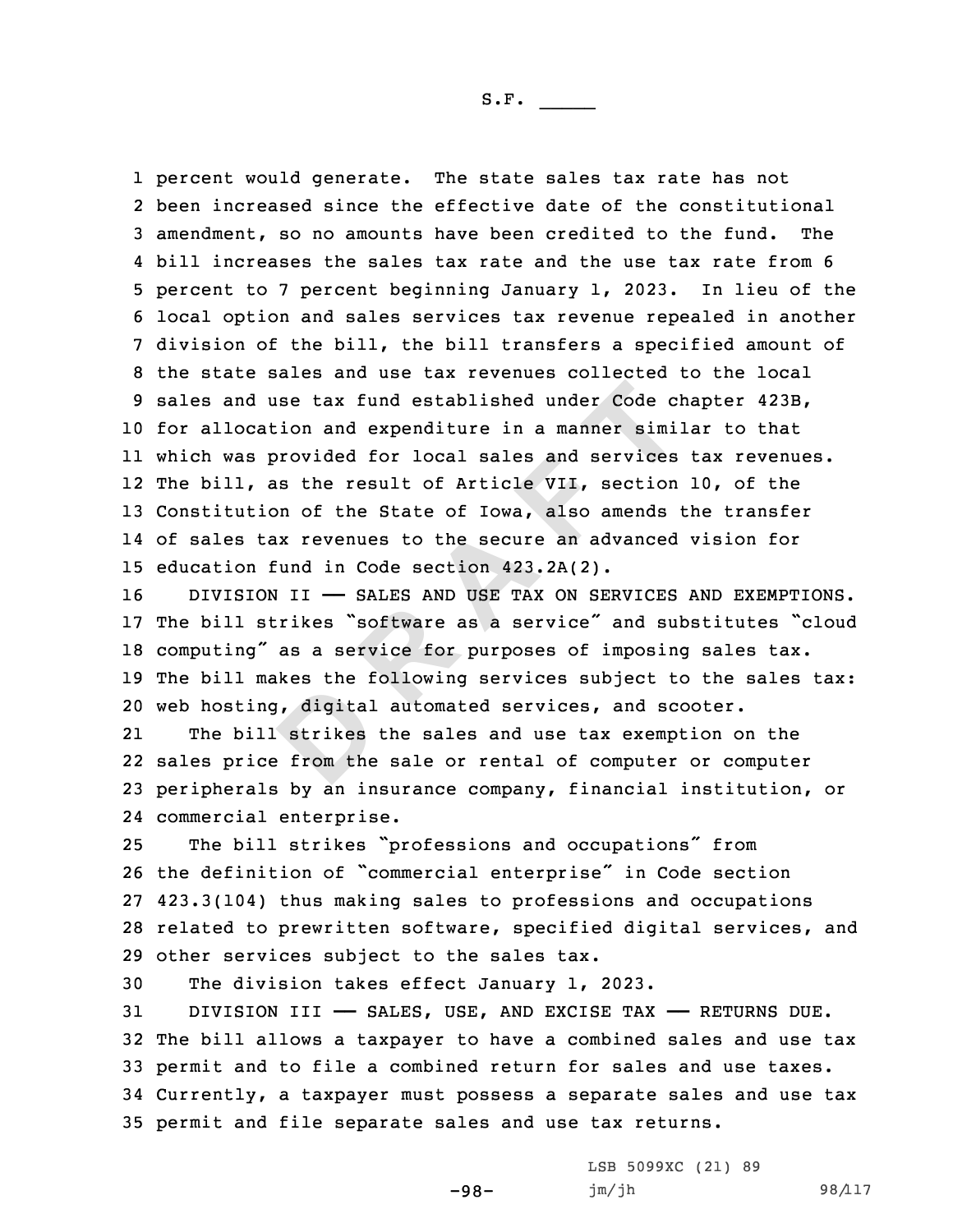percent would generate. The state sales tax rate has not been increased since the effective date of the constitutional amendment, so no amounts have been credited to the fund. The bill increases the sales tax rate and the use tax rate from 6 percent to 7 percent beginning January 1, 2023. In lieu of the local option and sales services tax revenue repealed in another division of the bill, the bill transfers a specified amount of the state sales and use tax revenues collected to the local sales and use tax fund established under Code chapter 423B, for allocation and expenditure in a manner similar to that which was provided for local sales and services tax revenues. The bill, as the result of Article VII, section 10, of the Constitution of the State of Iowa, also amends the transfer of sales tax revenues to the secure an advanced vision for education fund in Code section 423.2A(2).

DIVISION II —— SALES AND USE TAX ON SERVICES AND EXEMPTIONS. The bill strikes "software as a service" and substitutes "cloud computing" as a service for purposes of imposing sales tax. The bill makes the following services subject to the sales tax: web hosting, digital automated services, and scooter.

The bill strikes the sales and use tax exemption on the sales price from the sale or rental of computer or computer peripherals by an insurance company, financial institution, or commercial enterprise.

The bill strikes "professions and occupations" from the definition of "commercial enterprise" in Code section 423.3(104) thus making sales to professions and occupations related to prewritten software, specified digital services, and other services subject to the sales tax.

The division takes effect January 1, 2023.

DIVISION III —— SALES, USE, AND EXCISE TAX —— RETURNS DUE. The bill allows a taxpayer to have a combined sales and use tax permit and to file a combined return for sales and use taxes. Currently, a taxpayer must possess a separate sales and use tax permit and file separate sales and use tax returns.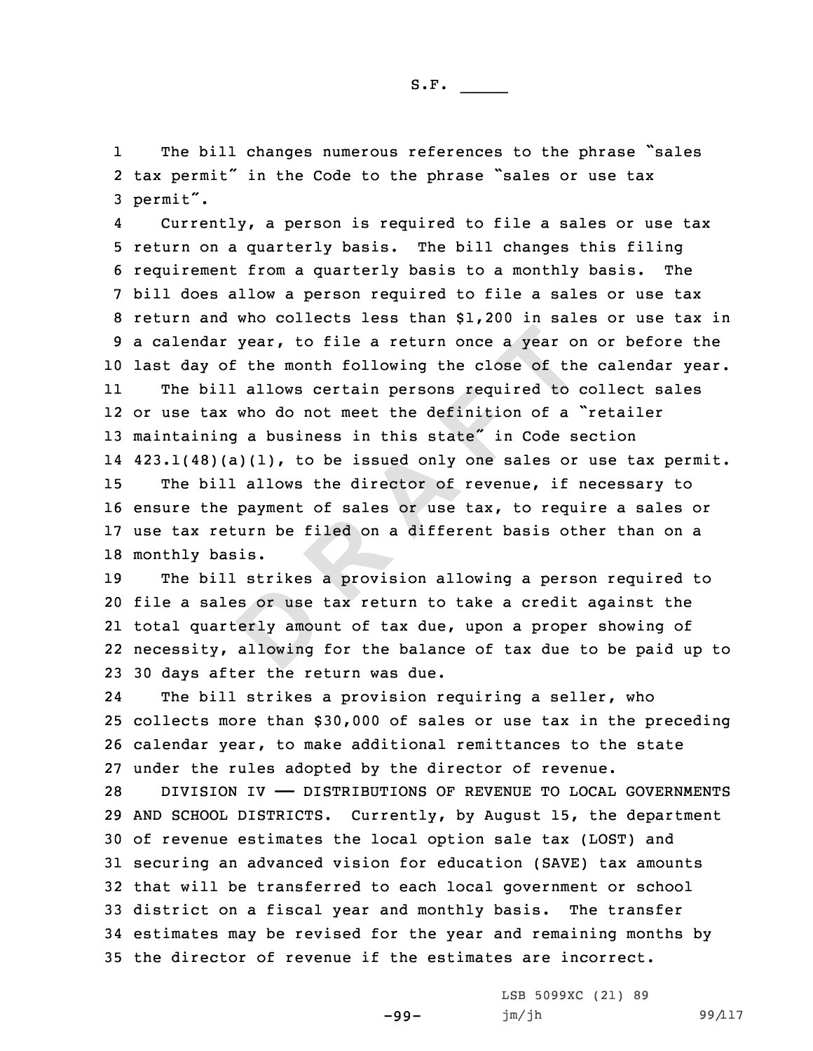The bill changes numerous references to the phrase "sales tax permit" in the Code to the phrase "sales or use tax permit".

Currently, a person is required to file a sales or use tax return on a quarterly basis. The bill changes this filing requirement from a quarterly basis to a monthly basis. The bill does allow a person required to file a sales or use tax return and who collects less than $1,200 in sales or use tax in a calendar year, to file a return once a year on or before the last day of the month following the close of the calendar year.

The bill allows certain persons required to collect sales or use tax who do not meet the definition of a "retailer maintaining a business in this state" in Code section 423.1(48)(a)(1), to be issued only one sales or use tax permit.

The bill allows the director of revenue, if necessary to ensure the payment of sales or use tax, to require a sales or use tax return be filed on a different basis other than on a monthly basis.

The bill strikes a provision allowing a person required to file a sales or use tax return to take a credit against the total quarterly amount of tax due, upon a proper showing of necessity, allowing for the balance of tax due to be paid up to 30 days after the return was due.

The bill strikes a provision requiring a seller, who collects more than $30,000 of sales or use tax in the preceding calendar year, to make additional remittances to the state under the rules adopted by the director of revenue.

DIVISION IV —— DISTRIBUTIONS OF REVENUE TO LOCAL GOVERNMENTS AND SCHOOL DISTRICTS. Currently, by August 15, the department of revenue estimates the local option sale tax (LOST) and securing an advanced vision for education (SAVE) tax amounts that will be transferred to each local government or school district on a fiscal year and monthly basis. The transfer estimates may be revised for the year and remaining months by the director of revenue if the estimates are incorrect.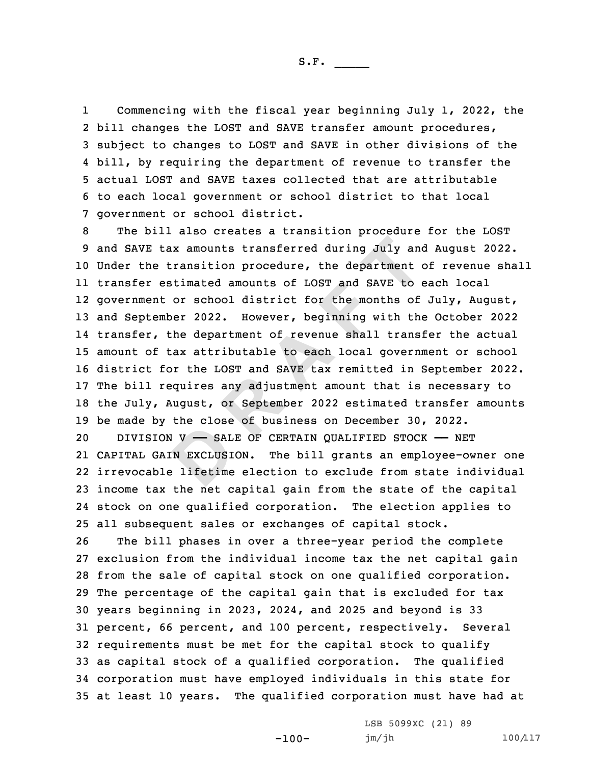Commencing with the fiscal year beginning July 1, 2022, the bill changes the LOST and SAVE transfer amount procedures, subject to changes to LOST and SAVE in other divisions of the bill, by requiring the department of revenue to transfer the actual LOST and SAVE taxes collected that are attributable to each local government or school district to that local government or school district.

The bill also creates a transition procedure for the LOST and SAVE tax amounts transferred during July and August 2022. Under the transition procedure, the department of revenue shall transfer estimated amounts of LOST and SAVE to each local government or school district for the months of July, August, and September 2022. However, beginning with the October 2022 transfer, the department of revenue shall transfer the actual amount of tax attributable to each local government or school district for the LOST and SAVE tax remitted in September 2022. The bill requires any adjustment amount that is necessary to the July, August, or September 2022 estimated transfer amounts be made by the close of business on December 30, 2022.

DIVISION V —— SALE OF CERTAIN QUALIFIED STOCK —— NET CAPITAL GAIN EXCLUSION. The bill grants an employee-owner one irrevocable lifetime election to exclude from state individual income tax the net capital gain from the state of the capital stock on one qualified corporation. The election applies to all subsequent sales or exchanges of capital stock.

The bill phases in over a three-year period the complete exclusion from the individual income tax the net capital gain from the sale of capital stock on one qualified corporation. The percentage of the capital gain that is excluded for tax years beginning in 2023, 2024, and 2025 and beyond is 33 percent, 66 percent, and 100 percent, respectively. Several requirements must be met for the capital stock to qualify as capital stock of a qualified corporation. The qualified corporation must have employed individuals in this state for at least 10 years. The qualified corporation must have had at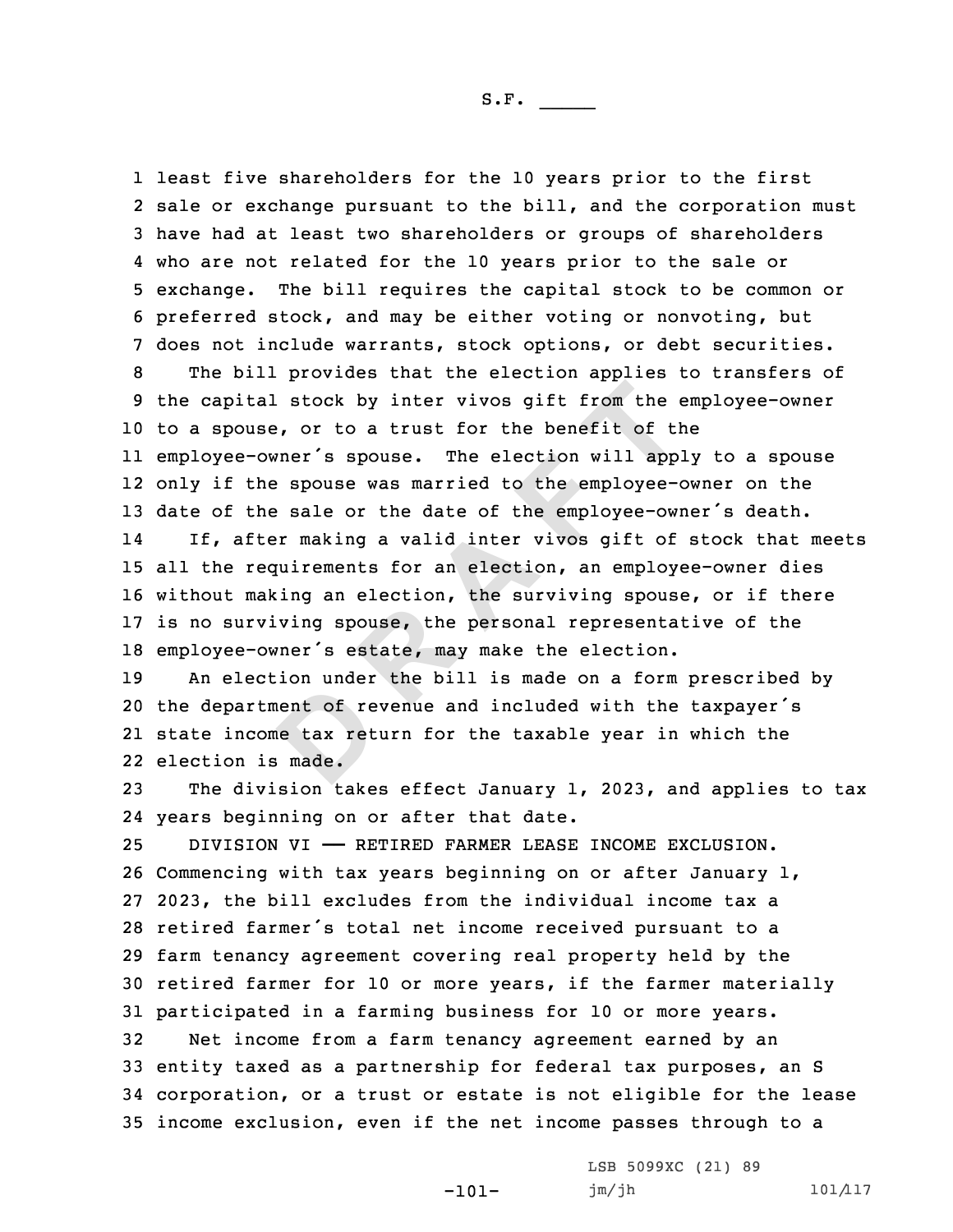least five shareholders for the 10 years prior to the first sale or exchange pursuant to the bill, and the corporation must have had at least two shareholders or groups of shareholders who are not related for the 10 years prior to the sale or exchange. The bill requires the capital stock to be common or preferred stock, and may be either voting or nonvoting, but does not include warrants, stock options, or debt securities.

The bill provides that the election applies to transfers of the capital stock by inter vivos gift from the employee-owner to a spouse, or to a trust for the benefit of the employee-owner's spouse. The election will apply to a spouse only if the spouse was married to the employee-owner on the date of the sale or the date of the employee-owner's death.

If, after making a valid inter vivos gift of stock that meets all the requirements for an election, an employee-owner dies without making an election, the surviving spouse, or if there is no surviving spouse, the personal representative of the employee-owner's estate, may make the election.

An election under the bill is made on a form prescribed by the department of revenue and included with the taxpayer's state income tax return for the taxable year in which the election is made.

The division takes effect January 1, 2023, and applies to tax years beginning on or after that date.

DIVISION VI —— RETIRED FARMER LEASE INCOME EXCLUSION. Commencing with tax years beginning on or after January 1, 2023, the bill excludes from the individual income tax a retired farmer's total net income received pursuant to a farm tenancy agreement covering real property held by the retired farmer for 10 or more years, if the farmer materially participated in a farming business for 10 or more years.

Net income from a farm tenancy agreement earned by an entity taxed as a partnership for federal tax purposes, an S corporation, or a trust or estate is not eligible for the lease income exclusion, even if the net income passes through to a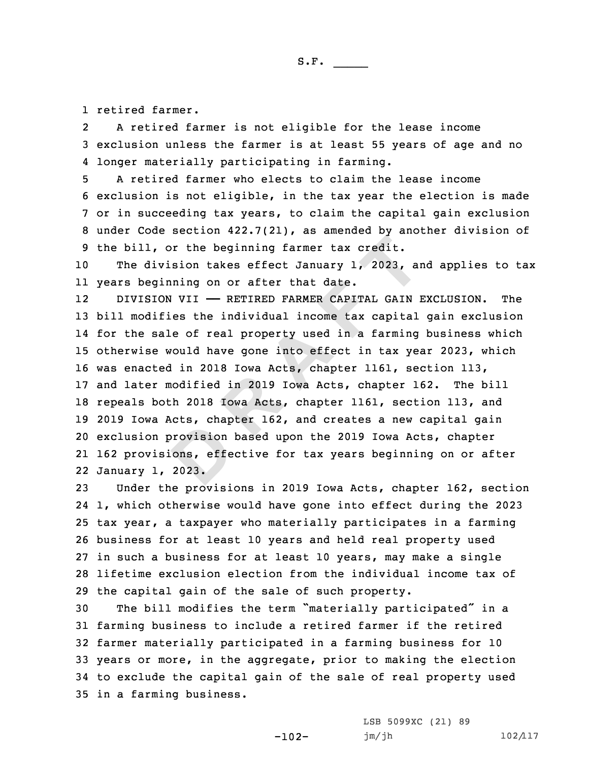retired farmer.

A retired farmer is not eligible for the lease income exclusion unless the farmer is at least 55 years of age and no longer materially participating in farming.

A retired farmer who elects to claim the lease income exclusion is not eligible, in the tax year the election is made or in succeeding tax years, to claim the capital gain exclusion under Code section 422.7(21), as amended by another division of the bill, or the beginning farmer tax credit.

The division takes effect January 1, 2023, and applies to tax years beginning on or after that date.

DIVISION VII —— RETIRED FARMER CAPITAL GAIN EXCLUSION. The bill modifies the individual income tax capital gain exclusion for the sale of real property used in a farming business which otherwise would have gone into effect in tax year 2023, which was enacted in 2018 Iowa Acts, chapter 1161, section 113, and later modified in 2019 Iowa Acts, chapter 162. The bill repeals both 2018 Iowa Acts, chapter 1161, section 113, and 2019 Iowa Acts, chapter 162, and creates a new capital gain exclusion provision based upon the 2019 Iowa Acts, chapter 162 provisions, effective for tax years beginning on or after January 1, 2023.

Under the provisions in 2019 Iowa Acts, chapter 162, section 1, which otherwise would have gone into effect during the 2023 tax year, a taxpayer who materially participates in a farming business for at least 10 years and held real property used in such a business for at least 10 years, may make a single lifetime exclusion election from the individual income tax of the capital gain of the sale of such property.

The bill modifies the term "materially participated" in a farming business to include a retired farmer if the retired farmer materially participated in a farming business for 10 years or more, in the aggregate, prior to making the election to exclude the capital gain of the sale of real property used in a farming business.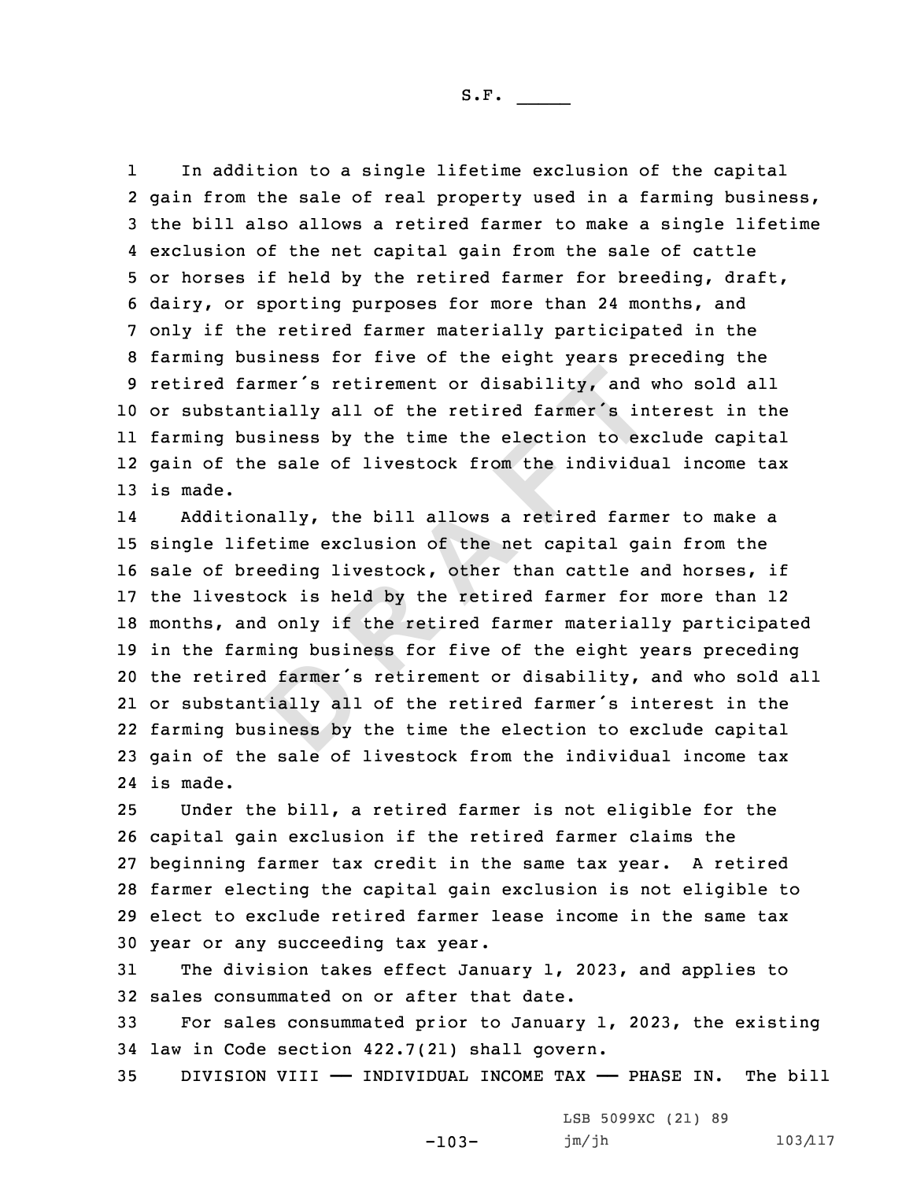In addition to a single lifetime exclusion of the capital gain from the sale of real property used in a farming business, the bill also allows a retired farmer to make a single lifetime exclusion of the net capital gain from the sale of cattle or horses if held by the retired farmer for breeding, draft, dairy, or sporting purposes for more than 24 months, and only if the retired farmer materially participated in the farming business for five of the eight years preceding the retired farmer's retirement or disability, and who sold all or substantially all of the retired farmer's interest in the farming business by the time the election to exclude capital gain of the sale of livestock from the individual income tax is made.

Additionally, the bill allows a retired farmer to make a single lifetime exclusion of the net capital gain from the sale of breeding livestock, other than cattle and horses, if the livestock is held by the retired farmer for more than 12 months, and only if the retired farmer materially participated in the farming business for five of the eight years preceding the retired farmer's retirement or disability, and who sold all or substantially all of the retired farmer's interest in the farming business by the time the election to exclude capital gain of the sale of livestock from the individual income tax is made.

Under the bill, a retired farmer is not eligible for the capital gain exclusion if the retired farmer claims the beginning farmer tax credit in the same tax year. A retired farmer electing the capital gain exclusion is not eligible to elect to exclude retired farmer lease income in the same tax year or any succeeding tax year.

The division takes effect January 1, 2023, and applies to sales consummated on or after that date.

For sales consummated prior to January 1, 2023, the existing law in Code section 422.7(21) shall govern.

DIVISION VIII —— INDIVIDUAL INCOME TAX —— PHASE IN. The bill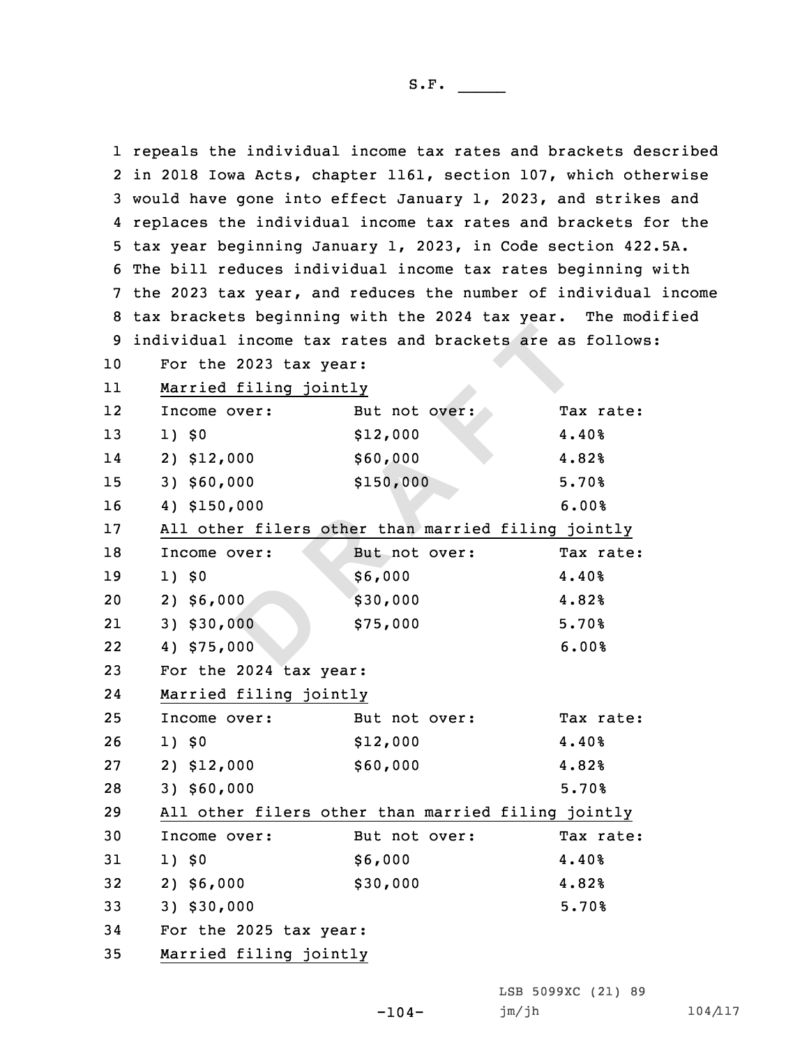repeals the individual income tax rates and brackets described in 2018 Iowa Acts, chapter 1161, section 107, which otherwise would have gone into effect January 1, 2023, and strikes and replaces the individual income tax rates and brackets for the tax year beginning January 1, 2023, in Code section 422.5A. The bill reduces individual income tax rates beginning with the 2023 tax year, and reduces the number of individual income tax brackets beginning with the 2024 tax year. The modified individual income tax rates and brackets are as follows:

For the 2023 tax year:

Married filing jointly

| Income over: | But not over: | Tax rate: |
|---|---|---|
| 1) $0 | $12,000 | 4.40% |
| 2) $12,000 | $60,000 | 4.82% |
| 3) $60,000 | $150,000 | 5.70% |
| 4) $150,000 | | 6.00% |

All other filers other than married filing jointly

| Income over: | But not over: | Tax rate: |
|---|---|---|
| 1) $0 | $6,000 | 4.40% |
| 2) $6,000 | $30,000 | 4.82% |
| 3) $30,000 | $75,000 | 5.70% |
| 4) $75,000 | | 6.00% |

For the 2024 tax year:

Married filing jointly

| Income over: | But not over: | Tax rate: |
|---|---|---|
| 1) $0 | $12,000 | 4.40% |
| 2) $12,000 | $60,000 | 4.82% |
| 3) $60,000 | | 5.70% |

All other filers other than married filing jointly

| Income over: | But not over: | Tax rate: |
|---|---|---|
| 1) $0 | $6,000 | 4.40% |
| 2) $6,000 | $30,000 | 4.82% |
| 3) $30,000 | | 5.70% |

For the 2025 tax year:

Married filing jointly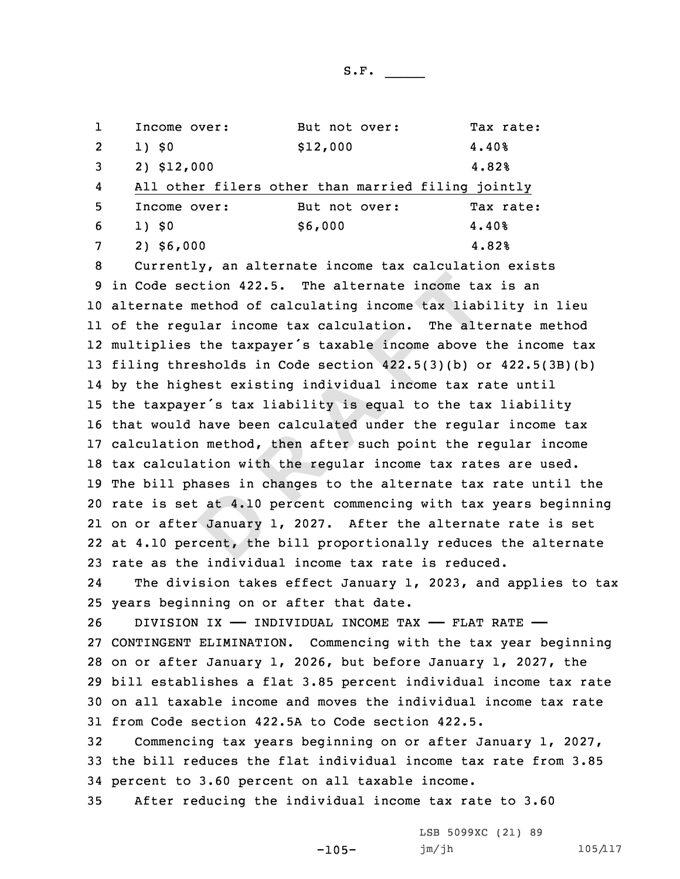| Income over: | But not over: | Tax rate: |
|---|---|---|
| 1) $0 | $12,000 | 4.40% |
| 2) $12,000 | | 4.82% |

All other filers other than married filing jointly

| Income over: | But not over: | Tax rate: |
|---|---|---|
| 1) $0 | $6,000 | 4.40% |
| 2) $6,000 | | 4.82% |

Currently, an alternate income tax calculation exists in Code section 422.5. The alternate income tax is an alternate method of calculating income tax liability in lieu of the regular income tax calculation. The alternate method multiplies the taxpayer's taxable income above the income tax filing thresholds in Code section 422.5(3)(b) or 422.5(3B)(b) by the highest existing individual income tax rate until the taxpayer's tax liability is equal to the tax liability that would have been calculated under the regular income tax calculation method, then after such point the regular income tax calculation with the regular income tax rates are used. The bill phases in changes to the alternate tax rate until the rate is set at 4.10 percent commencing with tax years beginning on or after January 1, 2027. After the alternate rate is set at 4.10 percent, the bill proportionally reduces the alternate rate as the individual income tax rate is reduced.

The division takes effect January 1, 2023, and applies to tax years beginning on or after that date.

DIVISION IX —— INDIVIDUAL INCOME TAX —— FLAT RATE —— CONTINGENT ELIMINATION. Commencing with the tax year beginning on or after January 1, 2026, but before January 1, 2027, the bill establishes a flat 3.85 percent individual income tax rate on all taxable income and moves the individual income tax rate from Code section 422.5A to Code section 422.5.

Commencing tax years beginning on or after January 1, 2027, the bill reduces the flat individual income tax rate from 3.85 percent to 3.60 percent on all taxable income.

After reducing the individual income tax rate to 3.60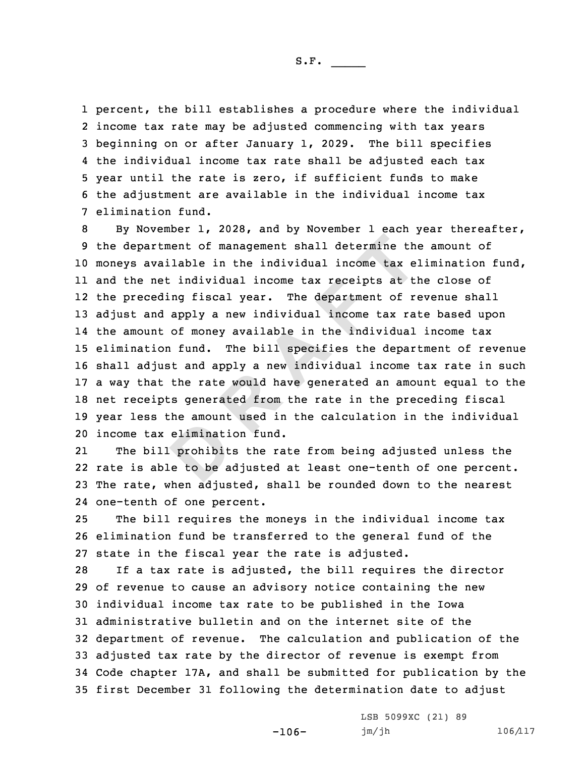percent, the bill establishes a procedure where the individual income tax rate may be adjusted commencing with tax years beginning on or after January 1, 2029. The bill specifies the individual income tax rate shall be adjusted each tax year until the rate is zero, if sufficient funds to make the adjustment are available in the individual income tax elimination fund.

By November 1, 2028, and by November 1 each year thereafter, the department of management shall determine the amount of moneys available in the individual income tax elimination fund, and the net individual income tax receipts at the close of the preceding fiscal year. The department of revenue shall adjust and apply a new individual income tax rate based upon the amount of money available in the individual income tax elimination fund. The bill specifies the department of revenue shall adjust and apply a new individual income tax rate in such a way that the rate would have generated an amount equal to the net receipts generated from the rate in the preceding fiscal year less the amount used in the calculation in the individual income tax elimination fund.

The bill prohibits the rate from being adjusted unless the rate is able to be adjusted at least one-tenth of one percent. The rate, when adjusted, shall be rounded down to the nearest one-tenth of one percent.

The bill requires the moneys in the individual income tax elimination fund be transferred to the general fund of the state in the fiscal year the rate is adjusted.

If a tax rate is adjusted, the bill requires the director of revenue to cause an advisory notice containing the new individual income tax rate to be published in the Iowa administrative bulletin and on the internet site of the department of revenue. The calculation and publication of the adjusted tax rate by the director of revenue is exempt from Code chapter 17A, and shall be submitted for publication by the first December 31 following the determination date to adjust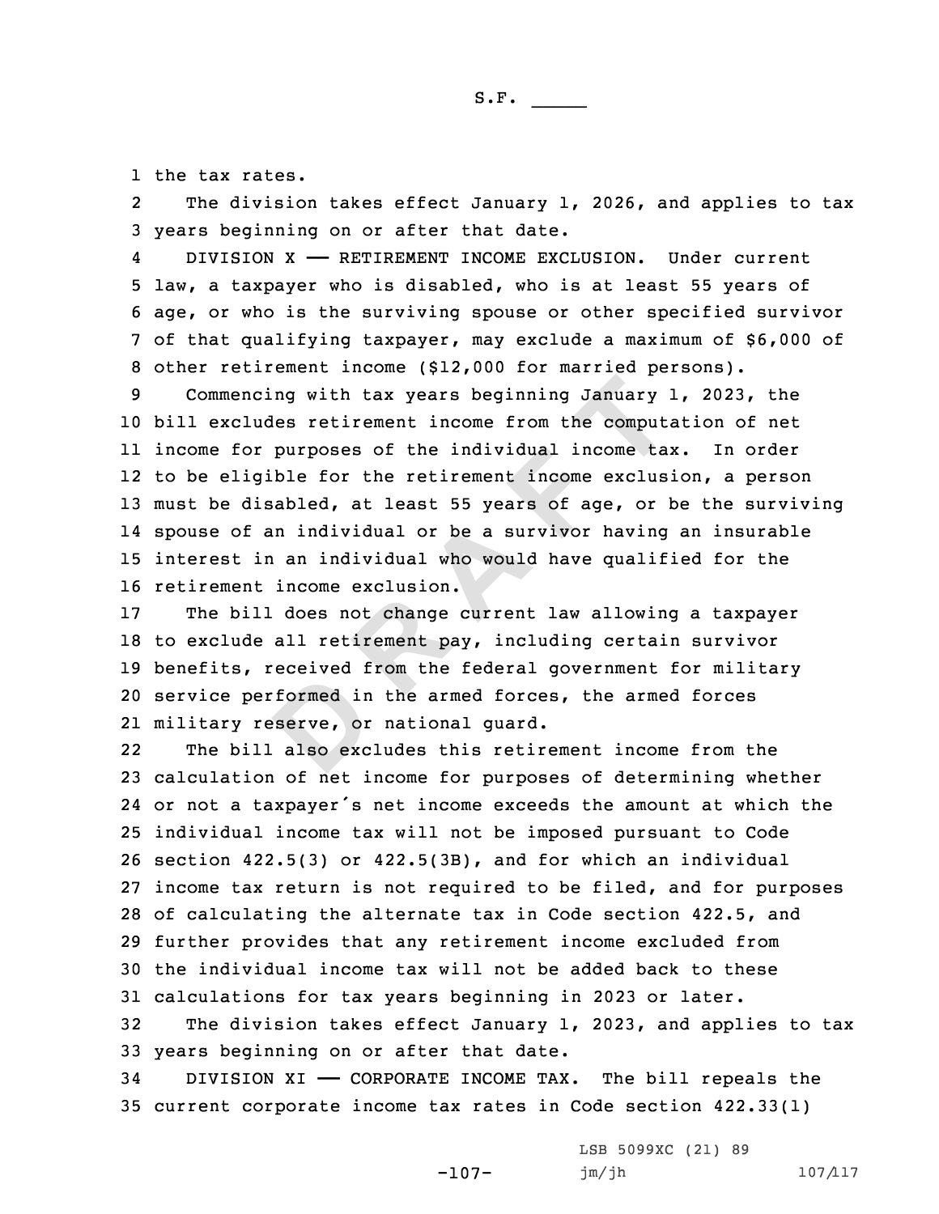the tax rates.

The division takes effect January 1, 2026, and applies to tax years beginning on or after that date.

DIVISION X —— RETIREMENT INCOME EXCLUSION. Under current law, a taxpayer who is disabled, who is at least 55 years of age, or who is the surviving spouse or other specified survivor of that qualifying taxpayer, may exclude a maximum of $6,000 of other retirement income ($12,000 for married persons).

Commencing with tax years beginning January 1, 2023, the bill excludes retirement income from the computation of net income for purposes of the individual income tax. In order to be eligible for the retirement income exclusion, a person must be disabled, at least 55 years of age, or be the surviving spouse of an individual or be a survivor having an insurable interest in an individual who would have qualified for the retirement income exclusion.

The bill does not change current law allowing a taxpayer to exclude all retirement pay, including certain survivor benefits, received from the federal government for military service performed in the armed forces, the armed forces military reserve, or national guard.

The bill also excludes this retirement income from the calculation of net income for purposes of determining whether or not a taxpayer's net income exceeds the amount at which the individual income tax will not be imposed pursuant to Code section 422.5(3) or 422.5(3B), and for which an individual income tax return is not required to be filed, and for purposes of calculating the alternate tax in Code section 422.5, and further provides that any retirement income excluded from the individual income tax will not be added back to these calculations for tax years beginning in 2023 or later.

The division takes effect January 1, 2023, and applies to tax years beginning on or after that date.

DIVISION XI —— CORPORATE INCOME TAX. The bill repeals the current corporate income tax rates in Code section 422.33(1)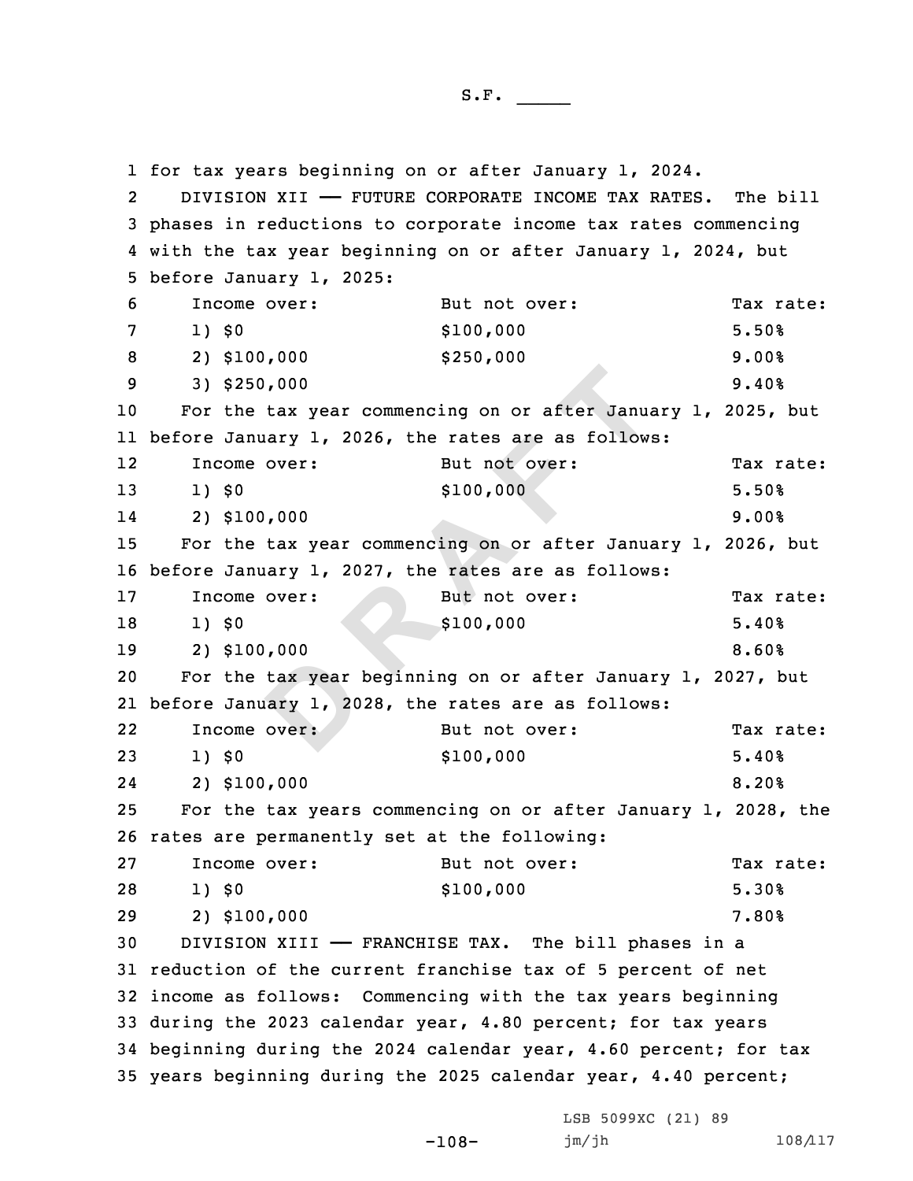for tax years beginning on or after January 1, 2024.

DIVISION XII —— FUTURE CORPORATE INCOME TAX RATES. The bill phases in reductions to corporate income tax rates commencing with the tax year beginning on or after January 1, 2024, but before January 1, 2025:

| Income over: | But not over: | Tax rate: |
|---|---|---|
| 1) $0 | $100,000 | 5.50% |
| 2) $100,000 | $250,000 | 9.00% |
| 3) $250,000 | | 9.40% |

For the tax year commencing on or after January 1, 2025, but before January 1, 2026, the rates are as follows:

| Income over: | But not over: | Tax rate: |
|---|---|---|
| 1) $0 | $100,000 | 5.50% |
| 2) $100,000 | | 9.00% |

For the tax year commencing on or after January 1, 2026, but before January 1, 2027, the rates are as follows:

| Income over: | But not over: | Tax rate: |
|---|---|---|
| 1) $0 | $100,000 | 5.40% |
| 2) $100,000 | | 8.60% |

For the tax year beginning on or after January 1, 2027, but before January 1, 2028, the rates are as follows:

| Income over: | But not over: | Tax rate: |
|---|---|---|
| 1) $0 | $100,000 | 5.40% |
| 2) $100,000 | | 8.20% |

For the tax years commencing on or after January 1, 2028, the rates are permanently set at the following:

| Income over: | But not over: | Tax rate: |
|---|---|---|
| 1) $0 | $100,000 | 5.30% |
| 2) $100,000 | | 7.80% |

DIVISION XIII —— FRANCHISE TAX. The bill phases in a reduction of the current franchise tax of 5 percent of net income as follows: Commencing with the tax years beginning during the 2023 calendar year, 4.80 percent; for tax years beginning during the 2024 calendar year, 4.60 percent; for tax years beginning during the 2025 calendar year, 4.40 percent;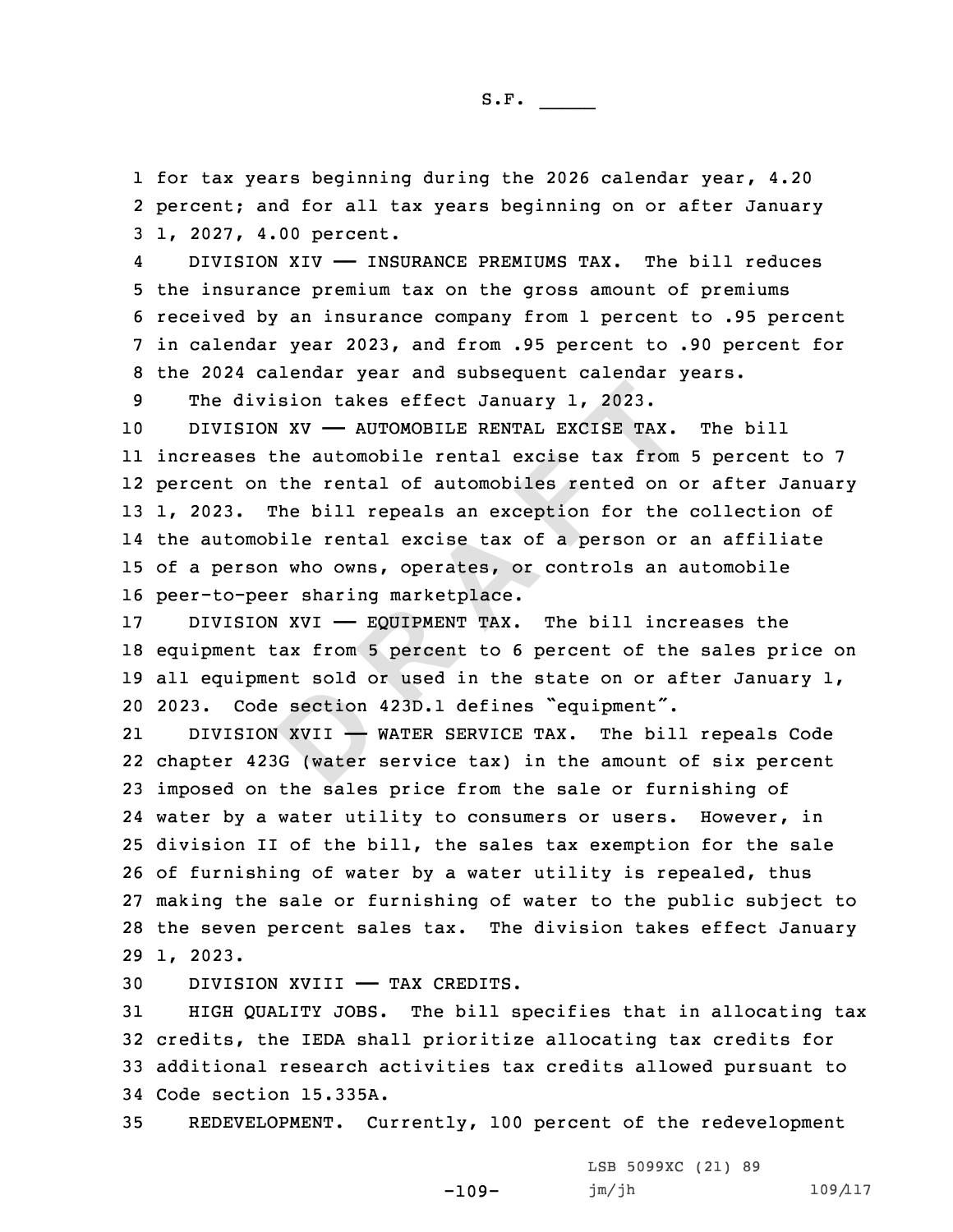for tax years beginning during the 2026 calendar year, 4.20 percent; and for all tax years beginning on or after January 1, 2027, 4.00 percent.

DIVISION XIV —— INSURANCE PREMIUMS TAX. The bill reduces the insurance premium tax on the gross amount of premiums received by an insurance company from 1 percent to .95 percent in calendar year 2023, and from .95 percent to .90 percent for the 2024 calendar year and subsequent calendar years.

The division takes effect January 1, 2023.

DIVISION XV —— AUTOMOBILE RENTAL EXCISE TAX. The bill increases the automobile rental excise tax from 5 percent to 7 percent on the rental of automobiles rented on or after January 1, 2023. The bill repeals an exception for the collection of the automobile rental excise tax of a person or an affiliate of a person who owns, operates, or controls an automobile peer-to-peer sharing marketplace.

DIVISION XVI —— EQUIPMENT TAX. The bill increases the equipment tax from 5 percent to 6 percent of the sales price on all equipment sold or used in the state on or after January 1, 2023. Code section 423D.1 defines "equipment".

DIVISION XVII —— WATER SERVICE TAX. The bill repeals Code chapter 423G (water service tax) in the amount of six percent imposed on the sales price from the sale or furnishing of water by a water utility to consumers or users. However, in division II of the bill, the sales tax exemption for the sale of furnishing of water by a water utility is repealed, thus making the sale or furnishing of water to the public subject to the seven percent sales tax. The division takes effect January 1, 2023.

DIVISION XVIII —— TAX CREDITS.

HIGH QUALITY JOBS. The bill specifies that in allocating tax credits, the IEDA shall prioritize allocating tax credits for additional research activities tax credits allowed pursuant to Code section 15.335A.

REDEVELOPMENT. Currently, 100 percent of the redevelopment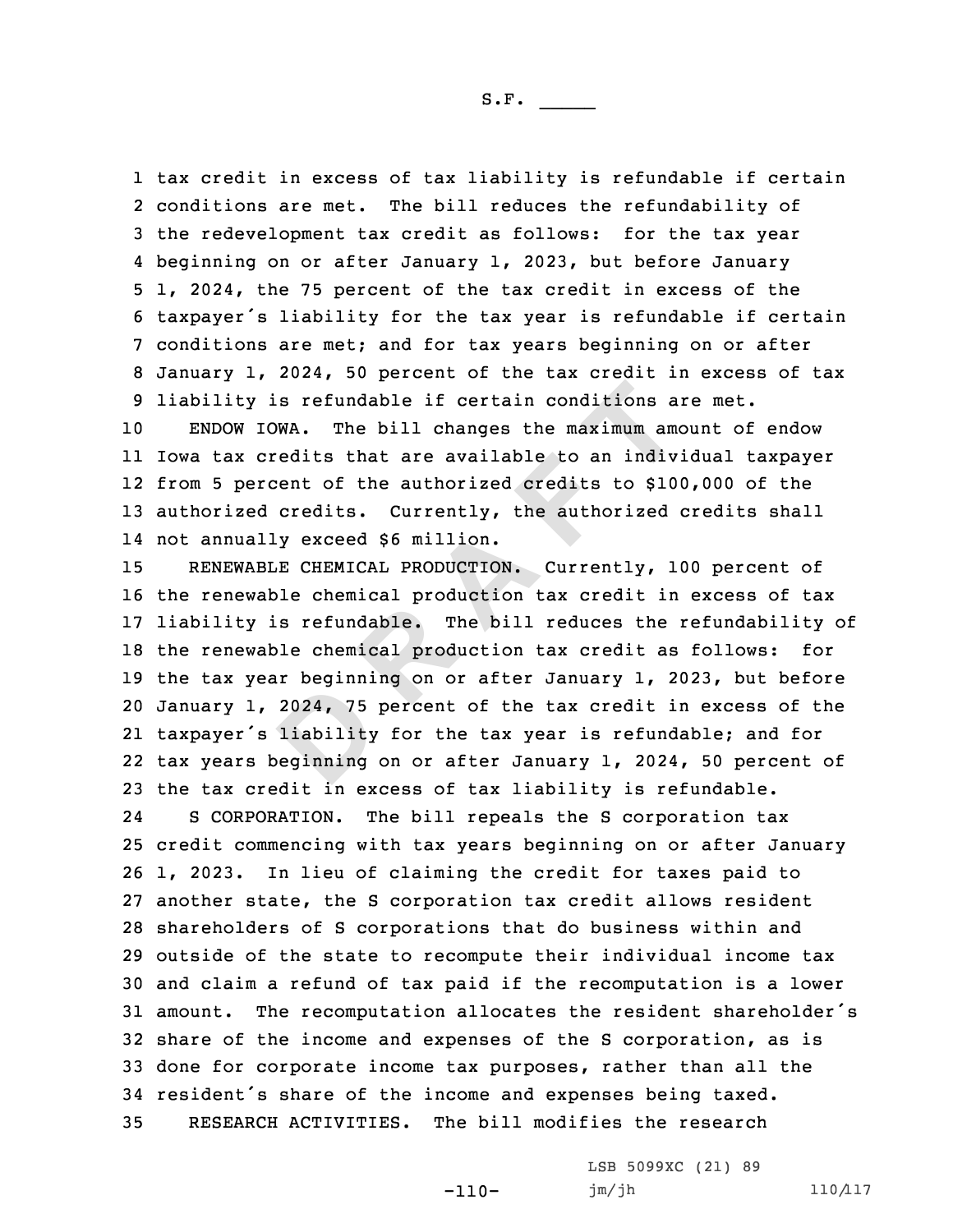tax credit in excess of tax liability is refundable if certain conditions are met. The bill reduces the refundability of the redevelopment tax credit as follows: for the tax year beginning on or after January 1, 2023, but before January 1, 2024, the 75 percent of the tax credit in excess of the taxpayer's liability for the tax year is refundable if certain conditions are met; and for tax years beginning on or after January 1, 2024, 50 percent of the tax credit in excess of tax liability is refundable if certain conditions are met.

ENDOW IOWA. The bill changes the maximum amount of endow Iowa tax credits that are available to an individual taxpayer from 5 percent of the authorized credits to $100,000 of the authorized credits. Currently, the authorized credits shall not annually exceed $6 million.

RENEWABLE CHEMICAL PRODUCTION. Currently, 100 percent of the renewable chemical production tax credit in excess of tax liability is refundable. The bill reduces the refundability of the renewable chemical production tax credit as follows: for the tax year beginning on or after January 1, 2023, but before January 1, 2024, 75 percent of the tax credit in excess of the taxpayer's liability for the tax year is refundable; and for tax years beginning on or after January 1, 2024, 50 percent of the tax credit in excess of tax liability is refundable.

S CORPORATION. The bill repeals the S corporation tax credit commencing with tax years beginning on or after January 1, 2023. In lieu of claiming the credit for taxes paid to another state, the S corporation tax credit allows resident shareholders of S corporations that do business within and outside of the state to recompute their individual income tax and claim a refund of tax paid if the recomputation is a lower amount. The recomputation allocates the resident shareholder's share of the income and expenses of the S corporation, as is done for corporate income tax purposes, rather than all the resident's share of the income and expenses being taxed.

RESEARCH ACTIVITIES. The bill modifies the research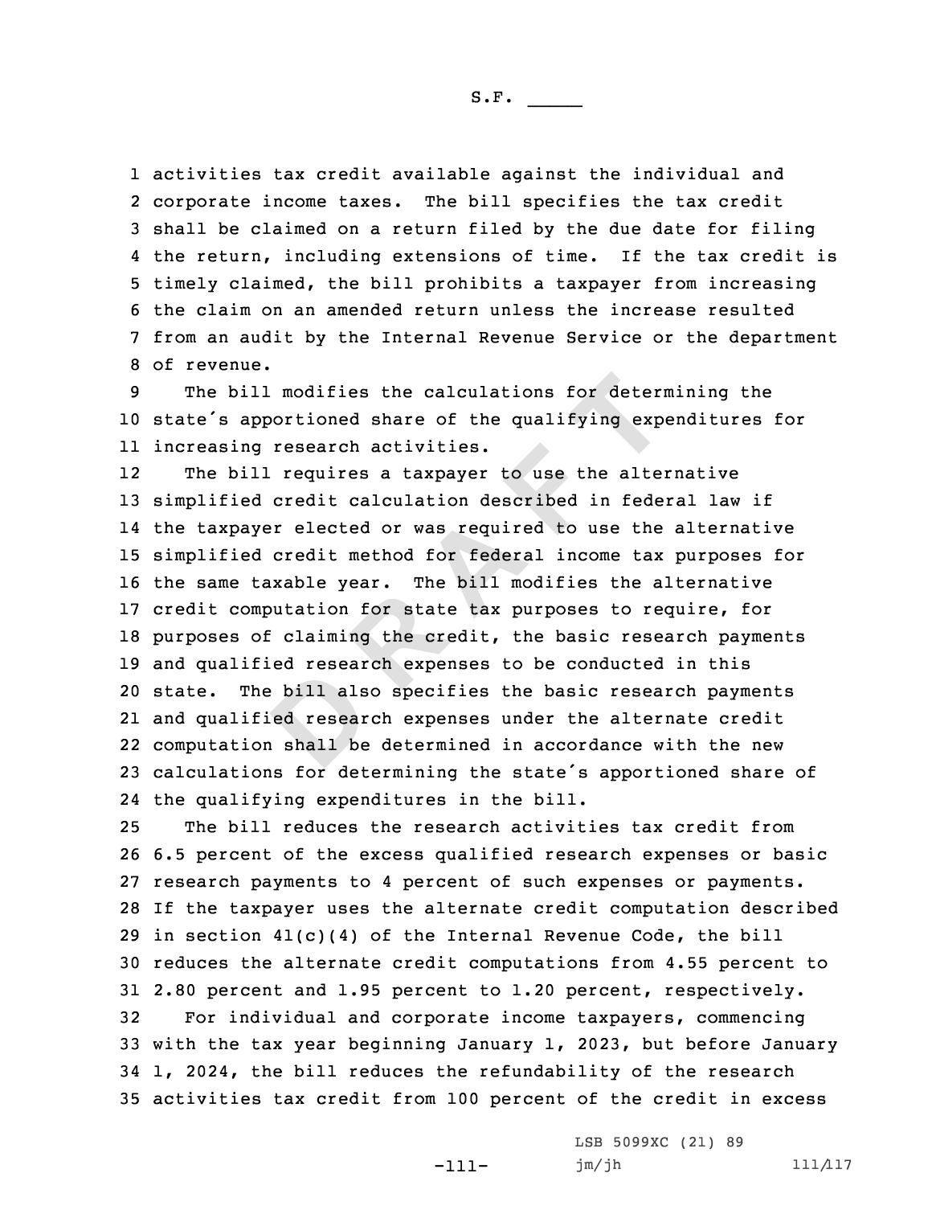activities tax credit available against the individual and corporate income taxes. The bill specifies the tax credit shall be claimed on a return filed by the due date for filing the return, including extensions of time. If the tax credit is timely claimed, the bill prohibits a taxpayer from increasing the claim on an amended return unless the increase resulted from an audit by the Internal Revenue Service or the department of revenue.

The bill modifies the calculations for determining the state's apportioned share of the qualifying expenditures for increasing research activities.

The bill requires a taxpayer to use the alternative simplified credit calculation described in federal law if the taxpayer elected or was required to use the alternative simplified credit method for federal income tax purposes for the same taxable year. The bill modifies the alternative credit computation for state tax purposes to require, for purposes of claiming the credit, the basic research payments and qualified research expenses to be conducted in this state. The bill also specifies the basic research payments and qualified research expenses under the alternate credit computation shall be determined in accordance with the new calculations for determining the state's apportioned share of the qualifying expenditures in the bill.

The bill reduces the research activities tax credit from 6.5 percent of the excess qualified research expenses or basic research payments to 4 percent of such expenses or payments. If the taxpayer uses the alternate credit computation described in section 41(c)(4) of the Internal Revenue Code, the bill reduces the alternate credit computations from 4.55 percent to 2.80 percent and 1.95 percent to 1.20 percent, respectively.

For individual and corporate income taxpayers, commencing with the tax year beginning January 1, 2023, but before January 1, 2024, the bill reduces the refundability of the research activities tax credit from 100 percent of the credit in excess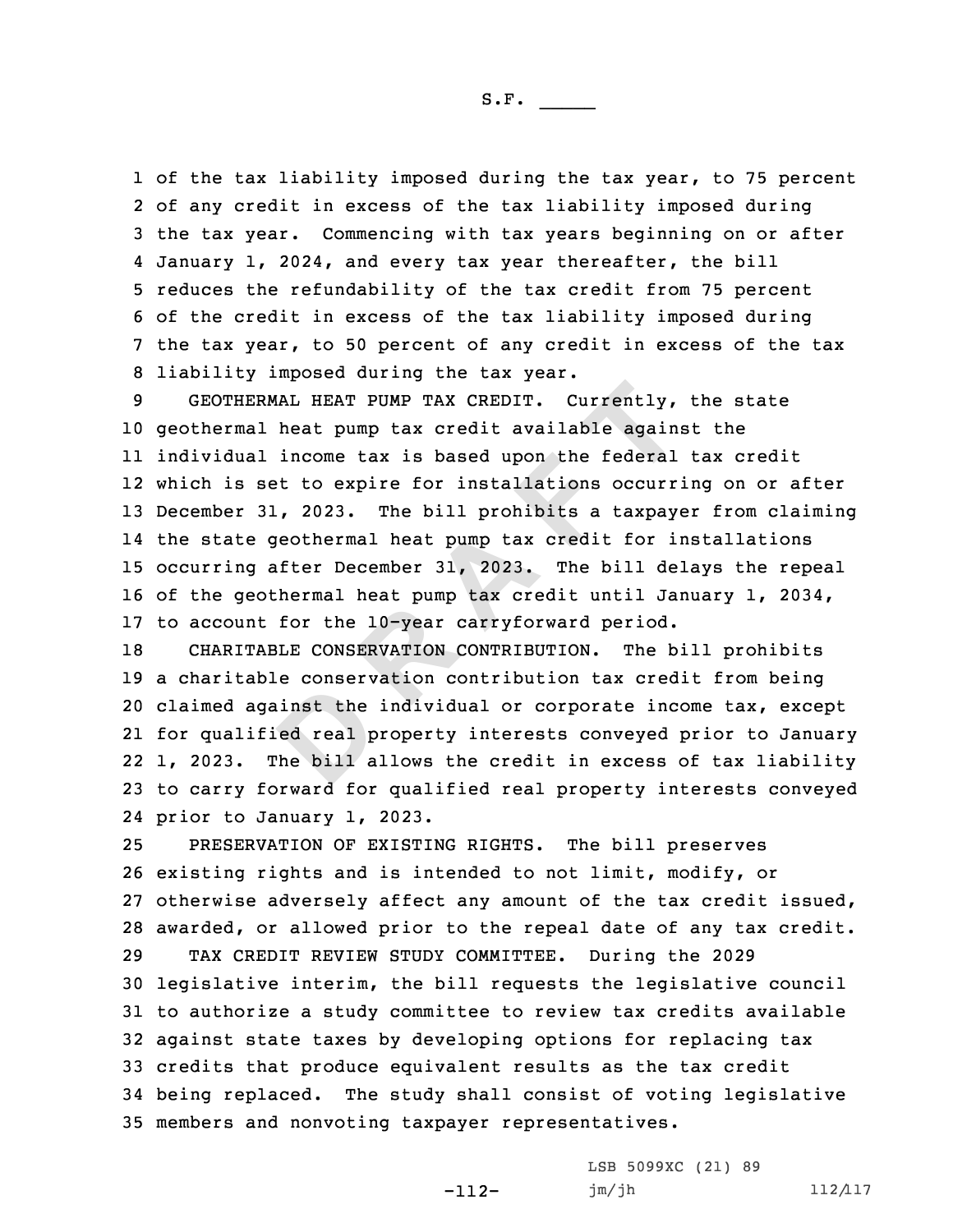of the tax liability imposed during the tax year, to 75 percent of any credit in excess of the tax liability imposed during the tax year. Commencing with tax years beginning on or after January 1, 2024, and every tax year thereafter, the bill reduces the refundability of the tax credit from 75 percent of the credit in excess of the tax liability imposed during the tax year, to 50 percent of any credit in excess of the tax liability imposed during the tax year.

GEOTHERMAL HEAT PUMP TAX CREDIT. Currently, the state geothermal heat pump tax credit available against the individual income tax is based upon the federal tax credit which is set to expire for installations occurring on or after December 31, 2023. The bill prohibits a taxpayer from claiming the state geothermal heat pump tax credit for installations occurring after December 31, 2023. The bill delays the repeal of the geothermal heat pump tax credit until January 1, 2034, to account for the 10-year carryforward period.

CHARITABLE CONSERVATION CONTRIBUTION. The bill prohibits a charitable conservation contribution tax credit from being claimed against the individual or corporate income tax, except for qualified real property interests conveyed prior to January 1, 2023. The bill allows the credit in excess of tax liability to carry forward for qualified real property interests conveyed prior to January 1, 2023.

PRESERVATION OF EXISTING RIGHTS. The bill preserves existing rights and is intended to not limit, modify, or otherwise adversely affect any amount of the tax credit issued, awarded, or allowed prior to the repeal date of any tax credit.

TAX CREDIT REVIEW STUDY COMMITTEE. During the 2029 legislative interim, the bill requests the legislative council to authorize a study committee to review tax credits available against state taxes by developing options for replacing tax credits that produce equivalent results as the tax credit being replaced. The study shall consist of voting legislative members and nonvoting taxpayer representatives.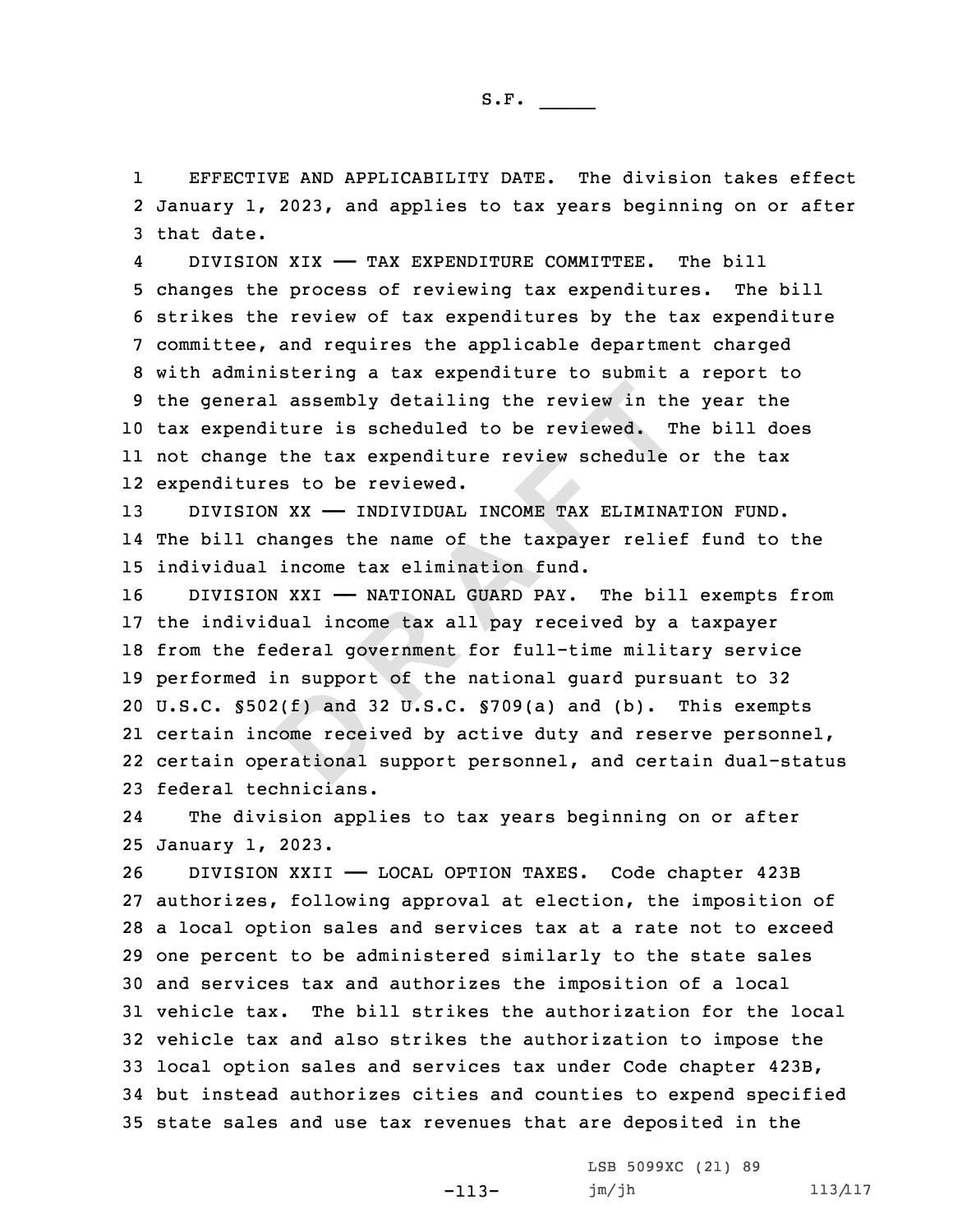EFFECTIVE AND APPLICABILITY DATE. The division takes effect January 1, 2023, and applies to tax years beginning on or after that date.

DIVISION XIX —— TAX EXPENDITURE COMMITTEE. The bill changes the process of reviewing tax expenditures. The bill strikes the review of tax expenditures by the tax expenditure committee, and requires the applicable department charged with administering a tax expenditure to submit a report to the general assembly detailing the review in the year the tax expenditure is scheduled to be reviewed. The bill does not change the tax expenditure review schedule or the tax expenditures to be reviewed.

DIVISION XX —— INDIVIDUAL INCOME TAX ELIMINATION FUND. The bill changes the name of the taxpayer relief fund to the individual income tax elimination fund.

DIVISION XXI —— NATIONAL GUARD PAY. The bill exempts from the individual income tax all pay received by a taxpayer from the federal government for full-time military service performed in support of the national guard pursuant to 32 U.S.C. §502(f) and 32 U.S.C. §709(a) and (b). This exempts certain income received by active duty and reserve personnel, certain operational support personnel, and certain dual-status federal technicians.

The division applies to tax years beginning on or after January 1, 2023.

DIVISION XXII —— LOCAL OPTION TAXES. Code chapter 423B authorizes, following approval at election, the imposition of a local option sales and services tax at a rate not to exceed one percent to be administered similarly to the state sales and services tax and authorizes the imposition of a local vehicle tax. The bill strikes the authorization for the local vehicle tax and also strikes the authorization to impose the local option sales and services tax under Code chapter 423B, but instead authorizes cities and counties to expend specified state sales and use tax revenues that are deposited in the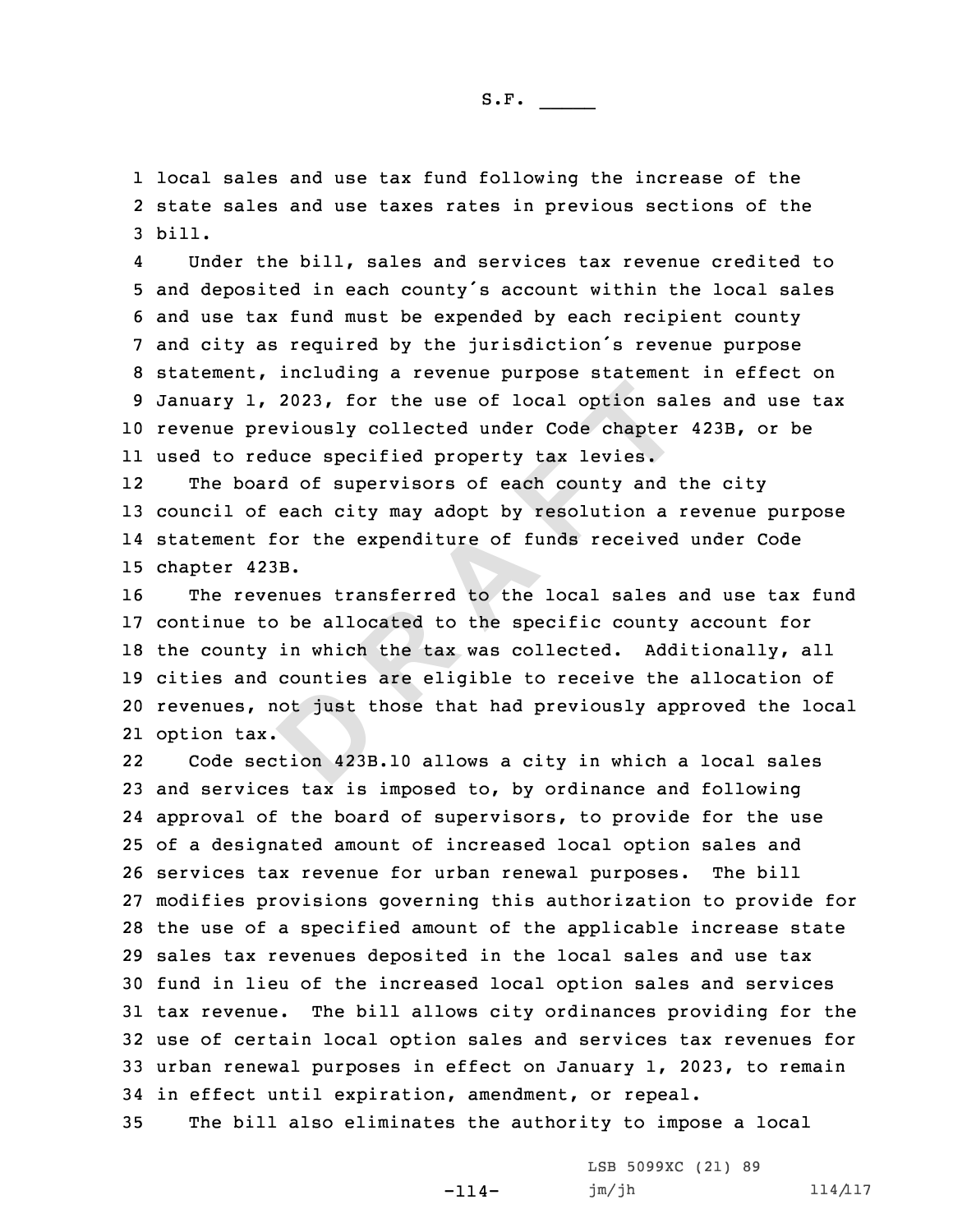local sales and use tax fund following the increase of the state sales and use taxes rates in previous sections of the bill.

Under the bill, sales and services tax revenue credited to and deposited in each county's account within the local sales and use tax fund must be expended by each recipient county and city as required by the jurisdiction's revenue purpose statement, including a revenue purpose statement in effect on January 1, 2023, for the use of local option sales and use tax revenue previously collected under Code chapter 423B, or be used to reduce specified property tax levies.

The board of supervisors of each county and the city council of each city may adopt by resolution a revenue purpose statement for the expenditure of funds received under Code chapter 423B.

The revenues transferred to the local sales and use tax fund continue to be allocated to the specific county account for the county in which the tax was collected. Additionally, all cities and counties are eligible to receive the allocation of revenues, not just those that had previously approved the local option tax.

Code section 423B.10 allows a city in which a local sales and services tax is imposed to, by ordinance and following approval of the board of supervisors, to provide for the use of a designated amount of increased local option sales and services tax revenue for urban renewal purposes. The bill modifies provisions governing this authorization to provide for the use of a specified amount of the applicable increase state sales tax revenues deposited in the local sales and use tax fund in lieu of the increased local option sales and services tax revenue. The bill allows city ordinances providing for the use of certain local option sales and services tax revenues for urban renewal purposes in effect on January 1, 2023, to remain in effect until expiration, amendment, or repeal.

The bill also eliminates the authority to impose a local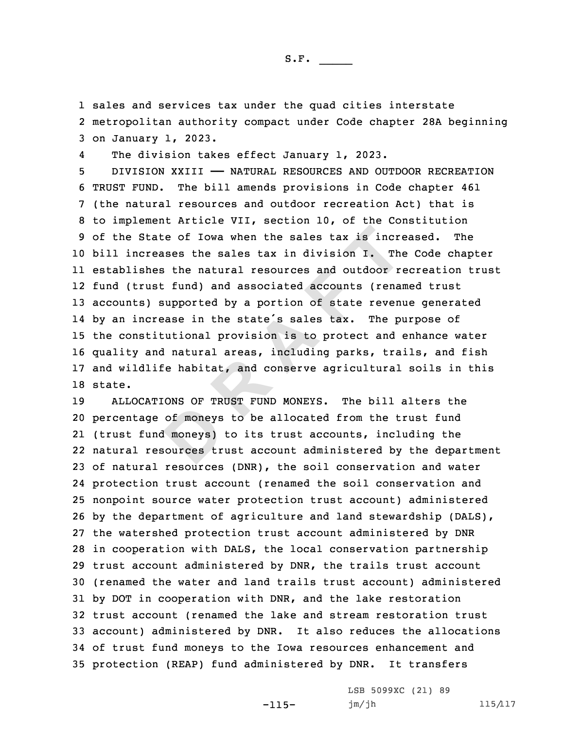sales and services tax under the quad cities interstate metropolitan authority compact under Code chapter 28A beginning on January 1, 2023.

The division takes effect January 1, 2023.

DIVISION XXIII —— NATURAL RESOURCES AND OUTDOOR RECREATION TRUST FUND. The bill amends provisions in Code chapter 461 (the natural resources and outdoor recreation Act) that is to implement Article VII, section 10, of the Constitution of the State of Iowa when the sales tax is increased. The bill increases the sales tax in division I. The Code chapter establishes the natural resources and outdoor recreation trust fund (trust fund) and associated accounts (renamed trust accounts) supported by a portion of state revenue generated by an increase in the state's sales tax. The purpose of the constitutional provision is to protect and enhance water quality and natural areas, including parks, trails, and fish and wildlife habitat, and conserve agricultural soils in this state.

ALLOCATIONS OF TRUST FUND MONEYS. The bill alters the percentage of moneys to be allocated from the trust fund (trust fund moneys) to its trust accounts, including the natural resources trust account administered by the department of natural resources (DNR), the soil conservation and water protection trust account (renamed the soil conservation and nonpoint source water protection trust account) administered by the department of agriculture and land stewardship (DALS), the watershed protection trust account administered by DNR in cooperation with DALS, the local conservation partnership trust account administered by DNR, the trails trust account (renamed the water and land trails trust account) administered by DOT in cooperation with DNR, and the lake restoration trust account (renamed the lake and stream restoration trust account) administered by DNR. It also reduces the allocations of trust fund moneys to the Iowa resources enhancement and protection (REAP) fund administered by DNR. It transfers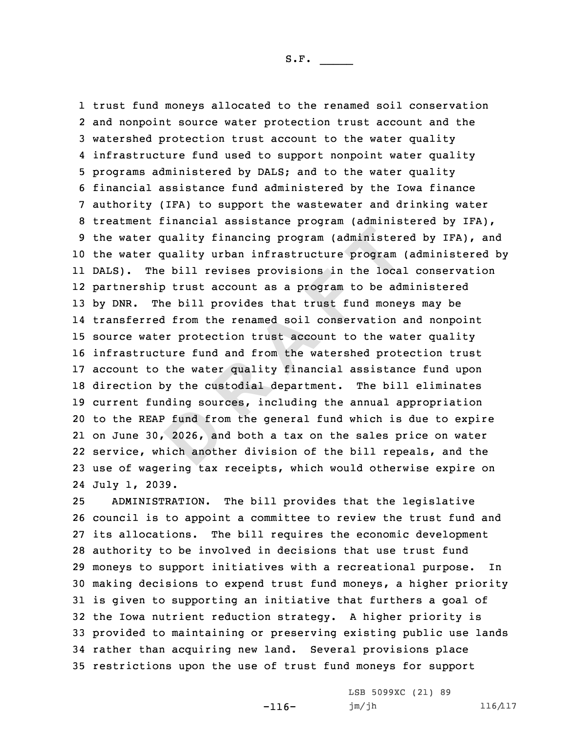trust fund moneys allocated to the renamed soil conservation and nonpoint source water protection trust account and the watershed protection trust account to the water quality infrastructure fund used to support nonpoint water quality programs administered by DALS; and to the water quality financial assistance fund administered by the Iowa finance authority (IFA) to support the wastewater and drinking water treatment financial assistance program (administered by IFA), the water quality financing program (administered by IFA), and the water quality urban infrastructure program (administered by DALS). The bill revises provisions in the local conservation partnership trust account as a program to be administered by DNR. The bill provides that trust fund moneys may be transferred from the renamed soil conservation and nonpoint source water protection trust account to the water quality infrastructure fund and from the watershed protection trust account to the water quality financial assistance fund upon direction by the custodial department. The bill eliminates current funding sources, including the annual appropriation to the REAP fund from the general fund which is due to expire on June 30, 2026, and both a tax on the sales price on water service, which another division of the bill repeals, and the use of wagering tax receipts, which would otherwise expire on July 1, 2039.

ADMINISTRATION. The bill provides that the legislative council is to appoint a committee to review the trust fund and its allocations. The bill requires the economic development authority to be involved in decisions that use trust fund moneys to support initiatives with a recreational purpose. In making decisions to expend trust fund moneys, a higher priority is given to supporting an initiative that furthers a goal of the Iowa nutrient reduction strategy. A higher priority is provided to maintaining or preserving existing public use lands rather than acquiring new land. Several provisions place restrictions upon the use of trust fund moneys for support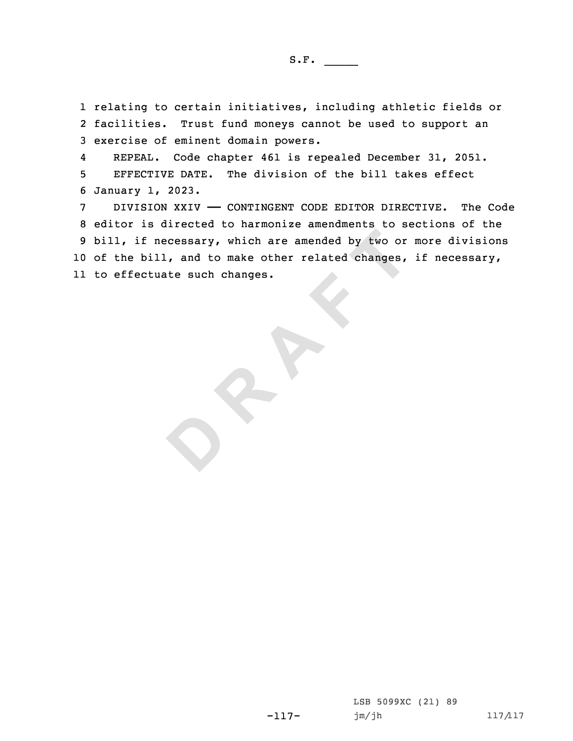relating to certain initiatives, including athletic fields or facilities. Trust fund moneys cannot be used to support an exercise of eminent domain powers.

REPEAL. Code chapter 461 is repealed December 31, 2051.

EFFECTIVE DATE. The division of the bill takes effect January 1, 2023.

DIVISION XXIV —— CONTINGENT CODE EDITOR DIRECTIVE. The Code editor is directed to harmonize amendments to sections of the bill, if necessary, which are amended by two or more divisions of the bill, and to make other related changes, if necessary, to effectuate such changes.